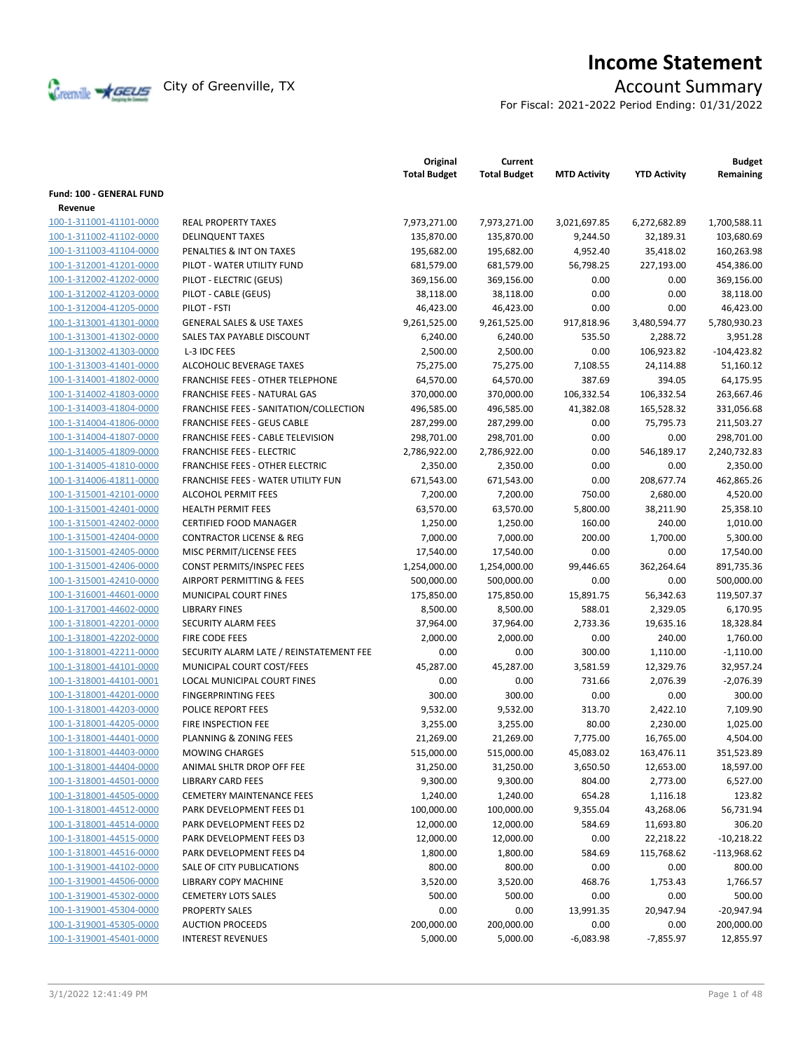# Income Statement

City of Greenville, TX

## Account Summary

For Fiscal: 2021-2022 Period Ending: 01/31/2022

| | | Original Total Budget | Current Total Budget | MTD Activity | YTD Activity | Budget Remaining |
|---|---|---|---|---|---|---|
| **Fund: 100 - GENERAL FUND** | | | | | | |
| **Revenue** | | | | | | |
| 100-1-311001-41101-0000 | REAL PROPERTY TAXES | 7,973,271.00 | 7,973,271.00 | 3,021,697.85 | 6,272,682.89 | 1,700,588.11 |
| 100-1-311002-41102-0000 | DELINQUENT TAXES | 135,870.00 | 135,870.00 | 9,244.50 | 32,189.31 | 103,680.69 |
| 100-1-311003-41104-0000 | PENALTIES & INT ON TAXES | 195,682.00 | 195,682.00 | 4,952.40 | 35,418.02 | 160,263.98 |
| 100-1-312001-41201-0000 | PILOT - WATER UTILITY FUND | 681,579.00 | 681,579.00 | 56,798.25 | 227,193.00 | 454,386.00 |
| 100-1-312002-41202-0000 | PILOT - ELECTRIC (GEUS) | 369,156.00 | 369,156.00 | 0.00 | 0.00 | 369,156.00 |
| 100-1-312002-41203-0000 | PILOT - CABLE (GEUS) | 38,118.00 | 38,118.00 | 0.00 | 0.00 | 38,118.00 |
| 100-1-312004-41205-0000 | PILOT - FSTI | 46,423.00 | 46,423.00 | 0.00 | 0.00 | 46,423.00 |
| 100-1-313001-41301-0000 | GENERAL SALES & USE TAXES | 9,261,525.00 | 9,261,525.00 | 917,818.96 | 3,480,594.77 | 5,780,930.23 |
| 100-1-313001-41302-0000 | SALES TAX PAYABLE DISCOUNT | 6,240.00 | 6,240.00 | 535.50 | 2,288.72 | 3,951.28 |
| 100-1-313002-41303-0000 | L-3 IDC FEES | 2,500.00 | 2,500.00 | 0.00 | 106,923.82 | -104,423.82 |
| 100-1-313003-41401-0000 | ALCOHOLIC BEVERAGE TAXES | 75,275.00 | 75,275.00 | 7,108.55 | 24,114.88 | 51,160.12 |
| 100-1-314001-41802-0000 | FRANCHISE FEES - OTHER TELEPHONE | 64,570.00 | 64,570.00 | 387.69 | 394.05 | 64,175.95 |
| 100-1-314002-41803-0000 | FRANCHISE FEES - NATURAL GAS | 370,000.00 | 370,000.00 | 106,332.54 | 106,332.54 | 263,667.46 |
| 100-1-314003-41804-0000 | FRANCHISE FEES - SANITATION/COLLECTION | 496,585.00 | 496,585.00 | 41,382.08 | 165,528.32 | 331,056.68 |
| 100-1-314004-41806-0000 | FRANCHISE FEES - GEUS CABLE | 287,299.00 | 287,299.00 | 0.00 | 75,795.73 | 211,503.27 |
| 100-1-314004-41807-0000 | FRANCHISE FEES - CABLE TELEVISION | 298,701.00 | 298,701.00 | 0.00 | 0.00 | 298,701.00 |
| 100-1-314005-41809-0000 | FRANCHISE FEES - ELECTRIC | 2,786,922.00 | 2,786,922.00 | 0.00 | 546,189.17 | 2,240,732.83 |
| 100-1-314005-41810-0000 | FRANCHISE FEES - OTHER ELECTRIC | 2,350.00 | 2,350.00 | 0.00 | 0.00 | 2,350.00 |
| 100-1-314006-41811-0000 | FRANCHISE FEES - WATER UTILITY FUN | 671,543.00 | 671,543.00 | 0.00 | 208,677.74 | 462,865.26 |
| 100-1-315001-42101-0000 | ALCOHOL PERMIT FEES | 7,200.00 | 7,200.00 | 750.00 | 2,680.00 | 4,520.00 |
| 100-1-315001-42401-0000 | HEALTH PERMIT FEES | 63,570.00 | 63,570.00 | 5,800.00 | 38,211.90 | 25,358.10 |
| 100-1-315001-42402-0000 | CERTIFIED FOOD MANAGER | 1,250.00 | 1,250.00 | 160.00 | 240.00 | 1,010.00 |
| 100-1-315001-42404-0000 | CONTRACTOR LICENSE & REG | 7,000.00 | 7,000.00 | 200.00 | 1,700.00 | 5,300.00 |
| 100-1-315001-42405-0000 | MISC PERMIT/LICENSE FEES | 17,540.00 | 17,540.00 | 0.00 | 0.00 | 17,540.00 |
| 100-1-315001-42406-0000 | CONST PERMITS/INSPEC FEES | 1,254,000.00 | 1,254,000.00 | 99,446.65 | 362,264.64 | 891,735.36 |
| 100-1-315001-42410-0000 | AIRPORT PERMITTING & FEES | 500,000.00 | 500,000.00 | 0.00 | 0.00 | 500,000.00 |
| 100-1-316001-44601-0000 | MUNICIPAL COURT FINES | 175,850.00 | 175,850.00 | 15,891.75 | 56,342.63 | 119,507.37 |
| 100-1-317001-44602-0000 | LIBRARY FINES | 8,500.00 | 8,500.00 | 588.01 | 2,329.05 | 6,170.95 |
| 100-1-318001-42201-0000 | SECURITY ALARM FEES | 37,964.00 | 37,964.00 | 2,733.36 | 19,635.16 | 18,328.84 |
| 100-1-318001-42202-0000 | FIRE CODE FEES | 2,000.00 | 2,000.00 | 0.00 | 240.00 | 1,760.00 |
| 100-1-318001-42211-0000 | SECURITY ALARM LATE / REINSTATEMENT FEE | 0.00 | 0.00 | 300.00 | 1,110.00 | -1,110.00 |
| 100-1-318001-44101-0000 | MUNICIPAL COURT COST/FEES | 45,287.00 | 45,287.00 | 3,581.59 | 12,329.76 | 32,957.24 |
| 100-1-318001-44101-0001 | LOCAL MUNICIPAL COURT FINES | 0.00 | 0.00 | 731.66 | 2,076.39 | -2,076.39 |
| 100-1-318001-44201-0000 | FINGERPRINTING FEES | 300.00 | 300.00 | 0.00 | 0.00 | 300.00 |
| 100-1-318001-44203-0000 | POLICE REPORT FEES | 9,532.00 | 9,532.00 | 313.70 | 2,422.10 | 7,109.90 |
| 100-1-318001-44205-0000 | FIRE INSPECTION FEE | 3,255.00 | 3,255.00 | 80.00 | 2,230.00 | 1,025.00 |
| 100-1-318001-44401-0000 | PLANNING & ZONING FEES | 21,269.00 | 21,269.00 | 7,775.00 | 16,765.00 | 4,504.00 |
| 100-1-318001-44403-0000 | MOWING CHARGES | 515,000.00 | 515,000.00 | 45,083.02 | 163,476.11 | 351,523.89 |
| 100-1-318001-44404-0000 | ANIMAL SHLTR DROP OFF FEE | 31,250.00 | 31,250.00 | 3,650.50 | 12,653.00 | 18,597.00 |
| 100-1-318001-44501-0000 | LIBRARY CARD FEES | 9,300.00 | 9,300.00 | 804.00 | 2,773.00 | 6,527.00 |
| 100-1-318001-44505-0000 | CEMETERY MAINTENANCE FEES | 1,240.00 | 1,240.00 | 654.28 | 1,116.18 | 123.82 |
| 100-1-318001-44512-0000 | PARK DEVELOPMENT FEES D1 | 100,000.00 | 100,000.00 | 9,355.04 | 43,268.06 | 56,731.94 |
| 100-1-318001-44514-0000 | PARK DEVELOPMENT FEES D2 | 12,000.00 | 12,000.00 | 584.69 | 11,693.80 | 306.20 |
| 100-1-318001-44515-0000 | PARK DEVELOPMENT FEES D3 | 12,000.00 | 12,000.00 | 0.00 | 22,218.22 | -10,218.22 |
| 100-1-318001-44516-0000 | PARK DEVELOPMENT FEES D4 | 1,800.00 | 1,800.00 | 584.69 | 115,768.62 | -113,968.62 |
| 100-1-319001-44102-0000 | SALE OF CITY PUBLICATIONS | 800.00 | 800.00 | 0.00 | 0.00 | 800.00 |
| 100-1-319001-44506-0000 | LIBRARY COPY MACHINE | 3,520.00 | 3,520.00 | 468.76 | 1,753.43 | 1,766.57 |
| 100-1-319001-45302-0000 | CEMETERY LOTS SALES | 500.00 | 500.00 | 0.00 | 0.00 | 500.00 |
| 100-1-319001-45304-0000 | PROPERTY SALES | 0.00 | 0.00 | 13,991.35 | 20,947.94 | -20,947.94 |
| 100-1-319001-45305-0000 | AUCTION PROCEEDS | 200,000.00 | 200,000.00 | 0.00 | 0.00 | 200,000.00 |
| 100-1-319001-45401-0000 | INTEREST REVENUES | 5,000.00 | 5,000.00 | -6,083.98 | -7,855.97 | 12,855.97 |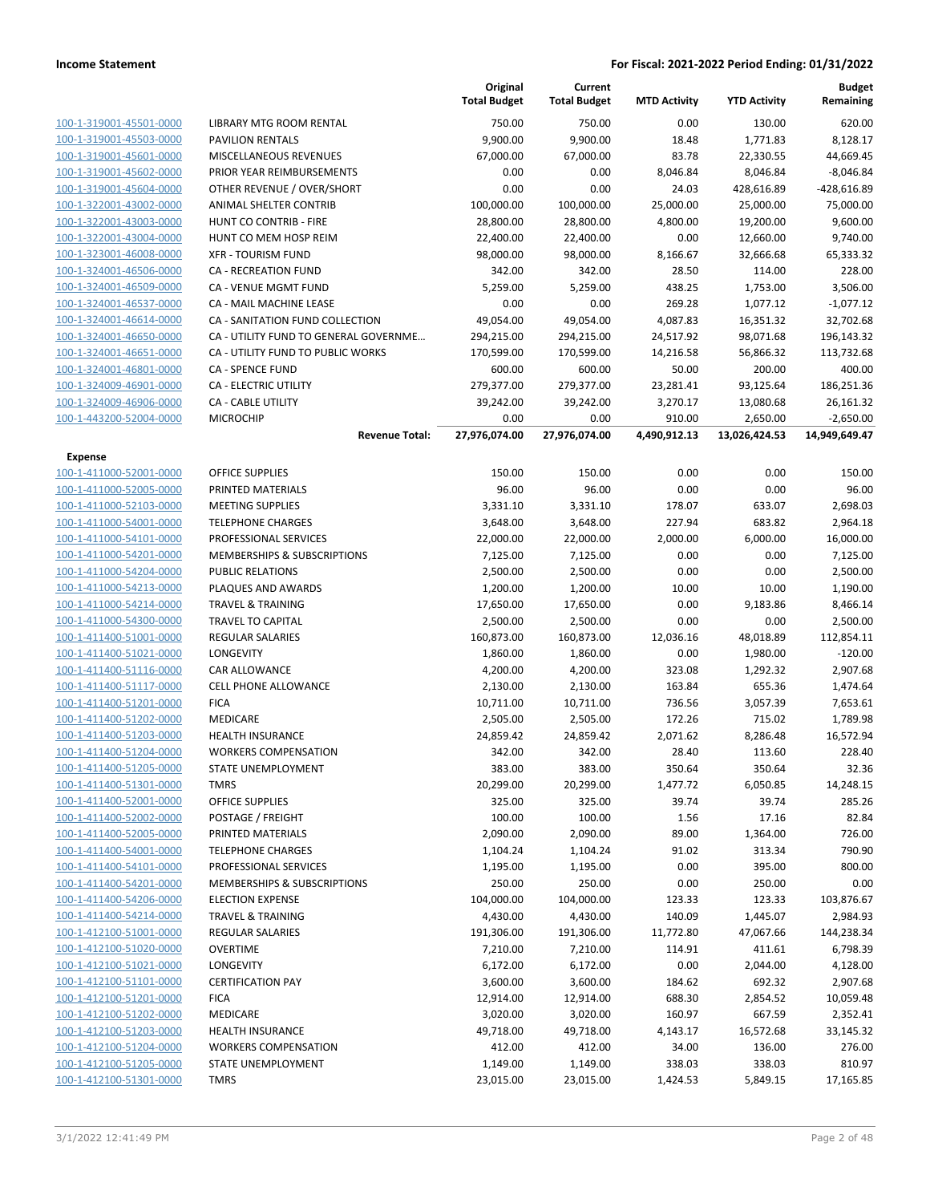| | | Original Total Budget | Current Total Budget | MTD Activity | YTD Activity | Budget Remaining |
|---|---|---|---|---|---|---|
| 100-1-319001-45501-0000 | LIBRARY MTG ROOM RENTAL | 750.00 | 750.00 | 0.00 | 130.00 | 620.00 |
| 100-1-319001-45503-0000 | PAVILION RENTALS | 9,900.00 | 9,900.00 | 18.48 | 1,771.83 | 8,128.17 |
| 100-1-319001-45601-0000 | MISCELLANEOUS REVENUES | 67,000.00 | 67,000.00 | 83.78 | 22,330.55 | 44,669.45 |
| 100-1-319001-45602-0000 | PRIOR YEAR REIMBURSEMENTS | 0.00 | 0.00 | 8,046.84 | 8,046.84 | -8,046.84 |
| 100-1-319001-45604-0000 | OTHER REVENUE / OVER/SHORT | 0.00 | 0.00 | 24.03 | 428,616.89 | -428,616.89 |
| 100-1-322001-43002-0000 | ANIMAL SHELTER CONTRIB | 100,000.00 | 100,000.00 | 25,000.00 | 25,000.00 | 75,000.00 |
| 100-1-322001-43003-0000 | HUNT CO CONTRIB - FIRE | 28,800.00 | 28,800.00 | 4,800.00 | 19,200.00 | 9,600.00 |
| 100-1-322001-43004-0000 | HUNT CO MEM HOSP REIM | 22,400.00 | 22,400.00 | 0.00 | 12,660.00 | 9,740.00 |
| 100-1-323001-46008-0000 | XFR - TOURISM FUND | 98,000.00 | 98,000.00 | 8,166.67 | 32,666.68 | 65,333.32 |
| 100-1-324001-46506-0000 | CA - RECREATION FUND | 342.00 | 342.00 | 28.50 | 114.00 | 228.00 |
| 100-1-324001-46509-0000 | CA - VENUE MGMT FUND | 5,259.00 | 5,259.00 | 438.25 | 1,753.00 | 3,506.00 |
| 100-1-324001-46537-0000 | CA - MAIL MACHINE LEASE | 0.00 | 0.00 | 269.28 | 1,077.12 | -1,077.12 |
| 100-1-324001-46614-0000 | CA - SANITATION FUND COLLECTION | 49,054.00 | 49,054.00 | 4,087.83 | 16,351.32 | 32,702.68 |
| 100-1-324001-46650-0000 | CA - UTILITY FUND TO GENERAL GOVERNME... | 294,215.00 | 294,215.00 | 24,517.92 | 98,071.68 | 196,143.32 |
| 100-1-324001-46651-0000 | CA - UTILITY FUND TO PUBLIC WORKS | 170,599.00 | 170,599.00 | 14,216.58 | 56,866.32 | 113,732.68 |
| 100-1-324001-46801-0000 | CA - SPENCE FUND | 600.00 | 600.00 | 50.00 | 200.00 | 400.00 |
| 100-1-324009-46901-0000 | CA - ELECTRIC UTILITY | 279,377.00 | 279,377.00 | 23,281.41 | 93,125.64 | 186,251.36 |
| 100-1-324009-46906-0000 | CA - CABLE UTILITY | 39,242.00 | 39,242.00 | 3,270.17 | 13,080.68 | 26,161.32 |
| 100-1-443200-52004-0000 | MICROCHIP | 0.00 | 0.00 | 910.00 | 2,650.00 | -2,650.00 |
| | **Revenue Total:** | **27,976,074.00** | **27,976,074.00** | **4,490,912.13** | **13,026,424.53** | **14,949,649.47** |
| **Expense** | | | | | | |
| 100-1-411000-52001-0000 | OFFICE SUPPLIES | 150.00 | 150.00 | 0.00 | 0.00 | 150.00 |
| 100-1-411000-52005-0000 | PRINTED MATERIALS | 96.00 | 96.00 | 0.00 | 0.00 | 96.00 |
| 100-1-411000-52103-0000 | MEETING SUPPLIES | 3,331.10 | 3,331.10 | 178.07 | 633.07 | 2,698.03 |
| 100-1-411000-54001-0000 | TELEPHONE CHARGES | 3,648.00 | 3,648.00 | 227.94 | 683.82 | 2,964.18 |
| 100-1-411000-54101-0000 | PROFESSIONAL SERVICES | 22,000.00 | 22,000.00 | 2,000.00 | 6,000.00 | 16,000.00 |
| 100-1-411000-54201-0000 | MEMBERSHIPS & SUBSCRIPTIONS | 7,125.00 | 7,125.00 | 0.00 | 0.00 | 7,125.00 |
| 100-1-411000-54204-0000 | PUBLIC RELATIONS | 2,500.00 | 2,500.00 | 0.00 | 0.00 | 2,500.00 |
| 100-1-411000-54213-0000 | PLAQUES AND AWARDS | 1,200.00 | 1,200.00 | 10.00 | 10.00 | 1,190.00 |
| 100-1-411000-54214-0000 | TRAVEL & TRAINING | 17,650.00 | 17,650.00 | 0.00 | 9,183.86 | 8,466.14 |
| 100-1-411000-54300-0000 | TRAVEL TO CAPITAL | 2,500.00 | 2,500.00 | 0.00 | 0.00 | 2,500.00 |
| 100-1-411400-51001-0000 | REGULAR SALARIES | 160,873.00 | 160,873.00 | 12,036.16 | 48,018.89 | 112,854.11 |
| 100-1-411400-51021-0000 | LONGEVITY | 1,860.00 | 1,860.00 | 0.00 | 1,980.00 | -120.00 |
| 100-1-411400-51116-0000 | CAR ALLOWANCE | 4,200.00 | 4,200.00 | 323.08 | 1,292.32 | 2,907.68 |
| 100-1-411400-51117-0000 | CELL PHONE ALLOWANCE | 2,130.00 | 2,130.00 | 163.84 | 655.36 | 1,474.64 |
| 100-1-411400-51201-0000 | FICA | 10,711.00 | 10,711.00 | 736.56 | 3,057.39 | 7,653.61 |
| 100-1-411400-51202-0000 | MEDICARE | 2,505.00 | 2,505.00 | 172.26 | 715.02 | 1,789.98 |
| 100-1-411400-51203-0000 | HEALTH INSURANCE | 24,859.42 | 24,859.42 | 2,071.62 | 8,286.48 | 16,572.94 |
| 100-1-411400-51204-0000 | WORKERS COMPENSATION | 342.00 | 342.00 | 28.40 | 113.60 | 228.40 |
| 100-1-411400-51205-0000 | STATE UNEMPLOYMENT | 383.00 | 383.00 | 350.64 | 350.64 | 32.36 |
| 100-1-411400-51301-0000 | TMRS | 20,299.00 | 20,299.00 | 1,477.72 | 6,050.85 | 14,248.15 |
| 100-1-411400-52001-0000 | OFFICE SUPPLIES | 325.00 | 325.00 | 39.74 | 39.74 | 285.26 |
| 100-1-411400-52002-0000 | POSTAGE / FREIGHT | 100.00 | 100.00 | 1.56 | 17.16 | 82.84 |
| 100-1-411400-52005-0000 | PRINTED MATERIALS | 2,090.00 | 2,090.00 | 89.00 | 1,364.00 | 726.00 |
| 100-1-411400-54001-0000 | TELEPHONE CHARGES | 1,104.24 | 1,104.24 | 91.02 | 313.34 | 790.90 |
| 100-1-411400-54101-0000 | PROFESSIONAL SERVICES | 1,195.00 | 1,195.00 | 0.00 | 395.00 | 800.00 |
| 100-1-411400-54201-0000 | MEMBERSHIPS & SUBSCRIPTIONS | 250.00 | 250.00 | 0.00 | 250.00 | 0.00 |
| 100-1-411400-54206-0000 | ELECTION EXPENSE | 104,000.00 | 104,000.00 | 123.33 | 123.33 | 103,876.67 |
| 100-1-411400-54214-0000 | TRAVEL & TRAINING | 4,430.00 | 4,430.00 | 140.09 | 1,445.07 | 2,984.93 |
| 100-1-412100-51001-0000 | REGULAR SALARIES | 191,306.00 | 191,306.00 | 11,772.80 | 47,067.66 | 144,238.34 |
| 100-1-412100-51020-0000 | OVERTIME | 7,210.00 | 7,210.00 | 114.91 | 411.61 | 6,798.39 |
| 100-1-412100-51021-0000 | LONGEVITY | 6,172.00 | 6,172.00 | 0.00 | 2,044.00 | 4,128.00 |
| 100-1-412100-51101-0000 | CERTIFICATION PAY | 3,600.00 | 3,600.00 | 184.62 | 692.32 | 2,907.68 |
| 100-1-412100-51201-0000 | FICA | 12,914.00 | 12,914.00 | 688.30 | 2,854.52 | 10,059.48 |
| 100-1-412100-51202-0000 | MEDICARE | 3,020.00 | 3,020.00 | 160.97 | 667.59 | 2,352.41 |
| 100-1-412100-51203-0000 | HEALTH INSURANCE | 49,718.00 | 49,718.00 | 4,143.17 | 16,572.68 | 33,145.32 |
| 100-1-412100-51204-0000 | WORKERS COMPENSATION | 412.00 | 412.00 | 34.00 | 136.00 | 276.00 |
| 100-1-412100-51205-0000 | STATE UNEMPLOYMENT | 1,149.00 | 1,149.00 | 338.03 | 338.03 | 810.97 |
| 100-1-412100-51301-0000 | TMRS | 23,015.00 | 23,015.00 | 1,424.53 | 5,849.15 | 17,165.85 |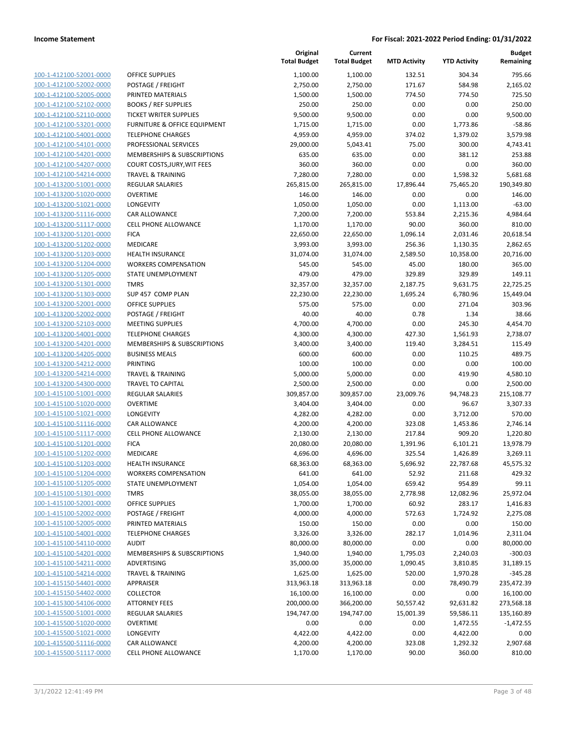| | | Original Total Budget | Current Total Budget | MTD Activity | YTD Activity | Budget Remaining |
|---|---|---|---|---|---|---|
| 100-1-412100-52001-0000 | OFFICE SUPPLIES | 1,100.00 | 1,100.00 | 132.51 | 304.34 | 795.66 |
| 100-1-412100-52002-0000 | POSTAGE / FREIGHT | 2,750.00 | 2,750.00 | 171.67 | 584.98 | 2,165.02 |
| 100-1-412100-52005-0000 | PRINTED MATERIALS | 1,500.00 | 1,500.00 | 774.50 | 774.50 | 725.50 |
| 100-1-412100-52102-0000 | BOOKS / REF SUPPLIES | 250.00 | 250.00 | 0.00 | 0.00 | 250.00 |
| 100-1-412100-52110-0000 | TICKET WRITER SUPPLIES | 9,500.00 | 9,500.00 | 0.00 | 0.00 | 9,500.00 |
| 100-1-412100-53201-0000 | FURNITURE & OFFICE EQUIPMENT | 1,715.00 | 1,715.00 | 0.00 | 1,773.86 | -58.86 |
| 100-1-412100-54001-0000 | TELEPHONE CHARGES | 4,959.00 | 4,959.00 | 374.02 | 1,379.02 | 3,579.98 |
| 100-1-412100-54101-0000 | PROFESSIONAL SERVICES | 29,000.00 | 5,043.41 | 75.00 | 300.00 | 4,743.41 |
| 100-1-412100-54201-0000 | MEMBERSHIPS & SUBSCRIPTIONS | 635.00 | 635.00 | 0.00 | 381.12 | 253.88 |
| 100-1-412100-54207-0000 | COURT COSTS,JURY,WIT FEES | 360.00 | 360.00 | 0.00 | 0.00 | 360.00 |
| 100-1-412100-54214-0000 | TRAVEL & TRAINING | 7,280.00 | 7,280.00 | 0.00 | 1,598.32 | 5,681.68 |
| 100-1-413200-51001-0000 | REGULAR SALARIES | 265,815.00 | 265,815.00 | 17,896.44 | 75,465.20 | 190,349.80 |
| 100-1-413200-51020-0000 | OVERTIME | 146.00 | 146.00 | 0.00 | 0.00 | 146.00 |
| 100-1-413200-51021-0000 | LONGEVITY | 1,050.00 | 1,050.00 | 0.00 | 1,113.00 | -63.00 |
| 100-1-413200-51116-0000 | CAR ALLOWANCE | 7,200.00 | 7,200.00 | 553.84 | 2,215.36 | 4,984.64 |
| 100-1-413200-51117-0000 | CELL PHONE ALLOWANCE | 1,170.00 | 1,170.00 | 90.00 | 360.00 | 810.00 |
| 100-1-413200-51201-0000 | FICA | 22,650.00 | 22,650.00 | 1,096.14 | 2,031.46 | 20,618.54 |
| 100-1-413200-51202-0000 | MEDICARE | 3,993.00 | 3,993.00 | 256.36 | 1,130.35 | 2,862.65 |
| 100-1-413200-51203-0000 | HEALTH INSURANCE | 31,074.00 | 31,074.00 | 2,589.50 | 10,358.00 | 20,716.00 |
| 100-1-413200-51204-0000 | WORKERS COMPENSATION | 545.00 | 545.00 | 45.00 | 180.00 | 365.00 |
| 100-1-413200-51205-0000 | STATE UNEMPLOYMENT | 479.00 | 479.00 | 329.89 | 329.89 | 149.11 |
| 100-1-413200-51301-0000 | TMRS | 32,357.00 | 32,357.00 | 2,187.75 | 9,631.75 | 22,725.25 |
| 100-1-413200-51303-0000 | SUP 457 COMP PLAN | 22,230.00 | 22,230.00 | 1,695.24 | 6,780.96 | 15,449.04 |
| 100-1-413200-52001-0000 | OFFICE SUPPLIES | 575.00 | 575.00 | 0.00 | 271.04 | 303.96 |
| 100-1-413200-52002-0000 | POSTAGE / FREIGHT | 40.00 | 40.00 | 0.78 | 1.34 | 38.66 |
| 100-1-413200-52103-0000 | MEETING SUPPLIES | 4,700.00 | 4,700.00 | 0.00 | 245.30 | 4,454.70 |
| 100-1-413200-54001-0000 | TELEPHONE CHARGES | 4,300.00 | 4,300.00 | 427.30 | 1,561.93 | 2,738.07 |
| 100-1-413200-54201-0000 | MEMBERSHIPS & SUBSCRIPTIONS | 3,400.00 | 3,400.00 | 119.40 | 3,284.51 | 115.49 |
| 100-1-413200-54205-0000 | BUSINESS MEALS | 600.00 | 600.00 | 0.00 | 110.25 | 489.75 |
| 100-1-413200-54212-0000 | PRINTING | 100.00 | 100.00 | 0.00 | 0.00 | 100.00 |
| 100-1-413200-54214-0000 | TRAVEL & TRAINING | 5,000.00 | 5,000.00 | 0.00 | 419.90 | 4,580.10 |
| 100-1-413200-54300-0000 | TRAVEL TO CAPITAL | 2,500.00 | 2,500.00 | 0.00 | 0.00 | 2,500.00 |
| 100-1-415100-51001-0000 | REGULAR SALARIES | 309,857.00 | 309,857.00 | 23,009.76 | 94,748.23 | 215,108.77 |
| 100-1-415100-51020-0000 | OVERTIME | 3,404.00 | 3,404.00 | 0.00 | 96.67 | 3,307.33 |
| 100-1-415100-51021-0000 | LONGEVITY | 4,282.00 | 4,282.00 | 0.00 | 3,712.00 | 570.00 |
| 100-1-415100-51116-0000 | CAR ALLOWANCE | 4,200.00 | 4,200.00 | 323.08 | 1,453.86 | 2,746.14 |
| 100-1-415100-51117-0000 | CELL PHONE ALLOWANCE | 2,130.00 | 2,130.00 | 217.84 | 909.20 | 1,220.80 |
| 100-1-415100-51201-0000 | FICA | 20,080.00 | 20,080.00 | 1,391.96 | 6,101.21 | 13,978.79 |
| 100-1-415100-51202-0000 | MEDICARE | 4,696.00 | 4,696.00 | 325.54 | 1,426.89 | 3,269.11 |
| 100-1-415100-51203-0000 | HEALTH INSURANCE | 68,363.00 | 68,363.00 | 5,696.92 | 22,787.68 | 45,575.32 |
| 100-1-415100-51204-0000 | WORKERS COMPENSATION | 641.00 | 641.00 | 52.92 | 211.68 | 429.32 |
| 100-1-415100-51205-0000 | STATE UNEMPLOYMENT | 1,054.00 | 1,054.00 | 659.42 | 954.89 | 99.11 |
| 100-1-415100-51301-0000 | TMRS | 38,055.00 | 38,055.00 | 2,778.98 | 12,082.96 | 25,972.04 |
| 100-1-415100-52001-0000 | OFFICE SUPPLIES | 1,700.00 | 1,700.00 | 60.92 | 283.17 | 1,416.83 |
| 100-1-415100-52002-0000 | POSTAGE / FREIGHT | 4,000.00 | 4,000.00 | 572.63 | 1,724.92 | 2,275.08 |
| 100-1-415100-52005-0000 | PRINTED MATERIALS | 150.00 | 150.00 | 0.00 | 0.00 | 150.00 |
| 100-1-415100-54001-0000 | TELEPHONE CHARGES | 3,326.00 | 3,326.00 | 282.17 | 1,014.96 | 2,311.04 |
| 100-1-415100-54110-0000 | AUDIT | 80,000.00 | 80,000.00 | 0.00 | 0.00 | 80,000.00 |
| 100-1-415100-54201-0000 | MEMBERSHIPS & SUBSCRIPTIONS | 1,940.00 | 1,940.00 | 1,795.03 | 2,240.03 | -300.03 |
| 100-1-415100-54211-0000 | ADVERTISING | 35,000.00 | 35,000.00 | 1,090.45 | 3,810.85 | 31,189.15 |
| 100-1-415100-54214-0000 | TRAVEL & TRAINING | 1,625.00 | 1,625.00 | 520.00 | 1,970.28 | -345.28 |
| 100-1-415150-54401-0000 | APPRAISER | 313,963.18 | 313,963.18 | 0.00 | 78,490.79 | 235,472.39 |
| 100-1-415150-54402-0000 | COLLECTOR | 16,100.00 | 16,100.00 | 0.00 | 0.00 | 16,100.00 |
| 100-1-415300-54106-0000 | ATTORNEY FEES | 200,000.00 | 366,200.00 | 50,557.42 | 92,631.82 | 273,568.18 |
| 100-1-415500-51001-0000 | REGULAR SALARIES | 194,747.00 | 194,747.00 | 15,001.39 | 59,586.11 | 135,160.89 |
| 100-1-415500-51020-0000 | OVERTIME | 0.00 | 0.00 | 0.00 | 1,472.55 | -1,472.55 |
| 100-1-415500-51021-0000 | LONGEVITY | 4,422.00 | 4,422.00 | 0.00 | 4,422.00 | 0.00 |
| 100-1-415500-51116-0000 | CAR ALLOWANCE | 4,200.00 | 4,200.00 | 323.08 | 1,292.32 | 2,907.68 |
| 100-1-415500-51117-0000 | CELL PHONE ALLOWANCE | 1,170.00 | 1,170.00 | 90.00 | 360.00 | 810.00 |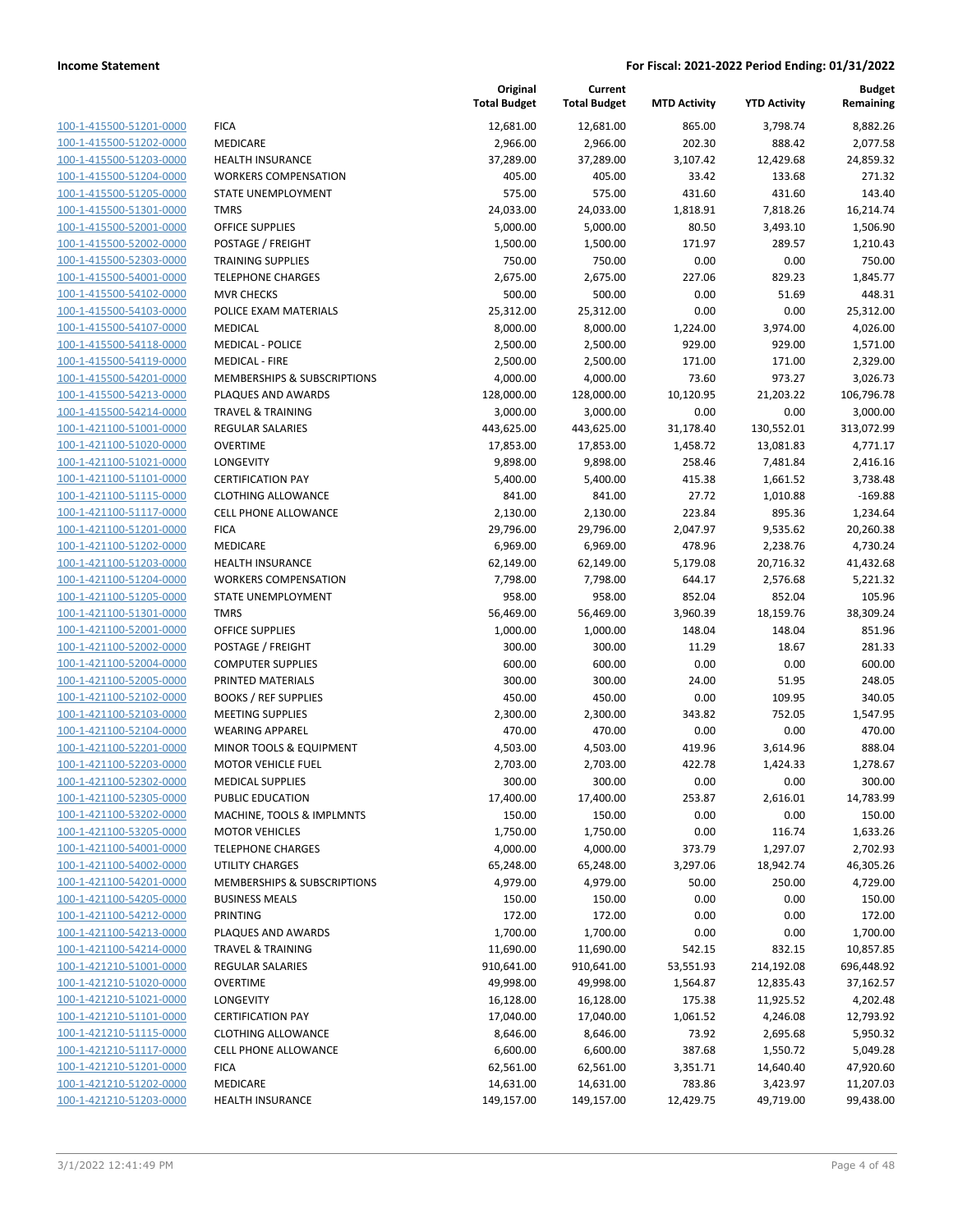**Income Statement** | **For Fiscal: 2021-2022 Period Ending: 01/31/2022**

| | | Original Total Budget | Current Total Budget | MTD Activity | YTD Activity | Budget Remaining |
|---|---|---|---|---|---|---|
| 100-1-415500-51201-0000 | FICA | 12,681.00 | 12,681.00 | 865.00 | 3,798.74 | 8,882.26 |
| 100-1-415500-51202-0000 | MEDICARE | 2,966.00 | 2,966.00 | 202.30 | 888.42 | 2,077.58 |
| 100-1-415500-51203-0000 | HEALTH INSURANCE | 37,289.00 | 37,289.00 | 3,107.42 | 12,429.68 | 24,859.32 |
| 100-1-415500-51204-0000 | WORKERS COMPENSATION | 405.00 | 405.00 | 33.42 | 133.68 | 271.32 |
| 100-1-415500-51205-0000 | STATE UNEMPLOYMENT | 575.00 | 575.00 | 431.60 | 431.60 | 143.40 |
| 100-1-415500-51301-0000 | TMRS | 24,033.00 | 24,033.00 | 1,818.91 | 7,818.26 | 16,214.74 |
| 100-1-415500-52001-0000 | OFFICE SUPPLIES | 5,000.00 | 5,000.00 | 80.50 | 3,493.10 | 1,506.90 |
| 100-1-415500-52002-0000 | POSTAGE / FREIGHT | 1,500.00 | 1,500.00 | 171.97 | 289.57 | 1,210.43 |
| 100-1-415500-52303-0000 | TRAINING SUPPLIES | 750.00 | 750.00 | 0.00 | 0.00 | 750.00 |
| 100-1-415500-54001-0000 | TELEPHONE CHARGES | 2,675.00 | 2,675.00 | 227.06 | 829.23 | 1,845.77 |
| 100-1-415500-54102-0000 | MVR CHECKS | 500.00 | 500.00 | 0.00 | 51.69 | 448.31 |
| 100-1-415500-54103-0000 | POLICE EXAM MATERIALS | 25,312.00 | 25,312.00 | 0.00 | 0.00 | 25,312.00 |
| 100-1-415500-54107-0000 | MEDICAL | 8,000.00 | 8,000.00 | 1,224.00 | 3,974.00 | 4,026.00 |
| 100-1-415500-54118-0000 | MEDICAL - POLICE | 2,500.00 | 2,500.00 | 929.00 | 929.00 | 1,571.00 |
| 100-1-415500-54119-0000 | MEDICAL - FIRE | 2,500.00 | 2,500.00 | 171.00 | 171.00 | 2,329.00 |
| 100-1-415500-54201-0000 | MEMBERSHIPS & SUBSCRIPTIONS | 4,000.00 | 4,000.00 | 73.60 | 973.27 | 3,026.73 |
| 100-1-415500-54213-0000 | PLAQUES AND AWARDS | 128,000.00 | 128,000.00 | 10,120.95 | 21,203.22 | 106,796.78 |
| 100-1-415500-54214-0000 | TRAVEL & TRAINING | 3,000.00 | 3,000.00 | 0.00 | 0.00 | 3,000.00 |
| 100-1-421100-51001-0000 | REGULAR SALARIES | 443,625.00 | 443,625.00 | 31,178.40 | 130,552.01 | 313,072.99 |
| 100-1-421100-51020-0000 | OVERTIME | 17,853.00 | 17,853.00 | 1,458.72 | 13,081.83 | 4,771.17 |
| 100-1-421100-51021-0000 | LONGEVITY | 9,898.00 | 9,898.00 | 258.46 | 7,481.84 | 2,416.16 |
| 100-1-421100-51101-0000 | CERTIFICATION PAY | 5,400.00 | 5,400.00 | 415.38 | 1,661.52 | 3,738.48 |
| 100-1-421100-51115-0000 | CLOTHING ALLOWANCE | 841.00 | 841.00 | 27.72 | 1,010.88 | -169.88 |
| 100-1-421100-51117-0000 | CELL PHONE ALLOWANCE | 2,130.00 | 2,130.00 | 223.84 | 895.36 | 1,234.64 |
| 100-1-421100-51201-0000 | FICA | 29,796.00 | 29,796.00 | 2,047.97 | 9,535.62 | 20,260.38 |
| 100-1-421100-51202-0000 | MEDICARE | 6,969.00 | 6,969.00 | 478.96 | 2,238.76 | 4,730.24 |
| 100-1-421100-51203-0000 | HEALTH INSURANCE | 62,149.00 | 62,149.00 | 5,179.08 | 20,716.32 | 41,432.68 |
| 100-1-421100-51204-0000 | WORKERS COMPENSATION | 7,798.00 | 7,798.00 | 644.17 | 2,576.68 | 5,221.32 |
| 100-1-421100-51205-0000 | STATE UNEMPLOYMENT | 958.00 | 958.00 | 852.04 | 852.04 | 105.96 |
| 100-1-421100-51301-0000 | TMRS | 56,469.00 | 56,469.00 | 3,960.39 | 18,159.76 | 38,309.24 |
| 100-1-421100-52001-0000 | OFFICE SUPPLIES | 1,000.00 | 1,000.00 | 148.04 | 148.04 | 851.96 |
| 100-1-421100-52002-0000 | POSTAGE / FREIGHT | 300.00 | 300.00 | 11.29 | 18.67 | 281.33 |
| 100-1-421100-52004-0000 | COMPUTER SUPPLIES | 600.00 | 600.00 | 0.00 | 0.00 | 600.00 |
| 100-1-421100-52005-0000 | PRINTED MATERIALS | 300.00 | 300.00 | 24.00 | 51.95 | 248.05 |
| 100-1-421100-52102-0000 | BOOKS / REF SUPPLIES | 450.00 | 450.00 | 0.00 | 109.95 | 340.05 |
| 100-1-421100-52103-0000 | MEETING SUPPLIES | 2,300.00 | 2,300.00 | 343.82 | 752.05 | 1,547.95 |
| 100-1-421100-52104-0000 | WEARING APPAREL | 470.00 | 470.00 | 0.00 | 0.00 | 470.00 |
| 100-1-421100-52201-0000 | MINOR TOOLS & EQUIPMENT | 4,503.00 | 4,503.00 | 419.96 | 3,614.96 | 888.04 |
| 100-1-421100-52203-0000 | MOTOR VEHICLE FUEL | 2,703.00 | 2,703.00 | 422.78 | 1,424.33 | 1,278.67 |
| 100-1-421100-52302-0000 | MEDICAL SUPPLIES | 300.00 | 300.00 | 0.00 | 0.00 | 300.00 |
| 100-1-421100-52305-0000 | PUBLIC EDUCATION | 17,400.00 | 17,400.00 | 253.87 | 2,616.01 | 14,783.99 |
| 100-1-421100-53202-0000 | MACHINE, TOOLS & IMPLMNTS | 150.00 | 150.00 | 0.00 | 0.00 | 150.00 |
| 100-1-421100-53205-0000 | MOTOR VEHICLES | 1,750.00 | 1,750.00 | 0.00 | 116.74 | 1,633.26 |
| 100-1-421100-54001-0000 | TELEPHONE CHARGES | 4,000.00 | 4,000.00 | 373.79 | 1,297.07 | 2,702.93 |
| 100-1-421100-54002-0000 | UTILITY CHARGES | 65,248.00 | 65,248.00 | 3,297.06 | 18,942.74 | 46,305.26 |
| 100-1-421100-54201-0000 | MEMBERSHIPS & SUBSCRIPTIONS | 4,979.00 | 4,979.00 | 50.00 | 250.00 | 4,729.00 |
| 100-1-421100-54205-0000 | BUSINESS MEALS | 150.00 | 150.00 | 0.00 | 0.00 | 150.00 |
| 100-1-421100-54212-0000 | PRINTING | 172.00 | 172.00 | 0.00 | 0.00 | 172.00 |
| 100-1-421100-54213-0000 | PLAQUES AND AWARDS | 1,700.00 | 1,700.00 | 0.00 | 0.00 | 1,700.00 |
| 100-1-421100-54214-0000 | TRAVEL & TRAINING | 11,690.00 | 11,690.00 | 542.15 | 832.15 | 10,857.85 |
| 100-1-421210-51001-0000 | REGULAR SALARIES | 910,641.00 | 910,641.00 | 53,551.93 | 214,192.08 | 696,448.92 |
| 100-1-421210-51020-0000 | OVERTIME | 49,998.00 | 49,998.00 | 1,564.87 | 12,835.43 | 37,162.57 |
| 100-1-421210-51021-0000 | LONGEVITY | 16,128.00 | 16,128.00 | 175.38 | 11,925.52 | 4,202.48 |
| 100-1-421210-51101-0000 | CERTIFICATION PAY | 17,040.00 | 17,040.00 | 1,061.52 | 4,246.08 | 12,793.92 |
| 100-1-421210-51115-0000 | CLOTHING ALLOWANCE | 8,646.00 | 8,646.00 | 73.92 | 2,695.68 | 5,950.32 |
| 100-1-421210-51117-0000 | CELL PHONE ALLOWANCE | 6,600.00 | 6,600.00 | 387.68 | 1,550.72 | 5,049.28 |
| 100-1-421210-51201-0000 | FICA | 62,561.00 | 62,561.00 | 3,351.71 | 14,640.40 | 47,920.60 |
| 100-1-421210-51202-0000 | MEDICARE | 14,631.00 | 14,631.00 | 783.86 | 3,423.97 | 11,207.03 |
| 100-1-421210-51203-0000 | HEALTH INSURANCE | 149,157.00 | 149,157.00 | 12,429.75 | 49,719.00 | 99,438.00 |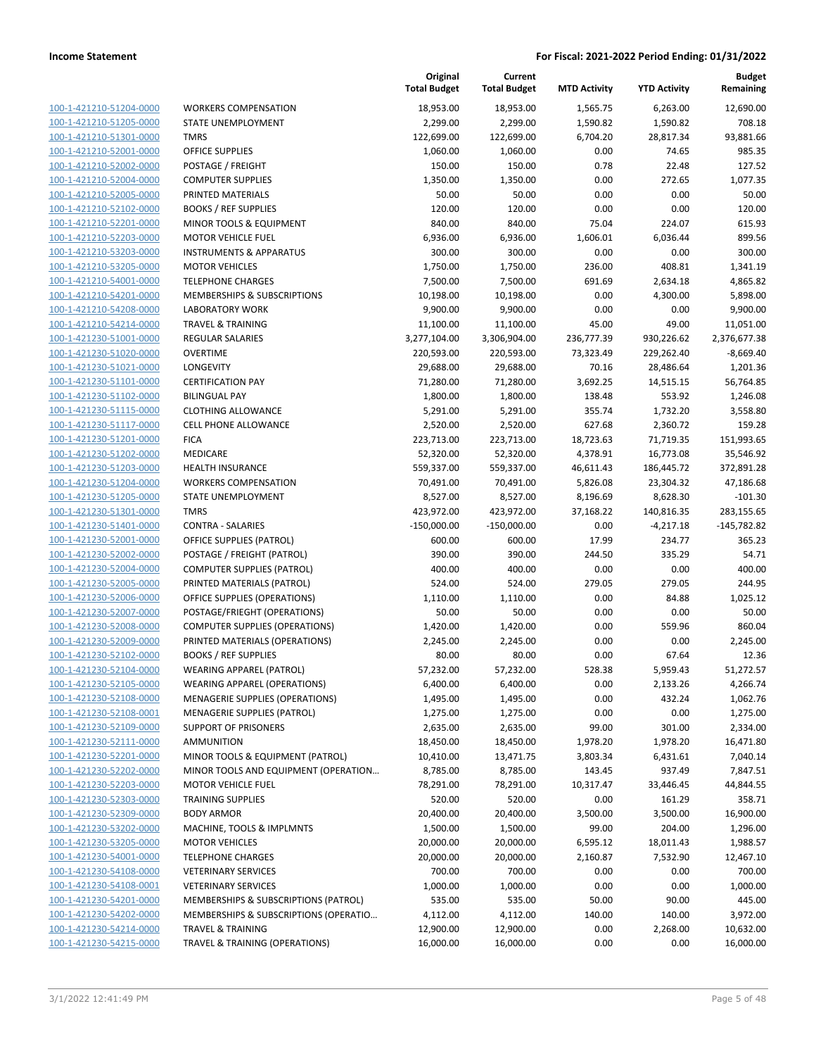| | | Original Total Budget | Current Total Budget | MTD Activity | YTD Activity | Budget Remaining |
|---|---|---|---|---|---|---|
| 100-1-421210-51204-0000 | WORKERS COMPENSATION | 18,953.00 | 18,953.00 | 1,565.75 | 6,263.00 | 12,690.00 |
| 100-1-421210-51205-0000 | STATE UNEMPLOYMENT | 2,299.00 | 2,299.00 | 1,590.82 | 1,590.82 | 708.18 |
| 100-1-421210-51301-0000 | TMRS | 122,699.00 | 122,699.00 | 6,704.20 | 28,817.34 | 93,881.66 |
| 100-1-421210-52001-0000 | OFFICE SUPPLIES | 1,060.00 | 1,060.00 | 0.00 | 74.65 | 985.35 |
| 100-1-421210-52002-0000 | POSTAGE / FREIGHT | 150.00 | 150.00 | 0.78 | 22.48 | 127.52 |
| 100-1-421210-52004-0000 | COMPUTER SUPPLIES | 1,350.00 | 1,350.00 | 0.00 | 272.65 | 1,077.35 |
| 100-1-421210-52005-0000 | PRINTED MATERIALS | 50.00 | 50.00 | 0.00 | 0.00 | 50.00 |
| 100-1-421210-52102-0000 | BOOKS / REF SUPPLIES | 120.00 | 120.00 | 0.00 | 0.00 | 120.00 |
| 100-1-421210-52201-0000 | MINOR TOOLS & EQUIPMENT | 840.00 | 840.00 | 75.04 | 224.07 | 615.93 |
| 100-1-421210-52203-0000 | MOTOR VEHICLE FUEL | 6,936.00 | 6,936.00 | 1,606.01 | 6,036.44 | 899.56 |
| 100-1-421210-53203-0000 | INSTRUMENTS & APPARATUS | 300.00 | 300.00 | 0.00 | 0.00 | 300.00 |
| 100-1-421210-53205-0000 | MOTOR VEHICLES | 1,750.00 | 1,750.00 | 236.00 | 408.81 | 1,341.19 |
| 100-1-421210-54001-0000 | TELEPHONE CHARGES | 7,500.00 | 7,500.00 | 691.69 | 2,634.18 | 4,865.82 |
| 100-1-421210-54201-0000 | MEMBERSHIPS & SUBSCRIPTIONS | 10,198.00 | 10,198.00 | 0.00 | 4,300.00 | 5,898.00 |
| 100-1-421210-54208-0000 | LABORATORY WORK | 9,900.00 | 9,900.00 | 0.00 | 0.00 | 9,900.00 |
| 100-1-421210-54214-0000 | TRAVEL & TRAINING | 11,100.00 | 11,100.00 | 45.00 | 49.00 | 11,051.00 |
| 100-1-421230-51001-0000 | REGULAR SALARIES | 3,277,104.00 | 3,306,904.00 | 236,777.39 | 930,226.62 | 2,376,677.38 |
| 100-1-421230-51020-0000 | OVERTIME | 220,593.00 | 220,593.00 | 73,323.49 | 229,262.40 | -8,669.40 |
| 100-1-421230-51021-0000 | LONGEVITY | 29,688.00 | 29,688.00 | 70.16 | 28,486.64 | 1,201.36 |
| 100-1-421230-51101-0000 | CERTIFICATION PAY | 71,280.00 | 71,280.00 | 3,692.25 | 14,515.15 | 56,764.85 |
| 100-1-421230-51102-0000 | BILINGUAL PAY | 1,800.00 | 1,800.00 | 138.48 | 553.92 | 1,246.08 |
| 100-1-421230-51115-0000 | CLOTHING ALLOWANCE | 5,291.00 | 5,291.00 | 355.74 | 1,732.20 | 3,558.80 |
| 100-1-421230-51117-0000 | CELL PHONE ALLOWANCE | 2,520.00 | 2,520.00 | 627.68 | 2,360.72 | 159.28 |
| 100-1-421230-51201-0000 | FICA | 223,713.00 | 223,713.00 | 18,723.63 | 71,719.35 | 151,993.65 |
| 100-1-421230-51202-0000 | MEDICARE | 52,320.00 | 52,320.00 | 4,378.91 | 16,773.08 | 35,546.92 |
| 100-1-421230-51203-0000 | HEALTH INSURANCE | 559,337.00 | 559,337.00 | 46,611.43 | 186,445.72 | 372,891.28 |
| 100-1-421230-51204-0000 | WORKERS COMPENSATION | 70,491.00 | 70,491.00 | 5,826.08 | 23,304.32 | 47,186.68 |
| 100-1-421230-51205-0000 | STATE UNEMPLOYMENT | 8,527.00 | 8,527.00 | 8,196.69 | 8,628.30 | -101.30 |
| 100-1-421230-51301-0000 | TMRS | 423,972.00 | 423,972.00 | 37,168.22 | 140,816.35 | 283,155.65 |
| 100-1-421230-51401-0000 | CONTRA - SALARIES | -150,000.00 | -150,000.00 | 0.00 | -4,217.18 | -145,782.82 |
| 100-1-421230-52001-0000 | OFFICE SUPPLIES (PATROL) | 600.00 | 600.00 | 17.99 | 234.77 | 365.23 |
| 100-1-421230-52002-0000 | POSTAGE / FREIGHT (PATROL) | 390.00 | 390.00 | 244.50 | 335.29 | 54.71 |
| 100-1-421230-52004-0000 | COMPUTER SUPPLIES (PATROL) | 400.00 | 400.00 | 0.00 | 0.00 | 400.00 |
| 100-1-421230-52005-0000 | PRINTED MATERIALS (PATROL) | 524.00 | 524.00 | 279.05 | 279.05 | 244.95 |
| 100-1-421230-52006-0000 | OFFICE SUPPLIES (OPERATIONS) | 1,110.00 | 1,110.00 | 0.00 | 84.88 | 1,025.12 |
| 100-1-421230-52007-0000 | POSTAGE/FRIEGHT (OPERATIONS) | 50.00 | 50.00 | 0.00 | 0.00 | 50.00 |
| 100-1-421230-52008-0000 | COMPUTER SUPPLIES (OPERATIONS) | 1,420.00 | 1,420.00 | 0.00 | 559.96 | 860.04 |
| 100-1-421230-52009-0000 | PRINTED MATERIALS (OPERATIONS) | 2,245.00 | 2,245.00 | 0.00 | 0.00 | 2,245.00 |
| 100-1-421230-52102-0000 | BOOKS / REF SUPPLIES | 80.00 | 80.00 | 0.00 | 67.64 | 12.36 |
| 100-1-421230-52104-0000 | WEARING APPAREL (PATROL) | 57,232.00 | 57,232.00 | 528.38 | 5,959.43 | 51,272.57 |
| 100-1-421230-52105-0000 | WEARING APPAREL (OPERATIONS) | 6,400.00 | 6,400.00 | 0.00 | 2,133.26 | 4,266.74 |
| 100-1-421230-52108-0000 | MENAGERIE SUPPLIES (OPERATIONS) | 1,495.00 | 1,495.00 | 0.00 | 432.24 | 1,062.76 |
| 100-1-421230-52108-0001 | MENAGERIE SUPPLIES (PATROL) | 1,275.00 | 1,275.00 | 0.00 | 0.00 | 1,275.00 |
| 100-1-421230-52109-0000 | SUPPORT OF PRISONERS | 2,635.00 | 2,635.00 | 99.00 | 301.00 | 2,334.00 |
| 100-1-421230-52111-0000 | AMMUNITION | 18,450.00 | 18,450.00 | 1,978.20 | 1,978.20 | 16,471.80 |
| 100-1-421230-52201-0000 | MINOR TOOLS & EQUIPMENT (PATROL) | 10,410.00 | 13,471.75 | 3,803.34 | 6,431.61 | 7,040.14 |
| 100-1-421230-52202-0000 | MINOR TOOLS AND EQUIPMENT (OPERATION… | 8,785.00 | 8,785.00 | 143.45 | 937.49 | 7,847.51 |
| 100-1-421230-52203-0000 | MOTOR VEHICLE FUEL | 78,291.00 | 78,291.00 | 10,317.47 | 33,446.45 | 44,844.55 |
| 100-1-421230-52303-0000 | TRAINING SUPPLIES | 520.00 | 520.00 | 0.00 | 161.29 | 358.71 |
| 100-1-421230-52309-0000 | BODY ARMOR | 20,400.00 | 20,400.00 | 3,500.00 | 3,500.00 | 16,900.00 |
| 100-1-421230-53202-0000 | MACHINE, TOOLS & IMPLMNTS | 1,500.00 | 1,500.00 | 99.00 | 204.00 | 1,296.00 |
| 100-1-421230-53205-0000 | MOTOR VEHICLES | 20,000.00 | 20,000.00 | 6,595.12 | 18,011.43 | 1,988.57 |
| 100-1-421230-54001-0000 | TELEPHONE CHARGES | 20,000.00 | 20,000.00 | 2,160.87 | 7,532.90 | 12,467.10 |
| 100-1-421230-54108-0000 | VETERINARY SERVICES | 700.00 | 700.00 | 0.00 | 0.00 | 700.00 |
| 100-1-421230-54108-0001 | VETERINARY SERVICES | 1,000.00 | 1,000.00 | 0.00 | 0.00 | 1,000.00 |
| 100-1-421230-54201-0000 | MEMBERSHIPS & SUBSCRIPTIONS (PATROL) | 535.00 | 535.00 | 50.00 | 90.00 | 445.00 |
| 100-1-421230-54202-0000 | MEMBERSHIPS & SUBSCRIPTIONS (OPERATIO… | 4,112.00 | 4,112.00 | 140.00 | 140.00 | 3,972.00 |
| 100-1-421230-54214-0000 | TRAVEL & TRAINING | 12,900.00 | 12,900.00 | 0.00 | 2,268.00 | 10,632.00 |
| 100-1-421230-54215-0000 | TRAVEL & TRAINING (OPERATIONS) | 16,000.00 | 16,000.00 | 0.00 | 0.00 | 16,000.00 |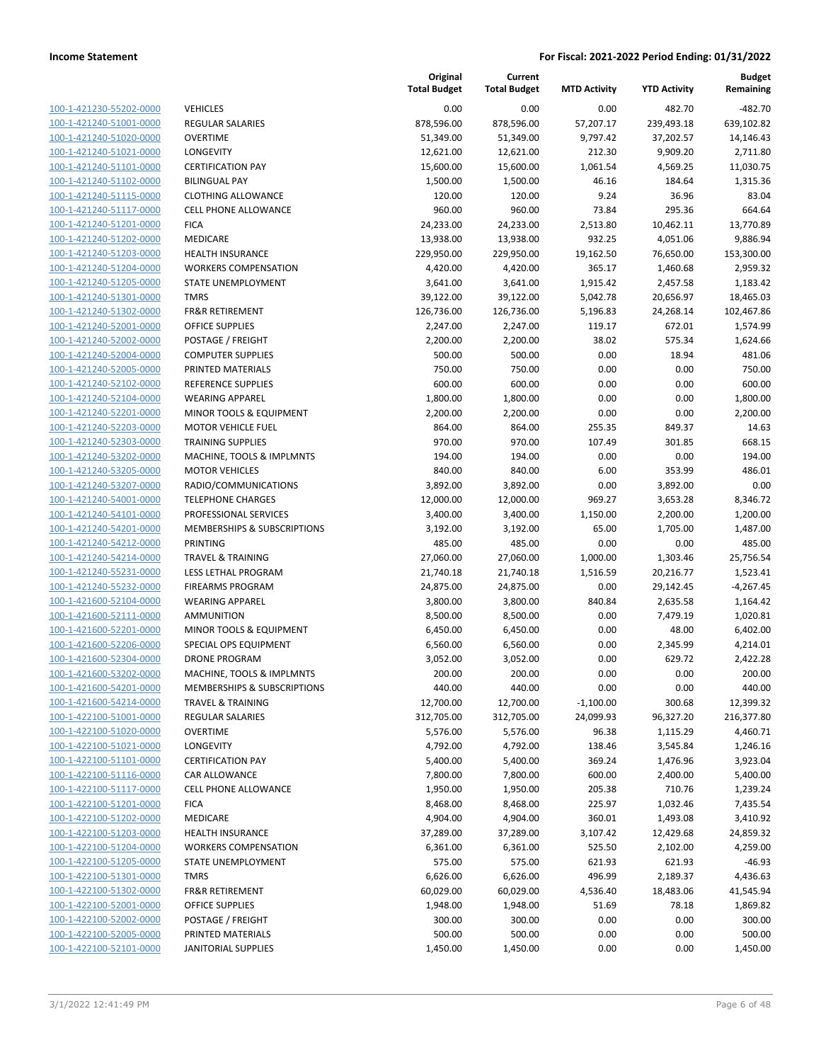**Income Statement** — For Fiscal: 2021-2022 Period Ending: 01/31/2022

| | | Original Total Budget | Current Total Budget | MTD Activity | YTD Activity | Budget Remaining |
|---|---|---|---|---|---|---|
| 100-1-421230-55202-0000 | VEHICLES | 0.00 | 0.00 | 0.00 | 482.70 | -482.70 |
| 100-1-421240-51001-0000 | REGULAR SALARIES | 878,596.00 | 878,596.00 | 57,207.17 | 239,493.18 | 639,102.82 |
| 100-1-421240-51020-0000 | OVERTIME | 51,349.00 | 51,349.00 | 9,797.42 | 37,202.57 | 14,146.43 |
| 100-1-421240-51021-0000 | LONGEVITY | 12,621.00 | 12,621.00 | 212.30 | 9,909.20 | 2,711.80 |
| 100-1-421240-51101-0000 | CERTIFICATION PAY | 15,600.00 | 15,600.00 | 1,061.54 | 4,569.25 | 11,030.75 |
| 100-1-421240-51102-0000 | BILINGUAL PAY | 1,500.00 | 1,500.00 | 46.16 | 184.64 | 1,315.36 |
| 100-1-421240-51115-0000 | CLOTHING ALLOWANCE | 120.00 | 120.00 | 9.24 | 36.96 | 83.04 |
| 100-1-421240-51117-0000 | CELL PHONE ALLOWANCE | 960.00 | 960.00 | 73.84 | 295.36 | 664.64 |
| 100-1-421240-51201-0000 | FICA | 24,233.00 | 24,233.00 | 2,513.80 | 10,462.11 | 13,770.89 |
| 100-1-421240-51202-0000 | MEDICARE | 13,938.00 | 13,938.00 | 932.25 | 4,051.06 | 9,886.94 |
| 100-1-421240-51203-0000 | HEALTH INSURANCE | 229,950.00 | 229,950.00 | 19,162.50 | 76,650.00 | 153,300.00 |
| 100-1-421240-51204-0000 | WORKERS COMPENSATION | 4,420.00 | 4,420.00 | 365.17 | 1,460.68 | 2,959.32 |
| 100-1-421240-51205-0000 | STATE UNEMPLOYMENT | 3,641.00 | 3,641.00 | 1,915.42 | 2,457.58 | 1,183.42 |
| 100-1-421240-51301-0000 | TMRS | 39,122.00 | 39,122.00 | 5,042.78 | 20,656.97 | 18,465.03 |
| 100-1-421240-51302-0000 | FR&R RETIREMENT | 126,736.00 | 126,736.00 | 5,196.83 | 24,268.14 | 102,467.86 |
| 100-1-421240-52001-0000 | OFFICE SUPPLIES | 2,247.00 | 2,247.00 | 119.17 | 672.01 | 1,574.99 |
| 100-1-421240-52002-0000 | POSTAGE / FREIGHT | 2,200.00 | 2,200.00 | 38.02 | 575.34 | 1,624.66 |
| 100-1-421240-52004-0000 | COMPUTER SUPPLIES | 500.00 | 500.00 | 0.00 | 18.94 | 481.06 |
| 100-1-421240-52005-0000 | PRINTED MATERIALS | 750.00 | 750.00 | 0.00 | 0.00 | 750.00 |
| 100-1-421240-52102-0000 | REFERENCE SUPPLIES | 600.00 | 600.00 | 0.00 | 0.00 | 600.00 |
| 100-1-421240-52104-0000 | WEARING APPAREL | 1,800.00 | 1,800.00 | 0.00 | 0.00 | 1,800.00 |
| 100-1-421240-52201-0000 | MINOR TOOLS & EQUIPMENT | 2,200.00 | 2,200.00 | 0.00 | 0.00 | 2,200.00 |
| 100-1-421240-52203-0000 | MOTOR VEHICLE FUEL | 864.00 | 864.00 | 255.35 | 849.37 | 14.63 |
| 100-1-421240-52303-0000 | TRAINING SUPPLIES | 970.00 | 970.00 | 107.49 | 301.85 | 668.15 |
| 100-1-421240-53202-0000 | MACHINE, TOOLS & IMPLMNTS | 194.00 | 194.00 | 0.00 | 0.00 | 194.00 |
| 100-1-421240-53205-0000 | MOTOR VEHICLES | 840.00 | 840.00 | 6.00 | 353.99 | 486.01 |
| 100-1-421240-53207-0000 | RADIO/COMMUNICATIONS | 3,892.00 | 3,892.00 | 0.00 | 3,892.00 | 0.00 |
| 100-1-421240-54001-0000 | TELEPHONE CHARGES | 12,000.00 | 12,000.00 | 969.27 | 3,653.28 | 8,346.72 |
| 100-1-421240-54101-0000 | PROFESSIONAL SERVICES | 3,400.00 | 3,400.00 | 1,150.00 | 2,200.00 | 1,200.00 |
| 100-1-421240-54201-0000 | MEMBERSHIPS & SUBSCRIPTIONS | 3,192.00 | 3,192.00 | 65.00 | 1,705.00 | 1,487.00 |
| 100-1-421240-54212-0000 | PRINTING | 485.00 | 485.00 | 0.00 | 0.00 | 485.00 |
| 100-1-421240-54214-0000 | TRAVEL & TRAINING | 27,060.00 | 27,060.00 | 1,000.00 | 1,303.46 | 25,756.54 |
| 100-1-421240-55231-0000 | LESS LETHAL PROGRAM | 21,740.18 | 21,740.18 | 1,516.59 | 20,216.77 | 1,523.41 |
| 100-1-421240-55232-0000 | FIREARMS PROGRAM | 24,875.00 | 24,875.00 | 0.00 | 29,142.45 | -4,267.45 |
| 100-1-421600-52104-0000 | WEARING APPAREL | 3,800.00 | 3,800.00 | 840.84 | 2,635.58 | 1,164.42 |
| 100-1-421600-52111-0000 | AMMUNITION | 8,500.00 | 8,500.00 | 0.00 | 7,479.19 | 1,020.81 |
| 100-1-421600-52201-0000 | MINOR TOOLS & EQUIPMENT | 6,450.00 | 6,450.00 | 0.00 | 48.00 | 6,402.00 |
| 100-1-421600-52206-0000 | SPECIAL OPS EQUIPMENT | 6,560.00 | 6,560.00 | 0.00 | 2,345.99 | 4,214.01 |
| 100-1-421600-52304-0000 | DRONE PROGRAM | 3,052.00 | 3,052.00 | 0.00 | 629.72 | 2,422.28 |
| 100-1-421600-53202-0000 | MACHINE, TOOLS & IMPLMNTS | 200.00 | 200.00 | 0.00 | 0.00 | 200.00 |
| 100-1-421600-54201-0000 | MEMBERSHIPS & SUBSCRIPTIONS | 440.00 | 440.00 | 0.00 | 0.00 | 440.00 |
| 100-1-421600-54214-0000 | TRAVEL & TRAINING | 12,700.00 | 12,700.00 | -1,100.00 | 300.68 | 12,399.32 |
| 100-1-422100-51001-0000 | REGULAR SALARIES | 312,705.00 | 312,705.00 | 24,099.93 | 96,327.20 | 216,377.80 |
| 100-1-422100-51020-0000 | OVERTIME | 5,576.00 | 5,576.00 | 96.38 | 1,115.29 | 4,460.71 |
| 100-1-422100-51021-0000 | LONGEVITY | 4,792.00 | 4,792.00 | 138.46 | 3,545.84 | 1,246.16 |
| 100-1-422100-51101-0000 | CERTIFICATION PAY | 5,400.00 | 5,400.00 | 369.24 | 1,476.96 | 3,923.04 |
| 100-1-422100-51116-0000 | CAR ALLOWANCE | 7,800.00 | 7,800.00 | 600.00 | 2,400.00 | 5,400.00 |
| 100-1-422100-51117-0000 | CELL PHONE ALLOWANCE | 1,950.00 | 1,950.00 | 205.38 | 710.76 | 1,239.24 |
| 100-1-422100-51201-0000 | FICA | 8,468.00 | 8,468.00 | 225.97 | 1,032.46 | 7,435.54 |
| 100-1-422100-51202-0000 | MEDICARE | 4,904.00 | 4,904.00 | 360.01 | 1,493.08 | 3,410.92 |
| 100-1-422100-51203-0000 | HEALTH INSURANCE | 37,289.00 | 37,289.00 | 3,107.42 | 12,429.68 | 24,859.32 |
| 100-1-422100-51204-0000 | WORKERS COMPENSATION | 6,361.00 | 6,361.00 | 525.50 | 2,102.00 | 4,259.00 |
| 100-1-422100-51205-0000 | STATE UNEMPLOYMENT | 575.00 | 575.00 | 621.93 | 621.93 | -46.93 |
| 100-1-422100-51301-0000 | TMRS | 6,626.00 | 6,626.00 | 496.99 | 2,189.37 | 4,436.63 |
| 100-1-422100-51302-0000 | FR&R RETIREMENT | 60,029.00 | 60,029.00 | 4,536.40 | 18,483.06 | 41,545.94 |
| 100-1-422100-52001-0000 | OFFICE SUPPLIES | 1,948.00 | 1,948.00 | 51.69 | 78.18 | 1,869.82 |
| 100-1-422100-52002-0000 | POSTAGE / FREIGHT | 300.00 | 300.00 | 0.00 | 0.00 | 300.00 |
| 100-1-422100-52005-0000 | PRINTED MATERIALS | 500.00 | 500.00 | 0.00 | 0.00 | 500.00 |
| 100-1-422100-52101-0000 | JANITORIAL SUPPLIES | 1,450.00 | 1,450.00 | 0.00 | 0.00 | 1,450.00 |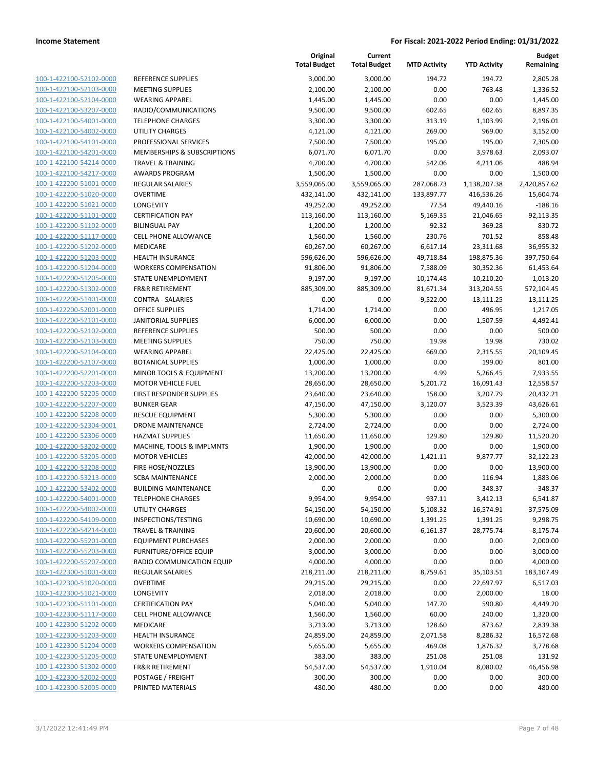| | | Original Total Budget | Current Total Budget | MTD Activity | YTD Activity | Budget Remaining |
|---|---|---|---|---|---|---|
| 100-1-422100-52102-0000 | REFERENCE SUPPLIES | 3,000.00 | 3,000.00 | 194.72 | 194.72 | 2,805.28 |
| 100-1-422100-52103-0000 | MEETING SUPPLIES | 2,100.00 | 2,100.00 | 0.00 | 763.48 | 1,336.52 |
| 100-1-422100-52104-0000 | WEARING APPAREL | 1,445.00 | 1,445.00 | 0.00 | 0.00 | 1,445.00 |
| 100-1-422100-53207-0000 | RADIO/COMMUNICATIONS | 9,500.00 | 9,500.00 | 602.65 | 602.65 | 8,897.35 |
| 100-1-422100-54001-0000 | TELEPHONE CHARGES | 3,300.00 | 3,300.00 | 313.19 | 1,103.99 | 2,196.01 |
| 100-1-422100-54002-0000 | UTILITY CHARGES | 4,121.00 | 4,121.00 | 269.00 | 969.00 | 3,152.00 |
| 100-1-422100-54101-0000 | PROFESSIONAL SERVICES | 7,500.00 | 7,500.00 | 195.00 | 195.00 | 7,305.00 |
| 100-1-422100-54201-0000 | MEMBERSHIPS & SUBSCRIPTIONS | 6,071.70 | 6,071.70 | 0.00 | 3,978.63 | 2,093.07 |
| 100-1-422100-54214-0000 | TRAVEL & TRAINING | 4,700.00 | 4,700.00 | 542.06 | 4,211.06 | 488.94 |
| 100-1-422100-54217-0000 | AWARDS PROGRAM | 1,500.00 | 1,500.00 | 0.00 | 0.00 | 1,500.00 |
| 100-1-422200-51001-0000 | REGULAR SALARIES | 3,559,065.00 | 3,559,065.00 | 287,068.73 | 1,138,207.38 | 2,420,857.62 |
| 100-1-422200-51020-0000 | OVERTIME | 432,141.00 | 432,141.00 | 133,897.77 | 416,536.26 | 15,604.74 |
| 100-1-422200-51021-0000 | LONGEVITY | 49,252.00 | 49,252.00 | 77.54 | 49,440.16 | -188.16 |
| 100-1-422200-51101-0000 | CERTIFICATION PAY | 113,160.00 | 113,160.00 | 5,169.35 | 21,046.65 | 92,113.35 |
| 100-1-422200-51102-0000 | BILINGUAL PAY | 1,200.00 | 1,200.00 | 92.32 | 369.28 | 830.72 |
| 100-1-422200-51117-0000 | CELL PHONE ALLOWANCE | 1,560.00 | 1,560.00 | 230.76 | 701.52 | 858.48 |
| 100-1-422200-51202-0000 | MEDICARE | 60,267.00 | 60,267.00 | 6,617.14 | 23,311.68 | 36,955.32 |
| 100-1-422200-51203-0000 | HEALTH INSURANCE | 596,626.00 | 596,626.00 | 49,718.84 | 198,875.36 | 397,750.64 |
| 100-1-422200-51204-0000 | WORKERS COMPENSATION | 91,806.00 | 91,806.00 | 7,588.09 | 30,352.36 | 61,453.64 |
| 100-1-422200-51205-0000 | STATE UNEMPLOYMENT | 9,197.00 | 9,197.00 | 10,174.48 | 10,210.20 | -1,013.20 |
| 100-1-422200-51302-0000 | FR&R RETIREMENT | 885,309.00 | 885,309.00 | 81,671.34 | 313,204.55 | 572,104.45 |
| 100-1-422200-51401-0000 | CONTRA - SALARIES | 0.00 | 0.00 | -9,522.00 | -13,111.25 | 13,111.25 |
| 100-1-422200-52001-0000 | OFFICE SUPPLIES | 1,714.00 | 1,714.00 | 0.00 | 496.95 | 1,217.05 |
| 100-1-422200-52101-0000 | JANITORIAL SUPPLIES | 6,000.00 | 6,000.00 | 0.00 | 1,507.59 | 4,492.41 |
| 100-1-422200-52102-0000 | REFERENCE SUPPLIES | 500.00 | 500.00 | 0.00 | 0.00 | 500.00 |
| 100-1-422200-52103-0000 | MEETING SUPPLIES | 750.00 | 750.00 | 19.98 | 19.98 | 730.02 |
| 100-1-422200-52104-0000 | WEARING APPAREL | 22,425.00 | 22,425.00 | 669.00 | 2,315.55 | 20,109.45 |
| 100-1-422200-52107-0000 | BOTANICAL SUPPLIES | 1,000.00 | 1,000.00 | 0.00 | 199.00 | 801.00 |
| 100-1-422200-52201-0000 | MINOR TOOLS & EQUIPMENT | 13,200.00 | 13,200.00 | 4.99 | 5,266.45 | 7,933.55 |
| 100-1-422200-52203-0000 | MOTOR VEHICLE FUEL | 28,650.00 | 28,650.00 | 5,201.72 | 16,091.43 | 12,558.57 |
| 100-1-422200-52205-0000 | FIRST RESPONDER SUPPLIES | 23,640.00 | 23,640.00 | 158.00 | 3,207.79 | 20,432.21 |
| 100-1-422200-52207-0000 | BUNKER GEAR | 47,150.00 | 47,150.00 | 3,120.07 | 3,523.39 | 43,626.61 |
| 100-1-422200-52208-0000 | RESCUE EQUIPMENT | 5,300.00 | 5,300.00 | 0.00 | 0.00 | 5,300.00 |
| 100-1-422200-52304-0001 | DRONE MAINTENANCE | 2,724.00 | 2,724.00 | 0.00 | 0.00 | 2,724.00 |
| 100-1-422200-52306-0000 | HAZMAT SUPPLIES | 11,650.00 | 11,650.00 | 129.80 | 129.80 | 11,520.20 |
| 100-1-422200-53202-0000 | MACHINE, TOOLS & IMPLMNTS | 1,900.00 | 1,900.00 | 0.00 | 0.00 | 1,900.00 |
| 100-1-422200-53205-0000 | MOTOR VEHICLES | 42,000.00 | 42,000.00 | 1,421.11 | 9,877.77 | 32,122.23 |
| 100-1-422200-53208-0000 | FIRE HOSE/NOZZLES | 13,900.00 | 13,900.00 | 0.00 | 0.00 | 13,900.00 |
| 100-1-422200-53213-0000 | SCBA MAINTENANCE | 2,000.00 | 2,000.00 | 0.00 | 116.94 | 1,883.06 |
| 100-1-422200-53402-0000 | BUILDING MAINTENANCE | 0.00 | 0.00 | 0.00 | 348.37 | -348.37 |
| 100-1-422200-54001-0000 | TELEPHONE CHARGES | 9,954.00 | 9,954.00 | 937.11 | 3,412.13 | 6,541.87 |
| 100-1-422200-54002-0000 | UTILITY CHARGES | 54,150.00 | 54,150.00 | 5,108.32 | 16,574.91 | 37,575.09 |
| 100-1-422200-54109-0000 | INSPECTIONS/TESTING | 10,690.00 | 10,690.00 | 1,391.25 | 1,391.25 | 9,298.75 |
| 100-1-422200-54214-0000 | TRAVEL & TRAINING | 20,600.00 | 20,600.00 | 6,161.37 | 28,775.74 | -8,175.74 |
| 100-1-422200-55201-0000 | EQUIPMENT PURCHASES | 2,000.00 | 2,000.00 | 0.00 | 0.00 | 2,000.00 |
| 100-1-422200-55203-0000 | FURNITURE/OFFICE EQUIP | 3,000.00 | 3,000.00 | 0.00 | 0.00 | 3,000.00 |
| 100-1-422200-55207-0000 | RADIO COMMUNICATION EQUIP | 4,000.00 | 4,000.00 | 0.00 | 0.00 | 4,000.00 |
| 100-1-422300-51001-0000 | REGULAR SALARIES | 218,211.00 | 218,211.00 | 8,759.61 | 35,103.51 | 183,107.49 |
| 100-1-422300-51020-0000 | OVERTIME | 29,215.00 | 29,215.00 | 0.00 | 22,697.97 | 6,517.03 |
| 100-1-422300-51021-0000 | LONGEVITY | 2,018.00 | 2,018.00 | 0.00 | 2,000.00 | 18.00 |
| 100-1-422300-51101-0000 | CERTIFICATION PAY | 5,040.00 | 5,040.00 | 147.70 | 590.80 | 4,449.20 |
| 100-1-422300-51117-0000 | CELL PHONE ALLOWANCE | 1,560.00 | 1,560.00 | 60.00 | 240.00 | 1,320.00 |
| 100-1-422300-51202-0000 | MEDICARE | 3,713.00 | 3,713.00 | 128.60 | 873.62 | 2,839.38 |
| 100-1-422300-51203-0000 | HEALTH INSURANCE | 24,859.00 | 24,859.00 | 2,071.58 | 8,286.32 | 16,572.68 |
| 100-1-422300-51204-0000 | WORKERS COMPENSATION | 5,655.00 | 5,655.00 | 469.08 | 1,876.32 | 3,778.68 |
| 100-1-422300-51205-0000 | STATE UNEMPLOYMENT | 383.00 | 383.00 | 251.08 | 251.08 | 131.92 |
| 100-1-422300-51302-0000 | FR&R RETIREMENT | 54,537.00 | 54,537.00 | 1,910.04 | 8,080.02 | 46,456.98 |
| 100-1-422300-52002-0000 | POSTAGE / FREIGHT | 300.00 | 300.00 | 0.00 | 0.00 | 300.00 |
| 100-1-422300-52005-0000 | PRINTED MATERIALS | 480.00 | 480.00 | 0.00 | 0.00 | 480.00 |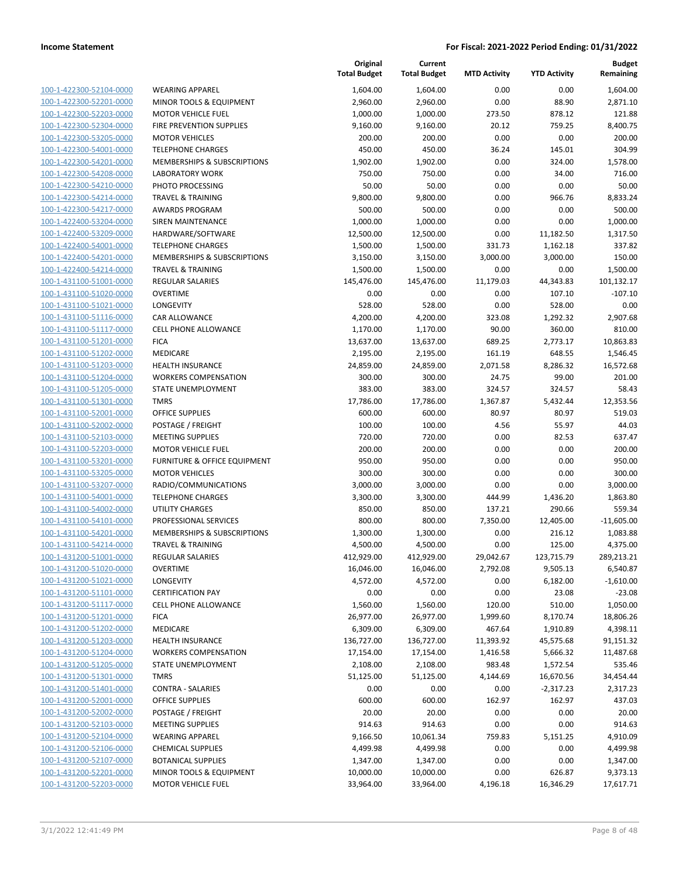# Income Statement

**For Fiscal: 2021-2022 Period Ending: 01/31/2022**

| | | Original Total Budget | Current Total Budget | MTD Activity | YTD Activity | Budget Remaining |
|---|---|---|---|---|---|---|
| 100-1-422300-52104-0000 | WEARING APPAREL | 1,604.00 | 1,604.00 | 0.00 | 0.00 | 1,604.00 |
| 100-1-422300-52201-0000 | MINOR TOOLS & EQUIPMENT | 2,960.00 | 2,960.00 | 0.00 | 88.90 | 2,871.10 |
| 100-1-422300-52203-0000 | MOTOR VEHICLE FUEL | 1,000.00 | 1,000.00 | 273.50 | 878.12 | 121.88 |
| 100-1-422300-52304-0000 | FIRE PREVENTION SUPPLIES | 9,160.00 | 9,160.00 | 20.12 | 759.25 | 8,400.75 |
| 100-1-422300-53205-0000 | MOTOR VEHICLES | 200.00 | 200.00 | 0.00 | 0.00 | 200.00 |
| 100-1-422300-54001-0000 | TELEPHONE CHARGES | 450.00 | 450.00 | 36.24 | 145.01 | 304.99 |
| 100-1-422300-54201-0000 | MEMBERSHIPS & SUBSCRIPTIONS | 1,902.00 | 1,902.00 | 0.00 | 324.00 | 1,578.00 |
| 100-1-422300-54208-0000 | LABORATORY WORK | 750.00 | 750.00 | 0.00 | 34.00 | 716.00 |
| 100-1-422300-54210-0000 | PHOTO PROCESSING | 50.00 | 50.00 | 0.00 | 0.00 | 50.00 |
| 100-1-422300-54214-0000 | TRAVEL & TRAINING | 9,800.00 | 9,800.00 | 0.00 | 966.76 | 8,833.24 |
| 100-1-422300-54217-0000 | AWARDS PROGRAM | 500.00 | 500.00 | 0.00 | 0.00 | 500.00 |
| 100-1-422400-53204-0000 | SIREN MAINTENANCE | 1,000.00 | 1,000.00 | 0.00 | 0.00 | 1,000.00 |
| 100-1-422400-53209-0000 | HARDWARE/SOFTWARE | 12,500.00 | 12,500.00 | 0.00 | 11,182.50 | 1,317.50 |
| 100-1-422400-54001-0000 | TELEPHONE CHARGES | 1,500.00 | 1,500.00 | 331.73 | 1,162.18 | 337.82 |
| 100-1-422400-54201-0000 | MEMBERSHIPS & SUBSCRIPTIONS | 3,150.00 | 3,150.00 | 3,000.00 | 3,000.00 | 150.00 |
| 100-1-422400-54214-0000 | TRAVEL & TRAINING | 1,500.00 | 1,500.00 | 0.00 | 0.00 | 1,500.00 |
| 100-1-431100-51001-0000 | REGULAR SALARIES | 145,476.00 | 145,476.00 | 11,179.03 | 44,343.83 | 101,132.17 |
| 100-1-431100-51020-0000 | OVERTIME | 0.00 | 0.00 | 0.00 | 107.10 | -107.10 |
| 100-1-431100-51021-0000 | LONGEVITY | 528.00 | 528.00 | 0.00 | 528.00 | 0.00 |
| 100-1-431100-51116-0000 | CAR ALLOWANCE | 4,200.00 | 4,200.00 | 323.08 | 1,292.32 | 2,907.68 |
| 100-1-431100-51117-0000 | CELL PHONE ALLOWANCE | 1,170.00 | 1,170.00 | 90.00 | 360.00 | 810.00 |
| 100-1-431100-51201-0000 | FICA | 13,637.00 | 13,637.00 | 689.25 | 2,773.17 | 10,863.83 |
| 100-1-431100-51202-0000 | MEDICARE | 2,195.00 | 2,195.00 | 161.19 | 648.55 | 1,546.45 |
| 100-1-431100-51203-0000 | HEALTH INSURANCE | 24,859.00 | 24,859.00 | 2,071.58 | 8,286.32 | 16,572.68 |
| 100-1-431100-51204-0000 | WORKERS COMPENSATION | 300.00 | 300.00 | 24.75 | 99.00 | 201.00 |
| 100-1-431100-51205-0000 | STATE UNEMPLOYMENT | 383.00 | 383.00 | 324.57 | 324.57 | 58.43 |
| 100-1-431100-51301-0000 | TMRS | 17,786.00 | 17,786.00 | 1,367.87 | 5,432.44 | 12,353.56 |
| 100-1-431100-52001-0000 | OFFICE SUPPLIES | 600.00 | 600.00 | 80.97 | 80.97 | 519.03 |
| 100-1-431100-52002-0000 | POSTAGE / FREIGHT | 100.00 | 100.00 | 4.56 | 55.97 | 44.03 |
| 100-1-431100-52103-0000 | MEETING SUPPLIES | 720.00 | 720.00 | 0.00 | 82.53 | 637.47 |
| 100-1-431100-52203-0000 | MOTOR VEHICLE FUEL | 200.00 | 200.00 | 0.00 | 0.00 | 200.00 |
| 100-1-431100-53201-0000 | FURNITURE & OFFICE EQUIPMENT | 950.00 | 950.00 | 0.00 | 0.00 | 950.00 |
| 100-1-431100-53205-0000 | MOTOR VEHICLES | 300.00 | 300.00 | 0.00 | 0.00 | 300.00 |
| 100-1-431100-53207-0000 | RADIO/COMMUNICATIONS | 3,000.00 | 3,000.00 | 0.00 | 0.00 | 3,000.00 |
| 100-1-431100-54001-0000 | TELEPHONE CHARGES | 3,300.00 | 3,300.00 | 444.99 | 1,436.20 | 1,863.80 |
| 100-1-431100-54002-0000 | UTILITY CHARGES | 850.00 | 850.00 | 137.21 | 290.66 | 559.34 |
| 100-1-431100-54101-0000 | PROFESSIONAL SERVICES | 800.00 | 800.00 | 7,350.00 | 12,405.00 | -11,605.00 |
| 100-1-431100-54201-0000 | MEMBERSHIPS & SUBSCRIPTIONS | 1,300.00 | 1,300.00 | 0.00 | 216.12 | 1,083.88 |
| 100-1-431100-54214-0000 | TRAVEL & TRAINING | 4,500.00 | 4,500.00 | 0.00 | 125.00 | 4,375.00 |
| 100-1-431200-51001-0000 | REGULAR SALARIES | 412,929.00 | 412,929.00 | 29,042.67 | 123,715.79 | 289,213.21 |
| 100-1-431200-51020-0000 | OVERTIME | 16,046.00 | 16,046.00 | 2,792.08 | 9,505.13 | 6,540.87 |
| 100-1-431200-51021-0000 | LONGEVITY | 4,572.00 | 4,572.00 | 0.00 | 6,182.00 | -1,610.00 |
| 100-1-431200-51101-0000 | CERTIFICATION PAY | 0.00 | 0.00 | 0.00 | 23.08 | -23.08 |
| 100-1-431200-51117-0000 | CELL PHONE ALLOWANCE | 1,560.00 | 1,560.00 | 120.00 | 510.00 | 1,050.00 |
| 100-1-431200-51201-0000 | FICA | 26,977.00 | 26,977.00 | 1,999.60 | 8,170.74 | 18,806.26 |
| 100-1-431200-51202-0000 | MEDICARE | 6,309.00 | 6,309.00 | 467.64 | 1,910.89 | 4,398.11 |
| 100-1-431200-51203-0000 | HEALTH INSURANCE | 136,727.00 | 136,727.00 | 11,393.92 | 45,575.68 | 91,151.32 |
| 100-1-431200-51204-0000 | WORKERS COMPENSATION | 17,154.00 | 17,154.00 | 1,416.58 | 5,666.32 | 11,487.68 |
| 100-1-431200-51205-0000 | STATE UNEMPLOYMENT | 2,108.00 | 2,108.00 | 983.48 | 1,572.54 | 535.46 |
| 100-1-431200-51301-0000 | TMRS | 51,125.00 | 51,125.00 | 4,144.69 | 16,670.56 | 34,454.44 |
| 100-1-431200-51401-0000 | CONTRA - SALARIES | 0.00 | 0.00 | 0.00 | -2,317.23 | 2,317.23 |
| 100-1-431200-52001-0000 | OFFICE SUPPLIES | 600.00 | 600.00 | 162.97 | 162.97 | 437.03 |
| 100-1-431200-52002-0000 | POSTAGE / FREIGHT | 20.00 | 20.00 | 0.00 | 0.00 | 20.00 |
| 100-1-431200-52103-0000 | MEETING SUPPLIES | 914.63 | 914.63 | 0.00 | 0.00 | 914.63 |
| 100-1-431200-52104-0000 | WEARING APPAREL | 9,166.50 | 10,061.34 | 759.83 | 5,151.25 | 4,910.09 |
| 100-1-431200-52106-0000 | CHEMICAL SUPPLIES | 4,499.98 | 4,499.98 | 0.00 | 0.00 | 4,499.98 |
| 100-1-431200-52107-0000 | BOTANICAL SUPPLIES | 1,347.00 | 1,347.00 | 0.00 | 0.00 | 1,347.00 |
| 100-1-431200-52201-0000 | MINOR TOOLS & EQUIPMENT | 10,000.00 | 10,000.00 | 0.00 | 626.87 | 9,373.13 |
| 100-1-431200-52203-0000 | MOTOR VEHICLE FUEL | 33,964.00 | 33,964.00 | 4,196.18 | 16,346.29 | 17,617.71 |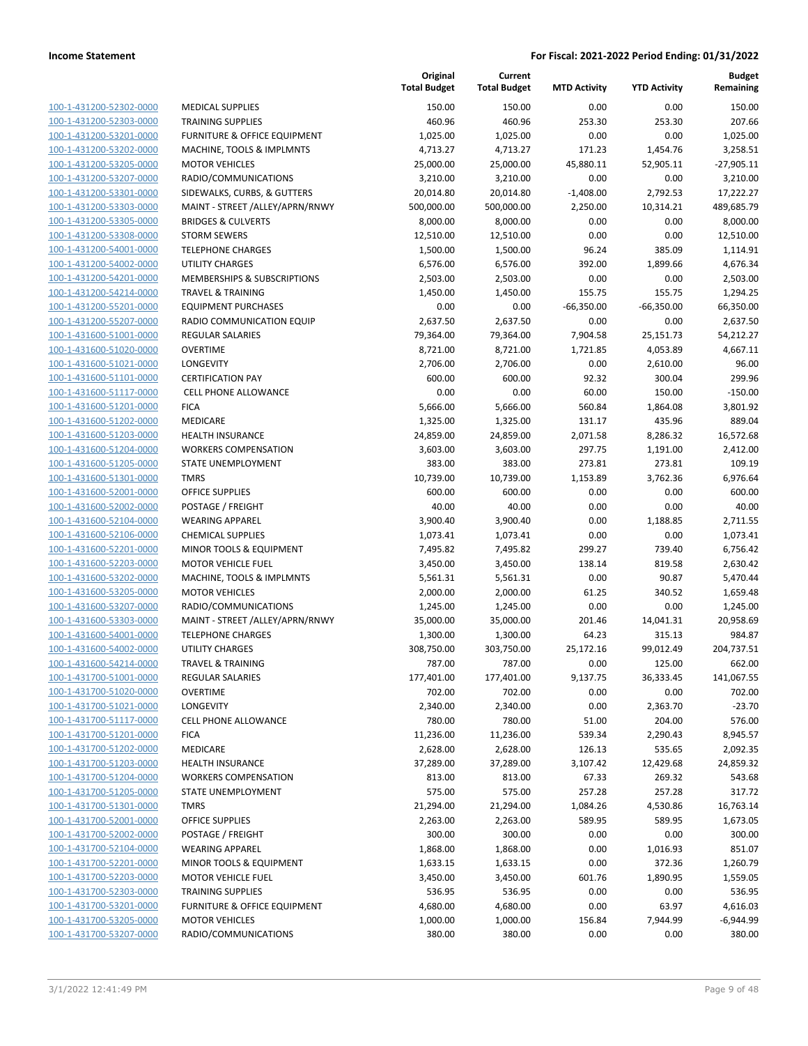| | | Original Total Budget | Current Total Budget | MTD Activity | YTD Activity | Budget Remaining |
|---|---|---|---|---|---|---|
| 100-1-431200-52302-0000 | MEDICAL SUPPLIES | 150.00 | 150.00 | 0.00 | 0.00 | 150.00 |
| 100-1-431200-52303-0000 | TRAINING SUPPLIES | 460.96 | 460.96 | 253.30 | 253.30 | 207.66 |
| 100-1-431200-53201-0000 | FURNITURE & OFFICE EQUIPMENT | 1,025.00 | 1,025.00 | 0.00 | 0.00 | 1,025.00 |
| 100-1-431200-53202-0000 | MACHINE, TOOLS & IMPLMNTS | 4,713.27 | 4,713.27 | 171.23 | 1,454.76 | 3,258.51 |
| 100-1-431200-53205-0000 | MOTOR VEHICLES | 25,000.00 | 25,000.00 | 45,880.11 | 52,905.11 | -27,905.11 |
| 100-1-431200-53207-0000 | RADIO/COMMUNICATIONS | 3,210.00 | 3,210.00 | 0.00 | 0.00 | 3,210.00 |
| 100-1-431200-53301-0000 | SIDEWALKS, CURBS, & GUTTERS | 20,014.80 | 20,014.80 | -1,408.00 | 2,792.53 | 17,222.27 |
| 100-1-431200-53303-0000 | MAINT - STREET /ALLEY/APRN/RNWY | 500,000.00 | 500,000.00 | 2,250.00 | 10,314.21 | 489,685.79 |
| 100-1-431200-53305-0000 | BRIDGES & CULVERTS | 8,000.00 | 8,000.00 | 0.00 | 0.00 | 8,000.00 |
| 100-1-431200-53308-0000 | STORM SEWERS | 12,510.00 | 12,510.00 | 0.00 | 0.00 | 12,510.00 |
| 100-1-431200-54001-0000 | TELEPHONE CHARGES | 1,500.00 | 1,500.00 | 96.24 | 385.09 | 1,114.91 |
| 100-1-431200-54002-0000 | UTILITY CHARGES | 6,576.00 | 6,576.00 | 392.00 | 1,899.66 | 4,676.34 |
| 100-1-431200-54201-0000 | MEMBERSHIPS & SUBSCRIPTIONS | 2,503.00 | 2,503.00 | 0.00 | 0.00 | 2,503.00 |
| 100-1-431200-54214-0000 | TRAVEL & TRAINING | 1,450.00 | 1,450.00 | 155.75 | 155.75 | 1,294.25 |
| 100-1-431200-55201-0000 | EQUIPMENT PURCHASES | 0.00 | 0.00 | -66,350.00 | -66,350.00 | 66,350.00 |
| 100-1-431200-55207-0000 | RADIO COMMUNICATION EQUIP | 2,637.50 | 2,637.50 | 0.00 | 0.00 | 2,637.50 |
| 100-1-431600-51001-0000 | REGULAR SALARIES | 79,364.00 | 79,364.00 | 7,904.58 | 25,151.73 | 54,212.27 |
| 100-1-431600-51020-0000 | OVERTIME | 8,721.00 | 8,721.00 | 1,721.85 | 4,053.89 | 4,667.11 |
| 100-1-431600-51021-0000 | LONGEVITY | 2,706.00 | 2,706.00 | 0.00 | 2,610.00 | 96.00 |
| 100-1-431600-51101-0000 | CERTIFICATION PAY | 600.00 | 600.00 | 92.32 | 300.04 | 299.96 |
| 100-1-431600-51117-0000 | CELL PHONE ALLOWANCE | 0.00 | 0.00 | 60.00 | 150.00 | -150.00 |
| 100-1-431600-51201-0000 | FICA | 5,666.00 | 5,666.00 | 560.84 | 1,864.08 | 3,801.92 |
| 100-1-431600-51202-0000 | MEDICARE | 1,325.00 | 1,325.00 | 131.17 | 435.96 | 889.04 |
| 100-1-431600-51203-0000 | HEALTH INSURANCE | 24,859.00 | 24,859.00 | 2,071.58 | 8,286.32 | 16,572.68 |
| 100-1-431600-51204-0000 | WORKERS COMPENSATION | 3,603.00 | 3,603.00 | 297.75 | 1,191.00 | 2,412.00 |
| 100-1-431600-51205-0000 | STATE UNEMPLOYMENT | 383.00 | 383.00 | 273.81 | 273.81 | 109.19 |
| 100-1-431600-51301-0000 | TMRS | 10,739.00 | 10,739.00 | 1,153.89 | 3,762.36 | 6,976.64 |
| 100-1-431600-52001-0000 | OFFICE SUPPLIES | 600.00 | 600.00 | 0.00 | 0.00 | 600.00 |
| 100-1-431600-52002-0000 | POSTAGE / FREIGHT | 40.00 | 40.00 | 0.00 | 0.00 | 40.00 |
| 100-1-431600-52104-0000 | WEARING APPAREL | 3,900.40 | 3,900.40 | 0.00 | 1,188.85 | 2,711.55 |
| 100-1-431600-52106-0000 | CHEMICAL SUPPLIES | 1,073.41 | 1,073.41 | 0.00 | 0.00 | 1,073.41 |
| 100-1-431600-52201-0000 | MINOR TOOLS & EQUIPMENT | 7,495.82 | 7,495.82 | 299.27 | 739.40 | 6,756.42 |
| 100-1-431600-52203-0000 | MOTOR VEHICLE FUEL | 3,450.00 | 3,450.00 | 138.14 | 819.58 | 2,630.42 |
| 100-1-431600-53202-0000 | MACHINE, TOOLS & IMPLMNTS | 5,561.31 | 5,561.31 | 0.00 | 90.87 | 5,470.44 |
| 100-1-431600-53205-0000 | MOTOR VEHICLES | 2,000.00 | 2,000.00 | 61.25 | 340.52 | 1,659.48 |
| 100-1-431600-53207-0000 | RADIO/COMMUNICATIONS | 1,245.00 | 1,245.00 | 0.00 | 0.00 | 1,245.00 |
| 100-1-431600-53303-0000 | MAINT - STREET /ALLEY/APRN/RNWY | 35,000.00 | 35,000.00 | 201.46 | 14,041.31 | 20,958.69 |
| 100-1-431600-54001-0000 | TELEPHONE CHARGES | 1,300.00 | 1,300.00 | 64.23 | 315.13 | 984.87 |
| 100-1-431600-54002-0000 | UTILITY CHARGES | 308,750.00 | 303,750.00 | 25,172.16 | 99,012.49 | 204,737.51 |
| 100-1-431600-54214-0000 | TRAVEL & TRAINING | 787.00 | 787.00 | 0.00 | 125.00 | 662.00 |
| 100-1-431700-51001-0000 | REGULAR SALARIES | 177,401.00 | 177,401.00 | 9,137.75 | 36,333.45 | 141,067.55 |
| 100-1-431700-51020-0000 | OVERTIME | 702.00 | 702.00 | 0.00 | 0.00 | 702.00 |
| 100-1-431700-51021-0000 | LONGEVITY | 2,340.00 | 2,340.00 | 0.00 | 2,363.70 | -23.70 |
| 100-1-431700-51117-0000 | CELL PHONE ALLOWANCE | 780.00 | 780.00 | 51.00 | 204.00 | 576.00 |
| 100-1-431700-51201-0000 | FICA | 11,236.00 | 11,236.00 | 539.34 | 2,290.43 | 8,945.57 |
| 100-1-431700-51202-0000 | MEDICARE | 2,628.00 | 2,628.00 | 126.13 | 535.65 | 2,092.35 |
| 100-1-431700-51203-0000 | HEALTH INSURANCE | 37,289.00 | 37,289.00 | 3,107.42 | 12,429.68 | 24,859.32 |
| 100-1-431700-51204-0000 | WORKERS COMPENSATION | 813.00 | 813.00 | 67.33 | 269.32 | 543.68 |
| 100-1-431700-51205-0000 | STATE UNEMPLOYMENT | 575.00 | 575.00 | 257.28 | 257.28 | 317.72 |
| 100-1-431700-51301-0000 | TMRS | 21,294.00 | 21,294.00 | 1,084.26 | 4,530.86 | 16,763.14 |
| 100-1-431700-52001-0000 | OFFICE SUPPLIES | 2,263.00 | 2,263.00 | 589.95 | 589.95 | 1,673.05 |
| 100-1-431700-52002-0000 | POSTAGE / FREIGHT | 300.00 | 300.00 | 0.00 | 0.00 | 300.00 |
| 100-1-431700-52104-0000 | WEARING APPAREL | 1,868.00 | 1,868.00 | 0.00 | 1,016.93 | 851.07 |
| 100-1-431700-52201-0000 | MINOR TOOLS & EQUIPMENT | 1,633.15 | 1,633.15 | 0.00 | 372.36 | 1,260.79 |
| 100-1-431700-52203-0000 | MOTOR VEHICLE FUEL | 3,450.00 | 3,450.00 | 601.76 | 1,890.95 | 1,559.05 |
| 100-1-431700-52303-0000 | TRAINING SUPPLIES | 536.95 | 536.95 | 0.00 | 0.00 | 536.95 |
| 100-1-431700-53201-0000 | FURNITURE & OFFICE EQUIPMENT | 4,680.00 | 4,680.00 | 0.00 | 63.97 | 4,616.03 |
| 100-1-431700-53205-0000 | MOTOR VEHICLES | 1,000.00 | 1,000.00 | 156.84 | 7,944.99 | -6,944.99 |
| 100-1-431700-53207-0000 | RADIO/COMMUNICATIONS | 380.00 | 380.00 | 0.00 | 0.00 | 380.00 |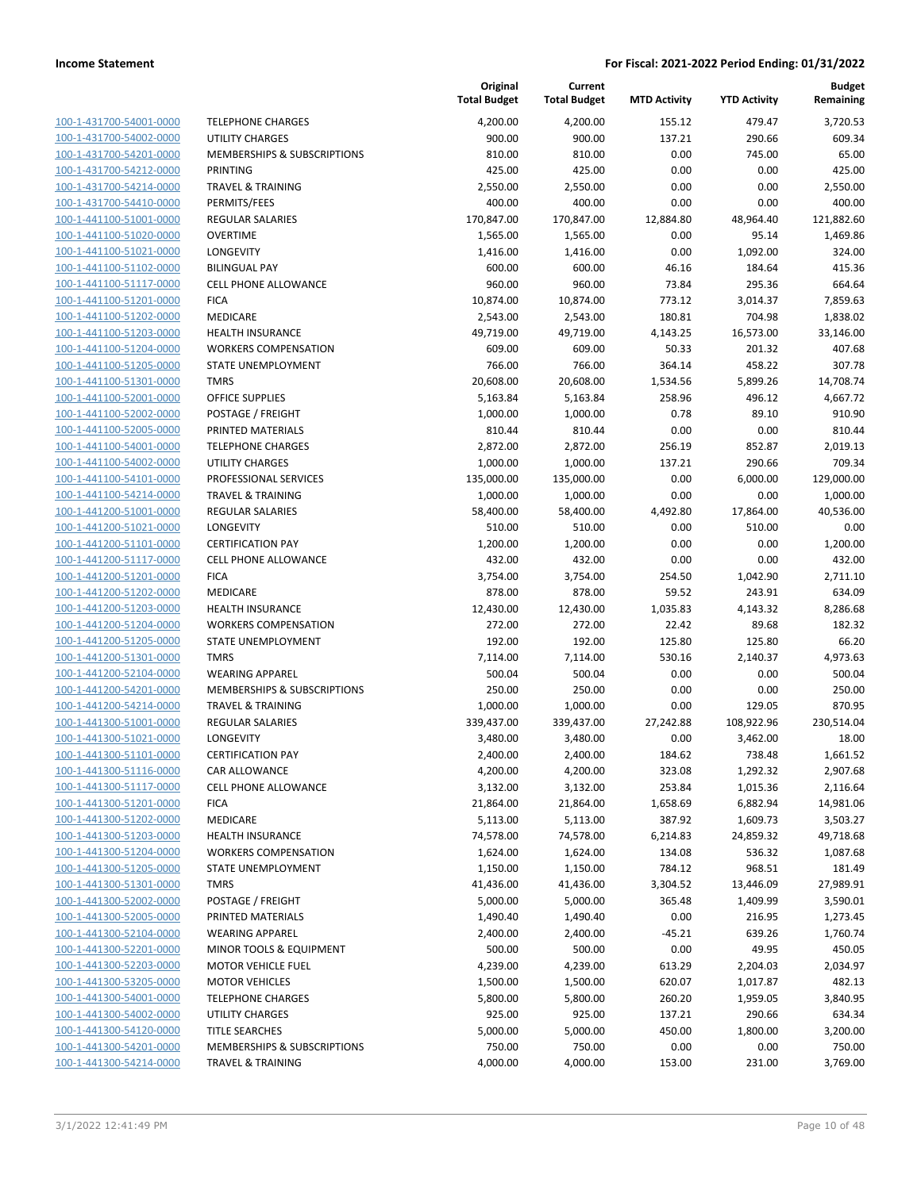**Income Statement** — **For Fiscal: 2021-2022 Period Ending: 01/31/2022**

| | | Original Total Budget | Current Total Budget | MTD Activity | YTD Activity | Budget Remaining |
|---|---|---|---|---|---|---|
| 100-1-431700-54001-0000 | TELEPHONE CHARGES | 4,200.00 | 4,200.00 | 155.12 | 479.47 | 3,720.53 |
| 100-1-431700-54002-0000 | UTILITY CHARGES | 900.00 | 900.00 | 137.21 | 290.66 | 609.34 |
| 100-1-431700-54201-0000 | MEMBERSHIPS & SUBSCRIPTIONS | 810.00 | 810.00 | 0.00 | 745.00 | 65.00 |
| 100-1-431700-54212-0000 | PRINTING | 425.00 | 425.00 | 0.00 | 0.00 | 425.00 |
| 100-1-431700-54214-0000 | TRAVEL & TRAINING | 2,550.00 | 2,550.00 | 0.00 | 0.00 | 2,550.00 |
| 100-1-431700-54410-0000 | PERMITS/FEES | 400.00 | 400.00 | 0.00 | 0.00 | 400.00 |
| 100-1-441100-51001-0000 | REGULAR SALARIES | 170,847.00 | 170,847.00 | 12,884.80 | 48,964.40 | 121,882.60 |
| 100-1-441100-51020-0000 | OVERTIME | 1,565.00 | 1,565.00 | 0.00 | 95.14 | 1,469.86 |
| 100-1-441100-51021-0000 | LONGEVITY | 1,416.00 | 1,416.00 | 0.00 | 1,092.00 | 324.00 |
| 100-1-441100-51102-0000 | BILINGUAL PAY | 600.00 | 600.00 | 46.16 | 184.64 | 415.36 |
| 100-1-441100-51117-0000 | CELL PHONE ALLOWANCE | 960.00 | 960.00 | 73.84 | 295.36 | 664.64 |
| 100-1-441100-51201-0000 | FICA | 10,874.00 | 10,874.00 | 773.12 | 3,014.37 | 7,859.63 |
| 100-1-441100-51202-0000 | MEDICARE | 2,543.00 | 2,543.00 | 180.81 | 704.98 | 1,838.02 |
| 100-1-441100-51203-0000 | HEALTH INSURANCE | 49,719.00 | 49,719.00 | 4,143.25 | 16,573.00 | 33,146.00 |
| 100-1-441100-51204-0000 | WORKERS COMPENSATION | 609.00 | 609.00 | 50.33 | 201.32 | 407.68 |
| 100-1-441100-51205-0000 | STATE UNEMPLOYMENT | 766.00 | 766.00 | 364.14 | 458.22 | 307.78 |
| 100-1-441100-51301-0000 | TMRS | 20,608.00 | 20,608.00 | 1,534.56 | 5,899.26 | 14,708.74 |
| 100-1-441100-52001-0000 | OFFICE SUPPLIES | 5,163.84 | 5,163.84 | 258.96 | 496.12 | 4,667.72 |
| 100-1-441100-52002-0000 | POSTAGE / FREIGHT | 1,000.00 | 1,000.00 | 0.78 | 89.10 | 910.90 |
| 100-1-441100-52005-0000 | PRINTED MATERIALS | 810.44 | 810.44 | 0.00 | 0.00 | 810.44 |
| 100-1-441100-54001-0000 | TELEPHONE CHARGES | 2,872.00 | 2,872.00 | 256.19 | 852.87 | 2,019.13 |
| 100-1-441100-54002-0000 | UTILITY CHARGES | 1,000.00 | 1,000.00 | 137.21 | 290.66 | 709.34 |
| 100-1-441100-54101-0000 | PROFESSIONAL SERVICES | 135,000.00 | 135,000.00 | 0.00 | 6,000.00 | 129,000.00 |
| 100-1-441100-54214-0000 | TRAVEL & TRAINING | 1,000.00 | 1,000.00 | 0.00 | 0.00 | 1,000.00 |
| 100-1-441200-51001-0000 | REGULAR SALARIES | 58,400.00 | 58,400.00 | 4,492.80 | 17,864.00 | 40,536.00 |
| 100-1-441200-51021-0000 | LONGEVITY | 510.00 | 510.00 | 0.00 | 510.00 | 0.00 |
| 100-1-441200-51101-0000 | CERTIFICATION PAY | 1,200.00 | 1,200.00 | 0.00 | 0.00 | 1,200.00 |
| 100-1-441200-51117-0000 | CELL PHONE ALLOWANCE | 432.00 | 432.00 | 0.00 | 0.00 | 432.00 |
| 100-1-441200-51201-0000 | FICA | 3,754.00 | 3,754.00 | 254.50 | 1,042.90 | 2,711.10 |
| 100-1-441200-51202-0000 | MEDICARE | 878.00 | 878.00 | 59.52 | 243.91 | 634.09 |
| 100-1-441200-51203-0000 | HEALTH INSURANCE | 12,430.00 | 12,430.00 | 1,035.83 | 4,143.32 | 8,286.68 |
| 100-1-441200-51204-0000 | WORKERS COMPENSATION | 272.00 | 272.00 | 22.42 | 89.68 | 182.32 |
| 100-1-441200-51205-0000 | STATE UNEMPLOYMENT | 192.00 | 192.00 | 125.80 | 125.80 | 66.20 |
| 100-1-441200-51301-0000 | TMRS | 7,114.00 | 7,114.00 | 530.16 | 2,140.37 | 4,973.63 |
| 100-1-441200-52104-0000 | WEARING APPAREL | 500.04 | 500.04 | 0.00 | 0.00 | 500.04 |
| 100-1-441200-54201-0000 | MEMBERSHIPS & SUBSCRIPTIONS | 250.00 | 250.00 | 0.00 | 0.00 | 250.00 |
| 100-1-441200-54214-0000 | TRAVEL & TRAINING | 1,000.00 | 1,000.00 | 0.00 | 129.05 | 870.95 |
| 100-1-441300-51001-0000 | REGULAR SALARIES | 339,437.00 | 339,437.00 | 27,242.88 | 108,922.96 | 230,514.04 |
| 100-1-441300-51021-0000 | LONGEVITY | 3,480.00 | 3,480.00 | 0.00 | 3,462.00 | 18.00 |
| 100-1-441300-51101-0000 | CERTIFICATION PAY | 2,400.00 | 2,400.00 | 184.62 | 738.48 | 1,661.52 |
| 100-1-441300-51116-0000 | CAR ALLOWANCE | 4,200.00 | 4,200.00 | 323.08 | 1,292.32 | 2,907.68 |
| 100-1-441300-51117-0000 | CELL PHONE ALLOWANCE | 3,132.00 | 3,132.00 | 253.84 | 1,015.36 | 2,116.64 |
| 100-1-441300-51201-0000 | FICA | 21,864.00 | 21,864.00 | 1,658.69 | 6,882.94 | 14,981.06 |
| 100-1-441300-51202-0000 | MEDICARE | 5,113.00 | 5,113.00 | 387.92 | 1,609.73 | 3,503.27 |
| 100-1-441300-51203-0000 | HEALTH INSURANCE | 74,578.00 | 74,578.00 | 6,214.83 | 24,859.32 | 49,718.68 |
| 100-1-441300-51204-0000 | WORKERS COMPENSATION | 1,624.00 | 1,624.00 | 134.08 | 536.32 | 1,087.68 |
| 100-1-441300-51205-0000 | STATE UNEMPLOYMENT | 1,150.00 | 1,150.00 | 784.12 | 968.51 | 181.49 |
| 100-1-441300-51301-0000 | TMRS | 41,436.00 | 41,436.00 | 3,304.52 | 13,446.09 | 27,989.91 |
| 100-1-441300-52002-0000 | POSTAGE / FREIGHT | 5,000.00 | 5,000.00 | 365.48 | 1,409.99 | 3,590.01 |
| 100-1-441300-52005-0000 | PRINTED MATERIALS | 1,490.40 | 1,490.40 | 0.00 | 216.95 | 1,273.45 |
| 100-1-441300-52104-0000 | WEARING APPAREL | 2,400.00 | 2,400.00 | -45.21 | 639.26 | 1,760.74 |
| 100-1-441300-52201-0000 | MINOR TOOLS & EQUIPMENT | 500.00 | 500.00 | 0.00 | 49.95 | 450.05 |
| 100-1-441300-52203-0000 | MOTOR VEHICLE FUEL | 4,239.00 | 4,239.00 | 613.29 | 2,204.03 | 2,034.97 |
| 100-1-441300-53205-0000 | MOTOR VEHICLES | 1,500.00 | 1,500.00 | 620.07 | 1,017.87 | 482.13 |
| 100-1-441300-54001-0000 | TELEPHONE CHARGES | 5,800.00 | 5,800.00 | 260.20 | 1,959.05 | 3,840.95 |
| 100-1-441300-54002-0000 | UTILITY CHARGES | 925.00 | 925.00 | 137.21 | 290.66 | 634.34 |
| 100-1-441300-54120-0000 | TITLE SEARCHES | 5,000.00 | 5,000.00 | 450.00 | 1,800.00 | 3,200.00 |
| 100-1-441300-54201-0000 | MEMBERSHIPS & SUBSCRIPTIONS | 750.00 | 750.00 | 0.00 | 0.00 | 750.00 |
| 100-1-441300-54214-0000 | TRAVEL & TRAINING | 4,000.00 | 4,000.00 | 153.00 | 231.00 | 3,769.00 |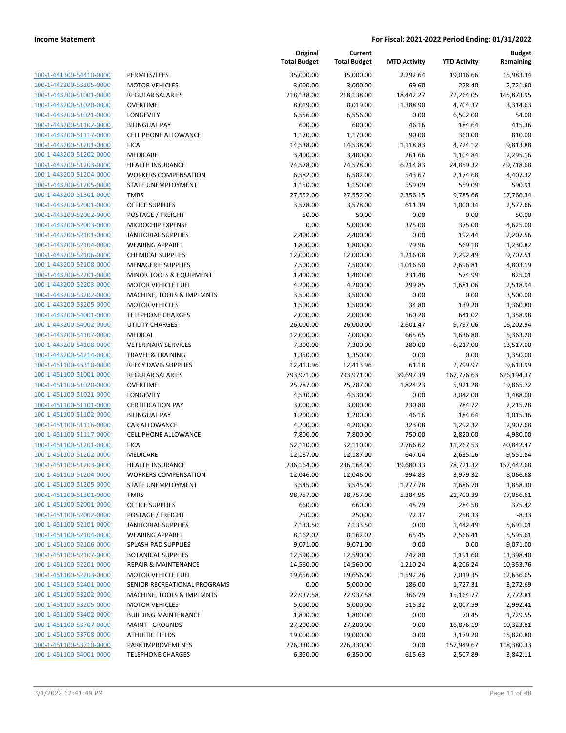**Income Statement** — For Fiscal: 2021-2022 Period Ending: 01/31/2022

| | | Original Total Budget | Current Total Budget | MTD Activity | YTD Activity | Budget Remaining |
|---|---|---|---|---|---|---|
| 100-1-441300-54410-0000 | PERMITS/FEES | 35,000.00 | 35,000.00 | 2,292.64 | 19,016.66 | 15,983.34 |
| 100-1-442200-53205-0000 | MOTOR VEHICLES | 3,000.00 | 3,000.00 | 69.60 | 278.40 | 2,721.60 |
| 100-1-443200-51001-0000 | REGULAR SALARIES | 218,138.00 | 218,138.00 | 18,442.27 | 72,264.05 | 145,873.95 |
| 100-1-443200-51020-0000 | OVERTIME | 8,019.00 | 8,019.00 | 1,388.90 | 4,704.37 | 3,314.63 |
| 100-1-443200-51021-0000 | LONGEVITY | 6,556.00 | 6,556.00 | 0.00 | 6,502.00 | 54.00 |
| 100-1-443200-51102-0000 | BILINGUAL PAY | 600.00 | 600.00 | 46.16 | 184.64 | 415.36 |
| 100-1-443200-51117-0000 | CELL PHONE ALLOWANCE | 1,170.00 | 1,170.00 | 90.00 | 360.00 | 810.00 |
| 100-1-443200-51201-0000 | FICA | 14,538.00 | 14,538.00 | 1,118.83 | 4,724.12 | 9,813.88 |
| 100-1-443200-51202-0000 | MEDICARE | 3,400.00 | 3,400.00 | 261.66 | 1,104.84 | 2,295.16 |
| 100-1-443200-51203-0000 | HEALTH INSURANCE | 74,578.00 | 74,578.00 | 6,214.83 | 24,859.32 | 49,718.68 |
| 100-1-443200-51204-0000 | WORKERS COMPENSATION | 6,582.00 | 6,582.00 | 543.67 | 2,174.68 | 4,407.32 |
| 100-1-443200-51205-0000 | STATE UNEMPLOYMENT | 1,150.00 | 1,150.00 | 559.09 | 559.09 | 590.91 |
| 100-1-443200-51301-0000 | TMRS | 27,552.00 | 27,552.00 | 2,356.15 | 9,785.66 | 17,766.34 |
| 100-1-443200-52001-0000 | OFFICE SUPPLIES | 3,578.00 | 3,578.00 | 611.39 | 1,000.34 | 2,577.66 |
| 100-1-443200-52002-0000 | POSTAGE / FREIGHT | 50.00 | 50.00 | 0.00 | 0.00 | 50.00 |
| 100-1-443200-52003-0000 | MICROCHIP EXPENSE | 0.00 | 5,000.00 | 375.00 | 375.00 | 4,625.00 |
| 100-1-443200-52101-0000 | JANITORIAL SUPPLIES | 2,400.00 | 2,400.00 | 0.00 | 192.44 | 2,207.56 |
| 100-1-443200-52104-0000 | WEARING APPAREL | 1,800.00 | 1,800.00 | 79.96 | 569.18 | 1,230.82 |
| 100-1-443200-52106-0000 | CHEMICAL SUPPLIES | 12,000.00 | 12,000.00 | 1,216.08 | 2,292.49 | 9,707.51 |
| 100-1-443200-52108-0000 | MENAGERIE SUPPLIES | 7,500.00 | 7,500.00 | 1,016.50 | 2,696.81 | 4,803.19 |
| 100-1-443200-52201-0000 | MINOR TOOLS & EQUIPMENT | 1,400.00 | 1,400.00 | 231.48 | 574.99 | 825.01 |
| 100-1-443200-52203-0000 | MOTOR VEHICLE FUEL | 4,200.00 | 4,200.00 | 299.85 | 1,681.06 | 2,518.94 |
| 100-1-443200-53202-0000 | MACHINE, TOOLS & IMPLMNTS | 3,500.00 | 3,500.00 | 0.00 | 0.00 | 3,500.00 |
| 100-1-443200-53205-0000 | MOTOR VEHICLES | 1,500.00 | 1,500.00 | 34.80 | 139.20 | 1,360.80 |
| 100-1-443200-54001-0000 | TELEPHONE CHARGES | 2,000.00 | 2,000.00 | 160.20 | 641.02 | 1,358.98 |
| 100-1-443200-54002-0000 | UTILITY CHARGES | 26,000.00 | 26,000.00 | 2,601.47 | 9,797.06 | 16,202.94 |
| 100-1-443200-54107-0000 | MEDICAL | 12,000.00 | 7,000.00 | 665.65 | 1,636.80 | 5,363.20 |
| 100-1-443200-54108-0000 | VETERINARY SERVICES | 7,300.00 | 7,300.00 | 380.00 | -6,217.00 | 13,517.00 |
| 100-1-443200-54214-0000 | TRAVEL & TRAINING | 1,350.00 | 1,350.00 | 0.00 | 0.00 | 1,350.00 |
| 100-1-451100-45310-0000 | REECY DAVIS SUPPLIES | 12,413.96 | 12,413.96 | 61.18 | 2,799.97 | 9,613.99 |
| 100-1-451100-51001-0000 | REGULAR SALARIES | 793,971.00 | 793,971.00 | 39,697.39 | 167,776.63 | 626,194.37 |
| 100-1-451100-51020-0000 | OVERTIME | 25,787.00 | 25,787.00 | 1,824.23 | 5,921.28 | 19,865.72 |
| 100-1-451100-51021-0000 | LONGEVITY | 4,530.00 | 4,530.00 | 0.00 | 3,042.00 | 1,488.00 |
| 100-1-451100-51101-0000 | CERTIFICATION PAY | 3,000.00 | 3,000.00 | 230.80 | 784.72 | 2,215.28 |
| 100-1-451100-51102-0000 | BILINGUAL PAY | 1,200.00 | 1,200.00 | 46.16 | 184.64 | 1,015.36 |
| 100-1-451100-51116-0000 | CAR ALLOWANCE | 4,200.00 | 4,200.00 | 323.08 | 1,292.32 | 2,907.68 |
| 100-1-451100-51117-0000 | CELL PHONE ALLOWANCE | 7,800.00 | 7,800.00 | 750.00 | 2,820.00 | 4,980.00 |
| 100-1-451100-51201-0000 | FICA | 52,110.00 | 52,110.00 | 2,766.62 | 11,267.53 | 40,842.47 |
| 100-1-451100-51202-0000 | MEDICARE | 12,187.00 | 12,187.00 | 647.04 | 2,635.16 | 9,551.84 |
| 100-1-451100-51203-0000 | HEALTH INSURANCE | 236,164.00 | 236,164.00 | 19,680.33 | 78,721.32 | 157,442.68 |
| 100-1-451100-51204-0000 | WORKERS COMPENSATION | 12,046.00 | 12,046.00 | 994.83 | 3,979.32 | 8,066.68 |
| 100-1-451100-51205-0000 | STATE UNEMPLOYMENT | 3,545.00 | 3,545.00 | 1,277.78 | 1,686.70 | 1,858.30 |
| 100-1-451100-51301-0000 | TMRS | 98,757.00 | 98,757.00 | 5,384.95 | 21,700.39 | 77,056.61 |
| 100-1-451100-52001-0000 | OFFICE SUPPLIES | 660.00 | 660.00 | 45.79 | 284.58 | 375.42 |
| 100-1-451100-52002-0000 | POSTAGE / FREIGHT | 250.00 | 250.00 | 72.37 | 258.33 | -8.33 |
| 100-1-451100-52101-0000 | JANITORIAL SUPPLIES | 7,133.50 | 7,133.50 | 0.00 | 1,442.49 | 5,691.01 |
| 100-1-451100-52104-0000 | WEARING APPAREL | 8,162.02 | 8,162.02 | 65.45 | 2,566.41 | 5,595.61 |
| 100-1-451100-52106-0000 | SPLASH PAD SUPPLIES | 9,071.00 | 9,071.00 | 0.00 | 0.00 | 9,071.00 |
| 100-1-451100-52107-0000 | BOTANICAL SUPPLIES | 12,590.00 | 12,590.00 | 242.80 | 1,191.60 | 11,398.40 |
| 100-1-451100-52201-0000 | REPAIR & MAINTENANCE | 14,560.00 | 14,560.00 | 1,210.24 | 4,206.24 | 10,353.76 |
| 100-1-451100-52203-0000 | MOTOR VEHICLE FUEL | 19,656.00 | 19,656.00 | 1,592.26 | 7,019.35 | 12,636.65 |
| 100-1-451100-52401-0000 | SENIOR RECREATIONAL PROGRAMS | 0.00 | 5,000.00 | 186.00 | 1,727.31 | 3,272.69 |
| 100-1-451100-53202-0000 | MACHINE, TOOLS & IMPLMNTS | 22,937.58 | 22,937.58 | 366.79 | 15,164.77 | 7,772.81 |
| 100-1-451100-53205-0000 | MOTOR VEHICLES | 5,000.00 | 5,000.00 | 515.32 | 2,007.59 | 2,992.41 |
| 100-1-451100-53402-0000 | BUILDING MAINTENANCE | 1,800.00 | 1,800.00 | 0.00 | 70.45 | 1,729.55 |
| 100-1-451100-53707-0000 | MAINT - GROUNDS | 27,200.00 | 27,200.00 | 0.00 | 16,876.19 | 10,323.81 |
| 100-1-451100-53708-0000 | ATHLETIC FIELDS | 19,000.00 | 19,000.00 | 0.00 | 3,179.20 | 15,820.80 |
| 100-1-451100-53710-0000 | PARK IMPROVEMENTS | 276,330.00 | 276,330.00 | 0.00 | 157,949.67 | 118,380.33 |
| 100-1-451100-54001-0000 | TELEPHONE CHARGES | 6,350.00 | 6,350.00 | 615.63 | 2,507.89 | 3,842.11 |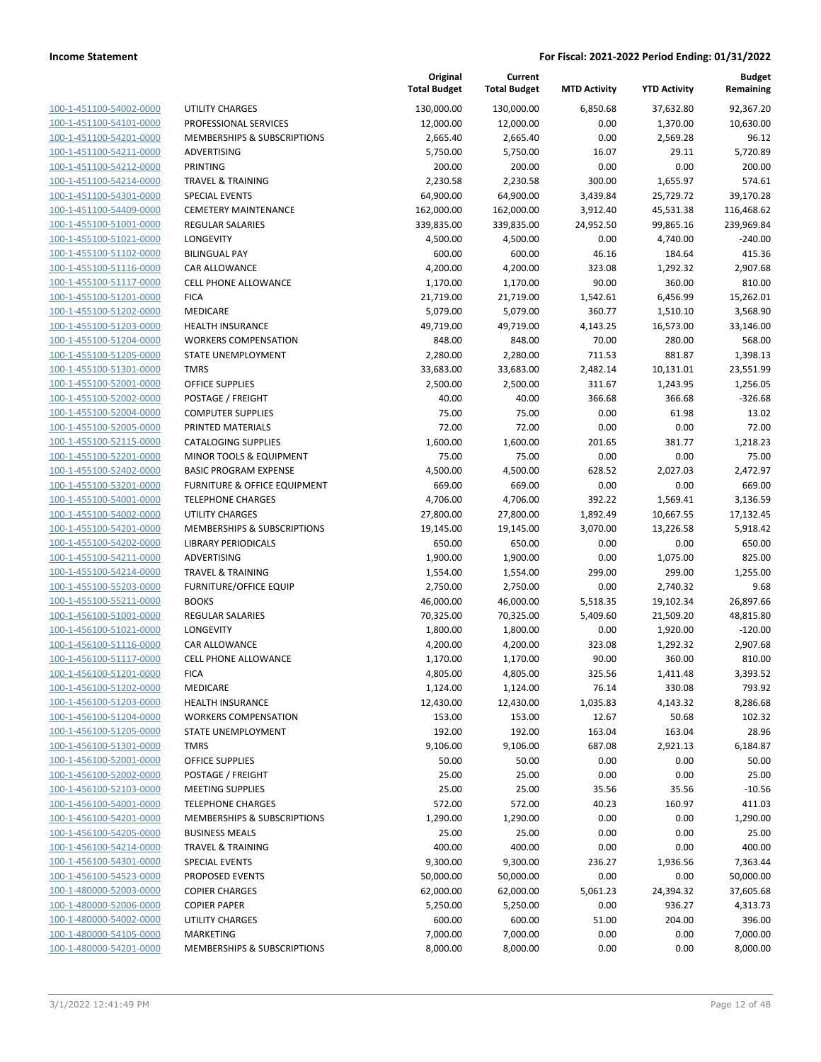| | | Original Total Budget | Current Total Budget | MTD Activity | YTD Activity | Budget Remaining |
|---|---|---|---|---|---|---|
| 100-1-451100-54002-0000 | UTILITY CHARGES | 130,000.00 | 130,000.00 | 6,850.68 | 37,632.80 | 92,367.20 |
| 100-1-451100-54101-0000 | PROFESSIONAL SERVICES | 12,000.00 | 12,000.00 | 0.00 | 1,370.00 | 10,630.00 |
| 100-1-451100-54201-0000 | MEMBERSHIPS & SUBSCRIPTIONS | 2,665.40 | 2,665.40 | 0.00 | 2,569.28 | 96.12 |
| 100-1-451100-54211-0000 | ADVERTISING | 5,750.00 | 5,750.00 | 16.07 | 29.11 | 5,720.89 |
| 100-1-451100-54212-0000 | PRINTING | 200.00 | 200.00 | 0.00 | 0.00 | 200.00 |
| 100-1-451100-54214-0000 | TRAVEL & TRAINING | 2,230.58 | 2,230.58 | 300.00 | 1,655.97 | 574.61 |
| 100-1-451100-54301-0000 | SPECIAL EVENTS | 64,900.00 | 64,900.00 | 3,439.84 | 25,729.72 | 39,170.28 |
| 100-1-451100-54409-0000 | CEMETERY MAINTENANCE | 162,000.00 | 162,000.00 | 3,912.40 | 45,531.38 | 116,468.62 |
| 100-1-455100-51001-0000 | REGULAR SALARIES | 339,835.00 | 339,835.00 | 24,952.50 | 99,865.16 | 239,969.84 |
| 100-1-455100-51021-0000 | LONGEVITY | 4,500.00 | 4,500.00 | 0.00 | 4,740.00 | -240.00 |
| 100-1-455100-51102-0000 | BILINGUAL PAY | 600.00 | 600.00 | 46.16 | 184.64 | 415.36 |
| 100-1-455100-51116-0000 | CAR ALLOWANCE | 4,200.00 | 4,200.00 | 323.08 | 1,292.32 | 2,907.68 |
| 100-1-455100-51117-0000 | CELL PHONE ALLOWANCE | 1,170.00 | 1,170.00 | 90.00 | 360.00 | 810.00 |
| 100-1-455100-51201-0000 | FICA | 21,719.00 | 21,719.00 | 1,542.61 | 6,456.99 | 15,262.01 |
| 100-1-455100-51202-0000 | MEDICARE | 5,079.00 | 5,079.00 | 360.77 | 1,510.10 | 3,568.90 |
| 100-1-455100-51203-0000 | HEALTH INSURANCE | 49,719.00 | 49,719.00 | 4,143.25 | 16,573.00 | 33,146.00 |
| 100-1-455100-51204-0000 | WORKERS COMPENSATION | 848.00 | 848.00 | 70.00 | 280.00 | 568.00 |
| 100-1-455100-51205-0000 | STATE UNEMPLOYMENT | 2,280.00 | 2,280.00 | 711.53 | 881.87 | 1,398.13 |
| 100-1-455100-51301-0000 | TMRS | 33,683.00 | 33,683.00 | 2,482.14 | 10,131.01 | 23,551.99 |
| 100-1-455100-52001-0000 | OFFICE SUPPLIES | 2,500.00 | 2,500.00 | 311.67 | 1,243.95 | 1,256.05 |
| 100-1-455100-52002-0000 | POSTAGE / FREIGHT | 40.00 | 40.00 | 366.68 | 366.68 | -326.68 |
| 100-1-455100-52004-0000 | COMPUTER SUPPLIES | 75.00 | 75.00 | 0.00 | 61.98 | 13.02 |
| 100-1-455100-52005-0000 | PRINTED MATERIALS | 72.00 | 72.00 | 0.00 | 0.00 | 72.00 |
| 100-1-455100-52115-0000 | CATALOGING SUPPLIES | 1,600.00 | 1,600.00 | 201.65 | 381.77 | 1,218.23 |
| 100-1-455100-52201-0000 | MINOR TOOLS & EQUIPMENT | 75.00 | 75.00 | 0.00 | 0.00 | 75.00 |
| 100-1-455100-52402-0000 | BASIC PROGRAM EXPENSE | 4,500.00 | 4,500.00 | 628.52 | 2,027.03 | 2,472.97 |
| 100-1-455100-53201-0000 | FURNITURE & OFFICE EQUIPMENT | 669.00 | 669.00 | 0.00 | 0.00 | 669.00 |
| 100-1-455100-54001-0000 | TELEPHONE CHARGES | 4,706.00 | 4,706.00 | 392.22 | 1,569.41 | 3,136.59 |
| 100-1-455100-54002-0000 | UTILITY CHARGES | 27,800.00 | 27,800.00 | 1,892.49 | 10,667.55 | 17,132.45 |
| 100-1-455100-54201-0000 | MEMBERSHIPS & SUBSCRIPTIONS | 19,145.00 | 19,145.00 | 3,070.00 | 13,226.58 | 5,918.42 |
| 100-1-455100-54202-0000 | LIBRARY PERIODICALS | 650.00 | 650.00 | 0.00 | 0.00 | 650.00 |
| 100-1-455100-54211-0000 | ADVERTISING | 1,900.00 | 1,900.00 | 0.00 | 1,075.00 | 825.00 |
| 100-1-455100-54214-0000 | TRAVEL & TRAINING | 1,554.00 | 1,554.00 | 299.00 | 299.00 | 1,255.00 |
| 100-1-455100-55203-0000 | FURNITURE/OFFICE EQUIP | 2,750.00 | 2,750.00 | 0.00 | 2,740.32 | 9.68 |
| 100-1-455100-55211-0000 | BOOKS | 46,000.00 | 46,000.00 | 5,518.35 | 19,102.34 | 26,897.66 |
| 100-1-456100-51001-0000 | REGULAR SALARIES | 70,325.00 | 70,325.00 | 5,409.60 | 21,509.20 | 48,815.80 |
| 100-1-456100-51021-0000 | LONGEVITY | 1,800.00 | 1,800.00 | 0.00 | 1,920.00 | -120.00 |
| 100-1-456100-51116-0000 | CAR ALLOWANCE | 4,200.00 | 4,200.00 | 323.08 | 1,292.32 | 2,907.68 |
| 100-1-456100-51117-0000 | CELL PHONE ALLOWANCE | 1,170.00 | 1,170.00 | 90.00 | 360.00 | 810.00 |
| 100-1-456100-51201-0000 | FICA | 4,805.00 | 4,805.00 | 325.56 | 1,411.48 | 3,393.52 |
| 100-1-456100-51202-0000 | MEDICARE | 1,124.00 | 1,124.00 | 76.14 | 330.08 | 793.92 |
| 100-1-456100-51203-0000 | HEALTH INSURANCE | 12,430.00 | 12,430.00 | 1,035.83 | 4,143.32 | 8,286.68 |
| 100-1-456100-51204-0000 | WORKERS COMPENSATION | 153.00 | 153.00 | 12.67 | 50.68 | 102.32 |
| 100-1-456100-51205-0000 | STATE UNEMPLOYMENT | 192.00 | 192.00 | 163.04 | 163.04 | 28.96 |
| 100-1-456100-51301-0000 | TMRS | 9,106.00 | 9,106.00 | 687.08 | 2,921.13 | 6,184.87 |
| 100-1-456100-52001-0000 | OFFICE SUPPLIES | 50.00 | 50.00 | 0.00 | 0.00 | 50.00 |
| 100-1-456100-52002-0000 | POSTAGE / FREIGHT | 25.00 | 25.00 | 0.00 | 0.00 | 25.00 |
| 100-1-456100-52103-0000 | MEETING SUPPLIES | 25.00 | 25.00 | 35.56 | 35.56 | -10.56 |
| 100-1-456100-54001-0000 | TELEPHONE CHARGES | 572.00 | 572.00 | 40.23 | 160.97 | 411.03 |
| 100-1-456100-54201-0000 | MEMBERSHIPS & SUBSCRIPTIONS | 1,290.00 | 1,290.00 | 0.00 | 0.00 | 1,290.00 |
| 100-1-456100-54205-0000 | BUSINESS MEALS | 25.00 | 25.00 | 0.00 | 0.00 | 25.00 |
| 100-1-456100-54214-0000 | TRAVEL & TRAINING | 400.00 | 400.00 | 0.00 | 0.00 | 400.00 |
| 100-1-456100-54301-0000 | SPECIAL EVENTS | 9,300.00 | 9,300.00 | 236.27 | 1,936.56 | 7,363.44 |
| 100-1-456100-54523-0000 | PROPOSED EVENTS | 50,000.00 | 50,000.00 | 0.00 | 0.00 | 50,000.00 |
| 100-1-480000-52003-0000 | COPIER CHARGES | 62,000.00 | 62,000.00 | 5,061.23 | 24,394.32 | 37,605.68 |
| 100-1-480000-52006-0000 | COPIER PAPER | 5,250.00 | 5,250.00 | 0.00 | 936.27 | 4,313.73 |
| 100-1-480000-54002-0000 | UTILITY CHARGES | 600.00 | 600.00 | 51.00 | 204.00 | 396.00 |
| 100-1-480000-54105-0000 | MARKETING | 7,000.00 | 7,000.00 | 0.00 | 0.00 | 7,000.00 |
| 100-1-480000-54201-0000 | MEMBERSHIPS & SUBSCRIPTIONS | 8,000.00 | 8,000.00 | 0.00 | 0.00 | 8,000.00 |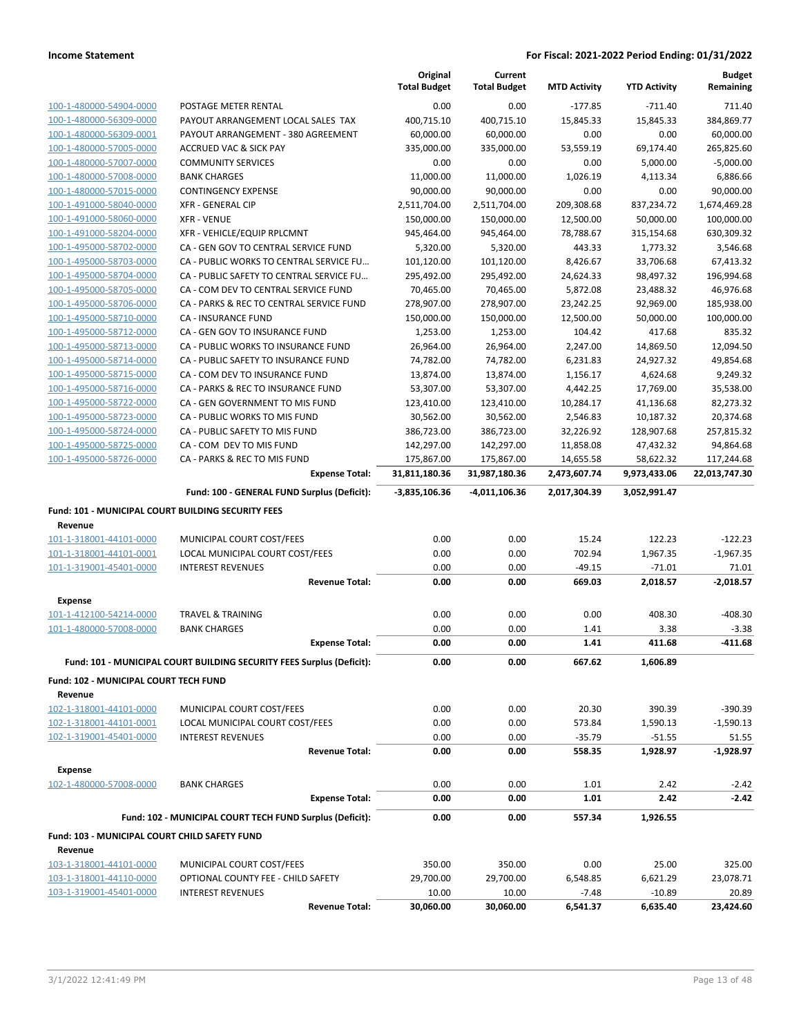| | | Original Total Budget | Current Total Budget | MTD Activity | YTD Activity | Budget Remaining |
|---|---|---|---|---|---|---|
| 100-1-480000-54904-0000 | POSTAGE METER RENTAL | 0.00 | 0.00 | -177.85 | -711.40 | 711.40 |
| 100-1-480000-56309-0000 | PAYOUT ARRANGEMENT LOCAL SALES TAX | 400,715.10 | 400,715.10 | 15,845.33 | 15,845.33 | 384,869.77 |
| 100-1-480000-56309-0001 | PAYOUT ARRANGEMENT - 380 AGREEMENT | 60,000.00 | 60,000.00 | 0.00 | 0.00 | 60,000.00 |
| 100-1-480000-57005-0000 | ACCRUED VAC & SICK PAY | 335,000.00 | 335,000.00 | 53,559.19 | 69,174.40 | 265,825.60 |
| 100-1-480000-57007-0000 | COMMUNITY SERVICES | 0.00 | 0.00 | 0.00 | 5,000.00 | -5,000.00 |
| 100-1-480000-57008-0000 | BANK CHARGES | 11,000.00 | 11,000.00 | 1,026.19 | 4,113.34 | 6,886.66 |
| 100-1-480000-57015-0000 | CONTINGENCY EXPENSE | 90,000.00 | 90,000.00 | 0.00 | 0.00 | 90,000.00 |
| 100-1-491000-58040-0000 | XFR - GENERAL CIP | 2,511,704.00 | 2,511,704.00 | 209,308.68 | 837,234.72 | 1,674,469.28 |
| 100-1-491000-58060-0000 | XFR - VENUE | 150,000.00 | 150,000.00 | 12,500.00 | 50,000.00 | 100,000.00 |
| 100-1-491000-58204-0000 | XFR - VEHICLE/EQUIP RPLCMNT | 945,464.00 | 945,464.00 | 78,788.67 | 315,154.68 | 630,309.32 |
| 100-1-495000-58702-0000 | CA - GEN GOV TO CENTRAL SERVICE FUND | 5,320.00 | 5,320.00 | 443.33 | 1,773.32 | 3,546.68 |
| 100-1-495000-58703-0000 | CA - PUBLIC WORKS TO CENTRAL SERVICE FU… | 101,120.00 | 101,120.00 | 8,426.67 | 33,706.68 | 67,413.32 |
| 100-1-495000-58704-0000 | CA - PUBLIC SAFETY TO CENTRAL SERVICE FU… | 295,492.00 | 295,492.00 | 24,624.33 | 98,497.32 | 196,994.68 |
| 100-1-495000-58705-0000 | CA - COM DEV TO CENTRAL SERVICE FUND | 70,465.00 | 70,465.00 | 5,872.08 | 23,488.32 | 46,976.68 |
| 100-1-495000-58706-0000 | CA - PARKS & REC TO CENTRAL SERVICE FUND | 278,907.00 | 278,907.00 | 23,242.25 | 92,969.00 | 185,938.00 |
| 100-1-495000-58710-0000 | CA - INSURANCE FUND | 150,000.00 | 150,000.00 | 12,500.00 | 50,000.00 | 100,000.00 |
| 100-1-495000-58712-0000 | CA - GEN GOV TO INSURANCE FUND | 1,253.00 | 1,253.00 | 104.42 | 417.68 | 835.32 |
| 100-1-495000-58713-0000 | CA - PUBLIC WORKS TO INSURANCE FUND | 26,964.00 | 26,964.00 | 2,247.00 | 14,869.50 | 12,094.50 |
| 100-1-495000-58714-0000 | CA - PUBLIC SAFETY TO INSURANCE FUND | 74,782.00 | 74,782.00 | 6,231.83 | 24,927.32 | 49,854.68 |
| 100-1-495000-58715-0000 | CA - COM DEV TO INSURANCE FUND | 13,874.00 | 13,874.00 | 1,156.17 | 4,624.68 | 9,249.32 |
| 100-1-495000-58716-0000 | CA - PARKS & REC TO INSURANCE FUND | 53,307.00 | 53,307.00 | 4,442.25 | 17,769.00 | 35,538.00 |
| 100-1-495000-58722-0000 | CA - GEN GOVERNMENT TO MIS FUND | 123,410.00 | 123,410.00 | 10,284.17 | 41,136.68 | 82,273.32 |
| 100-1-495000-58723-0000 | CA - PUBLIC WORKS TO MIS FUND | 30,562.00 | 30,562.00 | 2,546.83 | 10,187.32 | 20,374.68 |
| 100-1-495000-58724-0000 | CA - PUBLIC SAFETY TO MIS FUND | 386,723.00 | 386,723.00 | 32,226.92 | 128,907.68 | 257,815.32 |
| 100-1-495000-58725-0000 | CA - COM DEV TO MIS FUND | 142,297.00 | 142,297.00 | 11,858.08 | 47,432.32 | 94,864.68 |
| 100-1-495000-58726-0000 | CA - PARKS & REC TO MIS FUND | 175,867.00 | 175,867.00 | 14,655.58 | 58,622.32 | 117,244.68 |
| | **Expense Total:** | **31,811,180.36** | **31,987,180.36** | **2,473,607.74** | **9,973,433.06** | **22,013,747.30** |
| | **Fund: 100 - GENERAL FUND Surplus (Deficit):** | **-3,835,106.36** | **-4,011,106.36** | **2,017,304.39** | **3,052,991.47** | |

**Fund: 101 - MUNICIPAL COURT BUILDING SECURITY FEES**

| | | Original Total Budget | Current Total Budget | MTD Activity | YTD Activity | Budget Remaining |
|---|---|---|---|---|---|---|
| **Revenue** | | | | | | |
| 101-1-318001-44101-0000 | MUNICIPAL COURT COST/FEES | 0.00 | 0.00 | 15.24 | 122.23 | -122.23 |
| 101-1-318001-44101-0001 | LOCAL MUNICIPAL COURT COST/FEES | 0.00 | 0.00 | 702.94 | 1,967.35 | -1,967.35 |
| 101-1-319001-45401-0000 | INTEREST REVENUES | 0.00 | 0.00 | -49.15 | -71.01 | 71.01 |
| | **Revenue Total:** | **0.00** | **0.00** | **669.03** | **2,018.57** | **-2,018.57** |
| **Expense** | | | | | | |
| 101-1-412100-54214-0000 | TRAVEL & TRAINING | 0.00 | 0.00 | 0.00 | 408.30 | -408.30 |
| 101-1-480000-57008-0000 | BANK CHARGES | 0.00 | 0.00 | 1.41 | 3.38 | -3.38 |
| | **Expense Total:** | **0.00** | **0.00** | **1.41** | **411.68** | **-411.68** |
| | **Fund: 101 - MUNICIPAL COURT BUILDING SECURITY FEES Surplus (Deficit):** | **0.00** | **0.00** | **667.62** | **1,606.89** | |

**Fund: 102 - MUNICIPAL COURT TECH FUND**

| | | Original Total Budget | Current Total Budget | MTD Activity | YTD Activity | Budget Remaining |
|---|---|---|---|---|---|---|
| **Revenue** | | | | | | |
| 102-1-318001-44101-0000 | MUNICIPAL COURT COST/FEES | 0.00 | 0.00 | 20.30 | 390.39 | -390.39 |
| 102-1-318001-44101-0001 | LOCAL MUNICIPAL COURT COST/FEES | 0.00 | 0.00 | 573.84 | 1,590.13 | -1,590.13 |
| 102-1-319001-45401-0000 | INTEREST REVENUES | 0.00 | 0.00 | -35.79 | -51.55 | 51.55 |
| | **Revenue Total:** | **0.00** | **0.00** | **558.35** | **1,928.97** | **-1,928.97** |
| **Expense** | | | | | | |
| 102-1-480000-57008-0000 | BANK CHARGES | 0.00 | 0.00 | 1.01 | 2.42 | -2.42 |
| | **Expense Total:** | **0.00** | **0.00** | **1.01** | **2.42** | **-2.42** |
| | **Fund: 102 - MUNICIPAL COURT TECH FUND Surplus (Deficit):** | **0.00** | **0.00** | **557.34** | **1,926.55** | |

**Fund: 103 - MUNICIPAL COURT CHILD SAFETY FUND**

| | | Original Total Budget | Current Total Budget | MTD Activity | YTD Activity | Budget Remaining |
|---|---|---|---|---|---|---|
| **Revenue** | | | | | | |
| 103-1-318001-44101-0000 | MUNICIPAL COURT COST/FEES | 350.00 | 350.00 | 0.00 | 25.00 | 325.00 |
| 103-1-318001-44110-0000 | OPTIONAL COUNTY FEE - CHILD SAFETY | 29,700.00 | 29,700.00 | 6,548.85 | 6,621.29 | 23,078.71 |
| 103-1-319001-45401-0000 | INTEREST REVENUES | 10.00 | 10.00 | -7.48 | -10.89 | 20.89 |
| | **Revenue Total:** | **30,060.00** | **30,060.00** | **6,541.37** | **6,635.40** | **23,424.60** |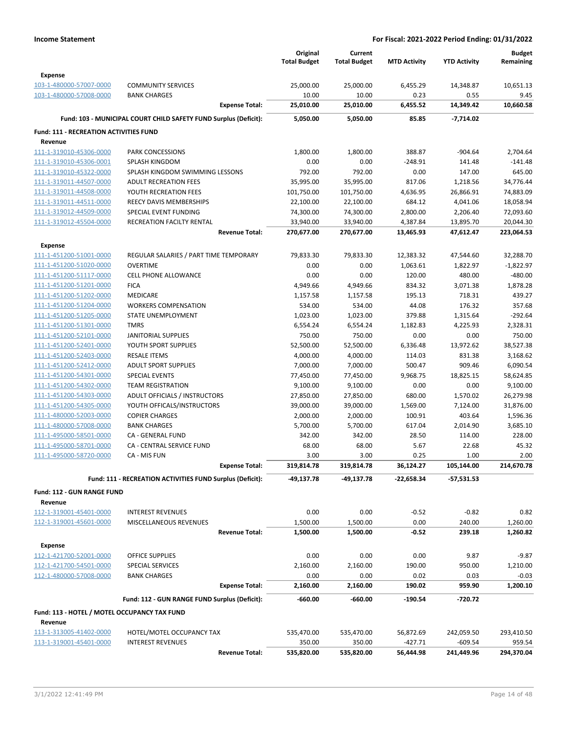**Income Statement** — **For Fiscal: 2021-2022 Period Ending: 01/31/2022**

| | | Original Total Budget | Current Total Budget | MTD Activity | YTD Activity | Budget Remaining |
|---|---|---|---|---|---|---|
| **Expense** | | | | | | |
| 103-1-480000-57007-0000 | COMMUNITY SERVICES | 25,000.00 | 25,000.00 | 6,455.29 | 14,348.87 | 10,651.13 |
| 103-1-480000-57008-0000 | BANK CHARGES | 10.00 | 10.00 | 0.23 | 0.55 | 9.45 |
| | **Expense Total:** | **25,010.00** | **25,010.00** | **6,455.52** | **14,349.42** | **10,660.58** |
| | **Fund: 103 - MUNICIPAL COURT CHILD SAFETY FUND Surplus (Deficit):** | **5,050.00** | **5,050.00** | **85.85** | **-7,714.02** | |
| **Fund: 111 - RECREATION ACTIVITIES FUND** | | | | | | |
| **Revenue** | | | | | | |
| 111-1-319010-45306-0000 | PARK CONCESSIONS | 1,800.00 | 1,800.00 | 388.87 | -904.64 | 2,704.64 |
| 111-1-319010-45306-0001 | SPLASH KINGDOM | 0.00 | 0.00 | -248.91 | 141.48 | -141.48 |
| 111-1-319010-45322-0000 | SPLASH KINGDOM SWIMMING LESSONS | 792.00 | 792.00 | 0.00 | 147.00 | 645.00 |
| 111-1-319011-44507-0000 | ADULT RECREATION FEES | 35,995.00 | 35,995.00 | 817.06 | 1,218.56 | 34,776.44 |
| 111-1-319011-44508-0000 | YOUTH RECREATION FEES | 101,750.00 | 101,750.00 | 4,636.95 | 26,866.91 | 74,883.09 |
| 111-1-319011-44511-0000 | REECY DAVIS MEMBERSHIPS | 22,100.00 | 22,100.00 | 684.12 | 4,041.06 | 18,058.94 |
| 111-1-319012-44509-0000 | SPECIAL EVENT FUNDING | 74,300.00 | 74,300.00 | 2,800.00 | 2,206.40 | 72,093.60 |
| 111-1-319012-45504-0000 | RECREATION FACILTY RENTAL | 33,940.00 | 33,940.00 | 4,387.84 | 13,895.70 | 20,044.30 |
| | **Revenue Total:** | **270,677.00** | **270,677.00** | **13,465.93** | **47,612.47** | **223,064.53** |
| **Expense** | | | | | | |
| 111-1-451200-51001-0000 | REGULAR SALARIES / PART TIME TEMPORARY | 79,833.30 | 79,833.30 | 12,383.32 | 47,544.60 | 32,288.70 |
| 111-1-451200-51020-0000 | OVERTIME | 0.00 | 0.00 | 1,063.61 | 1,822.97 | -1,822.97 |
| 111-1-451200-51117-0000 | CELL PHONE ALLOWANCE | 0.00 | 0.00 | 120.00 | 480.00 | -480.00 |
| 111-1-451200-51201-0000 | FICA | 4,949.66 | 4,949.66 | 834.32 | 3,071.38 | 1,878.28 |
| 111-1-451200-51202-0000 | MEDICARE | 1,157.58 | 1,157.58 | 195.13 | 718.31 | 439.27 |
| 111-1-451200-51204-0000 | WORKERS COMPENSATION | 534.00 | 534.00 | 44.08 | 176.32 | 357.68 |
| 111-1-451200-51205-0000 | STATE UNEMPLOYMENT | 1,023.00 | 1,023.00 | 379.88 | 1,315.64 | -292.64 |
| 111-1-451200-51301-0000 | TMRS | 6,554.24 | 6,554.24 | 1,182.83 | 4,225.93 | 2,328.31 |
| 111-1-451200-52101-0000 | JANITORIAL SUPPLIES | 750.00 | 750.00 | 0.00 | 0.00 | 750.00 |
| 111-1-451200-52401-0000 | YOUTH SPORT SUPPLIES | 52,500.00 | 52,500.00 | 6,336.48 | 13,972.62 | 38,527.38 |
| 111-1-451200-52403-0000 | RESALE ITEMS | 4,000.00 | 4,000.00 | 114.03 | 831.38 | 3,168.62 |
| 111-1-451200-52412-0000 | ADULT SPORT SUPPLIES | 7,000.00 | 7,000.00 | 500.47 | 909.46 | 6,090.54 |
| 111-1-451200-54301-0000 | SPECIAL EVENTS | 77,450.00 | 77,450.00 | 9,968.75 | 18,825.15 | 58,624.85 |
| 111-1-451200-54302-0000 | TEAM REGISTRATION | 9,100.00 | 9,100.00 | 0.00 | 0.00 | 9,100.00 |
| 111-1-451200-54303-0000 | ADULT OFFICIALS / INSTRUCTORS | 27,850.00 | 27,850.00 | 680.00 | 1,570.02 | 26,279.98 |
| 111-1-451200-54305-0000 | YOUTH OFFICALS/INSTRUCTORS | 39,000.00 | 39,000.00 | 1,569.00 | 7,124.00 | 31,876.00 |
| 111-1-480000-52003-0000 | COPIER CHARGES | 2,000.00 | 2,000.00 | 100.91 | 403.64 | 1,596.36 |
| 111-1-480000-57008-0000 | BANK CHARGES | 5,700.00 | 5,700.00 | 617.04 | 2,014.90 | 3,685.10 |
| 111-1-495000-58501-0000 | CA - GENERAL FUND | 342.00 | 342.00 | 28.50 | 114.00 | 228.00 |
| 111-1-495000-58701-0000 | CA - CENTRAL SERVICE FUND | 68.00 | 68.00 | 5.67 | 22.68 | 45.32 |
| 111-1-495000-58720-0000 | CA - MIS FUN | 3.00 | 3.00 | 0.25 | 1.00 | 2.00 |
| | **Expense Total:** | **319,814.78** | **319,814.78** | **36,124.27** | **105,144.00** | **214,670.78** |
| | **Fund: 111 - RECREATION ACTIVITIES FUND Surplus (Deficit):** | **-49,137.78** | **-49,137.78** | **-22,658.34** | **-57,531.53** | |
| **Fund: 112 - GUN RANGE FUND** | | | | | | |
| **Revenue** | | | | | | |
| 112-1-319001-45401-0000 | INTEREST REVENUES | 0.00 | 0.00 | -0.52 | -0.82 | 0.82 |
| 112-1-319001-45601-0000 | MISCELLANEOUS REVENUES | 1,500.00 | 1,500.00 | 0.00 | 240.00 | 1,260.00 |
| | **Revenue Total:** | **1,500.00** | **1,500.00** | **-0.52** | **239.18** | **1,260.82** |
| **Expense** | | | | | | |
| 112-1-421700-52001-0000 | OFFICE SUPPLIES | 0.00 | 0.00 | 0.00 | 9.87 | -9.87 |
| 112-1-421700-54501-0000 | SPECIAL SERVICES | 2,160.00 | 2,160.00 | 190.00 | 950.00 | 1,210.00 |
| 112-1-480000-57008-0000 | BANK CHARGES | 0.00 | 0.00 | 0.02 | 0.03 | -0.03 |
| | **Expense Total:** | **2,160.00** | **2,160.00** | **190.02** | **959.90** | **1,200.10** |
| | **Fund: 112 - GUN RANGE FUND Surplus (Deficit):** | **-660.00** | **-660.00** | **-190.54** | **-720.72** | |
| **Fund: 113 - HOTEL / MOTEL OCCUPANCY TAX FUND** | | | | | | |
| **Revenue** | | | | | | |
| 113-1-313005-41402-0000 | HOTEL/MOTEL OCCUPANCY TAX | 535,470.00 | 535,470.00 | 56,872.69 | 242,059.50 | 293,410.50 |
| 113-1-319001-45401-0000 | INTEREST REVENUES | 350.00 | 350.00 | -427.71 | -609.54 | 959.54 |
| | **Revenue Total:** | **535,820.00** | **535,820.00** | **56,444.98** | **241,449.96** | **294,370.04** |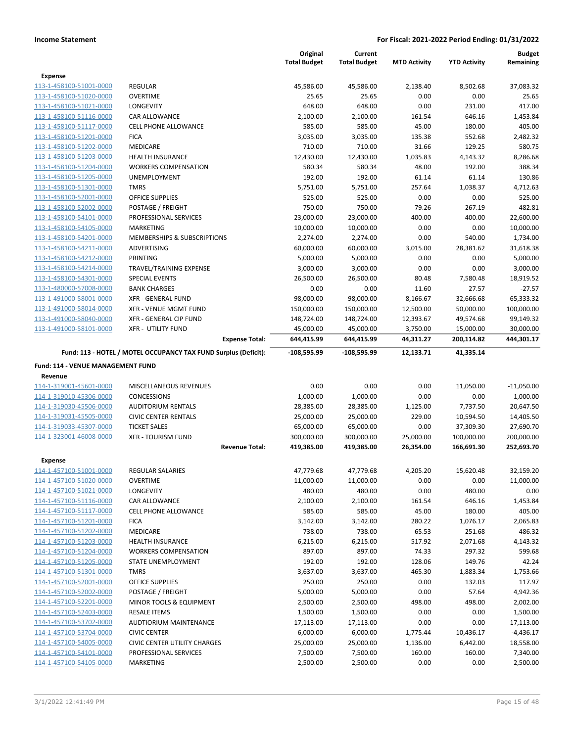|  |  | Original Total Budget | Current Total Budget | MTD Activity | YTD Activity | Budget Remaining |
|---|---|---|---|---|---|---|
| **Expense** |  |  |  |  |  |  |
| 113-1-458100-51001-0000 | REGULAR | 45,586.00 | 45,586.00 | 2,138.40 | 8,502.68 | 37,083.32 |
| 113-1-458100-51020-0000 | OVERTIME | 25.65 | 25.65 | 0.00 | 0.00 | 25.65 |
| 113-1-458100-51021-0000 | LONGEVITY | 648.00 | 648.00 | 0.00 | 231.00 | 417.00 |
| 113-1-458100-51116-0000 | CAR ALLOWANCE | 2,100.00 | 2,100.00 | 161.54 | 646.16 | 1,453.84 |
| 113-1-458100-51117-0000 | CELL PHONE ALLOWANCE | 585.00 | 585.00 | 45.00 | 180.00 | 405.00 |
| 113-1-458100-51201-0000 | FICA | 3,035.00 | 3,035.00 | 135.38 | 552.68 | 2,482.32 |
| 113-1-458100-51202-0000 | MEDICARE | 710.00 | 710.00 | 31.66 | 129.25 | 580.75 |
| 113-1-458100-51203-0000 | HEALTH INSURANCE | 12,430.00 | 12,430.00 | 1,035.83 | 4,143.32 | 8,286.68 |
| 113-1-458100-51204-0000 | WORKERS COMPENSATION | 580.34 | 580.34 | 48.00 | 192.00 | 388.34 |
| 113-1-458100-51205-0000 | UNEMPLOYMENT | 192.00 | 192.00 | 61.14 | 61.14 | 130.86 |
| 113-1-458100-51301-0000 | TMRS | 5,751.00 | 5,751.00 | 257.64 | 1,038.37 | 4,712.63 |
| 113-1-458100-52001-0000 | OFFICE SUPPLIES | 525.00 | 525.00 | 0.00 | 0.00 | 525.00 |
| 113-1-458100-52002-0000 | POSTAGE / FREIGHT | 750.00 | 750.00 | 79.26 | 267.19 | 482.81 |
| 113-1-458100-54101-0000 | PROFESSIONAL SERVICES | 23,000.00 | 23,000.00 | 400.00 | 400.00 | 22,600.00 |
| 113-1-458100-54105-0000 | MARKETING | 10,000.00 | 10,000.00 | 0.00 | 0.00 | 10,000.00 |
| 113-1-458100-54201-0000 | MEMBERSHIPS & SUBSCRIPTIONS | 2,274.00 | 2,274.00 | 0.00 | 540.00 | 1,734.00 |
| 113-1-458100-54211-0000 | ADVERTISING | 60,000.00 | 60,000.00 | 3,015.00 | 28,381.62 | 31,618.38 |
| 113-1-458100-54212-0000 | PRINTING | 5,000.00 | 5,000.00 | 0.00 | 0.00 | 5,000.00 |
| 113-1-458100-54214-0000 | TRAVEL/TRAINING EXPENSE | 3,000.00 | 3,000.00 | 0.00 | 0.00 | 3,000.00 |
| 113-1-458100-54301-0000 | SPECIAL EVENTS | 26,500.00 | 26,500.00 | 80.48 | 7,580.48 | 18,919.52 |
| 113-1-480000-57008-0000 | BANK CHARGES | 0.00 | 0.00 | 11.60 | 27.57 | -27.57 |
| 113-1-491000-58001-0000 | XFR - GENERAL FUND | 98,000.00 | 98,000.00 | 8,166.67 | 32,666.68 | 65,333.32 |
| 113-1-491000-58014-0000 | XFR - VENUE MGMT FUND | 150,000.00 | 150,000.00 | 12,500.00 | 50,000.00 | 100,000.00 |
| 113-1-491000-58040-0000 | XFR - GENERAL CIP FUND | 148,724.00 | 148,724.00 | 12,393.67 | 49,574.68 | 99,149.32 |
| 113-1-491000-58101-0000 | XFR - UTILITY FUND | 45,000.00 | 45,000.00 | 3,750.00 | 15,000.00 | 30,000.00 |
|  | **Expense Total:** | **644,415.99** | **644,415.99** | **44,311.27** | **200,114.82** | **444,301.17** |
|  | **Fund: 113 - HOTEL / MOTEL OCCUPANCY TAX FUND Surplus (Deficit):** | **-108,595.99** | **-108,595.99** | **12,133.71** | **41,335.14** |  |
| **Fund: 114 - VENUE MANAGEMENT FUND** |  |  |  |  |  |  |
| **Revenue** |  |  |  |  |  |  |
| 114-1-319001-45601-0000 | MISCELLANEOUS REVENUES | 0.00 | 0.00 | 0.00 | 11,050.00 | -11,050.00 |
| 114-1-319010-45306-0000 | CONCESSIONS | 1,000.00 | 1,000.00 | 0.00 | 0.00 | 1,000.00 |
| 114-1-319030-45506-0000 | AUDITORIUM RENTALS | 28,385.00 | 28,385.00 | 1,125.00 | 7,737.50 | 20,647.50 |
| 114-1-319031-45505-0000 | CIVIC CENTER RENTALS | 25,000.00 | 25,000.00 | 229.00 | 10,594.50 | 14,405.50 |
| 114-1-319033-45307-0000 | TICKET SALES | 65,000.00 | 65,000.00 | 0.00 | 37,309.30 | 27,690.70 |
| 114-1-323001-46008-0000 | XFR - TOURISM FUND | 300,000.00 | 300,000.00 | 25,000.00 | 100,000.00 | 200,000.00 |
|  | **Revenue Total:** | **419,385.00** | **419,385.00** | **26,354.00** | **166,691.30** | **252,693.70** |
| **Expense** |  |  |  |  |  |  |
| 114-1-457100-51001-0000 | REGULAR SALARIES | 47,779.68 | 47,779.68 | 4,205.20 | 15,620.48 | 32,159.20 |
| 114-1-457100-51020-0000 | OVERTIME | 11,000.00 | 11,000.00 | 0.00 | 0.00 | 11,000.00 |
| 114-1-457100-51021-0000 | LONGEVITY | 480.00 | 480.00 | 0.00 | 480.00 | 0.00 |
| 114-1-457100-51116-0000 | CAR ALLOWANCE | 2,100.00 | 2,100.00 | 161.54 | 646.16 | 1,453.84 |
| 114-1-457100-51117-0000 | CELL PHONE ALLOWANCE | 585.00 | 585.00 | 45.00 | 180.00 | 405.00 |
| 114-1-457100-51201-0000 | FICA | 3,142.00 | 3,142.00 | 280.22 | 1,076.17 | 2,065.83 |
| 114-1-457100-51202-0000 | MEDICARE | 738.00 | 738.00 | 65.53 | 251.68 | 486.32 |
| 114-1-457100-51203-0000 | HEALTH INSURANCE | 6,215.00 | 6,215.00 | 517.92 | 2,071.68 | 4,143.32 |
| 114-1-457100-51204-0000 | WORKERS COMPENSATION | 897.00 | 897.00 | 74.33 | 297.32 | 599.68 |
| 114-1-457100-51205-0000 | STATE UNEMPLOYMENT | 192.00 | 192.00 | 128.06 | 149.76 | 42.24 |
| 114-1-457100-51301-0000 | TMRS | 3,637.00 | 3,637.00 | 465.30 | 1,883.34 | 1,753.66 |
| 114-1-457100-52001-0000 | OFFICE SUPPLIES | 250.00 | 250.00 | 0.00 | 132.03 | 117.97 |
| 114-1-457100-52002-0000 | POSTAGE / FREIGHT | 5,000.00 | 5,000.00 | 0.00 | 57.64 | 4,942.36 |
| 114-1-457100-52201-0000 | MINOR TOOLS & EQUIPMENT | 2,500.00 | 2,500.00 | 498.00 | 498.00 | 2,002.00 |
| 114-1-457100-52403-0000 | RESALE ITEMS | 1,500.00 | 1,500.00 | 0.00 | 0.00 | 1,500.00 |
| 114-1-457100-53702-0000 | AUDTIORIUM MAINTENANCE | 17,113.00 | 17,113.00 | 0.00 | 0.00 | 17,113.00 |
| 114-1-457100-53704-0000 | CIVIC CENTER | 6,000.00 | 6,000.00 | 1,775.44 | 10,436.17 | -4,436.17 |
| 114-1-457100-54005-0000 | CIVIC CENTER UTILITY CHARGES | 25,000.00 | 25,000.00 | 1,136.00 | 6,442.00 | 18,558.00 |
| 114-1-457100-54101-0000 | PROFESSIONAL SERVICES | 7,500.00 | 7,500.00 | 160.00 | 160.00 | 7,340.00 |
| 114-1-457100-54105-0000 | MARKETING | 2,500.00 | 2,500.00 | 0.00 | 0.00 | 2,500.00 |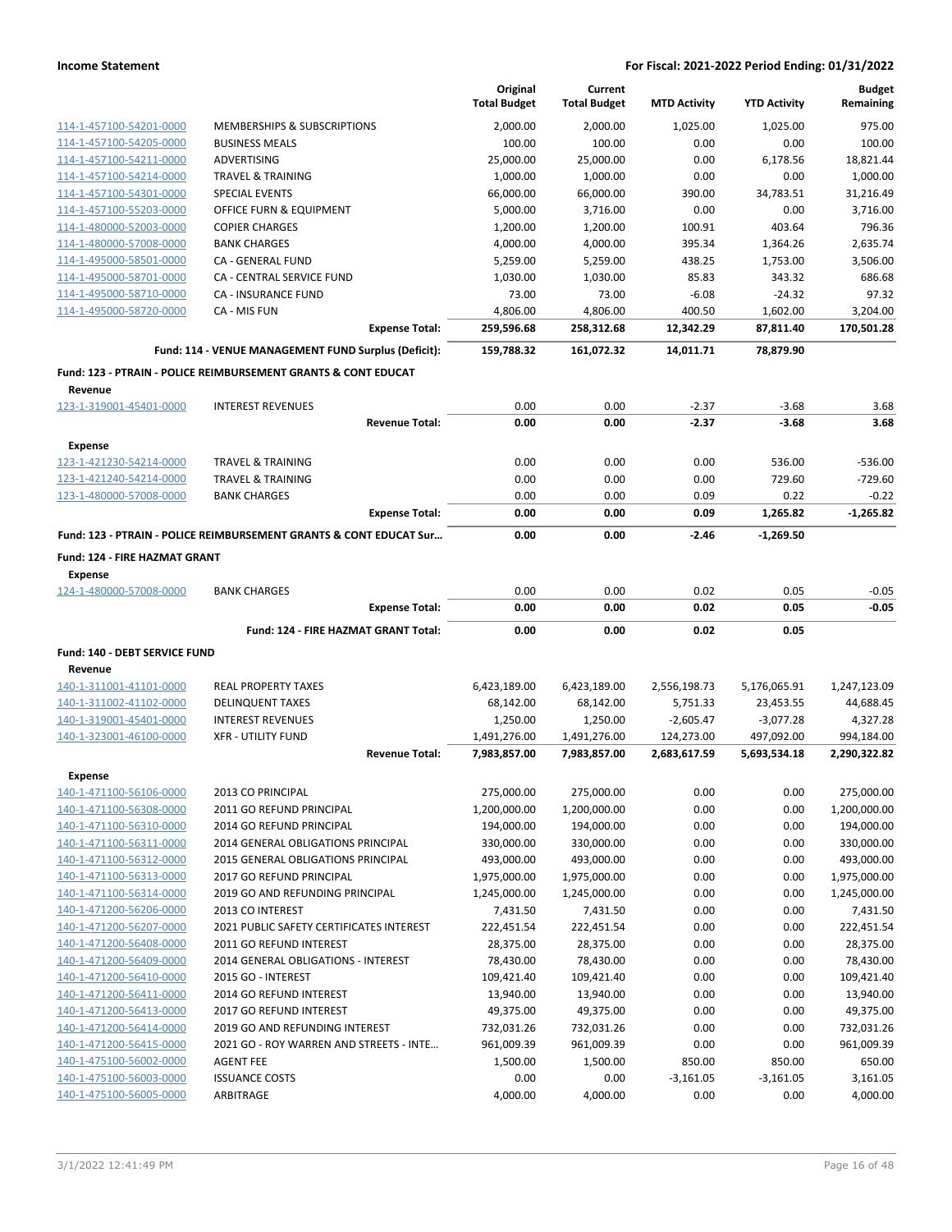**Income Statement** — **For Fiscal: 2021-2022 Period Ending: 01/31/2022**

| | | Original Total Budget | Current Total Budget | MTD Activity | YTD Activity | Budget Remaining |
|---|---|---|---|---|---|---|
| 114-1-457100-54201-0000 | MEMBERSHIPS & SUBSCRIPTIONS | 2,000.00 | 2,000.00 | 1,025.00 | 1,025.00 | 975.00 |
| 114-1-457100-54205-0000 | BUSINESS MEALS | 100.00 | 100.00 | 0.00 | 0.00 | 100.00 |
| 114-1-457100-54211-0000 | ADVERTISING | 25,000.00 | 25,000.00 | 0.00 | 6,178.56 | 18,821.44 |
| 114-1-457100-54214-0000 | TRAVEL & TRAINING | 1,000.00 | 1,000.00 | 0.00 | 0.00 | 1,000.00 |
| 114-1-457100-54301-0000 | SPECIAL EVENTS | 66,000.00 | 66,000.00 | 390.00 | 34,783.51 | 31,216.49 |
| 114-1-457100-55203-0000 | OFFICE FURN & EQUIPMENT | 5,000.00 | 3,716.00 | 0.00 | 0.00 | 3,716.00 |
| 114-1-480000-52003-0000 | COPIER CHARGES | 1,200.00 | 1,200.00 | 100.91 | 403.64 | 796.36 |
| 114-1-480000-57008-0000 | BANK CHARGES | 4,000.00 | 4,000.00 | 395.34 | 1,364.26 | 2,635.74 |
| 114-1-495000-58501-0000 | CA - GENERAL FUND | 5,259.00 | 5,259.00 | 438.25 | 1,753.00 | 3,506.00 |
| 114-1-495000-58701-0000 | CA - CENTRAL SERVICE FUND | 1,030.00 | 1,030.00 | 85.83 | 343.32 | 686.68 |
| 114-1-495000-58710-0000 | CA - INSURANCE FUND | 73.00 | 73.00 | -6.08 | -24.32 | 97.32 |
| 114-1-495000-58720-0000 | CA - MIS FUN | 4,806.00 | 4,806.00 | 400.50 | 1,602.00 | 3,204.00 |
| | **Expense Total:** | **259,596.68** | **258,312.68** | **12,342.29** | **87,811.40** | **170,501.28** |
| | **Fund: 114 - VENUE MANAGEMENT FUND Surplus (Deficit):** | **159,788.32** | **161,072.32** | **14,011.71** | **78,879.90** | |
| **Fund: 123 - PTRAIN - POLICE REIMBURSEMENT GRANTS & CONT EDUCAT** | | | | | | |
| **Revenue** | | | | | | |
| 123-1-319001-45401-0000 | INTEREST REVENUES | 0.00 | 0.00 | -2.37 | -3.68 | 3.68 |
| | **Revenue Total:** | **0.00** | **0.00** | **-2.37** | **-3.68** | **3.68** |
| **Expense** | | | | | | |
| 123-1-421230-54214-0000 | TRAVEL & TRAINING | 0.00 | 0.00 | 0.00 | 536.00 | -536.00 |
| 123-1-421240-54214-0000 | TRAVEL & TRAINING | 0.00 | 0.00 | 0.00 | 729.60 | -729.60 |
| 123-1-480000-57008-0000 | BANK CHARGES | 0.00 | 0.00 | 0.09 | 0.22 | -0.22 |
| | **Expense Total:** | **0.00** | **0.00** | **0.09** | **1,265.82** | **-1,265.82** |
| **Fund: 123 - PTRAIN - POLICE REIMBURSEMENT GRANTS & CONT EDUCAT Sur…** | | **0.00** | **0.00** | **-2.46** | **-1,269.50** | |
| **Fund: 124 - FIRE HAZMAT GRANT** | | | | | | |
| **Expense** | | | | | | |
| 124-1-480000-57008-0000 | BANK CHARGES | 0.00 | 0.00 | 0.02 | 0.05 | -0.05 |
| | **Expense Total:** | **0.00** | **0.00** | **0.02** | **0.05** | **-0.05** |
| | **Fund: 124 - FIRE HAZMAT GRANT Total:** | **0.00** | **0.00** | **0.02** | **0.05** | |
| **Fund: 140 - DEBT SERVICE FUND** | | | | | | |
| **Revenue** | | | | | | |
| 140-1-311001-41101-0000 | REAL PROPERTY TAXES | 6,423,189.00 | 6,423,189.00 | 2,556,198.73 | 5,176,065.91 | 1,247,123.09 |
| 140-1-311002-41102-0000 | DELINQUENT TAXES | 68,142.00 | 68,142.00 | 5,751.33 | 23,453.55 | 44,688.45 |
| 140-1-319001-45401-0000 | INTEREST REVENUES | 1,250.00 | 1,250.00 | -2,605.47 | -3,077.28 | 4,327.28 |
| 140-1-323001-46100-0000 | XFR - UTILITY FUND | 1,491,276.00 | 1,491,276.00 | 124,273.00 | 497,092.00 | 994,184.00 |
| | **Revenue Total:** | **7,983,857.00** | **7,983,857.00** | **2,683,617.59** | **5,693,534.18** | **2,290,322.82** |
| **Expense** | | | | | | |
| 140-1-471100-56106-0000 | 2013 CO PRINCIPAL | 275,000.00 | 275,000.00 | 0.00 | 0.00 | 275,000.00 |
| 140-1-471100-56308-0000 | 2011 GO REFUND PRINCIPAL | 1,200,000.00 | 1,200,000.00 | 0.00 | 0.00 | 1,200,000.00 |
| 140-1-471100-56310-0000 | 2014 GO REFUND PRINCIPAL | 194,000.00 | 194,000.00 | 0.00 | 0.00 | 194,000.00 |
| 140-1-471100-56311-0000 | 2014 GENERAL OBLIGATIONS PRINCIPAL | 330,000.00 | 330,000.00 | 0.00 | 0.00 | 330,000.00 |
| 140-1-471100-56312-0000 | 2015 GENERAL OBLIGATIONS PRINCIPAL | 493,000.00 | 493,000.00 | 0.00 | 0.00 | 493,000.00 |
| 140-1-471100-56313-0000 | 2017 GO REFUND PRINCIPAL | 1,975,000.00 | 1,975,000.00 | 0.00 | 0.00 | 1,975,000.00 |
| 140-1-471100-56314-0000 | 2019 GO AND REFUNDING PRINCIPAL | 1,245,000.00 | 1,245,000.00 | 0.00 | 0.00 | 1,245,000.00 |
| 140-1-471200-56206-0000 | 2013 CO INTEREST | 7,431.50 | 7,431.50 | 0.00 | 0.00 | 7,431.50 |
| 140-1-471200-56207-0000 | 2021 PUBLIC SAFETY CERTIFICATES INTEREST | 222,451.54 | 222,451.54 | 0.00 | 0.00 | 222,451.54 |
| 140-1-471200-56408-0000 | 2011 GO REFUND INTEREST | 28,375.00 | 28,375.00 | 0.00 | 0.00 | 28,375.00 |
| 140-1-471200-56409-0000 | 2014 GENERAL OBLIGATIONS - INTEREST | 78,430.00 | 78,430.00 | 0.00 | 0.00 | 78,430.00 |
| 140-1-471200-56410-0000 | 2015 GO - INTEREST | 109,421.40 | 109,421.40 | 0.00 | 0.00 | 109,421.40 |
| 140-1-471200-56411-0000 | 2014 GO REFUND INTEREST | 13,940.00 | 13,940.00 | 0.00 | 0.00 | 13,940.00 |
| 140-1-471200-56413-0000 | 2017 GO REFUND INTEREST | 49,375.00 | 49,375.00 | 0.00 | 0.00 | 49,375.00 |
| 140-1-471200-56414-0000 | 2019 GO AND REFUNDING INTEREST | 732,031.26 | 732,031.26 | 0.00 | 0.00 | 732,031.26 |
| 140-1-471200-56415-0000 | 2021 GO - ROY WARREN AND STREETS - INTE… | 961,009.39 | 961,009.39 | 0.00 | 0.00 | 961,009.39 |
| 140-1-475100-56002-0000 | AGENT FEE | 1,500.00 | 1,500.00 | 850.00 | 850.00 | 650.00 |
| 140-1-475100-56003-0000 | ISSUANCE COSTS | 0.00 | 0.00 | -3,161.05 | -3,161.05 | 3,161.05 |
| 140-1-475100-56005-0000 | ARBITRAGE | 4,000.00 | 4,000.00 | 0.00 | 0.00 | 4,000.00 |

3/1/2022 12:41:49 PM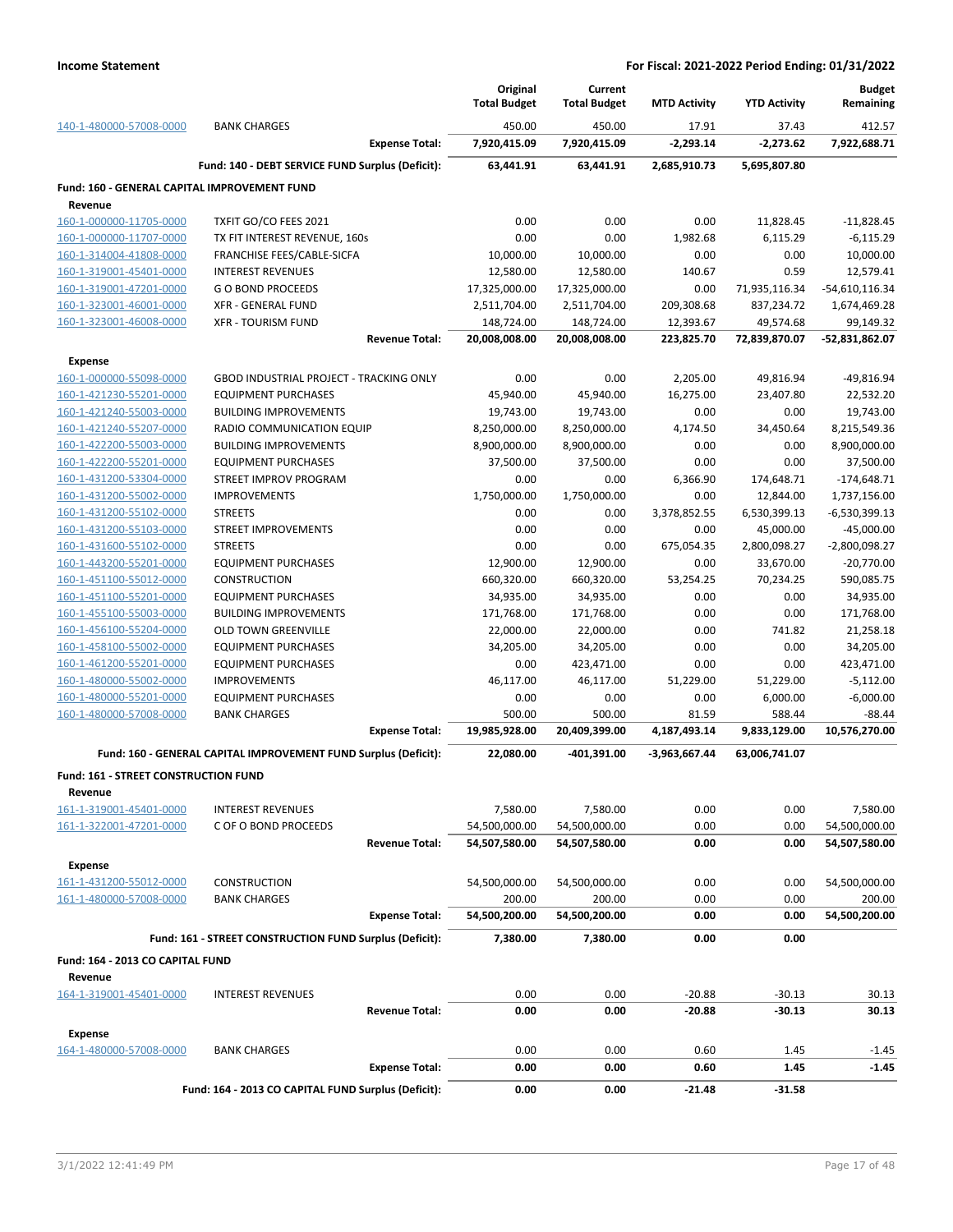**Income Statement** — For Fiscal: 2021-2022 Period Ending: 01/31/2022

| | | Original Total Budget | Current Total Budget | MTD Activity | YTD Activity | Budget Remaining |
|---|---|---|---|---|---|---|
| 140-1-480000-57008-0000 | BANK CHARGES | 450.00 | 450.00 | 17.91 | 37.43 | 412.57 |
| | **Expense Total:** | **7,920,415.09** | **7,920,415.09** | **-2,293.14** | **-2,273.62** | **7,922,688.71** |
| | **Fund: 140 - DEBT SERVICE FUND Surplus (Deficit):** | **63,441.91** | **63,441.91** | **2,685,910.73** | **5,695,807.80** | |
| **Fund: 160 - GENERAL CAPITAL IMPROVEMENT FUND** | | | | | | |
| **Revenue** | | | | | | |
| 160-1-000000-11705-0000 | TXFIT GO/CO FEES 2021 | 0.00 | 0.00 | 0.00 | 11,828.45 | -11,828.45 |
| 160-1-000000-11707-0000 | TX FIT INTEREST REVENUE, 160s | 0.00 | 0.00 | 1,982.68 | 6,115.29 | -6,115.29 |
| 160-1-314004-41808-0000 | FRANCHISE FEES/CABLE-SICFA | 10,000.00 | 10,000.00 | 0.00 | 0.00 | 10,000.00 |
| 160-1-319001-45401-0000 | INTEREST REVENUES | 12,580.00 | 12,580.00 | 140.67 | 0.59 | 12,579.41 |
| 160-1-319001-47201-0000 | G O BOND PROCEEDS | 17,325,000.00 | 17,325,000.00 | 0.00 | 71,935,116.34 | -54,610,116.34 |
| 160-1-323001-46001-0000 | XFR - GENERAL FUND | 2,511,704.00 | 2,511,704.00 | 209,308.68 | 837,234.72 | 1,674,469.28 |
| 160-1-323001-46008-0000 | XFR - TOURISM FUND | 148,724.00 | 148,724.00 | 12,393.67 | 49,574.68 | 99,149.32 |
| | **Revenue Total:** | **20,008,008.00** | **20,008,008.00** | **223,825.70** | **72,839,870.07** | **-52,831,862.07** |
| **Expense** | | | | | | |
| 160-1-000000-55098-0000 | GBOD INDUSTRIAL PROJECT - TRACKING ONLY | 0.00 | 0.00 | 2,205.00 | 49,816.94 | -49,816.94 |
| 160-1-421230-55201-0000 | EQUIPMENT PURCHASES | 45,940.00 | 45,940.00 | 16,275.00 | 23,407.80 | 22,532.20 |
| 160-1-421240-55003-0000 | BUILDING IMPROVEMENTS | 19,743.00 | 19,743.00 | 0.00 | 0.00 | 19,743.00 |
| 160-1-421240-55207-0000 | RADIO COMMUNICATION EQUIP | 8,250,000.00 | 8,250,000.00 | 4,174.50 | 34,450.64 | 8,215,549.36 |
| 160-1-422200-55003-0000 | BUILDING IMPROVEMENTS | 8,900,000.00 | 8,900,000.00 | 0.00 | 0.00 | 8,900,000.00 |
| 160-1-422200-55201-0000 | EQUIPMENT PURCHASES | 37,500.00 | 37,500.00 | 0.00 | 0.00 | 37,500.00 |
| 160-1-431200-53304-0000 | STREET IMPROV PROGRAM | 0.00 | 0.00 | 6,366.90 | 174,648.71 | -174,648.71 |
| 160-1-431200-55002-0000 | IMPROVEMENTS | 1,750,000.00 | 1,750,000.00 | 0.00 | 12,844.00 | 1,737,156.00 |
| 160-1-431200-55102-0000 | STREETS | 0.00 | 0.00 | 3,378,852.55 | 6,530,399.13 | -6,530,399.13 |
| 160-1-431200-55103-0000 | STREET IMPROVEMENTS | 0.00 | 0.00 | 0.00 | 45,000.00 | -45,000.00 |
| 160-1-431600-55102-0000 | STREETS | 0.00 | 0.00 | 675,054.35 | 2,800,098.27 | -2,800,098.27 |
| 160-1-443200-55201-0000 | EQUIPMENT PURCHASES | 12,900.00 | 12,900.00 | 0.00 | 33,670.00 | -20,770.00 |
| 160-1-451100-55012-0000 | CONSTRUCTION | 660,320.00 | 660,320.00 | 53,254.25 | 70,234.25 | 590,085.75 |
| 160-1-451100-55201-0000 | EQUIPMENT PURCHASES | 34,935.00 | 34,935.00 | 0.00 | 0.00 | 34,935.00 |
| 160-1-455100-55003-0000 | BUILDING IMPROVEMENTS | 171,768.00 | 171,768.00 | 0.00 | 0.00 | 171,768.00 |
| 160-1-456100-55204-0000 | OLD TOWN GREENVILLE | 22,000.00 | 22,000.00 | 0.00 | 741.82 | 21,258.18 |
| 160-1-458100-55002-0000 | EQUIPMENT PURCHASES | 34,205.00 | 34,205.00 | 0.00 | 0.00 | 34,205.00 |
| 160-1-461200-55201-0000 | EQUIPMENT PURCHASES | 0.00 | 423,471.00 | 0.00 | 0.00 | 423,471.00 |
| 160-1-480000-55002-0000 | IMPROVEMENTS | 46,117.00 | 46,117.00 | 51,229.00 | 51,229.00 | -5,112.00 |
| 160-1-480000-55201-0000 | EQUIPMENT PURCHASES | 0.00 | 0.00 | 0.00 | 6,000.00 | -6,000.00 |
| 160-1-480000-57008-0000 | BANK CHARGES | 500.00 | 500.00 | 81.59 | 588.44 | -88.44 |
| | **Expense Total:** | **19,985,928.00** | **20,409,399.00** | **4,187,493.14** | **9,833,129.00** | **10,576,270.00** |
| | **Fund: 160 - GENERAL CAPITAL IMPROVEMENT FUND Surplus (Deficit):** | **22,080.00** | **-401,391.00** | **-3,963,667.44** | **63,006,741.07** | |
| **Fund: 161 - STREET CONSTRUCTION FUND** | | | | | | |
| **Revenue** | | | | | | |
| 161-1-319001-45401-0000 | INTEREST REVENUES | 7,580.00 | 7,580.00 | 0.00 | 0.00 | 7,580.00 |
| 161-1-322001-47201-0000 | C OF O BOND PROCEEDS | 54,500,000.00 | 54,500,000.00 | 0.00 | 0.00 | 54,500,000.00 |
| | **Revenue Total:** | **54,507,580.00** | **54,507,580.00** | **0.00** | **0.00** | **54,507,580.00** |
| **Expense** | | | | | | |
| 161-1-431200-55012-0000 | CONSTRUCTION | 54,500,000.00 | 54,500,000.00 | 0.00 | 0.00 | 54,500,000.00 |
| 161-1-480000-57008-0000 | BANK CHARGES | 200.00 | 200.00 | 0.00 | 0.00 | 200.00 |
| | **Expense Total:** | **54,500,200.00** | **54,500,200.00** | **0.00** | **0.00** | **54,500,200.00** |
| | **Fund: 161 - STREET CONSTRUCTION FUND Surplus (Deficit):** | **7,380.00** | **7,380.00** | **0.00** | **0.00** | |
| **Fund: 164 - 2013 CO CAPITAL FUND** | | | | | | |
| **Revenue** | | | | | | |
| 164-1-319001-45401-0000 | INTEREST REVENUES | 0.00 | 0.00 | -20.88 | -30.13 | 30.13 |
| | **Revenue Total:** | **0.00** | **0.00** | **-20.88** | **-30.13** | **30.13** |
| **Expense** | | | | | | |
| 164-1-480000-57008-0000 | BANK CHARGES | 0.00 | 0.00 | 0.60 | 1.45 | -1.45 |
| | **Expense Total:** | **0.00** | **0.00** | **0.60** | **1.45** | **-1.45** |
| | **Fund: 164 - 2013 CO CAPITAL FUND Surplus (Deficit):** | **0.00** | **0.00** | **-21.48** | **-31.58** | |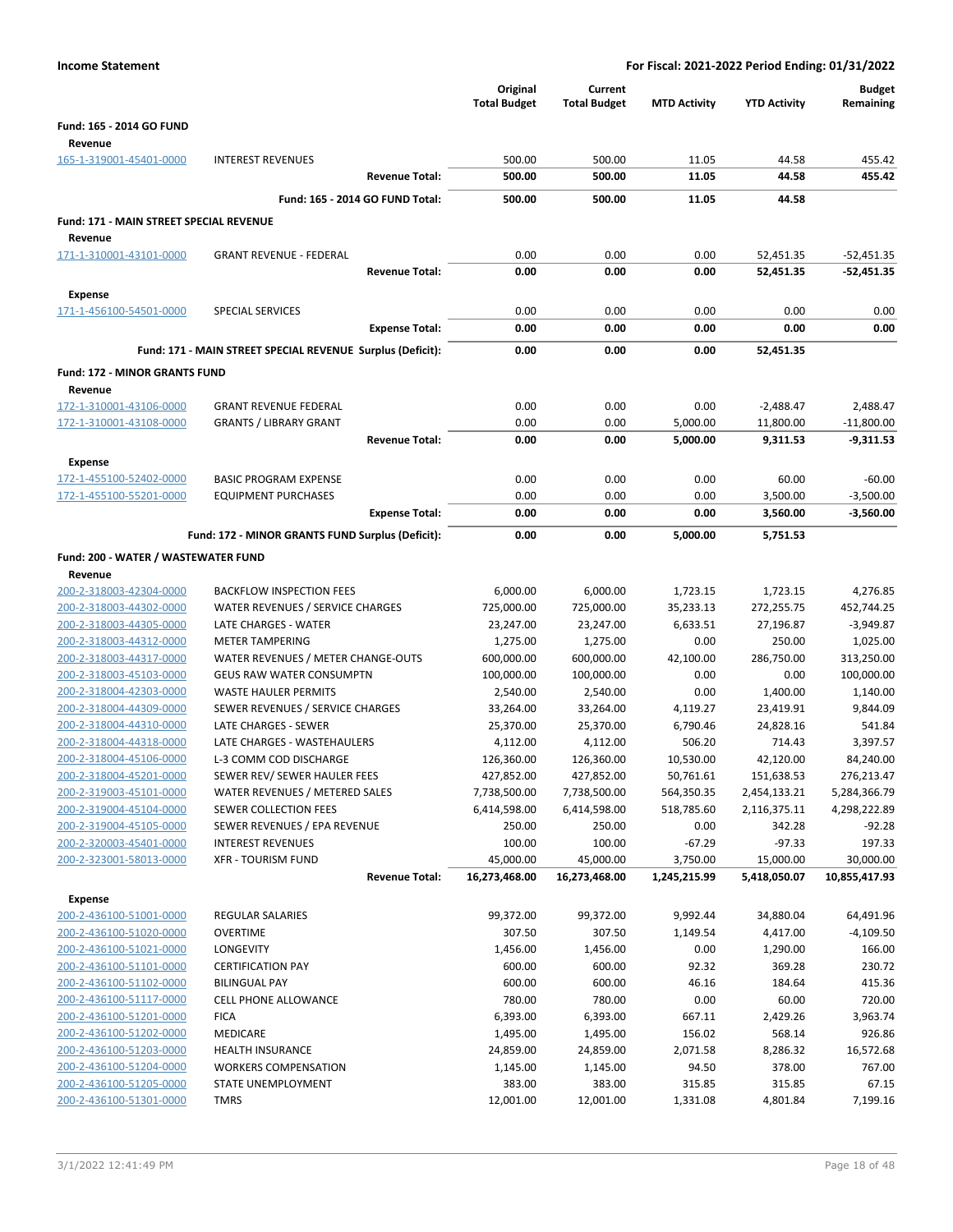**Income Statement** — For Fiscal: 2021-2022 Period Ending: 01/31/2022

| | | Original Total Budget | Current Total Budget | MTD Activity | YTD Activity | Budget Remaining |
|---|---|---|---|---|---|---|
| **Fund: 165 - 2014 GO FUND** | | | | | | |
| **Revenue** | | | | | | |
| 165-1-319001-45401-0000 | INTEREST REVENUES | 500.00 | 500.00 | 11.05 | 44.58 | 455.42 |
| | **Revenue Total:** | **500.00** | **500.00** | **11.05** | **44.58** | **455.42** |
| | **Fund: 165 - 2014 GO FUND Total:** | **500.00** | **500.00** | **11.05** | **44.58** | |
| **Fund: 171 - MAIN STREET SPECIAL REVENUE** | | | | | | |
| **Revenue** | | | | | | |
| 171-1-310001-43101-0000 | GRANT REVENUE - FEDERAL | 0.00 | 0.00 | 0.00 | 52,451.35 | -52,451.35 |
| | **Revenue Total:** | **0.00** | **0.00** | **0.00** | **52,451.35** | **-52,451.35** |
| **Expense** | | | | | | |
| 171-1-456100-54501-0000 | SPECIAL SERVICES | 0.00 | 0.00 | 0.00 | 0.00 | 0.00 |
| | **Expense Total:** | **0.00** | **0.00** | **0.00** | **0.00** | **0.00** |
| | **Fund: 171 - MAIN STREET SPECIAL REVENUE Surplus (Deficit):** | **0.00** | **0.00** | **0.00** | **52,451.35** | |
| **Fund: 172 - MINOR GRANTS FUND** | | | | | | |
| **Revenue** | | | | | | |
| 172-1-310001-43106-0000 | GRANT REVENUE FEDERAL | 0.00 | 0.00 | 0.00 | -2,488.47 | 2,488.47 |
| 172-1-310001-43108-0000 | GRANTS / LIBRARY GRANT | 0.00 | 0.00 | 5,000.00 | 11,800.00 | -11,800.00 |
| | **Revenue Total:** | **0.00** | **0.00** | **5,000.00** | **9,311.53** | **-9,311.53** |
| **Expense** | | | | | | |
| 172-1-455100-52402-0000 | BASIC PROGRAM EXPENSE | 0.00 | 0.00 | 0.00 | 60.00 | -60.00 |
| 172-1-455100-55201-0000 | EQUIPMENT PURCHASES | 0.00 | 0.00 | 0.00 | 3,500.00 | -3,500.00 |
| | **Expense Total:** | **0.00** | **0.00** | **0.00** | **3,560.00** | **-3,560.00** |
| | **Fund: 172 - MINOR GRANTS FUND Surplus (Deficit):** | **0.00** | **0.00** | **5,000.00** | **5,751.53** | |
| **Fund: 200 - WATER / WASTEWATER FUND** | | | | | | |
| **Revenue** | | | | | | |
| 200-2-318003-42304-0000 | BACKFLOW INSPECTION FEES | 6,000.00 | 6,000.00 | 1,723.15 | 1,723.15 | 4,276.85 |
| 200-2-318003-44302-0000 | WATER REVENUES / SERVICE CHARGES | 725,000.00 | 725,000.00 | 35,233.13 | 272,255.75 | 452,744.25 |
| 200-2-318003-44305-0000 | LATE CHARGES - WATER | 23,247.00 | 23,247.00 | 6,633.51 | 27,196.87 | -3,949.87 |
| 200-2-318003-44312-0000 | METER TAMPERING | 1,275.00 | 1,275.00 | 0.00 | 250.00 | 1,025.00 |
| 200-2-318003-44317-0000 | WATER REVENUES / METER CHANGE-OUTS | 600,000.00 | 600,000.00 | 42,100.00 | 286,750.00 | 313,250.00 |
| 200-2-318003-45103-0000 | GEUS RAW WATER CONSUMPTN | 100,000.00 | 100,000.00 | 0.00 | 0.00 | 100,000.00 |
| 200-2-318004-42303-0000 | WASTE HAULER PERMITS | 2,540.00 | 2,540.00 | 0.00 | 1,400.00 | 1,140.00 |
| 200-2-318004-44309-0000 | SEWER REVENUES / SERVICE CHARGES | 33,264.00 | 33,264.00 | 4,119.27 | 23,419.91 | 9,844.09 |
| 200-2-318004-44310-0000 | LATE CHARGES - SEWER | 25,370.00 | 25,370.00 | 6,790.46 | 24,828.16 | 541.84 |
| 200-2-318004-44318-0000 | LATE CHARGES - WASTEHAULERS | 4,112.00 | 4,112.00 | 506.20 | 714.43 | 3,397.57 |
| 200-2-318004-45106-0000 | L-3 COMM COD DISCHARGE | 126,360.00 | 126,360.00 | 10,530.00 | 42,120.00 | 84,240.00 |
| 200-2-318004-45201-0000 | SEWER REV/ SEWER HAULER FEES | 427,852.00 | 427,852.00 | 50,761.61 | 151,638.53 | 276,213.47 |
| 200-2-319003-45101-0000 | WATER REVENUES / METERED SALES | 7,738,500.00 | 7,738,500.00 | 564,350.35 | 2,454,133.21 | 5,284,366.79 |
| 200-2-319004-45104-0000 | SEWER COLLECTION FEES | 6,414,598.00 | 6,414,598.00 | 518,785.60 | 2,116,375.11 | 4,298,222.89 |
| 200-2-319004-45105-0000 | SEWER REVENUES / EPA REVENUE | 250.00 | 250.00 | 0.00 | 342.28 | -92.28 |
| 200-2-320003-45401-0000 | INTEREST REVENUES | 100.00 | 100.00 | -67.29 | -97.33 | 197.33 |
| 200-2-323001-58013-0000 | XFR - TOURISM FUND | 45,000.00 | 45,000.00 | 3,750.00 | 15,000.00 | 30,000.00 |
| | **Revenue Total:** | **16,273,468.00** | **16,273,468.00** | **1,245,215.99** | **5,418,050.07** | **10,855,417.93** |
| **Expense** | | | | | | |
| 200-2-436100-51001-0000 | REGULAR SALARIES | 99,372.00 | 99,372.00 | 9,992.44 | 34,880.04 | 64,491.96 |
| 200-2-436100-51020-0000 | OVERTIME | 307.50 | 307.50 | 1,149.54 | 4,417.00 | -4,109.50 |
| 200-2-436100-51021-0000 | LONGEVITY | 1,456.00 | 1,456.00 | 0.00 | 1,290.00 | 166.00 |
| 200-2-436100-51101-0000 | CERTIFICATION PAY | 600.00 | 600.00 | 92.32 | 369.28 | 230.72 |
| 200-2-436100-51102-0000 | BILINGUAL PAY | 600.00 | 600.00 | 46.16 | 184.64 | 415.36 |
| 200-2-436100-51117-0000 | CELL PHONE ALLOWANCE | 780.00 | 780.00 | 0.00 | 60.00 | 720.00 |
| 200-2-436100-51201-0000 | FICA | 6,393.00 | 6,393.00 | 667.11 | 2,429.26 | 3,963.74 |
| 200-2-436100-51202-0000 | MEDICARE | 1,495.00 | 1,495.00 | 156.02 | 568.14 | 926.86 |
| 200-2-436100-51203-0000 | HEALTH INSURANCE | 24,859.00 | 24,859.00 | 2,071.58 | 8,286.32 | 16,572.68 |
| 200-2-436100-51204-0000 | WORKERS COMPENSATION | 1,145.00 | 1,145.00 | 94.50 | 378.00 | 767.00 |
| 200-2-436100-51205-0000 | STATE UNEMPLOYMENT | 383.00 | 383.00 | 315.85 | 315.85 | 67.15 |
| 200-2-436100-51301-0000 | TMRS | 12,001.00 | 12,001.00 | 1,331.08 | 4,801.84 | 7,199.16 |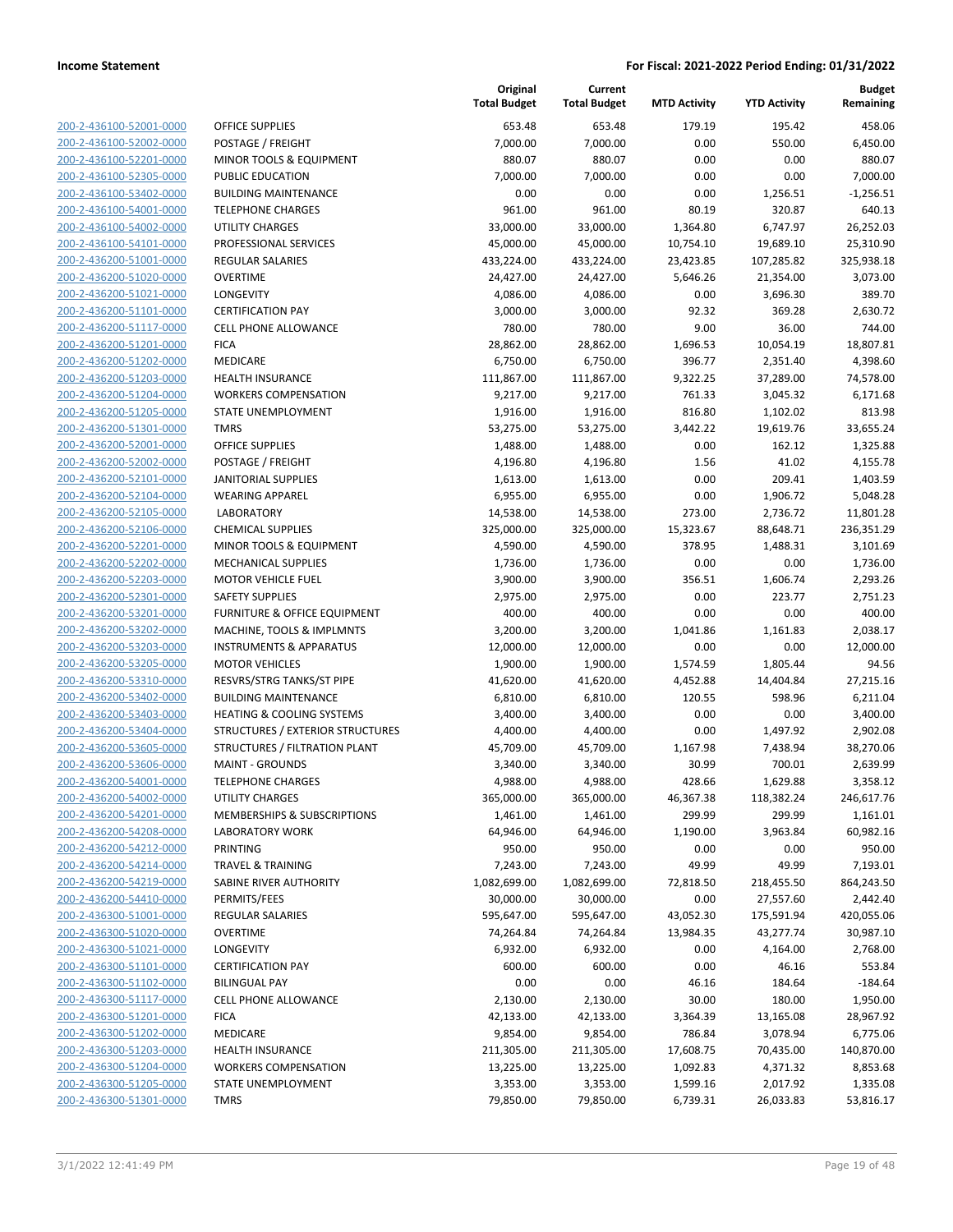**Income Statement** | **For Fiscal: 2021-2022 Period Ending: 01/31/2022**

| | | Original Total Budget | Current Total Budget | MTD Activity | YTD Activity | Budget Remaining |
|---|---|---|---|---|---|---|
| 200-2-436100-52001-0000 | OFFICE SUPPLIES | 653.48 | 653.48 | 179.19 | 195.42 | 458.06 |
| 200-2-436100-52002-0000 | POSTAGE / FREIGHT | 7,000.00 | 7,000.00 | 0.00 | 550.00 | 6,450.00 |
| 200-2-436100-52201-0000 | MINOR TOOLS & EQUIPMENT | 880.07 | 880.07 | 0.00 | 0.00 | 880.07 |
| 200-2-436100-52305-0000 | PUBLIC EDUCATION | 7,000.00 | 7,000.00 | 0.00 | 0.00 | 7,000.00 |
| 200-2-436100-53402-0000 | BUILDING MAINTENANCE | 0.00 | 0.00 | 0.00 | 1,256.51 | -1,256.51 |
| 200-2-436100-54001-0000 | TELEPHONE CHARGES | 961.00 | 961.00 | 80.19 | 320.87 | 640.13 |
| 200-2-436100-54002-0000 | UTILITY CHARGES | 33,000.00 | 33,000.00 | 1,364.80 | 6,747.97 | 26,252.03 |
| 200-2-436100-54101-0000 | PROFESSIONAL SERVICES | 45,000.00 | 45,000.00 | 10,754.10 | 19,689.10 | 25,310.90 |
| 200-2-436200-51001-0000 | REGULAR SALARIES | 433,224.00 | 433,224.00 | 23,423.85 | 107,285.82 | 325,938.18 |
| 200-2-436200-51020-0000 | OVERTIME | 24,427.00 | 24,427.00 | 5,646.26 | 21,354.00 | 3,073.00 |
| 200-2-436200-51021-0000 | LONGEVITY | 4,086.00 | 4,086.00 | 0.00 | 3,696.30 | 389.70 |
| 200-2-436200-51101-0000 | CERTIFICATION PAY | 3,000.00 | 3,000.00 | 92.32 | 369.28 | 2,630.72 |
| 200-2-436200-51117-0000 | CELL PHONE ALLOWANCE | 780.00 | 780.00 | 9.00 | 36.00 | 744.00 |
| 200-2-436200-51201-0000 | FICA | 28,862.00 | 28,862.00 | 1,696.53 | 10,054.19 | 18,807.81 |
| 200-2-436200-51202-0000 | MEDICARE | 6,750.00 | 6,750.00 | 396.77 | 2,351.40 | 4,398.60 |
| 200-2-436200-51203-0000 | HEALTH INSURANCE | 111,867.00 | 111,867.00 | 9,322.25 | 37,289.00 | 74,578.00 |
| 200-2-436200-51204-0000 | WORKERS COMPENSATION | 9,217.00 | 9,217.00 | 761.33 | 3,045.32 | 6,171.68 |
| 200-2-436200-51205-0000 | STATE UNEMPLOYMENT | 1,916.00 | 1,916.00 | 816.80 | 1,102.02 | 813.98 |
| 200-2-436200-51301-0000 | TMRS | 53,275.00 | 53,275.00 | 3,442.22 | 19,619.76 | 33,655.24 |
| 200-2-436200-52001-0000 | OFFICE SUPPLIES | 1,488.00 | 1,488.00 | 0.00 | 162.12 | 1,325.88 |
| 200-2-436200-52002-0000 | POSTAGE / FREIGHT | 4,196.80 | 4,196.80 | 1.56 | 41.02 | 4,155.78 |
| 200-2-436200-52101-0000 | JANITORIAL SUPPLIES | 1,613.00 | 1,613.00 | 0.00 | 209.41 | 1,403.59 |
| 200-2-436200-52104-0000 | WEARING APPAREL | 6,955.00 | 6,955.00 | 0.00 | 1,906.72 | 5,048.28 |
| 200-2-436200-52105-0000 | LABORATORY | 14,538.00 | 14,538.00 | 273.00 | 2,736.72 | 11,801.28 |
| 200-2-436200-52106-0000 | CHEMICAL SUPPLIES | 325,000.00 | 325,000.00 | 15,323.67 | 88,648.71 | 236,351.29 |
| 200-2-436200-52201-0000 | MINOR TOOLS & EQUIPMENT | 4,590.00 | 4,590.00 | 378.95 | 1,488.31 | 3,101.69 |
| 200-2-436200-52202-0000 | MECHANICAL SUPPLIES | 1,736.00 | 1,736.00 | 0.00 | 0.00 | 1,736.00 |
| 200-2-436200-52203-0000 | MOTOR VEHICLE FUEL | 3,900.00 | 3,900.00 | 356.51 | 1,606.74 | 2,293.26 |
| 200-2-436200-52301-0000 | SAFETY SUPPLIES | 2,975.00 | 2,975.00 | 0.00 | 223.77 | 2,751.23 |
| 200-2-436200-53201-0000 | FURNITURE & OFFICE EQUIPMENT | 400.00 | 400.00 | 0.00 | 0.00 | 400.00 |
| 200-2-436200-53202-0000 | MACHINE, TOOLS & IMPLMNTS | 3,200.00 | 3,200.00 | 1,041.86 | 1,161.83 | 2,038.17 |
| 200-2-436200-53203-0000 | INSTRUMENTS & APPARATUS | 12,000.00 | 12,000.00 | 0.00 | 0.00 | 12,000.00 |
| 200-2-436200-53205-0000 | MOTOR VEHICLES | 1,900.00 | 1,900.00 | 1,574.59 | 1,805.44 | 94.56 |
| 200-2-436200-53310-0000 | RESVRS/STRG TANKS/ST PIPE | 41,620.00 | 41,620.00 | 4,452.88 | 14,404.84 | 27,215.16 |
| 200-2-436200-53402-0000 | BUILDING MAINTENANCE | 6,810.00 | 6,810.00 | 120.55 | 598.96 | 6,211.04 |
| 200-2-436200-53403-0000 | HEATING & COOLING SYSTEMS | 3,400.00 | 3,400.00 | 0.00 | 0.00 | 3,400.00 |
| 200-2-436200-53404-0000 | STRUCTURES / EXTERIOR STRUCTURES | 4,400.00 | 4,400.00 | 0.00 | 1,497.92 | 2,902.08 |
| 200-2-436200-53605-0000 | STRUCTURES / FILTRATION PLANT | 45,709.00 | 45,709.00 | 1,167.98 | 7,438.94 | 38,270.06 |
| 200-2-436200-53606-0000 | MAINT - GROUNDS | 3,340.00 | 3,340.00 | 30.99 | 700.01 | 2,639.99 |
| 200-2-436200-54001-0000 | TELEPHONE CHARGES | 4,988.00 | 4,988.00 | 428.66 | 1,629.88 | 3,358.12 |
| 200-2-436200-54002-0000 | UTILITY CHARGES | 365,000.00 | 365,000.00 | 46,367.38 | 118,382.24 | 246,617.76 |
| 200-2-436200-54201-0000 | MEMBERSHIPS & SUBSCRIPTIONS | 1,461.00 | 1,461.00 | 299.99 | 299.99 | 1,161.01 |
| 200-2-436200-54208-0000 | LABORATORY WORK | 64,946.00 | 64,946.00 | 1,190.00 | 3,963.84 | 60,982.16 |
| 200-2-436200-54212-0000 | PRINTING | 950.00 | 950.00 | 0.00 | 0.00 | 950.00 |
| 200-2-436200-54214-0000 | TRAVEL & TRAINING | 7,243.00 | 7,243.00 | 49.99 | 49.99 | 7,193.01 |
| 200-2-436200-54219-0000 | SABINE RIVER AUTHORITY | 1,082,699.00 | 1,082,699.00 | 72,818.50 | 218,455.50 | 864,243.50 |
| 200-2-436200-54410-0000 | PERMITS/FEES | 30,000.00 | 30,000.00 | 0.00 | 27,557.60 | 2,442.40 |
| 200-2-436300-51001-0000 | REGULAR SALARIES | 595,647.00 | 595,647.00 | 43,052.30 | 175,591.94 | 420,055.06 |
| 200-2-436300-51020-0000 | OVERTIME | 74,264.84 | 74,264.84 | 13,984.35 | 43,277.74 | 30,987.10 |
| 200-2-436300-51021-0000 | LONGEVITY | 6,932.00 | 6,932.00 | 0.00 | 4,164.00 | 2,768.00 |
| 200-2-436300-51101-0000 | CERTIFICATION PAY | 600.00 | 600.00 | 0.00 | 46.16 | 553.84 |
| 200-2-436300-51102-0000 | BILINGUAL PAY | 0.00 | 0.00 | 46.16 | 184.64 | -184.64 |
| 200-2-436300-51117-0000 | CELL PHONE ALLOWANCE | 2,130.00 | 2,130.00 | 30.00 | 180.00 | 1,950.00 |
| 200-2-436300-51201-0000 | FICA | 42,133.00 | 42,133.00 | 3,364.39 | 13,165.08 | 28,967.92 |
| 200-2-436300-51202-0000 | MEDICARE | 9,854.00 | 9,854.00 | 786.84 | 3,078.94 | 6,775.06 |
| 200-2-436300-51203-0000 | HEALTH INSURANCE | 211,305.00 | 211,305.00 | 17,608.75 | 70,435.00 | 140,870.00 |
| 200-2-436300-51204-0000 | WORKERS COMPENSATION | 13,225.00 | 13,225.00 | 1,092.83 | 4,371.32 | 8,853.68 |
| 200-2-436300-51205-0000 | STATE UNEMPLOYMENT | 3,353.00 | 3,353.00 | 1,599.16 | 2,017.92 | 1,335.08 |
| 200-2-436300-51301-0000 | TMRS | 79,850.00 | 79,850.00 | 6,739.31 | 26,033.83 | 53,816.17 |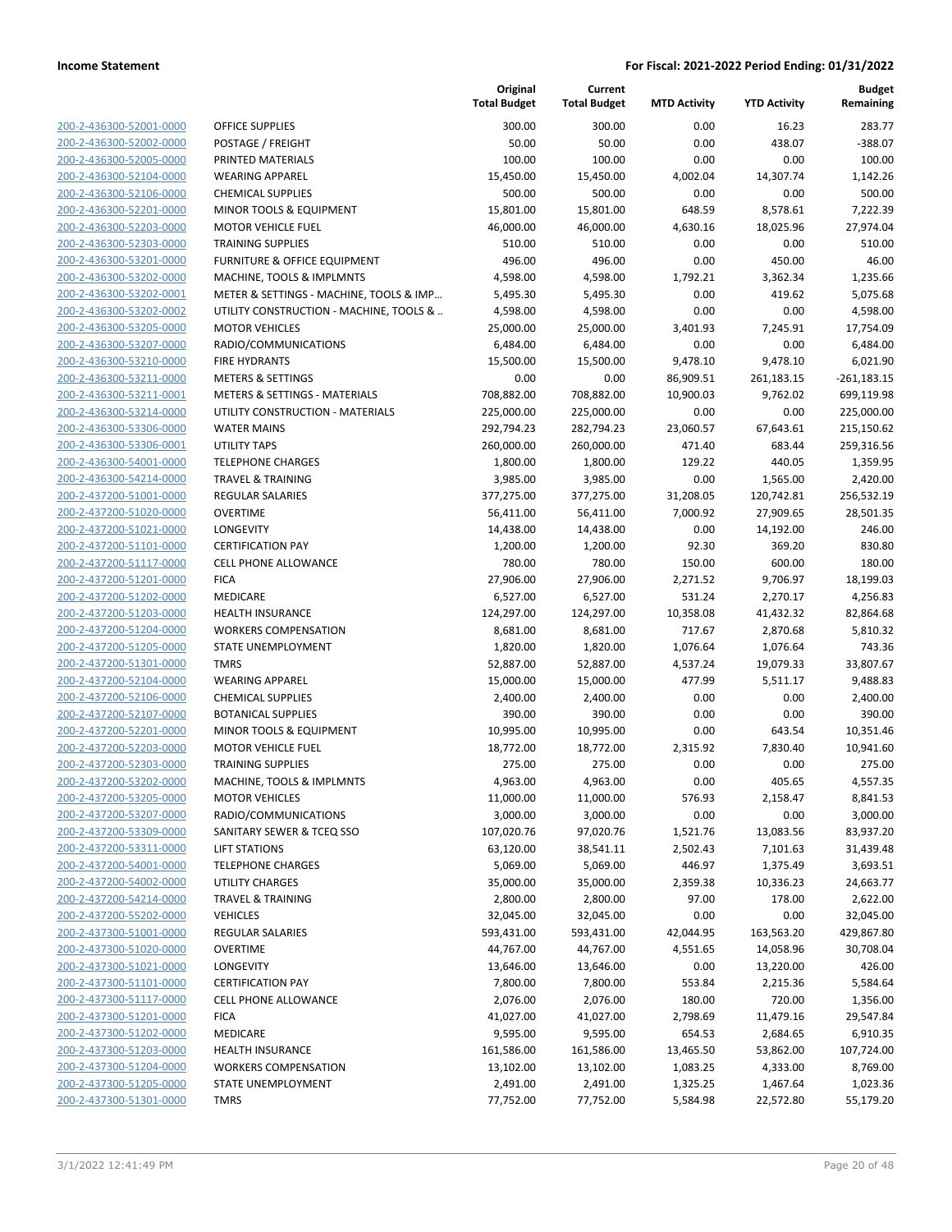**Income Statement** | **For Fiscal: 2021-2022 Period Ending: 01/31/2022**

| | | Original Total Budget | Current Total Budget | MTD Activity | YTD Activity | Budget Remaining |
|---|---|---|---|---|---|---|
| 200-2-436300-52001-0000 | OFFICE SUPPLIES | 300.00 | 300.00 | 0.00 | 16.23 | 283.77 |
| 200-2-436300-52002-0000 | POSTAGE / FREIGHT | 50.00 | 50.00 | 0.00 | 438.07 | -388.07 |
| 200-2-436300-52005-0000 | PRINTED MATERIALS | 100.00 | 100.00 | 0.00 | 0.00 | 100.00 |
| 200-2-436300-52104-0000 | WEARING APPAREL | 15,450.00 | 15,450.00 | 4,002.04 | 14,307.74 | 1,142.26 |
| 200-2-436300-52106-0000 | CHEMICAL SUPPLIES | 500.00 | 500.00 | 0.00 | 0.00 | 500.00 |
| 200-2-436300-52201-0000 | MINOR TOOLS & EQUIPMENT | 15,801.00 | 15,801.00 | 648.59 | 8,578.61 | 7,222.39 |
| 200-2-436300-52203-0000 | MOTOR VEHICLE FUEL | 46,000.00 | 46,000.00 | 4,630.16 | 18,025.96 | 27,974.04 |
| 200-2-436300-52303-0000 | TRAINING SUPPLIES | 510.00 | 510.00 | 0.00 | 0.00 | 510.00 |
| 200-2-436300-53201-0000 | FURNITURE & OFFICE EQUIPMENT | 496.00 | 496.00 | 0.00 | 450.00 | 46.00 |
| 200-2-436300-53202-0000 | MACHINE, TOOLS & IMPLMNTS | 4,598.00 | 4,598.00 | 1,792.21 | 3,362.34 | 1,235.66 |
| 200-2-436300-53202-0001 | METER & SETTINGS - MACHINE, TOOLS & IMP... | 5,495.30 | 5,495.30 | 0.00 | 419.62 | 5,075.68 |
| 200-2-436300-53202-0002 | UTILITY CONSTRUCTION - MACHINE, TOOLS & .. | 4,598.00 | 4,598.00 | 0.00 | 0.00 | 4,598.00 |
| 200-2-436300-53205-0000 | MOTOR VEHICLES | 25,000.00 | 25,000.00 | 3,401.93 | 7,245.91 | 17,754.09 |
| 200-2-436300-53207-0000 | RADIO/COMMUNICATIONS | 6,484.00 | 6,484.00 | 0.00 | 0.00 | 6,484.00 |
| 200-2-436300-53210-0000 | FIRE HYDRANTS | 15,500.00 | 15,500.00 | 9,478.10 | 9,478.10 | 6,021.90 |
| 200-2-436300-53211-0000 | METERS & SETTINGS | 0.00 | 0.00 | 86,909.51 | 261,183.15 | -261,183.15 |
| 200-2-436300-53211-0001 | METERS & SETTINGS - MATERIALS | 708,882.00 | 708,882.00 | 10,900.03 | 9,762.02 | 699,119.98 |
| 200-2-436300-53214-0000 | UTILITY CONSTRUCTION - MATERIALS | 225,000.00 | 225,000.00 | 0.00 | 0.00 | 225,000.00 |
| 200-2-436300-53306-0000 | WATER MAINS | 292,794.23 | 282,794.23 | 23,060.57 | 67,643.61 | 215,150.62 |
| 200-2-436300-53306-0001 | UTILITY TAPS | 260,000.00 | 260,000.00 | 471.40 | 683.44 | 259,316.56 |
| 200-2-436300-54001-0000 | TELEPHONE CHARGES | 1,800.00 | 1,800.00 | 129.22 | 440.05 | 1,359.95 |
| 200-2-436300-54214-0000 | TRAVEL & TRAINING | 3,985.00 | 3,985.00 | 0.00 | 1,565.00 | 2,420.00 |
| 200-2-437200-51001-0000 | REGULAR SALARIES | 377,275.00 | 377,275.00 | 31,208.05 | 120,742.81 | 256,532.19 |
| 200-2-437200-51020-0000 | OVERTIME | 56,411.00 | 56,411.00 | 7,000.92 | 27,909.65 | 28,501.35 |
| 200-2-437200-51021-0000 | LONGEVITY | 14,438.00 | 14,438.00 | 0.00 | 14,192.00 | 246.00 |
| 200-2-437200-51101-0000 | CERTIFICATION PAY | 1,200.00 | 1,200.00 | 92.30 | 369.20 | 830.80 |
| 200-2-437200-51117-0000 | CELL PHONE ALLOWANCE | 780.00 | 780.00 | 150.00 | 600.00 | 180.00 |
| 200-2-437200-51201-0000 | FICA | 27,906.00 | 27,906.00 | 2,271.52 | 9,706.97 | 18,199.03 |
| 200-2-437200-51202-0000 | MEDICARE | 6,527.00 | 6,527.00 | 531.24 | 2,270.17 | 4,256.83 |
| 200-2-437200-51203-0000 | HEALTH INSURANCE | 124,297.00 | 124,297.00 | 10,358.08 | 41,432.32 | 82,864.68 |
| 200-2-437200-51204-0000 | WORKERS COMPENSATION | 8,681.00 | 8,681.00 | 717.67 | 2,870.68 | 5,810.32 |
| 200-2-437200-51205-0000 | STATE UNEMPLOYMENT | 1,820.00 | 1,820.00 | 1,076.64 | 1,076.64 | 743.36 |
| 200-2-437200-51301-0000 | TMRS | 52,887.00 | 52,887.00 | 4,537.24 | 19,079.33 | 33,807.67 |
| 200-2-437200-52104-0000 | WEARING APPAREL | 15,000.00 | 15,000.00 | 477.99 | 5,511.17 | 9,488.83 |
| 200-2-437200-52106-0000 | CHEMICAL SUPPLIES | 2,400.00 | 2,400.00 | 0.00 | 0.00 | 2,400.00 |
| 200-2-437200-52107-0000 | BOTANICAL SUPPLIES | 390.00 | 390.00 | 0.00 | 0.00 | 390.00 |
| 200-2-437200-52201-0000 | MINOR TOOLS & EQUIPMENT | 10,995.00 | 10,995.00 | 0.00 | 643.54 | 10,351.46 |
| 200-2-437200-52203-0000 | MOTOR VEHICLE FUEL | 18,772.00 | 18,772.00 | 2,315.92 | 7,830.40 | 10,941.60 |
| 200-2-437200-52303-0000 | TRAINING SUPPLIES | 275.00 | 275.00 | 0.00 | 0.00 | 275.00 |
| 200-2-437200-53202-0000 | MACHINE, TOOLS & IMPLMNTS | 4,963.00 | 4,963.00 | 0.00 | 405.65 | 4,557.35 |
| 200-2-437200-53205-0000 | MOTOR VEHICLES | 11,000.00 | 11,000.00 | 576.93 | 2,158.47 | 8,841.53 |
| 200-2-437200-53207-0000 | RADIO/COMMUNICATIONS | 3,000.00 | 3,000.00 | 0.00 | 0.00 | 3,000.00 |
| 200-2-437200-53309-0000 | SANITARY SEWER & TCEQ SSO | 107,020.76 | 97,020.76 | 1,521.76 | 13,083.56 | 83,937.20 |
| 200-2-437200-53311-0000 | LIFT STATIONS | 63,120.00 | 38,541.11 | 2,502.43 | 7,101.63 | 31,439.48 |
| 200-2-437200-54001-0000 | TELEPHONE CHARGES | 5,069.00 | 5,069.00 | 446.97 | 1,375.49 | 3,693.51 |
| 200-2-437200-54002-0000 | UTILITY CHARGES | 35,000.00 | 35,000.00 | 2,359.38 | 10,336.23 | 24,663.77 |
| 200-2-437200-54214-0000 | TRAVEL & TRAINING | 2,800.00 | 2,800.00 | 97.00 | 178.00 | 2,622.00 |
| 200-2-437200-55202-0000 | VEHICLES | 32,045.00 | 32,045.00 | 0.00 | 0.00 | 32,045.00 |
| 200-2-437300-51001-0000 | REGULAR SALARIES | 593,431.00 | 593,431.00 | 42,044.95 | 163,563.20 | 429,867.80 |
| 200-2-437300-51020-0000 | OVERTIME | 44,767.00 | 44,767.00 | 4,551.65 | 14,058.96 | 30,708.04 |
| 200-2-437300-51021-0000 | LONGEVITY | 13,646.00 | 13,646.00 | 0.00 | 13,220.00 | 426.00 |
| 200-2-437300-51101-0000 | CERTIFICATION PAY | 7,800.00 | 7,800.00 | 553.84 | 2,215.36 | 5,584.64 |
| 200-2-437300-51117-0000 | CELL PHONE ALLOWANCE | 2,076.00 | 2,076.00 | 180.00 | 720.00 | 1,356.00 |
| 200-2-437300-51201-0000 | FICA | 41,027.00 | 41,027.00 | 2,798.69 | 11,479.16 | 29,547.84 |
| 200-2-437300-51202-0000 | MEDICARE | 9,595.00 | 9,595.00 | 654.53 | 2,684.65 | 6,910.35 |
| 200-2-437300-51203-0000 | HEALTH INSURANCE | 161,586.00 | 161,586.00 | 13,465.50 | 53,862.00 | 107,724.00 |
| 200-2-437300-51204-0000 | WORKERS COMPENSATION | 13,102.00 | 13,102.00 | 1,083.25 | 4,333.00 | 8,769.00 |
| 200-2-437300-51205-0000 | STATE UNEMPLOYMENT | 2,491.00 | 2,491.00 | 1,325.25 | 1,467.64 | 1,023.36 |
| 200-2-437300-51301-0000 | TMRS | 77,752.00 | 77,752.00 | 5,584.98 | 22,572.80 | 55,179.20 |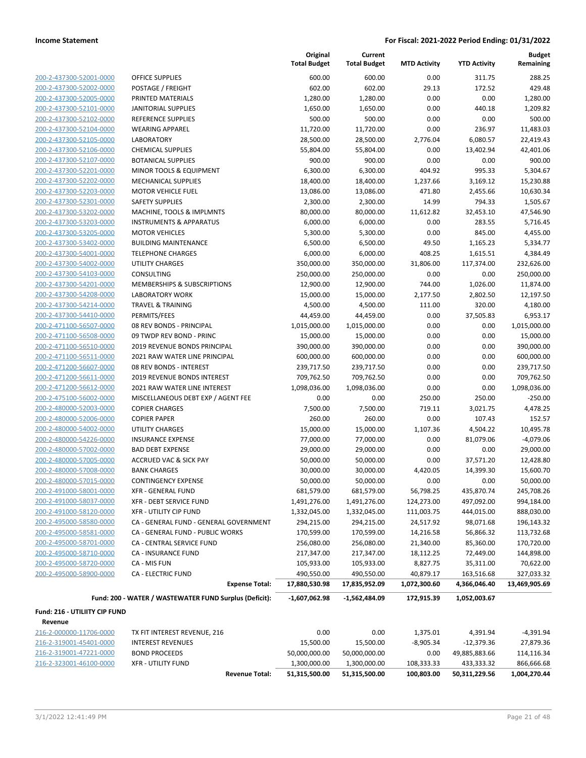**Income Statement** — For Fiscal: 2021-2022 Period Ending: 01/31/2022

| | | Original Total Budget | Current Total Budget | MTD Activity | YTD Activity | Budget Remaining |
|---|---|---|---|---|---|---|
| 200-2-437300-52001-0000 | OFFICE SUPPLIES | 600.00 | 600.00 | 0.00 | 311.75 | 288.25 |
| 200-2-437300-52002-0000 | POSTAGE / FREIGHT | 602.00 | 602.00 | 29.13 | 172.52 | 429.48 |
| 200-2-437300-52005-0000 | PRINTED MATERIALS | 1,280.00 | 1,280.00 | 0.00 | 0.00 | 1,280.00 |
| 200-2-437300-52101-0000 | JANITORIAL SUPPLIES | 1,650.00 | 1,650.00 | 0.00 | 440.18 | 1,209.82 |
| 200-2-437300-52102-0000 | REFERENCE SUPPLIES | 500.00 | 500.00 | 0.00 | 0.00 | 500.00 |
| 200-2-437300-52104-0000 | WEARING APPAREL | 11,720.00 | 11,720.00 | 0.00 | 236.97 | 11,483.03 |
| 200-2-437300-52105-0000 | LABORATORY | 28,500.00 | 28,500.00 | 2,776.04 | 6,080.57 | 22,419.43 |
| 200-2-437300-52106-0000 | CHEMICAL SUPPLIES | 55,804.00 | 55,804.00 | 0.00 | 13,402.94 | 42,401.06 |
| 200-2-437300-52107-0000 | BOTANICAL SUPPLIES | 900.00 | 900.00 | 0.00 | 0.00 | 900.00 |
| 200-2-437300-52201-0000 | MINOR TOOLS & EQUIPMENT | 6,300.00 | 6,300.00 | 404.92 | 995.33 | 5,304.67 |
| 200-2-437300-52202-0000 | MECHANICAL SUPPLIES | 18,400.00 | 18,400.00 | 1,237.66 | 3,169.12 | 15,230.88 |
| 200-2-437300-52203-0000 | MOTOR VEHICLE FUEL | 13,086.00 | 13,086.00 | 471.80 | 2,455.66 | 10,630.34 |
| 200-2-437300-52301-0000 | SAFETY SUPPLIES | 2,300.00 | 2,300.00 | 14.99 | 794.33 | 1,505.67 |
| 200-2-437300-53202-0000 | MACHINE, TOOLS & IMPLMNTS | 80,000.00 | 80,000.00 | 11,612.82 | 32,453.10 | 47,546.90 |
| 200-2-437300-53203-0000 | INSTRUMENTS & APPARATUS | 6,000.00 | 6,000.00 | 0.00 | 283.55 | 5,716.45 |
| 200-2-437300-53205-0000 | MOTOR VEHICLES | 5,300.00 | 5,300.00 | 0.00 | 845.00 | 4,455.00 |
| 200-2-437300-53402-0000 | BUILDING MAINTENANCE | 6,500.00 | 6,500.00 | 49.50 | 1,165.23 | 5,334.77 |
| 200-2-437300-54001-0000 | TELEPHONE CHARGES | 6,000.00 | 6,000.00 | 408.25 | 1,615.51 | 4,384.49 |
| 200-2-437300-54002-0000 | UTILITY CHARGES | 350,000.00 | 350,000.00 | 31,806.00 | 117,374.00 | 232,626.00 |
| 200-2-437300-54103-0000 | CONSULTING | 250,000.00 | 250,000.00 | 0.00 | 0.00 | 250,000.00 |
| 200-2-437300-54201-0000 | MEMBERSHIPS & SUBSCRIPTIONS | 12,900.00 | 12,900.00 | 744.00 | 1,026.00 | 11,874.00 |
| 200-2-437300-54208-0000 | LABORATORY WORK | 15,000.00 | 15,000.00 | 2,177.50 | 2,802.50 | 12,197.50 |
| 200-2-437300-54214-0000 | TRAVEL & TRAINING | 4,500.00 | 4,500.00 | 111.00 | 320.00 | 4,180.00 |
| 200-2-437300-54410-0000 | PERMITS/FEES | 44,459.00 | 44,459.00 | 0.00 | 37,505.83 | 6,953.17 |
| 200-2-471100-56507-0000 | 08 REV BONDS - PRINCIPAL | 1,015,000.00 | 1,015,000.00 | 0.00 | 0.00 | 1,015,000.00 |
| 200-2-471100-56508-0000 | 09 TWDP REV BOND - PRINC | 15,000.00 | 15,000.00 | 0.00 | 0.00 | 15,000.00 |
| 200-2-471100-56510-0000 | 2019 REVENUE BONDS PRINCIPAL | 390,000.00 | 390,000.00 | 0.00 | 0.00 | 390,000.00 |
| 200-2-471100-56511-0000 | 2021 RAW WATER LINE PRINCIPAL | 600,000.00 | 600,000.00 | 0.00 | 0.00 | 600,000.00 |
| 200-2-471200-56607-0000 | 08 REV BONDS - INTEREST | 239,717.50 | 239,717.50 | 0.00 | 0.00 | 239,717.50 |
| 200-2-471200-56611-0000 | 2019 REVENUE BONDS INTEREST | 709,762.50 | 709,762.50 | 0.00 | 0.00 | 709,762.50 |
| 200-2-471200-56612-0000 | 2021 RAW WATER LINE INTEREST | 1,098,036.00 | 1,098,036.00 | 0.00 | 0.00 | 1,098,036.00 |
| 200-2-475100-56002-0000 | MISCELLANEOUS DEBT EXP / AGENT FEE | 0.00 | 0.00 | 250.00 | 250.00 | -250.00 |
| 200-2-480000-52003-0000 | COPIER CHARGES | 7,500.00 | 7,500.00 | 719.11 | 3,021.75 | 4,478.25 |
| 200-2-480000-52006-0000 | COPIER PAPER | 260.00 | 260.00 | 0.00 | 107.43 | 152.57 |
| 200-2-480000-54002-0000 | UTILITY CHARGES | 15,000.00 | 15,000.00 | 1,107.36 | 4,504.22 | 10,495.78 |
| 200-2-480000-54226-0000 | INSURANCE EXPENSE | 77,000.00 | 77,000.00 | 0.00 | 81,079.06 | -4,079.06 |
| 200-2-480000-57002-0000 | BAD DEBT EXPENSE | 29,000.00 | 29,000.00 | 0.00 | 0.00 | 29,000.00 |
| 200-2-480000-57005-0000 | ACCRUED VAC & SICK PAY | 50,000.00 | 50,000.00 | 0.00 | 37,571.20 | 12,428.80 |
| 200-2-480000-57008-0000 | BANK CHARGES | 30,000.00 | 30,000.00 | 4,420.05 | 14,399.30 | 15,600.70 |
| 200-2-480000-57015-0000 | CONTINGENCY EXPENSE | 50,000.00 | 50,000.00 | 0.00 | 0.00 | 50,000.00 |
| 200-2-491000-58001-0000 | XFR - GENERAL FUND | 681,579.00 | 681,579.00 | 56,798.25 | 435,870.74 | 245,708.26 |
| 200-2-491000-58037-0000 | XFR - DEBT SERVICE FUND | 1,491,276.00 | 1,491,276.00 | 124,273.00 | 497,092.00 | 994,184.00 |
| 200-2-491000-58120-0000 | XFR - UTILITY CIP FUND | 1,332,045.00 | 1,332,045.00 | 111,003.75 | 444,015.00 | 888,030.00 |
| 200-2-495000-58580-0000 | CA - GENERAL FUND - GENERAL GOVERNMENT | 294,215.00 | 294,215.00 | 24,517.92 | 98,071.68 | 196,143.32 |
| 200-2-495000-58581-0000 | CA - GENERAL FUND - PUBLIC WORKS | 170,599.00 | 170,599.00 | 14,216.58 | 56,866.32 | 113,732.68 |
| 200-2-495000-58701-0000 | CA - CENTRAL SERVICE FUND | 256,080.00 | 256,080.00 | 21,340.00 | 85,360.00 | 170,720.00 |
| 200-2-495000-58710-0000 | CA - INSURANCE FUND | 217,347.00 | 217,347.00 | 18,112.25 | 72,449.00 | 144,898.00 |
| 200-2-495000-58720-0000 | CA - MIS FUN | 105,933.00 | 105,933.00 | 8,827.75 | 35,311.00 | 70,622.00 |
| 200-2-495000-58900-0000 | CA - ELECTRIC FUND | 490,550.00 | 490,550.00 | 40,879.17 | 163,516.68 | 327,033.32 |
| | **Expense Total:** | **17,880,530.98** | **17,835,952.09** | **1,072,300.60** | **4,366,046.40** | **13,469,905.69** |
| | **Fund: 200 - WATER / WASTEWATER FUND Surplus (Deficit):** | **-1,607,062.98** | **-1,562,484.09** | **172,915.39** | **1,052,003.67** | |

**Fund: 216 - UTILIITY CIP FUND**

**Revenue**

| | | Original Total Budget | Current Total Budget | MTD Activity | YTD Activity | Budget Remaining |
|---|---|---|---|---|---|---|
| 216-2-000000-11706-0000 | TX FIT INTEREST REVENUE, 216 | 0.00 | 0.00 | 1,375.01 | 4,391.94 | -4,391.94 |
| 216-2-319001-45401-0000 | INTEREST REVENUES | 15,500.00 | 15,500.00 | -8,905.34 | -12,379.36 | 27,879.36 |
| 216-2-319001-47221-0000 | BOND PROCEEDS | 50,000,000.00 | 50,000,000.00 | 0.00 | 49,885,883.66 | 114,116.34 |
| 216-2-323001-46100-0000 | XFR - UTILITY FUND | 1,300,000.00 | 1,300,000.00 | 108,333.33 | 433,333.32 | 866,666.68 |
| | **Revenue Total:** | **51,315,500.00** | **51,315,500.00** | **100,803.00** | **50,311,229.56** | **1,004,270.44** |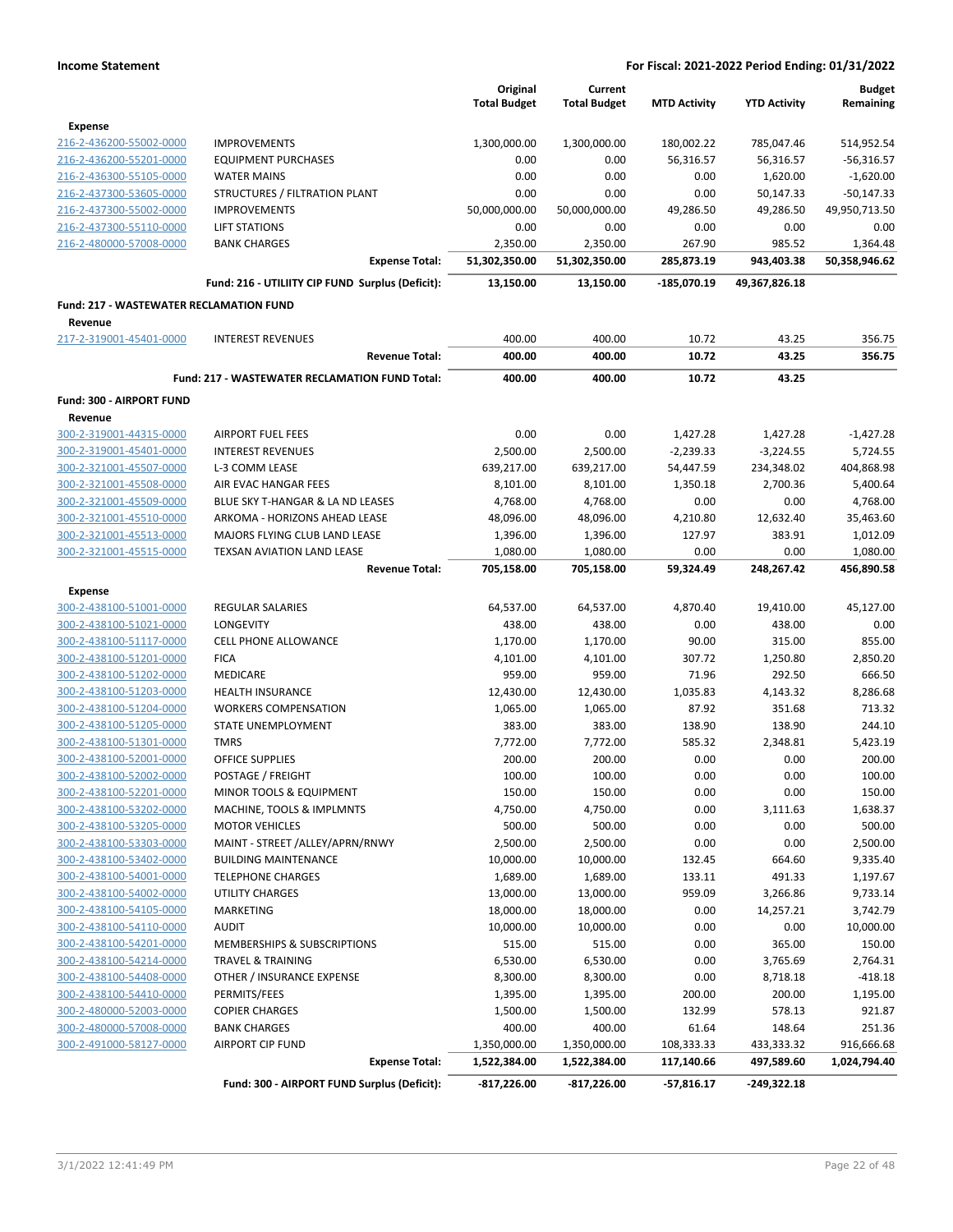**Income Statement** — **For Fiscal: 2021-2022 Period Ending: 01/31/2022**

| | | Original Total Budget | Current Total Budget | MTD Activity | YTD Activity | Budget Remaining |
|---|---|---|---|---|---|---|
| **Expense** | | | | | | |
| 216-2-436200-55002-0000 | IMPROVEMENTS | 1,300,000.00 | 1,300,000.00 | 180,002.22 | 785,047.46 | 514,952.54 |
| 216-2-436200-55201-0000 | EQUIPMENT PURCHASES | 0.00 | 0.00 | 56,316.57 | 56,316.57 | -56,316.57 |
| 216-2-436300-55105-0000 | WATER MAINS | 0.00 | 0.00 | 0.00 | 1,620.00 | -1,620.00 |
| 216-2-437300-53605-0000 | STRUCTURES / FILTRATION PLANT | 0.00 | 0.00 | 0.00 | 50,147.33 | -50,147.33 |
| 216-2-437300-55002-0000 | IMPROVEMENTS | 50,000,000.00 | 50,000,000.00 | 49,286.50 | 49,286.50 | 49,950,713.50 |
| 216-2-437300-55110-0000 | LIFT STATIONS | 0.00 | 0.00 | 0.00 | 0.00 | 0.00 |
| 216-2-480000-57008-0000 | BANK CHARGES | 2,350.00 | 2,350.00 | 267.90 | 985.52 | 1,364.48 |
| | **Expense Total:** | **51,302,350.00** | **51,302,350.00** | **285,873.19** | **943,403.38** | **50,358,946.62** |
| | **Fund: 216 - UTILIITY CIP FUND Surplus (Deficit):** | **13,150.00** | **13,150.00** | **-185,070.19** | **49,367,826.18** | |
| **Fund: 217 - WASTEWATER RECLAMATION FUND** | | | | | | |
| **Revenue** | | | | | | |
| 217-2-319001-45401-0000 | INTEREST REVENUES | 400.00 | 400.00 | 10.72 | 43.25 | 356.75 |
| | **Revenue Total:** | **400.00** | **400.00** | **10.72** | **43.25** | **356.75** |
| | **Fund: 217 - WASTEWATER RECLAMATION FUND Total:** | **400.00** | **400.00** | **10.72** | **43.25** | |
| **Fund: 300 - AIRPORT FUND** | | | | | | |
| **Revenue** | | | | | | |
| 300-2-319001-44315-0000 | AIRPORT FUEL FEES | 0.00 | 0.00 | 1,427.28 | 1,427.28 | -1,427.28 |
| 300-2-319001-45401-0000 | INTEREST REVENUES | 2,500.00 | 2,500.00 | -2,239.33 | -3,224.55 | 5,724.55 |
| 300-2-321001-45507-0000 | L-3 COMM LEASE | 639,217.00 | 639,217.00 | 54,447.59 | 234,348.02 | 404,868.98 |
| 300-2-321001-45508-0000 | AIR EVAC HANGAR FEES | 8,101.00 | 8,101.00 | 1,350.18 | 2,700.36 | 5,400.64 |
| 300-2-321001-45509-0000 | BLUE SKY T-HANGAR & LA ND LEASES | 4,768.00 | 4,768.00 | 0.00 | 0.00 | 4,768.00 |
| 300-2-321001-45510-0000 | ARKOMA - HORIZONS AHEAD LEASE | 48,096.00 | 48,096.00 | 4,210.80 | 12,632.40 | 35,463.60 |
| 300-2-321001-45513-0000 | MAJORS FLYING CLUB LAND LEASE | 1,396.00 | 1,396.00 | 127.97 | 383.91 | 1,012.09 |
| 300-2-321001-45515-0000 | TEXSAN AVIATION LAND LEASE | 1,080.00 | 1,080.00 | 0.00 | 0.00 | 1,080.00 |
| | **Revenue Total:** | **705,158.00** | **705,158.00** | **59,324.49** | **248,267.42** | **456,890.58** |
| **Expense** | | | | | | |
| 300-2-438100-51001-0000 | REGULAR SALARIES | 64,537.00 | 64,537.00 | 4,870.40 | 19,410.00 | 45,127.00 |
| 300-2-438100-51021-0000 | LONGEVITY | 438.00 | 438.00 | 0.00 | 438.00 | 0.00 |
| 300-2-438100-51117-0000 | CELL PHONE ALLOWANCE | 1,170.00 | 1,170.00 | 90.00 | 315.00 | 855.00 |
| 300-2-438100-51201-0000 | FICA | 4,101.00 | 4,101.00 | 307.72 | 1,250.80 | 2,850.20 |
| 300-2-438100-51202-0000 | MEDICARE | 959.00 | 959.00 | 71.96 | 292.50 | 666.50 |
| 300-2-438100-51203-0000 | HEALTH INSURANCE | 12,430.00 | 12,430.00 | 1,035.83 | 4,143.32 | 8,286.68 |
| 300-2-438100-51204-0000 | WORKERS COMPENSATION | 1,065.00 | 1,065.00 | 87.92 | 351.68 | 713.32 |
| 300-2-438100-51205-0000 | STATE UNEMPLOYMENT | 383.00 | 383.00 | 138.90 | 138.90 | 244.10 |
| 300-2-438100-51301-0000 | TMRS | 7,772.00 | 7,772.00 | 585.32 | 2,348.81 | 5,423.19 |
| 300-2-438100-52001-0000 | OFFICE SUPPLIES | 200.00 | 200.00 | 0.00 | 0.00 | 200.00 |
| 300-2-438100-52002-0000 | POSTAGE / FREIGHT | 100.00 | 100.00 | 0.00 | 0.00 | 100.00 |
| 300-2-438100-52201-0000 | MINOR TOOLS & EQUIPMENT | 150.00 | 150.00 | 0.00 | 0.00 | 150.00 |
| 300-2-438100-53202-0000 | MACHINE, TOOLS & IMPLMNTS | 4,750.00 | 4,750.00 | 0.00 | 3,111.63 | 1,638.37 |
| 300-2-438100-53205-0000 | MOTOR VEHICLES | 500.00 | 500.00 | 0.00 | 0.00 | 500.00 |
| 300-2-438100-53303-0000 | MAINT - STREET /ALLEY/APRN/RNWY | 2,500.00 | 2,500.00 | 0.00 | 0.00 | 2,500.00 |
| 300-2-438100-53402-0000 | BUILDING MAINTENANCE | 10,000.00 | 10,000.00 | 132.45 | 664.60 | 9,335.40 |
| 300-2-438100-54001-0000 | TELEPHONE CHARGES | 1,689.00 | 1,689.00 | 133.11 | 491.33 | 1,197.67 |
| 300-2-438100-54002-0000 | UTILITY CHARGES | 13,000.00 | 13,000.00 | 959.09 | 3,266.86 | 9,733.14 |
| 300-2-438100-54105-0000 | MARKETING | 18,000.00 | 18,000.00 | 0.00 | 14,257.21 | 3,742.79 |
| 300-2-438100-54110-0000 | AUDIT | 10,000.00 | 10,000.00 | 0.00 | 0.00 | 10,000.00 |
| 300-2-438100-54201-0000 | MEMBERSHIPS & SUBSCRIPTIONS | 515.00 | 515.00 | 0.00 | 365.00 | 150.00 |
| 300-2-438100-54214-0000 | TRAVEL & TRAINING | 6,530.00 | 6,530.00 | 0.00 | 3,765.69 | 2,764.31 |
| 300-2-438100-54408-0000 | OTHER / INSURANCE EXPENSE | 8,300.00 | 8,300.00 | 0.00 | 8,718.18 | -418.18 |
| 300-2-438100-54410-0000 | PERMITS/FEES | 1,395.00 | 1,395.00 | 200.00 | 200.00 | 1,195.00 |
| 300-2-480000-52003-0000 | COPIER CHARGES | 1,500.00 | 1,500.00 | 132.99 | 578.13 | 921.87 |
| 300-2-480000-57008-0000 | BANK CHARGES | 400.00 | 400.00 | 61.64 | 148.64 | 251.36 |
| 300-2-491000-58127-0000 | AIRPORT CIP FUND | 1,350,000.00 | 1,350,000.00 | 108,333.33 | 433,333.32 | 916,666.68 |
| | **Expense Total:** | **1,522,384.00** | **1,522,384.00** | **117,140.66** | **497,589.60** | **1,024,794.40** |
| | **Fund: 300 - AIRPORT FUND Surplus (Deficit):** | **-817,226.00** | **-817,226.00** | **-57,816.17** | **-249,322.18** | |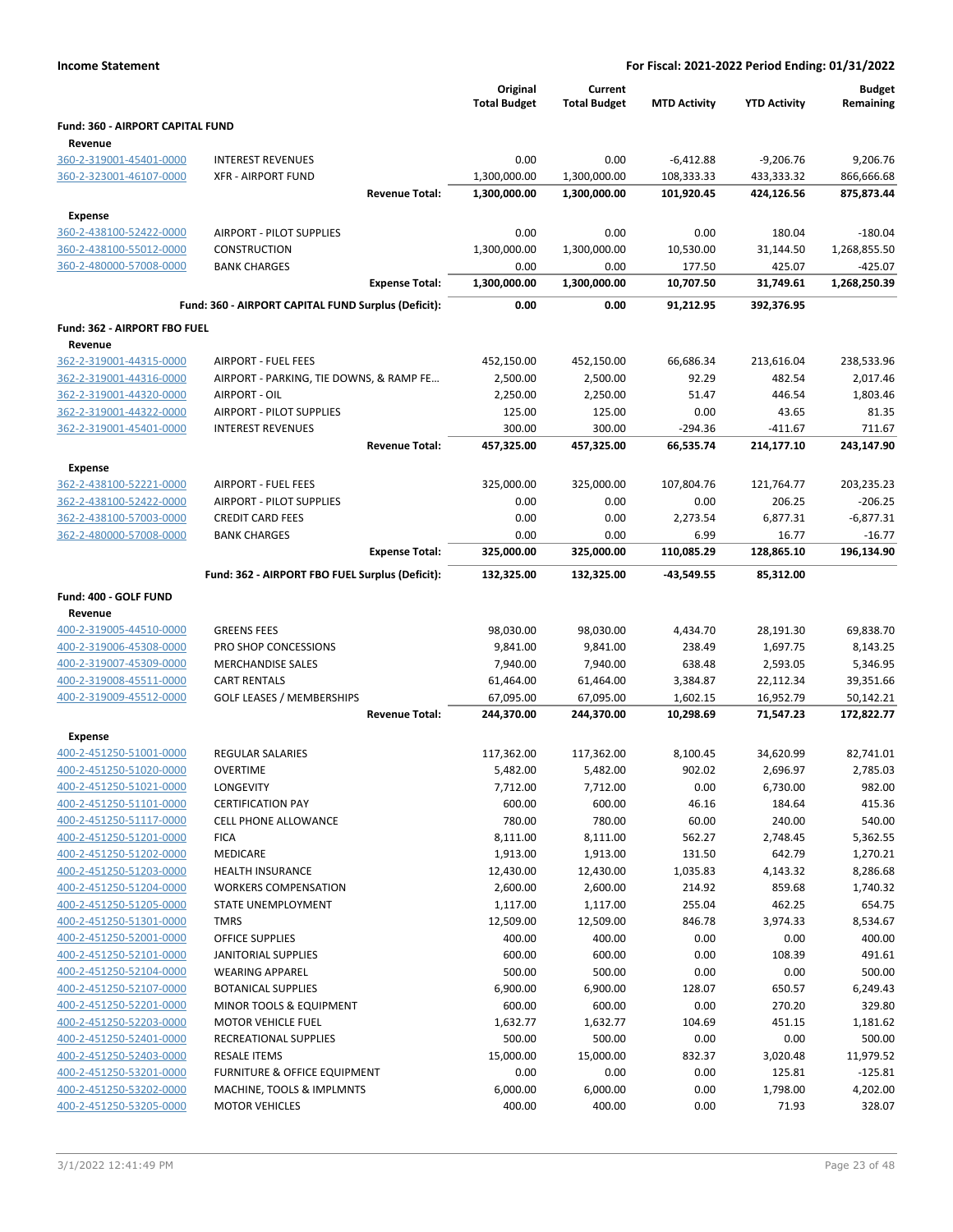**Income Statement** — **For Fiscal: 2021-2022 Period Ending: 01/31/2022**

| | | Original Total Budget | Current Total Budget | MTD Activity | YTD Activity | Budget Remaining |
|---|---|---|---|---|---|---|
| **Fund: 360 - AIRPORT CAPITAL FUND** | | | | | | |
| **Revenue** | | | | | | |
| 360-2-319001-45401-0000 | INTEREST REVENUES | 0.00 | 0.00 | -6,412.88 | -9,206.76 | 9,206.76 |
| 360-2-323001-46107-0000 | XFR - AIRPORT FUND | 1,300,000.00 | 1,300,000.00 | 108,333.33 | 433,333.32 | 866,666.68 |
| | **Revenue Total:** | **1,300,000.00** | **1,300,000.00** | **101,920.45** | **424,126.56** | **875,873.44** |
| **Expense** | | | | | | |
| 360-2-438100-52422-0000 | AIRPORT - PILOT SUPPLIES | 0.00 | 0.00 | 0.00 | 180.04 | -180.04 |
| 360-2-438100-55012-0000 | CONSTRUCTION | 1,300,000.00 | 1,300,000.00 | 10,530.00 | 31,144.50 | 1,268,855.50 |
| 360-2-480000-57008-0000 | BANK CHARGES | 0.00 | 0.00 | 177.50 | 425.07 | -425.07 |
| | **Expense Total:** | **1,300,000.00** | **1,300,000.00** | **10,707.50** | **31,749.61** | **1,268,250.39** |
| | **Fund: 360 - AIRPORT CAPITAL FUND Surplus (Deficit):** | **0.00** | **0.00** | **91,212.95** | **392,376.95** | |
| **Fund: 362 - AIRPORT FBO FUEL** | | | | | | |
| **Revenue** | | | | | | |
| 362-2-319001-44315-0000 | AIRPORT - FUEL FEES | 452,150.00 | 452,150.00 | 66,686.34 | 213,616.04 | 238,533.96 |
| 362-2-319001-44316-0000 | AIRPORT - PARKING, TIE DOWNS, & RAMP FE... | 2,500.00 | 2,500.00 | 92.29 | 482.54 | 2,017.46 |
| 362-2-319001-44320-0000 | AIRPORT - OIL | 2,250.00 | 2,250.00 | 51.47 | 446.54 | 1,803.46 |
| 362-2-319001-44322-0000 | AIRPORT - PILOT SUPPLIES | 125.00 | 125.00 | 0.00 | 43.65 | 81.35 |
| 362-2-319001-45401-0000 | INTEREST REVENUES | 300.00 | 300.00 | -294.36 | -411.67 | 711.67 |
| | **Revenue Total:** | **457,325.00** | **457,325.00** | **66,535.74** | **214,177.10** | **243,147.90** |
| **Expense** | | | | | | |
| 362-2-438100-52221-0000 | AIRPORT - FUEL FEES | 325,000.00 | 325,000.00 | 107,804.76 | 121,764.77 | 203,235.23 |
| 362-2-438100-52422-0000 | AIRPORT - PILOT SUPPLIES | 0.00 | 0.00 | 0.00 | 206.25 | -206.25 |
| 362-2-438100-57003-0000 | CREDIT CARD FEES | 0.00 | 0.00 | 2,273.54 | 6,877.31 | -6,877.31 |
| 362-2-480000-57008-0000 | BANK CHARGES | 0.00 | 0.00 | 6.99 | 16.77 | -16.77 |
| | **Expense Total:** | **325,000.00** | **325,000.00** | **110,085.29** | **128,865.10** | **196,134.90** |
| | **Fund: 362 - AIRPORT FBO FUEL Surplus (Deficit):** | **132,325.00** | **132,325.00** | **-43,549.55** | **85,312.00** | |
| **Fund: 400 - GOLF FUND** | | | | | | |
| **Revenue** | | | | | | |
| 400-2-319005-44510-0000 | GREENS FEES | 98,030.00 | 98,030.00 | 4,434.70 | 28,191.30 | 69,838.70 |
| 400-2-319006-45308-0000 | PRO SHOP CONCESSIONS | 9,841.00 | 9,841.00 | 238.49 | 1,697.75 | 8,143.25 |
| 400-2-319007-45309-0000 | MERCHANDISE SALES | 7,940.00 | 7,940.00 | 638.48 | 2,593.05 | 5,346.95 |
| 400-2-319008-45511-0000 | CART RENTALS | 61,464.00 | 61,464.00 | 3,384.87 | 22,112.34 | 39,351.66 |
| 400-2-319009-45512-0000 | GOLF LEASES / MEMBERSHIPS | 67,095.00 | 67,095.00 | 1,602.15 | 16,952.79 | 50,142.21 |
| | **Revenue Total:** | **244,370.00** | **244,370.00** | **10,298.69** | **71,547.23** | **172,822.77** |
| **Expense** | | | | | | |
| 400-2-451250-51001-0000 | REGULAR SALARIES | 117,362.00 | 117,362.00 | 8,100.45 | 34,620.99 | 82,741.01 |
| 400-2-451250-51020-0000 | OVERTIME | 5,482.00 | 5,482.00 | 902.02 | 2,696.97 | 2,785.03 |
| 400-2-451250-51021-0000 | LONGEVITY | 7,712.00 | 7,712.00 | 0.00 | 6,730.00 | 982.00 |
| 400-2-451250-51101-0000 | CERTIFICATION PAY | 600.00 | 600.00 | 46.16 | 184.64 | 415.36 |
| 400-2-451250-51117-0000 | CELL PHONE ALLOWANCE | 780.00 | 780.00 | 60.00 | 240.00 | 540.00 |
| 400-2-451250-51201-0000 | FICA | 8,111.00 | 8,111.00 | 562.27 | 2,748.45 | 5,362.55 |
| 400-2-451250-51202-0000 | MEDICARE | 1,913.00 | 1,913.00 | 131.50 | 642.79 | 1,270.21 |
| 400-2-451250-51203-0000 | HEALTH INSURANCE | 12,430.00 | 12,430.00 | 1,035.83 | 4,143.32 | 8,286.68 |
| 400-2-451250-51204-0000 | WORKERS COMPENSATION | 2,600.00 | 2,600.00 | 214.92 | 859.68 | 1,740.32 |
| 400-2-451250-51205-0000 | STATE UNEMPLOYMENT | 1,117.00 | 1,117.00 | 255.04 | 462.25 | 654.75 |
| 400-2-451250-51301-0000 | TMRS | 12,509.00 | 12,509.00 | 846.78 | 3,974.33 | 8,534.67 |
| 400-2-451250-52001-0000 | OFFICE SUPPLIES | 400.00 | 400.00 | 0.00 | 0.00 | 400.00 |
| 400-2-451250-52101-0000 | JANITORIAL SUPPLIES | 600.00 | 600.00 | 0.00 | 108.39 | 491.61 |
| 400-2-451250-52104-0000 | WEARING APPAREL | 500.00 | 500.00 | 0.00 | 0.00 | 500.00 |
| 400-2-451250-52107-0000 | BOTANICAL SUPPLIES | 6,900.00 | 6,900.00 | 128.07 | 650.57 | 6,249.43 |
| 400-2-451250-52201-0000 | MINOR TOOLS & EQUIPMENT | 600.00 | 600.00 | 0.00 | 270.20 | 329.80 |
| 400-2-451250-52203-0000 | MOTOR VEHICLE FUEL | 1,632.77 | 1,632.77 | 104.69 | 451.15 | 1,181.62 |
| 400-2-451250-52401-0000 | RECREATIONAL SUPPLIES | 500.00 | 500.00 | 0.00 | 0.00 | 500.00 |
| 400-2-451250-52403-0000 | RESALE ITEMS | 15,000.00 | 15,000.00 | 832.37 | 3,020.48 | 11,979.52 |
| 400-2-451250-53201-0000 | FURNITURE & OFFICE EQUIPMENT | 0.00 | 0.00 | 0.00 | 125.81 | -125.81 |
| 400-2-451250-53202-0000 | MACHINE, TOOLS & IMPLMNTS | 6,000.00 | 6,000.00 | 0.00 | 1,798.00 | 4,202.00 |
| 400-2-451250-53205-0000 | MOTOR VEHICLES | 400.00 | 400.00 | 0.00 | 71.93 | 328.07 |

3/1/2022 12:41:49 PM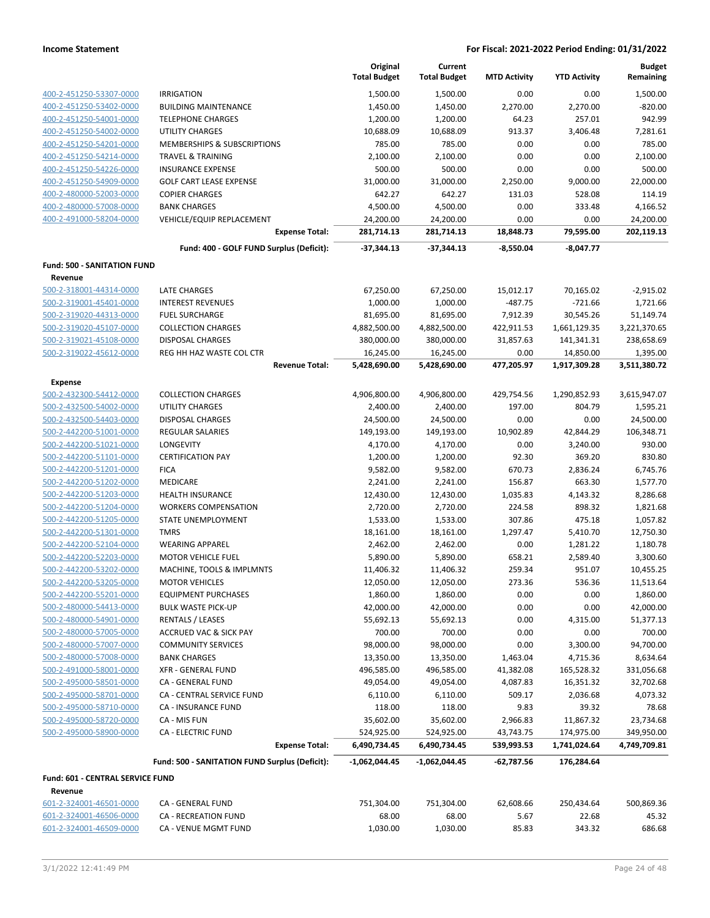**Income Statement** **For Fiscal: 2021-2022 Period Ending: 01/31/2022**

| | | Original Total Budget | Current Total Budget | MTD Activity | YTD Activity | Budget Remaining |
|---|---|---|---|---|---|---|
| 400-2-451250-53307-0000 | IRRIGATION | 1,500.00 | 1,500.00 | 0.00 | 0.00 | 1,500.00 |
| 400-2-451250-53402-0000 | BUILDING MAINTENANCE | 1,450.00 | 1,450.00 | 2,270.00 | 2,270.00 | -820.00 |
| 400-2-451250-54001-0000 | TELEPHONE CHARGES | 1,200.00 | 1,200.00 | 64.23 | 257.01 | 942.99 |
| 400-2-451250-54002-0000 | UTILITY CHARGES | 10,688.09 | 10,688.09 | 913.37 | 3,406.48 | 7,281.61 |
| 400-2-451250-54201-0000 | MEMBERSHIPS & SUBSCRIPTIONS | 785.00 | 785.00 | 0.00 | 0.00 | 785.00 |
| 400-2-451250-54214-0000 | TRAVEL & TRAINING | 2,100.00 | 2,100.00 | 0.00 | 0.00 | 2,100.00 |
| 400-2-451250-54226-0000 | INSURANCE EXPENSE | 500.00 | 500.00 | 0.00 | 0.00 | 500.00 |
| 400-2-451250-54909-0000 | GOLF CART LEASE EXPENSE | 31,000.00 | 31,000.00 | 2,250.00 | 9,000.00 | 22,000.00 |
| 400-2-480000-52003-0000 | COPIER CHARGES | 642.27 | 642.27 | 131.03 | 528.08 | 114.19 |
| 400-2-480000-57008-0000 | BANK CHARGES | 4,500.00 | 4,500.00 | 0.00 | 333.48 | 4,166.52 |
| 400-2-491000-58204-0000 | VEHICLE/EQUIP REPLACEMENT | 24,200.00 | 24,200.00 | 0.00 | 0.00 | 24,200.00 |
| | **Expense Total:** | **281,714.13** | **281,714.13** | **18,848.73** | **79,595.00** | **202,119.13** |
| | **Fund: 400 - GOLF FUND Surplus (Deficit):** | **-37,344.13** | **-37,344.13** | **-8,550.04** | **-8,047.77** | |
| **Fund: 500 - SANITATION FUND** | | | | | | |
| **Revenue** | | | | | | |
| 500-2-318001-44314-0000 | LATE CHARGES | 67,250.00 | 67,250.00 | 15,012.17 | 70,165.02 | -2,915.02 |
| 500-2-319001-45401-0000 | INTEREST REVENUES | 1,000.00 | 1,000.00 | -487.75 | -721.66 | 1,721.66 |
| 500-2-319020-44313-0000 | FUEL SURCHARGE | 81,695.00 | 81,695.00 | 7,912.39 | 30,545.26 | 51,149.74 |
| 500-2-319020-45107-0000 | COLLECTION CHARGES | 4,882,500.00 | 4,882,500.00 | 422,911.53 | 1,661,129.35 | 3,221,370.65 |
| 500-2-319021-45108-0000 | DISPOSAL CHARGES | 380,000.00 | 380,000.00 | 31,857.63 | 141,341.31 | 238,658.69 |
| 500-2-319022-45612-0000 | REG HH HAZ WASTE COL CTR | 16,245.00 | 16,245.00 | 0.00 | 14,850.00 | 1,395.00 |
| | **Revenue Total:** | **5,428,690.00** | **5,428,690.00** | **477,205.97** | **1,917,309.28** | **3,511,380.72** |
| **Expense** | | | | | | |
| 500-2-432300-54412-0000 | COLLECTION CHARGES | 4,906,800.00 | 4,906,800.00 | 429,754.56 | 1,290,852.93 | 3,615,947.07 |
| 500-2-432500-54002-0000 | UTILITY CHARGES | 2,400.00 | 2,400.00 | 197.00 | 804.79 | 1,595.21 |
| 500-2-432500-54403-0000 | DISPOSAL CHARGES | 24,500.00 | 24,500.00 | 0.00 | 0.00 | 24,500.00 |
| 500-2-442200-51001-0000 | REGULAR SALARIES | 149,193.00 | 149,193.00 | 10,902.89 | 42,844.29 | 106,348.71 |
| 500-2-442200-51021-0000 | LONGEVITY | 4,170.00 | 4,170.00 | 0.00 | 3,240.00 | 930.00 |
| 500-2-442200-51101-0000 | CERTIFICATION PAY | 1,200.00 | 1,200.00 | 92.30 | 369.20 | 830.80 |
| 500-2-442200-51201-0000 | FICA | 9,582.00 | 9,582.00 | 670.73 | 2,836.24 | 6,745.76 |
| 500-2-442200-51202-0000 | MEDICARE | 2,241.00 | 2,241.00 | 156.87 | 663.30 | 1,577.70 |
| 500-2-442200-51203-0000 | HEALTH INSURANCE | 12,430.00 | 12,430.00 | 1,035.83 | 4,143.32 | 8,286.68 |
| 500-2-442200-51204-0000 | WORKERS COMPENSATION | 2,720.00 | 2,720.00 | 224.58 | 898.32 | 1,821.68 |
| 500-2-442200-51205-0000 | STATE UNEMPLOYMENT | 1,533.00 | 1,533.00 | 307.86 | 475.18 | 1,057.82 |
| 500-2-442200-51301-0000 | TMRS | 18,161.00 | 18,161.00 | 1,297.47 | 5,410.70 | 12,750.30 |
| 500-2-442200-52104-0000 | WEARING APPAREL | 2,462.00 | 2,462.00 | 0.00 | 1,281.22 | 1,180.78 |
| 500-2-442200-52203-0000 | MOTOR VEHICLE FUEL | 5,890.00 | 5,890.00 | 658.21 | 2,589.40 | 3,300.60 |
| 500-2-442200-53202-0000 | MACHINE, TOOLS & IMPLMNTS | 11,406.32 | 11,406.32 | 259.34 | 951.07 | 10,455.25 |
| 500-2-442200-53205-0000 | MOTOR VEHICLES | 12,050.00 | 12,050.00 | 273.36 | 536.36 | 11,513.64 |
| 500-2-442200-55201-0000 | EQUIPMENT PURCHASES | 1,860.00 | 1,860.00 | 0.00 | 0.00 | 1,860.00 |
| 500-2-480000-54413-0000 | BULK WASTE PICK-UP | 42,000.00 | 42,000.00 | 0.00 | 0.00 | 42,000.00 |
| 500-2-480000-54901-0000 | RENTALS / LEASES | 55,692.13 | 55,692.13 | 0.00 | 4,315.00 | 51,377.13 |
| 500-2-480000-57005-0000 | ACCRUED VAC & SICK PAY | 700.00 | 700.00 | 0.00 | 0.00 | 700.00 |
| 500-2-480000-57007-0000 | COMMUNITY SERVICES | 98,000.00 | 98,000.00 | 0.00 | 3,300.00 | 94,700.00 |
| 500-2-480000-57008-0000 | BANK CHARGES | 13,350.00 | 13,350.00 | 1,463.04 | 4,715.36 | 8,634.64 |
| 500-2-491000-58001-0000 | XFR - GENERAL FUND | 496,585.00 | 496,585.00 | 41,382.08 | 165,528.32 | 331,056.68 |
| 500-2-495000-58501-0000 | CA - GENERAL FUND | 49,054.00 | 49,054.00 | 4,087.83 | 16,351.32 | 32,702.68 |
| 500-2-495000-58701-0000 | CA - CENTRAL SERVICE FUND | 6,110.00 | 6,110.00 | 509.17 | 2,036.68 | 4,073.32 |
| 500-2-495000-58710-0000 | CA - INSURANCE FUND | 118.00 | 118.00 | 9.83 | 39.32 | 78.68 |
| 500-2-495000-58720-0000 | CA - MIS FUN | 35,602.00 | 35,602.00 | 2,966.83 | 11,867.32 | 23,734.68 |
| 500-2-495000-58900-0000 | CA - ELECTRIC FUND | 524,925.00 | 524,925.00 | 43,743.75 | 174,975.00 | 349,950.00 |
| | **Expense Total:** | **6,490,734.45** | **6,490,734.45** | **539,993.53** | **1,741,024.64** | **4,749,709.81** |
| | **Fund: 500 - SANITATION FUND Surplus (Deficit):** | **-1,062,044.45** | **-1,062,044.45** | **-62,787.56** | **176,284.64** | |
| **Fund: 601 - CENTRAL SERVICE FUND** | | | | | | |
| **Revenue** | | | | | | |
| 601-2-324001-46501-0000 | CA - GENERAL FUND | 751,304.00 | 751,304.00 | 62,608.66 | 250,434.64 | 500,869.36 |
| 601-2-324001-46506-0000 | CA - RECREATION FUND | 68.00 | 68.00 | 5.67 | 22.68 | 45.32 |
| 601-2-324001-46509-0000 | CA - VENUE MGMT FUND | 1,030.00 | 1,030.00 | 85.83 | 343.32 | 686.68 |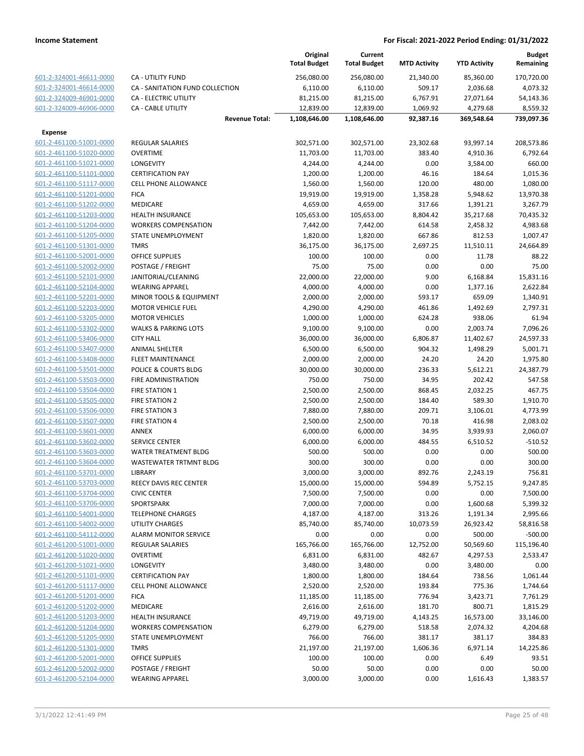**Income Statement** | **For Fiscal: 2021-2022 Period Ending: 01/31/2022**

| | | Original Total Budget | Current Total Budget | MTD Activity | YTD Activity | Budget Remaining |
|---|---|---|---|---|---|---|
| 601-2-324001-46611-0000 | CA - UTILITY FUND | 256,080.00 | 256,080.00 | 21,340.00 | 85,360.00 | 170,720.00 |
| 601-2-324001-46614-0000 | CA - SANITATION FUND COLLECTION | 6,110.00 | 6,110.00 | 509.17 | 2,036.68 | 4,073.32 |
| 601-2-324009-46901-0000 | CA - ELECTRIC UTILITY | 81,215.00 | 81,215.00 | 6,767.91 | 27,071.64 | 54,143.36 |
| 601-2-324009-46906-0000 | CA - CABLE UTILITY | 12,839.00 | 12,839.00 | 1,069.92 | 4,279.68 | 8,559.32 |
| | **Revenue Total:** | **1,108,646.00** | **1,108,646.00** | **92,387.16** | **369,548.64** | **739,097.36** |
| **Expense** | | | | | | |
| 601-2-461100-51001-0000 | REGULAR SALARIES | 302,571.00 | 302,571.00 | 23,302.68 | 93,997.14 | 208,573.86 |
| 601-2-461100-51020-0000 | OVERTIME | 11,703.00 | 11,703.00 | 383.40 | 4,910.36 | 6,792.64 |
| 601-2-461100-51021-0000 | LONGEVITY | 4,244.00 | 4,244.00 | 0.00 | 3,584.00 | 660.00 |
| 601-2-461100-51101-0000 | CERTIFICATION PAY | 1,200.00 | 1,200.00 | 46.16 | 184.64 | 1,015.36 |
| 601-2-461100-51117-0000 | CELL PHONE ALLOWANCE | 1,560.00 | 1,560.00 | 120.00 | 480.00 | 1,080.00 |
| 601-2-461100-51201-0000 | FICA | 19,919.00 | 19,919.00 | 1,358.28 | 5,948.62 | 13,970.38 |
| 601-2-461100-51202-0000 | MEDICARE | 4,659.00 | 4,659.00 | 317.66 | 1,391.21 | 3,267.79 |
| 601-2-461100-51203-0000 | HEALTH INSURANCE | 105,653.00 | 105,653.00 | 8,804.42 | 35,217.68 | 70,435.32 |
| 601-2-461100-51204-0000 | WORKERS COMPENSATION | 7,442.00 | 7,442.00 | 614.58 | 2,458.32 | 4,983.68 |
| 601-2-461100-51205-0000 | STATE UNEMPLOYMENT | 1,820.00 | 1,820.00 | 667.86 | 812.53 | 1,007.47 |
| 601-2-461100-51301-0000 | TMRS | 36,175.00 | 36,175.00 | 2,697.25 | 11,510.11 | 24,664.89 |
| 601-2-461100-52001-0000 | OFFICE SUPPLIES | 100.00 | 100.00 | 0.00 | 11.78 | 88.22 |
| 601-2-461100-52002-0000 | POSTAGE / FREIGHT | 75.00 | 75.00 | 0.00 | 0.00 | 75.00 |
| 601-2-461100-52101-0000 | JANITORIAL/CLEANING | 22,000.00 | 22,000.00 | 9.00 | 6,168.84 | 15,831.16 |
| 601-2-461100-52104-0000 | WEARING APPAREL | 4,000.00 | 4,000.00 | 0.00 | 1,377.16 | 2,622.84 |
| 601-2-461100-52201-0000 | MINOR TOOLS & EQUIPMENT | 2,000.00 | 2,000.00 | 593.17 | 659.09 | 1,340.91 |
| 601-2-461100-52203-0000 | MOTOR VEHICLE FUEL | 4,290.00 | 4,290.00 | 461.86 | 1,492.69 | 2,797.31 |
| 601-2-461100-53205-0000 | MOTOR VEHICLES | 1,000.00 | 1,000.00 | 624.28 | 938.06 | 61.94 |
| 601-2-461100-53302-0000 | WALKS & PARKING LOTS | 9,100.00 | 9,100.00 | 0.00 | 2,003.74 | 7,096.26 |
| 601-2-461100-53406-0000 | CITY HALL | 36,000.00 | 36,000.00 | 6,806.87 | 11,402.67 | 24,597.33 |
| 601-2-461100-53407-0000 | ANIMAL SHELTER | 6,500.00 | 6,500.00 | 904.32 | 1,498.29 | 5,001.71 |
| 601-2-461100-53408-0000 | FLEET MAINTENANCE | 2,000.00 | 2,000.00 | 24.20 | 24.20 | 1,975.80 |
| 601-2-461100-53501-0000 | POLICE & COURTS BLDG | 30,000.00 | 30,000.00 | 236.33 | 5,612.21 | 24,387.79 |
| 601-2-461100-53503-0000 | FIRE ADMINISTRATION | 750.00 | 750.00 | 34.95 | 202.42 | 547.58 |
| 601-2-461100-53504-0000 | FIRE STATION 1 | 2,500.00 | 2,500.00 | 868.45 | 2,032.25 | 467.75 |
| 601-2-461100-53505-0000 | FIRE STATION 2 | 2,500.00 | 2,500.00 | 184.40 | 589.30 | 1,910.70 |
| 601-2-461100-53506-0000 | FIRE STATION 3 | 7,880.00 | 7,880.00 | 209.71 | 3,106.01 | 4,773.99 |
| 601-2-461100-53507-0000 | FIRE STATION 4 | 2,500.00 | 2,500.00 | 70.18 | 416.98 | 2,083.02 |
| 601-2-461100-53601-0000 | ANNEX | 6,000.00 | 6,000.00 | 34.95 | 3,939.93 | 2,060.07 |
| 601-2-461100-53602-0000 | SERVICE CENTER | 6,000.00 | 6,000.00 | 484.55 | 6,510.52 | -510.52 |
| 601-2-461100-53603-0000 | WATER TREATMENT BLDG | 500.00 | 500.00 | 0.00 | 0.00 | 500.00 |
| 601-2-461100-53604-0000 | WASTEWATER TRTMNT BLDG | 300.00 | 300.00 | 0.00 | 0.00 | 300.00 |
| 601-2-461100-53701-0000 | LIBRARY | 3,000.00 | 3,000.00 | 892.76 | 2,243.19 | 756.81 |
| 601-2-461100-53703-0000 | REECY DAVIS REC CENTER | 15,000.00 | 15,000.00 | 594.89 | 5,752.15 | 9,247.85 |
| 601-2-461100-53704-0000 | CIVIC CENTER | 7,500.00 | 7,500.00 | 0.00 | 0.00 | 7,500.00 |
| 601-2-461100-53706-0000 | SPORTSPARK | 7,000.00 | 7,000.00 | 0.00 | 1,600.68 | 5,399.32 |
| 601-2-461100-54001-0000 | TELEPHONE CHARGES | 4,187.00 | 4,187.00 | 313.26 | 1,191.34 | 2,995.66 |
| 601-2-461100-54002-0000 | UTILITY CHARGES | 85,740.00 | 85,740.00 | 10,073.59 | 26,923.42 | 58,816.58 |
| 601-2-461100-54112-0000 | ALARM MONITOR SERVICE | 0.00 | 0.00 | 0.00 | 500.00 | -500.00 |
| 601-2-461200-51001-0000 | REGULAR SALARIES | 165,766.00 | 165,766.00 | 12,752.00 | 50,569.60 | 115,196.40 |
| 601-2-461200-51020-0000 | OVERTIME | 6,831.00 | 6,831.00 | 482.67 | 4,297.53 | 2,533.47 |
| 601-2-461200-51021-0000 | LONGEVITY | 3,480.00 | 3,480.00 | 0.00 | 3,480.00 | 0.00 |
| 601-2-461200-51101-0000 | CERTIFICATION PAY | 1,800.00 | 1,800.00 | 184.64 | 738.56 | 1,061.44 |
| 601-2-461200-51117-0000 | CELL PHONE ALLOWANCE | 2,520.00 | 2,520.00 | 193.84 | 775.36 | 1,744.64 |
| 601-2-461200-51201-0000 | FICA | 11,185.00 | 11,185.00 | 776.94 | 3,423.71 | 7,761.29 |
| 601-2-461200-51202-0000 | MEDICARE | 2,616.00 | 2,616.00 | 181.70 | 800.71 | 1,815.29 |
| 601-2-461200-51203-0000 | HEALTH INSURANCE | 49,719.00 | 49,719.00 | 4,143.25 | 16,573.00 | 33,146.00 |
| 601-2-461200-51204-0000 | WORKERS COMPENSATION | 6,279.00 | 6,279.00 | 518.58 | 2,074.32 | 4,204.68 |
| 601-2-461200-51205-0000 | STATE UNEMPLOYMENT | 766.00 | 766.00 | 381.17 | 381.17 | 384.83 |
| 601-2-461200-51301-0000 | TMRS | 21,197.00 | 21,197.00 | 1,606.36 | 6,971.14 | 14,225.86 |
| 601-2-461200-52001-0000 | OFFICE SUPPLIES | 100.00 | 100.00 | 0.00 | 6.49 | 93.51 |
| 601-2-461200-52002-0000 | POSTAGE / FREIGHT | 50.00 | 50.00 | 0.00 | 0.00 | 50.00 |
| 601-2-461200-52104-0000 | WEARING APPAREL | 3,000.00 | 3,000.00 | 0.00 | 1,616.43 | 1,383.57 |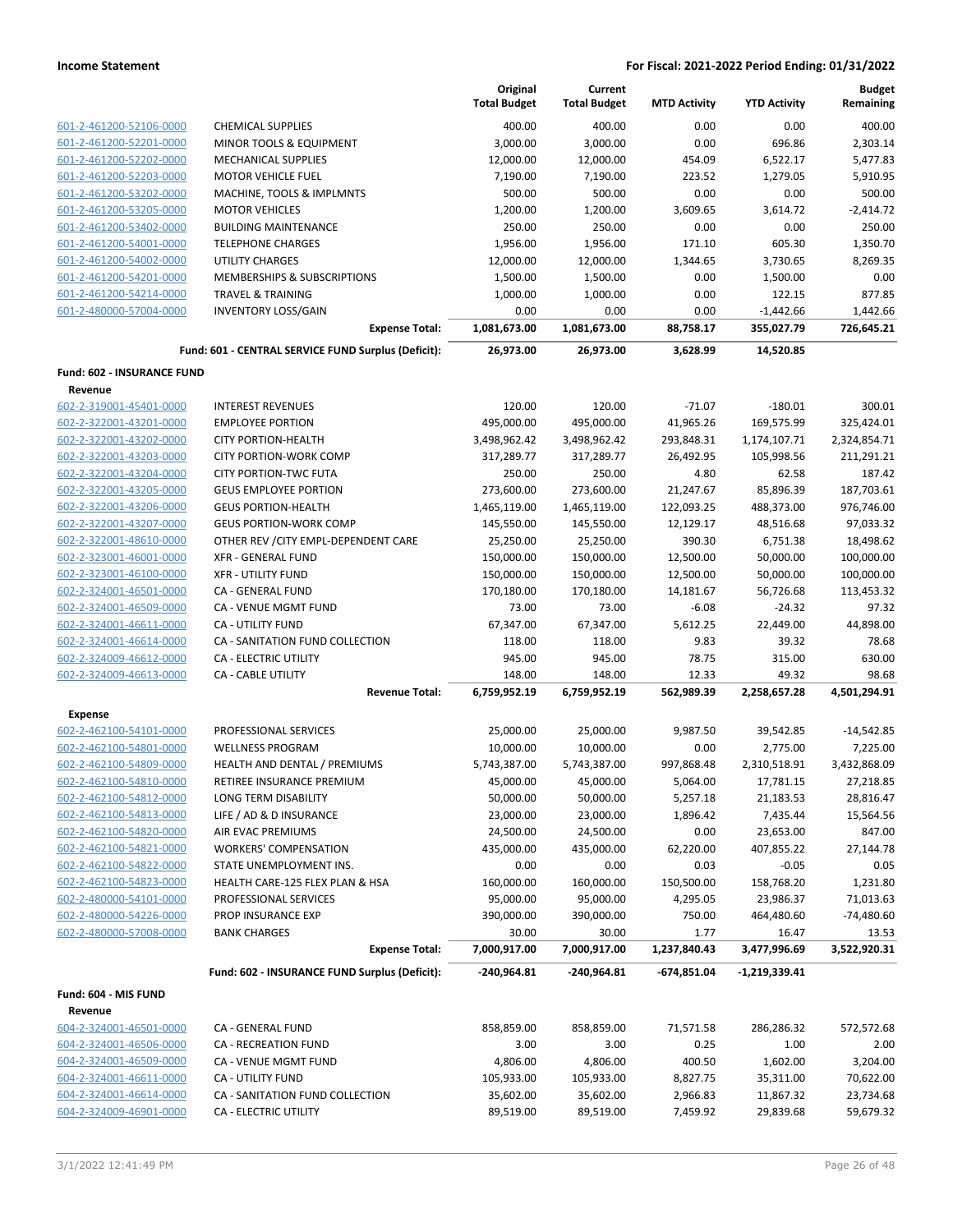| | | Original Total Budget | Current Total Budget | MTD Activity | YTD Activity | Budget Remaining |
|---|---|---|---|---|---|---|
| 601-2-461200-52106-0000 | CHEMICAL SUPPLIES | 400.00 | 400.00 | 0.00 | 0.00 | 400.00 |
| 601-2-461200-52201-0000 | MINOR TOOLS & EQUIPMENT | 3,000.00 | 3,000.00 | 0.00 | 696.86 | 2,303.14 |
| 601-2-461200-52202-0000 | MECHANICAL SUPPLIES | 12,000.00 | 12,000.00 | 454.09 | 6,522.17 | 5,477.83 |
| 601-2-461200-52203-0000 | MOTOR VEHICLE FUEL | 7,190.00 | 7,190.00 | 223.52 | 1,279.05 | 5,910.95 |
| 601-2-461200-53202-0000 | MACHINE, TOOLS & IMPLMNTS | 500.00 | 500.00 | 0.00 | 0.00 | 500.00 |
| 601-2-461200-53205-0000 | MOTOR VEHICLES | 1,200.00 | 1,200.00 | 3,609.65 | 3,614.72 | -2,414.72 |
| 601-2-461200-53402-0000 | BUILDING MAINTENANCE | 250.00 | 250.00 | 0.00 | 0.00 | 250.00 |
| 601-2-461200-54001-0000 | TELEPHONE CHARGES | 1,956.00 | 1,956.00 | 171.10 | 605.30 | 1,350.70 |
| 601-2-461200-54002-0000 | UTILITY CHARGES | 12,000.00 | 12,000.00 | 1,344.65 | 3,730.65 | 8,269.35 |
| 601-2-461200-54201-0000 | MEMBERSHIPS & SUBSCRIPTIONS | 1,500.00 | 1,500.00 | 0.00 | 1,500.00 | 0.00 |
| 601-2-461200-54214-0000 | TRAVEL & TRAINING | 1,000.00 | 1,000.00 | 0.00 | 122.15 | 877.85 |
| 601-2-480000-57004-0000 | INVENTORY LOSS/GAIN | 0.00 | 0.00 | 0.00 | -1,442.66 | 1,442.66 |
| | **Expense Total:** | **1,081,673.00** | **1,081,673.00** | **88,758.17** | **355,027.79** | **726,645.21** |
| | **Fund: 601 - CENTRAL SERVICE FUND Surplus (Deficit):** | **26,973.00** | **26,973.00** | **3,628.99** | **14,520.85** | |
| **Fund: 602 - INSURANCE FUND** | | | | | | |
| **Revenue** | | | | | | |
| 602-2-319001-45401-0000 | INTEREST REVENUES | 120.00 | 120.00 | -71.07 | -180.01 | 300.01 |
| 602-2-322001-43201-0000 | EMPLOYEE PORTION | 495,000.00 | 495,000.00 | 41,965.26 | 169,575.99 | 325,424.01 |
| 602-2-322001-43202-0000 | CITY PORTION-HEALTH | 3,498,962.42 | 3,498,962.42 | 293,848.31 | 1,174,107.71 | 2,324,854.71 |
| 602-2-322001-43203-0000 | CITY PORTION-WORK COMP | 317,289.77 | 317,289.77 | 26,492.95 | 105,998.56 | 211,291.21 |
| 602-2-322001-43204-0000 | CITY PORTION-TWC FUTA | 250.00 | 250.00 | 4.80 | 62.58 | 187.42 |
| 602-2-322001-43205-0000 | GEUS EMPLOYEE PORTION | 273,600.00 | 273,600.00 | 21,247.67 | 85,896.39 | 187,703.61 |
| 602-2-322001-43206-0000 | GEUS PORTION-HEALTH | 1,465,119.00 | 1,465,119.00 | 122,093.25 | 488,373.00 | 976,746.00 |
| 602-2-322001-43207-0000 | GEUS PORTION-WORK COMP | 145,550.00 | 145,550.00 | 12,129.17 | 48,516.68 | 97,033.32 |
| 602-2-322001-48610-0000 | OTHER REV /CITY EMPL-DEPENDENT CARE | 25,250.00 | 25,250.00 | 390.30 | 6,751.38 | 18,498.62 |
| 602-2-323001-46001-0000 | XFR - GENERAL FUND | 150,000.00 | 150,000.00 | 12,500.00 | 50,000.00 | 100,000.00 |
| 602-2-323001-46100-0000 | XFR - UTILITY FUND | 150,000.00 | 150,000.00 | 12,500.00 | 50,000.00 | 100,000.00 |
| 602-2-324001-46501-0000 | CA - GENERAL FUND | 170,180.00 | 170,180.00 | 14,181.67 | 56,726.68 | 113,453.32 |
| 602-2-324001-46509-0000 | CA - VENUE MGMT FUND | 73.00 | 73.00 | -6.08 | -24.32 | 97.32 |
| 602-2-324001-46611-0000 | CA - UTILITY FUND | 67,347.00 | 67,347.00 | 5,612.25 | 22,449.00 | 44,898.00 |
| 602-2-324001-46614-0000 | CA - SANITATION FUND COLLECTION | 118.00 | 118.00 | 9.83 | 39.32 | 78.68 |
| 602-2-324009-46612-0000 | CA - ELECTRIC UTILITY | 945.00 | 945.00 | 78.75 | 315.00 | 630.00 |
| 602-2-324009-46613-0000 | CA - CABLE UTILITY | 148.00 | 148.00 | 12.33 | 49.32 | 98.68 |
| | **Revenue Total:** | **6,759,952.19** | **6,759,952.19** | **562,989.39** | **2,258,657.28** | **4,501,294.91** |
| **Expense** | | | | | | |
| 602-2-462100-54101-0000 | PROFESSIONAL SERVICES | 25,000.00 | 25,000.00 | 9,987.50 | 39,542.85 | -14,542.85 |
| 602-2-462100-54801-0000 | WELLNESS PROGRAM | 10,000.00 | 10,000.00 | 0.00 | 2,775.00 | 7,225.00 |
| 602-2-462100-54809-0000 | HEALTH AND DENTAL / PREMIUMS | 5,743,387.00 | 5,743,387.00 | 997,868.48 | 2,310,518.91 | 3,432,868.09 |
| 602-2-462100-54810-0000 | RETIREE INSURANCE PREMIUM | 45,000.00 | 45,000.00 | 5,064.00 | 17,781.15 | 27,218.85 |
| 602-2-462100-54812-0000 | LONG TERM DISABILITY | 50,000.00 | 50,000.00 | 5,257.18 | 21,183.53 | 28,816.47 |
| 602-2-462100-54813-0000 | LIFE / AD & D INSURANCE | 23,000.00 | 23,000.00 | 1,896.42 | 7,435.44 | 15,564.56 |
| 602-2-462100-54820-0000 | AIR EVAC PREMIUMS | 24,500.00 | 24,500.00 | 0.00 | 23,653.00 | 847.00 |
| 602-2-462100-54821-0000 | WORKERS' COMPENSATION | 435,000.00 | 435,000.00 | 62,220.00 | 407,855.22 | 27,144.78 |
| 602-2-462100-54822-0000 | STATE UNEMPLOYMENT INS. | 0.00 | 0.00 | 0.03 | -0.05 | 0.05 |
| 602-2-462100-54823-0000 | HEALTH CARE-125 FLEX PLAN & HSA | 160,000.00 | 160,000.00 | 150,500.00 | 158,768.20 | 1,231.80 |
| 602-2-480000-54101-0000 | PROFESSIONAL SERVICES | 95,000.00 | 95,000.00 | 4,295.05 | 23,986.37 | 71,013.63 |
| 602-2-480000-54226-0000 | PROP INSURANCE EXP | 390,000.00 | 390,000.00 | 750.00 | 464,480.60 | -74,480.60 |
| 602-2-480000-57008-0000 | BANK CHARGES | 30.00 | 30.00 | 1.77 | 16.47 | 13.53 |
| | **Expense Total:** | **7,000,917.00** | **7,000,917.00** | **1,237,840.43** | **3,477,996.69** | **3,522,920.31** |
| | **Fund: 602 - INSURANCE FUND Surplus (Deficit):** | **-240,964.81** | **-240,964.81** | **-674,851.04** | **-1,219,339.41** | |
| **Fund: 604 - MIS FUND** | | | | | | |
| **Revenue** | | | | | | |
| 604-2-324001-46501-0000 | CA - GENERAL FUND | 858,859.00 | 858,859.00 | 71,571.58 | 286,286.32 | 572,572.68 |
| 604-2-324001-46506-0000 | CA - RECREATION FUND | 3.00 | 3.00 | 0.25 | 1.00 | 2.00 |
| 604-2-324001-46509-0000 | CA - VENUE MGMT FUND | 4,806.00 | 4,806.00 | 400.50 | 1,602.00 | 3,204.00 |
| 604-2-324001-46611-0000 | CA - UTILITY FUND | 105,933.00 | 105,933.00 | 8,827.75 | 35,311.00 | 70,622.00 |
| 604-2-324001-46614-0000 | CA - SANITATION FUND COLLECTION | 35,602.00 | 35,602.00 | 2,966.83 | 11,867.32 | 23,734.68 |
| 604-2-324009-46901-0000 | CA - ELECTRIC UTILITY | 89,519.00 | 89,519.00 | 7,459.92 | 29,839.68 | 59,679.32 |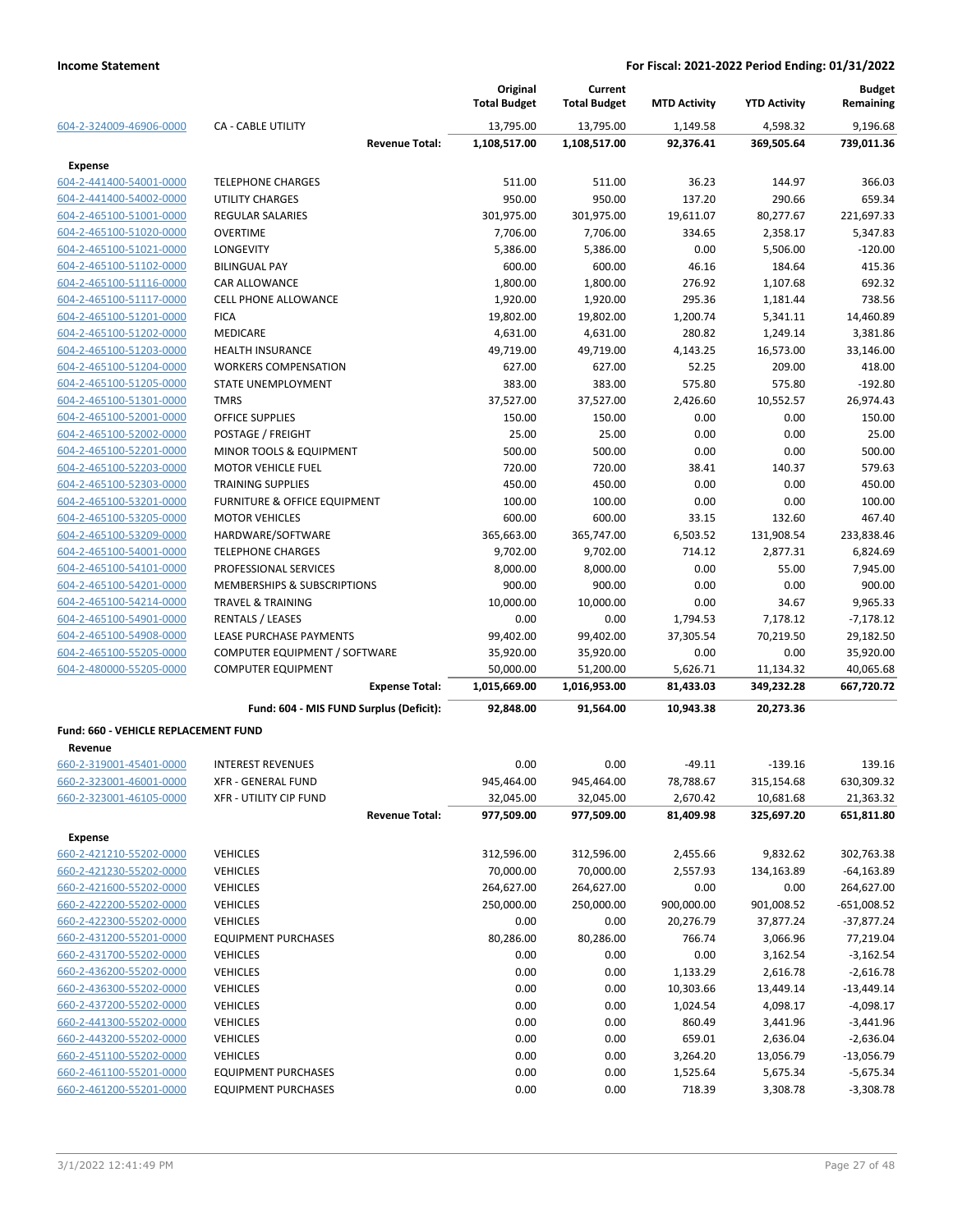| | | Original Total Budget | Current Total Budget | MTD Activity | YTD Activity | Budget Remaining |
|---|---|---|---|---|---|---|
| 604-2-324009-46906-0000 | CA - CABLE UTILITY | 13,795.00 | 13,795.00 | 1,149.58 | 4,598.32 | 9,196.68 |
| | **Revenue Total:** | **1,108,517.00** | **1,108,517.00** | **92,376.41** | **369,505.64** | **739,011.36** |
| **Expense** | | | | | | |
| 604-2-441400-54001-0000 | TELEPHONE CHARGES | 511.00 | 511.00 | 36.23 | 144.97 | 366.03 |
| 604-2-441400-54002-0000 | UTILITY CHARGES | 950.00 | 950.00 | 137.20 | 290.66 | 659.34 |
| 604-2-465100-51001-0000 | REGULAR SALARIES | 301,975.00 | 301,975.00 | 19,611.07 | 80,277.67 | 221,697.33 |
| 604-2-465100-51020-0000 | OVERTIME | 7,706.00 | 7,706.00 | 334.65 | 2,358.17 | 5,347.83 |
| 604-2-465100-51021-0000 | LONGEVITY | 5,386.00 | 5,386.00 | 0.00 | 5,506.00 | -120.00 |
| 604-2-465100-51102-0000 | BILINGUAL PAY | 600.00 | 600.00 | 46.16 | 184.64 | 415.36 |
| 604-2-465100-51116-0000 | CAR ALLOWANCE | 1,800.00 | 1,800.00 | 276.92 | 1,107.68 | 692.32 |
| 604-2-465100-51117-0000 | CELL PHONE ALLOWANCE | 1,920.00 | 1,920.00 | 295.36 | 1,181.44 | 738.56 |
| 604-2-465100-51201-0000 | FICA | 19,802.00 | 19,802.00 | 1,200.74 | 5,341.11 | 14,460.89 |
| 604-2-465100-51202-0000 | MEDICARE | 4,631.00 | 4,631.00 | 280.82 | 1,249.14 | 3,381.86 |
| 604-2-465100-51203-0000 | HEALTH INSURANCE | 49,719.00 | 49,719.00 | 4,143.25 | 16,573.00 | 33,146.00 |
| 604-2-465100-51204-0000 | WORKERS COMPENSATION | 627.00 | 627.00 | 52.25 | 209.00 | 418.00 |
| 604-2-465100-51205-0000 | STATE UNEMPLOYMENT | 383.00 | 383.00 | 575.80 | 575.80 | -192.80 |
| 604-2-465100-51301-0000 | TMRS | 37,527.00 | 37,527.00 | 2,426.60 | 10,552.57 | 26,974.43 |
| 604-2-465100-52001-0000 | OFFICE SUPPLIES | 150.00 | 150.00 | 0.00 | 0.00 | 150.00 |
| 604-2-465100-52002-0000 | POSTAGE / FREIGHT | 25.00 | 25.00 | 0.00 | 0.00 | 25.00 |
| 604-2-465100-52201-0000 | MINOR TOOLS & EQUIPMENT | 500.00 | 500.00 | 0.00 | 0.00 | 500.00 |
| 604-2-465100-52203-0000 | MOTOR VEHICLE FUEL | 720.00 | 720.00 | 38.41 | 140.37 | 579.63 |
| 604-2-465100-52303-0000 | TRAINING SUPPLIES | 450.00 | 450.00 | 0.00 | 0.00 | 450.00 |
| 604-2-465100-53201-0000 | FURNITURE & OFFICE EQUIPMENT | 100.00 | 100.00 | 0.00 | 0.00 | 100.00 |
| 604-2-465100-53205-0000 | MOTOR VEHICLES | 600.00 | 600.00 | 33.15 | 132.60 | 467.40 |
| 604-2-465100-53209-0000 | HARDWARE/SOFTWARE | 365,663.00 | 365,747.00 | 6,503.52 | 131,908.54 | 233,838.46 |
| 604-2-465100-54001-0000 | TELEPHONE CHARGES | 9,702.00 | 9,702.00 | 714.12 | 2,877.31 | 6,824.69 |
| 604-2-465100-54101-0000 | PROFESSIONAL SERVICES | 8,000.00 | 8,000.00 | 0.00 | 55.00 | 7,945.00 |
| 604-2-465100-54201-0000 | MEMBERSHIPS & SUBSCRIPTIONS | 900.00 | 900.00 | 0.00 | 0.00 | 900.00 |
| 604-2-465100-54214-0000 | TRAVEL & TRAINING | 10,000.00 | 10,000.00 | 0.00 | 34.67 | 9,965.33 |
| 604-2-465100-54901-0000 | RENTALS / LEASES | 0.00 | 0.00 | 1,794.53 | 7,178.12 | -7,178.12 |
| 604-2-465100-54908-0000 | LEASE PURCHASE PAYMENTS | 99,402.00 | 99,402.00 | 37,305.54 | 70,219.50 | 29,182.50 |
| 604-2-465100-55205-0000 | COMPUTER EQUIPMENT / SOFTWARE | 35,920.00 | 35,920.00 | 0.00 | 0.00 | 35,920.00 |
| 604-2-480000-55205-0000 | COMPUTER EQUIPMENT | 50,000.00 | 51,200.00 | 5,626.71 | 11,134.32 | 40,065.68 |
| | **Expense Total:** | **1,015,669.00** | **1,016,953.00** | **81,433.03** | **349,232.28** | **667,720.72** |
| | **Fund: 604 - MIS FUND Surplus (Deficit):** | **92,848.00** | **91,564.00** | **10,943.38** | **20,273.36** | |
| **Fund: 660 - VEHICLE REPLACEMENT FUND** | | | | | | |
| **Revenue** | | | | | | |
| 660-2-319001-45401-0000 | INTEREST REVENUES | 0.00 | 0.00 | -49.11 | -139.16 | 139.16 |
| 660-2-323001-46001-0000 | XFR - GENERAL FUND | 945,464.00 | 945,464.00 | 78,788.67 | 315,154.68 | 630,309.32 |
| 660-2-323001-46105-0000 | XFR - UTILITY CIP FUND | 32,045.00 | 32,045.00 | 2,670.42 | 10,681.68 | 21,363.32 |
| | **Revenue Total:** | **977,509.00** | **977,509.00** | **81,409.98** | **325,697.20** | **651,811.80** |
| **Expense** | | | | | | |
| 660-2-421210-55202-0000 | VEHICLES | 312,596.00 | 312,596.00 | 2,455.66 | 9,832.62 | 302,763.38 |
| 660-2-421230-55202-0000 | VEHICLES | 70,000.00 | 70,000.00 | 2,557.93 | 134,163.89 | -64,163.89 |
| 660-2-421600-55202-0000 | VEHICLES | 264,627.00 | 264,627.00 | 0.00 | 0.00 | 264,627.00 |
| 660-2-422200-55202-0000 | VEHICLES | 250,000.00 | 250,000.00 | 900,000.00 | 901,008.52 | -651,008.52 |
| 660-2-422300-55202-0000 | VEHICLES | 0.00 | 0.00 | 20,276.79 | 37,877.24 | -37,877.24 |
| 660-2-431200-55201-0000 | EQUIPMENT PURCHASES | 80,286.00 | 80,286.00 | 766.74 | 3,066.96 | 77,219.04 |
| 660-2-431700-55202-0000 | VEHICLES | 0.00 | 0.00 | 0.00 | 3,162.54 | -3,162.54 |
| 660-2-436200-55202-0000 | VEHICLES | 0.00 | 0.00 | 1,133.29 | 2,616.78 | -2,616.78 |
| 660-2-436300-55202-0000 | VEHICLES | 0.00 | 0.00 | 10,303.66 | 13,449.14 | -13,449.14 |
| 660-2-437200-55202-0000 | VEHICLES | 0.00 | 0.00 | 1,024.54 | 4,098.17 | -4,098.17 |
| 660-2-441300-55202-0000 | VEHICLES | 0.00 | 0.00 | 860.49 | 3,441.96 | -3,441.96 |
| 660-2-443200-55202-0000 | VEHICLES | 0.00 | 0.00 | 659.01 | 2,636.04 | -2,636.04 |
| 660-2-451100-55202-0000 | VEHICLES | 0.00 | 0.00 | 3,264.20 | 13,056.79 | -13,056.79 |
| 660-2-461100-55201-0000 | EQUIPMENT PURCHASES | 0.00 | 0.00 | 1,525.64 | 5,675.34 | -5,675.34 |
| 660-2-461200-55201-0000 | EQUIPMENT PURCHASES | 0.00 | 0.00 | 718.39 | 3,308.78 | -3,308.78 |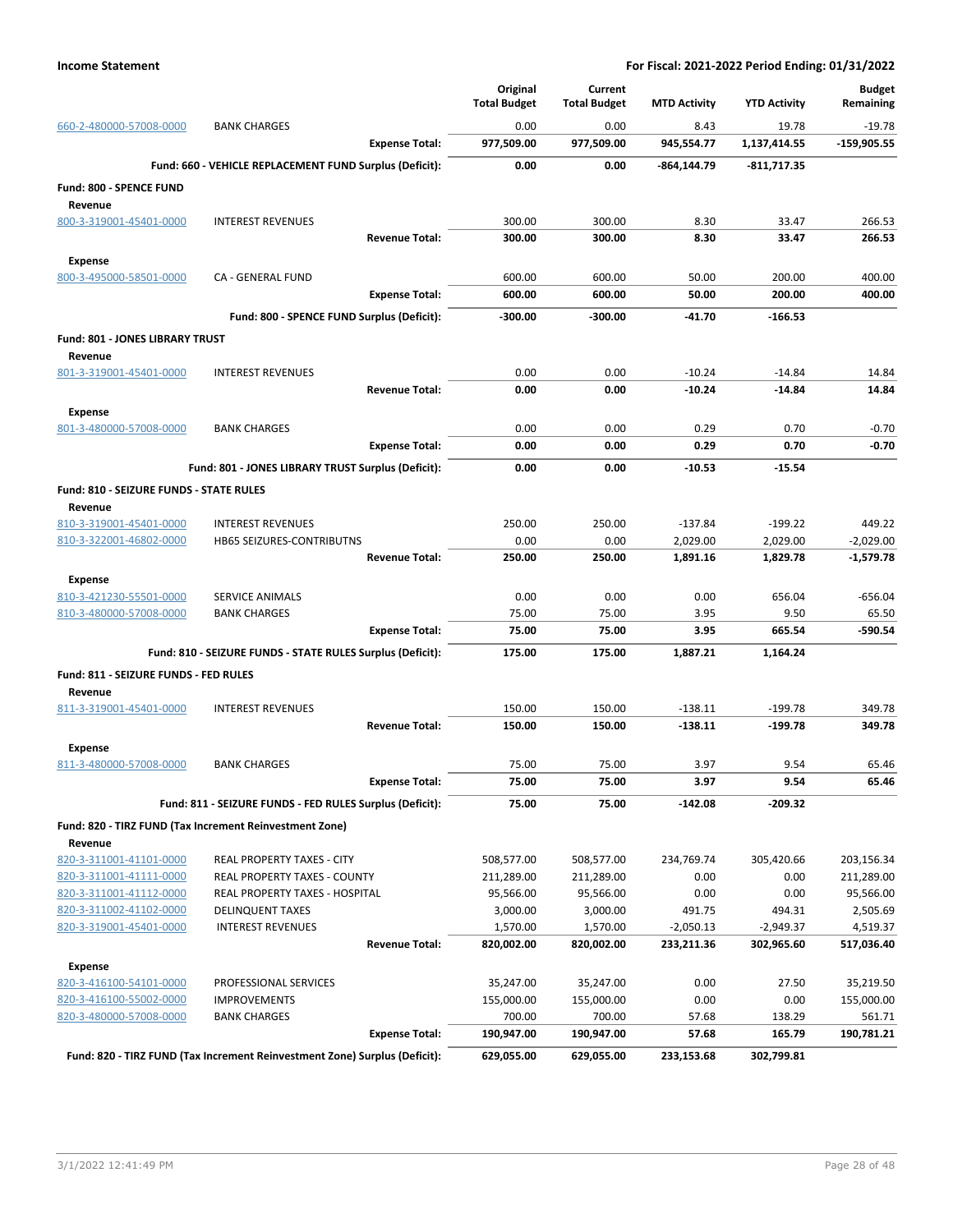**Income Statement** — **For Fiscal: 2021-2022 Period Ending: 01/31/2022**

| | | Original Total Budget | Current Total Budget | MTD Activity | YTD Activity | Budget Remaining |
|---|---|---|---|---|---|---|
| 660-2-480000-57008-0000 | BANK CHARGES | 0.00 | 0.00 | 8.43 | 19.78 | -19.78 |
| | **Expense Total:** | **977,509.00** | **977,509.00** | **945,554.77** | **1,137,414.55** | **-159,905.55** |
| | **Fund: 660 - VEHICLE REPLACEMENT FUND Surplus (Deficit):** | **0.00** | **0.00** | **-864,144.79** | **-811,717.35** | |
| **Fund: 800 - SPENCE FUND** | | | | | | |
| **Revenue** | | | | | | |
| 800-3-319001-45401-0000 | INTEREST REVENUES | 300.00 | 300.00 | 8.30 | 33.47 | 266.53 |
| | **Revenue Total:** | **300.00** | **300.00** | **8.30** | **33.47** | **266.53** |
| **Expense** | | | | | | |
| 800-3-495000-58501-0000 | CA - GENERAL FUND | 600.00 | 600.00 | 50.00 | 200.00 | 400.00 |
| | **Expense Total:** | **600.00** | **600.00** | **50.00** | **200.00** | **400.00** |
| | **Fund: 800 - SPENCE FUND Surplus (Deficit):** | **-300.00** | **-300.00** | **-41.70** | **-166.53** | |
| **Fund: 801 - JONES LIBRARY TRUST** | | | | | | |
| **Revenue** | | | | | | |
| 801-3-319001-45401-0000 | INTEREST REVENUES | 0.00 | 0.00 | -10.24 | -14.84 | 14.84 |
| | **Revenue Total:** | **0.00** | **0.00** | **-10.24** | **-14.84** | **14.84** |
| **Expense** | | | | | | |
| 801-3-480000-57008-0000 | BANK CHARGES | 0.00 | 0.00 | 0.29 | 0.70 | -0.70 |
| | **Expense Total:** | **0.00** | **0.00** | **0.29** | **0.70** | **-0.70** |
| | **Fund: 801 - JONES LIBRARY TRUST Surplus (Deficit):** | **0.00** | **0.00** | **-10.53** | **-15.54** | |
| **Fund: 810 - SEIZURE FUNDS - STATE RULES** | | | | | | |
| **Revenue** | | | | | | |
| 810-3-319001-45401-0000 | INTEREST REVENUES | 250.00 | 250.00 | -137.84 | -199.22 | 449.22 |
| 810-3-322001-46802-0000 | HB65 SEIZURES-CONTRIBUTNS | 0.00 | 0.00 | 2,029.00 | 2,029.00 | -2,029.00 |
| | **Revenue Total:** | **250.00** | **250.00** | **1,891.16** | **1,829.78** | **-1,579.78** |
| **Expense** | | | | | | |
| 810-3-421230-55501-0000 | SERVICE ANIMALS | 0.00 | 0.00 | 0.00 | 656.04 | -656.04 |
| 810-3-480000-57008-0000 | BANK CHARGES | 75.00 | 75.00 | 3.95 | 9.50 | 65.50 |
| | **Expense Total:** | **75.00** | **75.00** | **3.95** | **665.54** | **-590.54** |
| | **Fund: 810 - SEIZURE FUNDS - STATE RULES Surplus (Deficit):** | **175.00** | **175.00** | **1,887.21** | **1,164.24** | |
| **Fund: 811 - SEIZURE FUNDS - FED RULES** | | | | | | |
| **Revenue** | | | | | | |
| 811-3-319001-45401-0000 | INTEREST REVENUES | 150.00 | 150.00 | -138.11 | -199.78 | 349.78 |
| | **Revenue Total:** | **150.00** | **150.00** | **-138.11** | **-199.78** | **349.78** |
| **Expense** | | | | | | |
| 811-3-480000-57008-0000 | BANK CHARGES | 75.00 | 75.00 | 3.97 | 9.54 | 65.46 |
| | **Expense Total:** | **75.00** | **75.00** | **3.97** | **9.54** | **65.46** |
| | **Fund: 811 - SEIZURE FUNDS - FED RULES Surplus (Deficit):** | **75.00** | **75.00** | **-142.08** | **-209.32** | |
| **Fund: 820 - TIRZ FUND (Tax Increment Reinvestment Zone)** | | | | | | |
| **Revenue** | | | | | | |
| 820-3-311001-41101-0000 | REAL PROPERTY TAXES - CITY | 508,577.00 | 508,577.00 | 234,769.74 | 305,420.66 | 203,156.34 |
| 820-3-311001-41111-0000 | REAL PROPERTY TAXES - COUNTY | 211,289.00 | 211,289.00 | 0.00 | 0.00 | 211,289.00 |
| 820-3-311001-41112-0000 | REAL PROPERTY TAXES - HOSPITAL | 95,566.00 | 95,566.00 | 0.00 | 0.00 | 95,566.00 |
| 820-3-311002-41102-0000 | DELINQUENT TAXES | 3,000.00 | 3,000.00 | 491.75 | 494.31 | 2,505.69 |
| 820-3-319001-45401-0000 | INTEREST REVENUES | 1,570.00 | 1,570.00 | -2,050.13 | -2,949.37 | 4,519.37 |
| | **Revenue Total:** | **820,002.00** | **820,002.00** | **233,211.36** | **302,965.60** | **517,036.40** |
| **Expense** | | | | | | |
| 820-3-416100-54101-0000 | PROFESSIONAL SERVICES | 35,247.00 | 35,247.00 | 0.00 | 27.50 | 35,219.50 |
| 820-3-416100-55002-0000 | IMPROVEMENTS | 155,000.00 | 155,000.00 | 0.00 | 0.00 | 155,000.00 |
| 820-3-480000-57008-0000 | BANK CHARGES | 700.00 | 700.00 | 57.68 | 138.29 | 561.71 |
| | **Expense Total:** | **190,947.00** | **190,947.00** | **57.68** | **165.79** | **190,781.21** |
| | **Fund: 820 - TIRZ FUND (Tax Increment Reinvestment Zone) Surplus (Deficit):** | **629,055.00** | **629,055.00** | **233,153.68** | **302,799.81** | |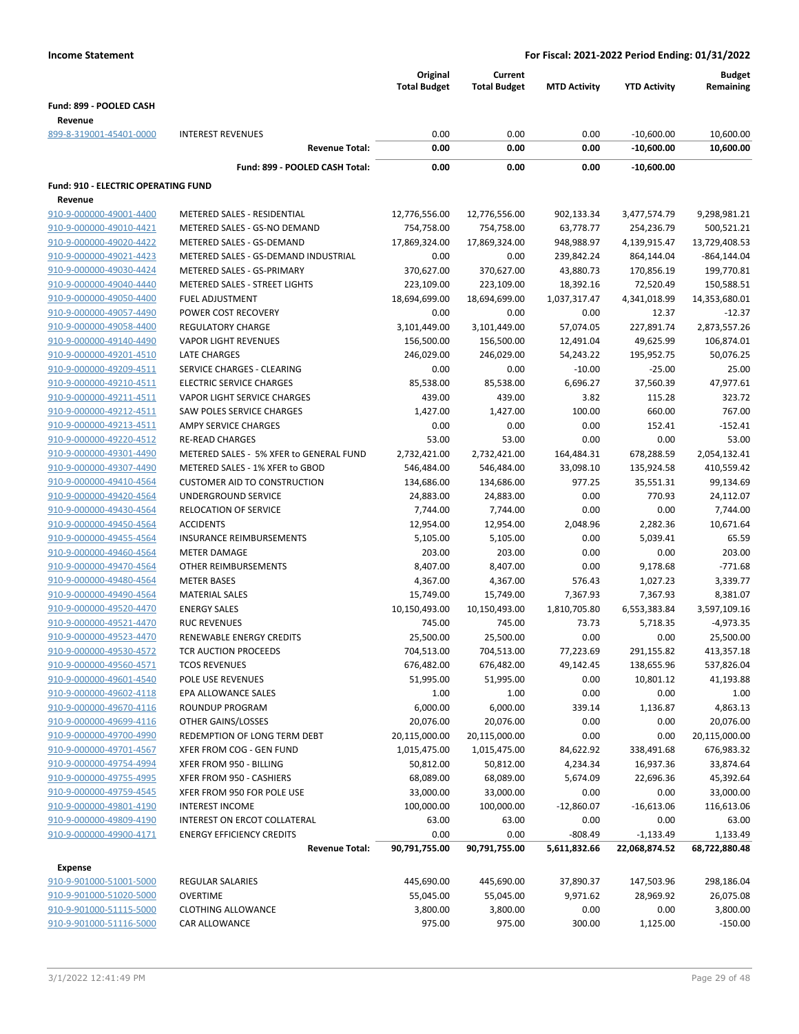**Income Statement** | **For Fiscal: 2021-2022 Period Ending: 01/31/2022**

| | | Original Total Budget | Current Total Budget | MTD Activity | YTD Activity | Budget Remaining |
|---|---|---|---|---|---|---|
| **Fund: 899 - POOLED CASH** | | | | | | |
| **Revenue** | | | | | | |
| 899-8-319001-45401-0000 | INTEREST REVENUES | 0.00 | 0.00 | 0.00 | -10,600.00 | 10,600.00 |
| | **Revenue Total:** | **0.00** | **0.00** | **0.00** | **-10,600.00** | **10,600.00** |
| | **Fund: 899 - POOLED CASH Total:** | **0.00** | **0.00** | **0.00** | **-10,600.00** | |
| **Fund: 910 - ELECTRIC OPERATING FUND** | | | | | | |
| **Revenue** | | | | | | |
| 910-9-000000-49001-4400 | METERED SALES - RESIDENTIAL | 12,776,556.00 | 12,776,556.00 | 902,133.34 | 3,477,574.79 | 9,298,981.21 |
| 910-9-000000-49010-4421 | METERED SALES - GS-NO DEMAND | 754,758.00 | 754,758.00 | 63,778.77 | 254,236.79 | 500,521.21 |
| 910-9-000000-49020-4422 | METERED SALES - GS-DEMAND | 17,869,324.00 | 17,869,324.00 | 948,988.97 | 4,139,915.47 | 13,729,408.53 |
| 910-9-000000-49021-4423 | METERED SALES - GS-DEMAND INDUSTRIAL | 0.00 | 0.00 | 239,842.24 | 864,144.04 | -864,144.04 |
| 910-9-000000-49030-4424 | METERED SALES - GS-PRIMARY | 370,627.00 | 370,627.00 | 43,880.73 | 170,856.19 | 199,770.81 |
| 910-9-000000-49040-4440 | METERED SALES - STREET LIGHTS | 223,109.00 | 223,109.00 | 18,392.16 | 72,520.49 | 150,588.51 |
| 910-9-000000-49050-4400 | FUEL ADJUSTMENT | 18,694,699.00 | 18,694,699.00 | 1,037,317.47 | 4,341,018.99 | 14,353,680.01 |
| 910-9-000000-49057-4490 | POWER COST RECOVERY | 0.00 | 0.00 | 0.00 | 12.37 | -12.37 |
| 910-9-000000-49058-4400 | REGULATORY CHARGE | 3,101,449.00 | 3,101,449.00 | 57,074.05 | 227,891.74 | 2,873,557.26 |
| 910-9-000000-49140-4490 | VAPOR LIGHT REVENUES | 156,500.00 | 156,500.00 | 12,491.04 | 49,625.99 | 106,874.01 |
| 910-9-000000-49201-4510 | LATE CHARGES | 246,029.00 | 246,029.00 | 54,243.22 | 195,952.75 | 50,076.25 |
| 910-9-000000-49209-4511 | SERVICE CHARGES - CLEARING | 0.00 | 0.00 | -10.00 | -25.00 | 25.00 |
| 910-9-000000-49210-4511 | ELECTRIC SERVICE CHARGES | 85,538.00 | 85,538.00 | 6,696.27 | 37,560.39 | 47,977.61 |
| 910-9-000000-49211-4511 | VAPOR LIGHT SERVICE CHARGES | 439.00 | 439.00 | 3.82 | 115.28 | 323.72 |
| 910-9-000000-49212-4511 | SAW POLES SERVICE CHARGES | 1,427.00 | 1,427.00 | 100.00 | 660.00 | 767.00 |
| 910-9-000000-49213-4511 | AMPY SERVICE CHARGES | 0.00 | 0.00 | 0.00 | 152.41 | -152.41 |
| 910-9-000000-49220-4512 | RE-READ CHARGES | 53.00 | 53.00 | 0.00 | 0.00 | 53.00 |
| 910-9-000000-49301-4490 | METERED SALES - 5% XFER to GENERAL FUND | 2,732,421.00 | 2,732,421.00 | 164,484.31 | 678,288.59 | 2,054,132.41 |
| 910-9-000000-49307-4490 | METERED SALES - 1% XFER to GBOD | 546,484.00 | 546,484.00 | 33,098.10 | 135,924.58 | 410,559.42 |
| 910-9-000000-49410-4564 | CUSTOMER AID TO CONSTRUCTION | 134,686.00 | 134,686.00 | 977.25 | 35,551.31 | 99,134.69 |
| 910-9-000000-49420-4564 | UNDERGROUND SERVICE | 24,883.00 | 24,883.00 | 0.00 | 770.93 | 24,112.07 |
| 910-9-000000-49430-4564 | RELOCATION OF SERVICE | 7,744.00 | 7,744.00 | 0.00 | 0.00 | 7,744.00 |
| 910-9-000000-49450-4564 | ACCIDENTS | 12,954.00 | 12,954.00 | 2,048.96 | 2,282.36 | 10,671.64 |
| 910-9-000000-49455-4564 | INSURANCE REIMBURSEMENTS | 5,105.00 | 5,105.00 | 0.00 | 5,039.41 | 65.59 |
| 910-9-000000-49460-4564 | METER DAMAGE | 203.00 | 203.00 | 0.00 | 0.00 | 203.00 |
| 910-9-000000-49470-4564 | OTHER REIMBURSEMENTS | 8,407.00 | 8,407.00 | 0.00 | 9,178.68 | -771.68 |
| 910-9-000000-49480-4564 | METER BASES | 4,367.00 | 4,367.00 | 576.43 | 1,027.23 | 3,339.77 |
| 910-9-000000-49490-4564 | MATERIAL SALES | 15,749.00 | 15,749.00 | 7,367.93 | 7,367.93 | 8,381.07 |
| 910-9-000000-49520-4470 | ENERGY SALES | 10,150,493.00 | 10,150,493.00 | 1,810,705.80 | 6,553,383.84 | 3,597,109.16 |
| 910-9-000000-49521-4470 | RUC REVENUES | 745.00 | 745.00 | 73.73 | 5,718.35 | -4,973.35 |
| 910-9-000000-49523-4470 | RENEWABLE ENERGY CREDITS | 25,500.00 | 25,500.00 | 0.00 | 0.00 | 25,500.00 |
| 910-9-000000-49530-4572 | TCR AUCTION PROCEEDS | 704,513.00 | 704,513.00 | 77,223.69 | 291,155.82 | 413,357.18 |
| 910-9-000000-49560-4571 | TCOS REVENUES | 676,482.00 | 676,482.00 | 49,142.45 | 138,655.96 | 537,826.04 |
| 910-9-000000-49601-4540 | POLE USE REVENUES | 51,995.00 | 51,995.00 | 0.00 | 10,801.12 | 41,193.88 |
| 910-9-000000-49602-4118 | EPA ALLOWANCE SALES | 1.00 | 1.00 | 0.00 | 0.00 | 1.00 |
| 910-9-000000-49670-4116 | ROUNDUP PROGRAM | 6,000.00 | 6,000.00 | 339.14 | 1,136.87 | 4,863.13 |
| 910-9-000000-49699-4116 | OTHER GAINS/LOSSES | 20,076.00 | 20,076.00 | 0.00 | 0.00 | 20,076.00 |
| 910-9-000000-49700-4990 | REDEMPTION OF LONG TERM DEBT | 20,115,000.00 | 20,115,000.00 | 0.00 | 0.00 | 20,115,000.00 |
| 910-9-000000-49701-4567 | XFER FROM COG - GEN FUND | 1,015,475.00 | 1,015,475.00 | 84,622.92 | 338,491.68 | 676,983.32 |
| 910-9-000000-49754-4994 | XFER FROM 950 - BILLING | 50,812.00 | 50,812.00 | 4,234.34 | 16,937.36 | 33,874.64 |
| 910-9-000000-49755-4995 | XFER FROM 950 - CASHIERS | 68,089.00 | 68,089.00 | 5,674.09 | 22,696.36 | 45,392.64 |
| 910-9-000000-49759-4545 | XFER FROM 950 FOR POLE USE | 33,000.00 | 33,000.00 | 0.00 | 0.00 | 33,000.00 |
| 910-9-000000-49801-4190 | INTEREST INCOME | 100,000.00 | 100,000.00 | -12,860.07 | -16,613.06 | 116,613.06 |
| 910-9-000000-49809-4190 | INTEREST ON ERCOT COLLATERAL | 63.00 | 63.00 | 0.00 | 0.00 | 63.00 |
| 910-9-000000-49900-4171 | ENERGY EFFICIENCY CREDITS | 0.00 | 0.00 | -808.49 | -1,133.49 | 1,133.49 |
| | **Revenue Total:** | **90,791,755.00** | **90,791,755.00** | **5,611,832.66** | **22,068,874.52** | **68,722,880.48** |
| **Expense** | | | | | | |
| 910-9-901000-51001-5000 | REGULAR SALARIES | 445,690.00 | 445,690.00 | 37,890.37 | 147,503.96 | 298,186.04 |
| 910-9-901000-51020-5000 | OVERTIME | 55,045.00 | 55,045.00 | 9,971.62 | 28,969.92 | 26,075.08 |
| 910-9-901000-51115-5000 | CLOTHING ALLOWANCE | 3,800.00 | 3,800.00 | 0.00 | 0.00 | 3,800.00 |
| 910-9-901000-51116-5000 | CAR ALLOWANCE | 975.00 | 975.00 | 300.00 | 1,125.00 | -150.00 |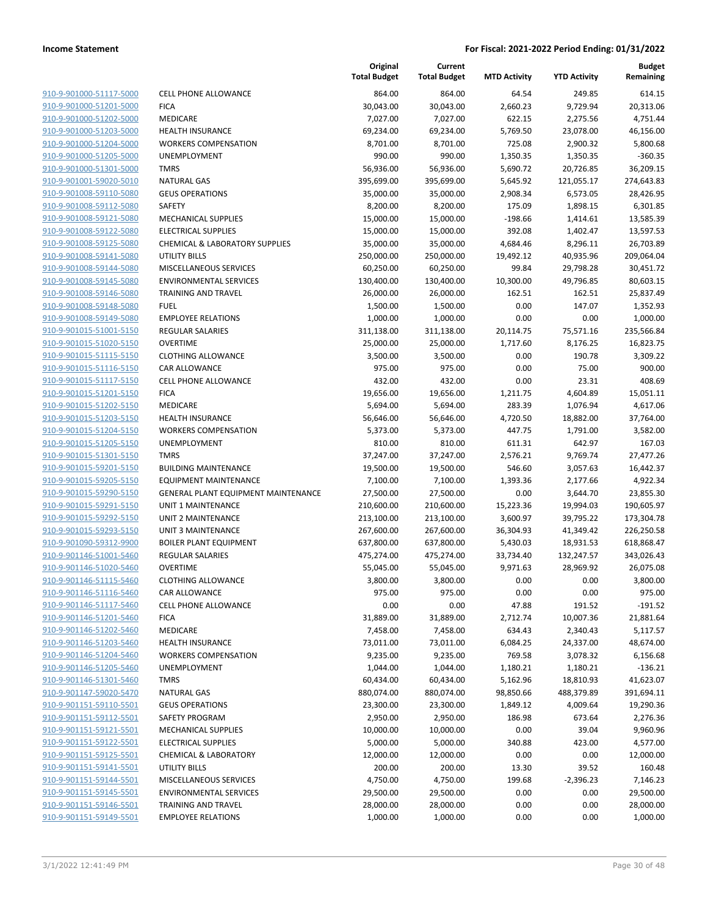**Income Statement** — **For Fiscal: 2021-2022 Period Ending: 01/31/2022**

| | | Original Total Budget | Current Total Budget | MTD Activity | YTD Activity | Budget Remaining |
|---|---|---|---|---|---|---|
| 910-9-901000-51117-5000 | CELL PHONE ALLOWANCE | 864.00 | 864.00 | 64.54 | 249.85 | 614.15 |
| 910-9-901000-51201-5000 | FICA | 30,043.00 | 30,043.00 | 2,660.23 | 9,729.94 | 20,313.06 |
| 910-9-901000-51202-5000 | MEDICARE | 7,027.00 | 7,027.00 | 622.15 | 2,275.56 | 4,751.44 |
| 910-9-901000-51203-5000 | HEALTH INSURANCE | 69,234.00 | 69,234.00 | 5,769.50 | 23,078.00 | 46,156.00 |
| 910-9-901000-51204-5000 | WORKERS COMPENSATION | 8,701.00 | 8,701.00 | 725.08 | 2,900.32 | 5,800.68 |
| 910-9-901000-51205-5000 | UNEMPLOYMENT | 990.00 | 990.00 | 1,350.35 | 1,350.35 | -360.35 |
| 910-9-901000-51301-5000 | TMRS | 56,936.00 | 56,936.00 | 5,690.72 | 20,726.85 | 36,209.15 |
| 910-9-901001-59020-5010 | NATURAL GAS | 395,699.00 | 395,699.00 | 5,645.92 | 121,055.17 | 274,643.83 |
| 910-9-901008-59110-5080 | GEUS OPERATIONS | 35,000.00 | 35,000.00 | 2,908.34 | 6,573.05 | 28,426.95 |
| 910-9-901008-59112-5080 | SAFETY | 8,200.00 | 8,200.00 | 175.09 | 1,898.15 | 6,301.85 |
| 910-9-901008-59121-5080 | MECHANICAL SUPPLIES | 15,000.00 | 15,000.00 | -198.66 | 1,414.61 | 13,585.39 |
| 910-9-901008-59122-5080 | ELECTRICAL SUPPLIES | 15,000.00 | 15,000.00 | 392.08 | 1,402.47 | 13,597.53 |
| 910-9-901008-59125-5080 | CHEMICAL & LABORATORY SUPPLIES | 35,000.00 | 35,000.00 | 4,684.46 | 8,296.11 | 26,703.89 |
| 910-9-901008-59141-5080 | UTILITY BILLS | 250,000.00 | 250,000.00 | 19,492.12 | 40,935.96 | 209,064.04 |
| 910-9-901008-59144-5080 | MISCELLANEOUS SERVICES | 60,250.00 | 60,250.00 | 99.84 | 29,798.28 | 30,451.72 |
| 910-9-901008-59145-5080 | ENVIRONMENTAL SERVICES | 130,400.00 | 130,400.00 | 10,300.00 | 49,796.85 | 80,603.15 |
| 910-9-901008-59146-5080 | TRAINING AND TRAVEL | 26,000.00 | 26,000.00 | 162.51 | 162.51 | 25,837.49 |
| 910-9-901008-59148-5080 | FUEL | 1,500.00 | 1,500.00 | 0.00 | 147.07 | 1,352.93 |
| 910-9-901008-59149-5080 | EMPLOYEE RELATIONS | 1,000.00 | 1,000.00 | 0.00 | 0.00 | 1,000.00 |
| 910-9-901015-51001-5150 | REGULAR SALARIES | 311,138.00 | 311,138.00 | 20,114.75 | 75,571.16 | 235,566.84 |
| 910-9-901015-51020-5150 | OVERTIME | 25,000.00 | 25,000.00 | 1,717.60 | 8,176.25 | 16,823.75 |
| 910-9-901015-51115-5150 | CLOTHING ALLOWANCE | 3,500.00 | 3,500.00 | 0.00 | 190.78 | 3,309.22 |
| 910-9-901015-51116-5150 | CAR ALLOWANCE | 975.00 | 975.00 | 0.00 | 75.00 | 900.00 |
| 910-9-901015-51117-5150 | CELL PHONE ALLOWANCE | 432.00 | 432.00 | 0.00 | 23.31 | 408.69 |
| 910-9-901015-51201-5150 | FICA | 19,656.00 | 19,656.00 | 1,211.75 | 4,604.89 | 15,051.11 |
| 910-9-901015-51202-5150 | MEDICARE | 5,694.00 | 5,694.00 | 283.39 | 1,076.94 | 4,617.06 |
| 910-9-901015-51203-5150 | HEALTH INSURANCE | 56,646.00 | 56,646.00 | 4,720.50 | 18,882.00 | 37,764.00 |
| 910-9-901015-51204-5150 | WORKERS COMPENSATION | 5,373.00 | 5,373.00 | 447.75 | 1,791.00 | 3,582.00 |
| 910-9-901015-51205-5150 | UNEMPLOYMENT | 810.00 | 810.00 | 611.31 | 642.97 | 167.03 |
| 910-9-901015-51301-5150 | TMRS | 37,247.00 | 37,247.00 | 2,576.21 | 9,769.74 | 27,477.26 |
| 910-9-901015-59201-5150 | BUILDING MAINTENANCE | 19,500.00 | 19,500.00 | 546.60 | 3,057.63 | 16,442.37 |
| 910-9-901015-59205-5150 | EQUIPMENT MAINTENANCE | 7,100.00 | 7,100.00 | 1,393.36 | 2,177.66 | 4,922.34 |
| 910-9-901015-59290-5150 | GENERAL PLANT EQUIPMENT MAINTENANCE | 27,500.00 | 27,500.00 | 0.00 | 3,644.70 | 23,855.30 |
| 910-9-901015-59291-5150 | UNIT 1 MAINTENANCE | 210,600.00 | 210,600.00 | 15,223.36 | 19,994.03 | 190,605.97 |
| 910-9-901015-59292-5150 | UNIT 2 MAINTENANCE | 213,100.00 | 213,100.00 | 3,600.97 | 39,795.22 | 173,304.78 |
| 910-9-901015-59293-5150 | UNIT 3 MAINTENANCE | 267,600.00 | 267,600.00 | 36,304.93 | 41,349.42 | 226,250.58 |
| 910-9-901090-59312-9900 | BOILER PLANT EQUIPMENT | 637,800.00 | 637,800.00 | 5,430.03 | 18,931.53 | 618,868.47 |
| 910-9-901146-51001-5460 | REGULAR SALARIES | 475,274.00 | 475,274.00 | 33,734.40 | 132,247.57 | 343,026.43 |
| 910-9-901146-51020-5460 | OVERTIME | 55,045.00 | 55,045.00 | 9,971.63 | 28,969.92 | 26,075.08 |
| 910-9-901146-51115-5460 | CLOTHING ALLOWANCE | 3,800.00 | 3,800.00 | 0.00 | 0.00 | 3,800.00 |
| 910-9-901146-51116-5460 | CAR ALLOWANCE | 975.00 | 975.00 | 0.00 | 0.00 | 975.00 |
| 910-9-901146-51117-5460 | CELL PHONE ALLOWANCE | 0.00 | 0.00 | 47.88 | 191.52 | -191.52 |
| 910-9-901146-51201-5460 | FICA | 31,889.00 | 31,889.00 | 2,712.74 | 10,007.36 | 21,881.64 |
| 910-9-901146-51202-5460 | MEDICARE | 7,458.00 | 7,458.00 | 634.43 | 2,340.43 | 5,117.57 |
| 910-9-901146-51203-5460 | HEALTH INSURANCE | 73,011.00 | 73,011.00 | 6,084.25 | 24,337.00 | 48,674.00 |
| 910-9-901146-51204-5460 | WORKERS COMPENSATION | 9,235.00 | 9,235.00 | 769.58 | 3,078.32 | 6,156.68 |
| 910-9-901146-51205-5460 | UNEMPLOYMENT | 1,044.00 | 1,044.00 | 1,180.21 | 1,180.21 | -136.21 |
| 910-9-901146-51301-5460 | TMRS | 60,434.00 | 60,434.00 | 5,162.96 | 18,810.93 | 41,623.07 |
| 910-9-901147-59020-5470 | NATURAL GAS | 880,074.00 | 880,074.00 | 98,850.66 | 488,379.89 | 391,694.11 |
| 910-9-901151-59110-5501 | GEUS OPERATIONS | 23,300.00 | 23,300.00 | 1,849.12 | 4,009.64 | 19,290.36 |
| 910-9-901151-59112-5501 | SAFETY PROGRAM | 2,950.00 | 2,950.00 | 186.98 | 673.64 | 2,276.36 |
| 910-9-901151-59121-5501 | MECHANICAL SUPPLIES | 10,000.00 | 10,000.00 | 0.00 | 39.04 | 9,960.96 |
| 910-9-901151-59122-5501 | ELECTRICAL SUPPLIES | 5,000.00 | 5,000.00 | 340.88 | 423.00 | 4,577.00 |
| 910-9-901151-59125-5501 | CHEMICAL & LABORATORY | 12,000.00 | 12,000.00 | 0.00 | 0.00 | 12,000.00 |
| 910-9-901151-59141-5501 | UTILITY BILLS | 200.00 | 200.00 | 13.30 | 39.52 | 160.48 |
| 910-9-901151-59144-5501 | MISCELLANEOUS SERVICES | 4,750.00 | 4,750.00 | 199.68 | -2,396.23 | 7,146.23 |
| 910-9-901151-59145-5501 | ENVIRONMENTAL SERVICES | 29,500.00 | 29,500.00 | 0.00 | 0.00 | 29,500.00 |
| 910-9-901151-59146-5501 | TRAINING AND TRAVEL | 28,000.00 | 28,000.00 | 0.00 | 0.00 | 28,000.00 |
| 910-9-901151-59149-5501 | EMPLOYEE RELATIONS | 1,000.00 | 1,000.00 | 0.00 | 0.00 | 1,000.00 |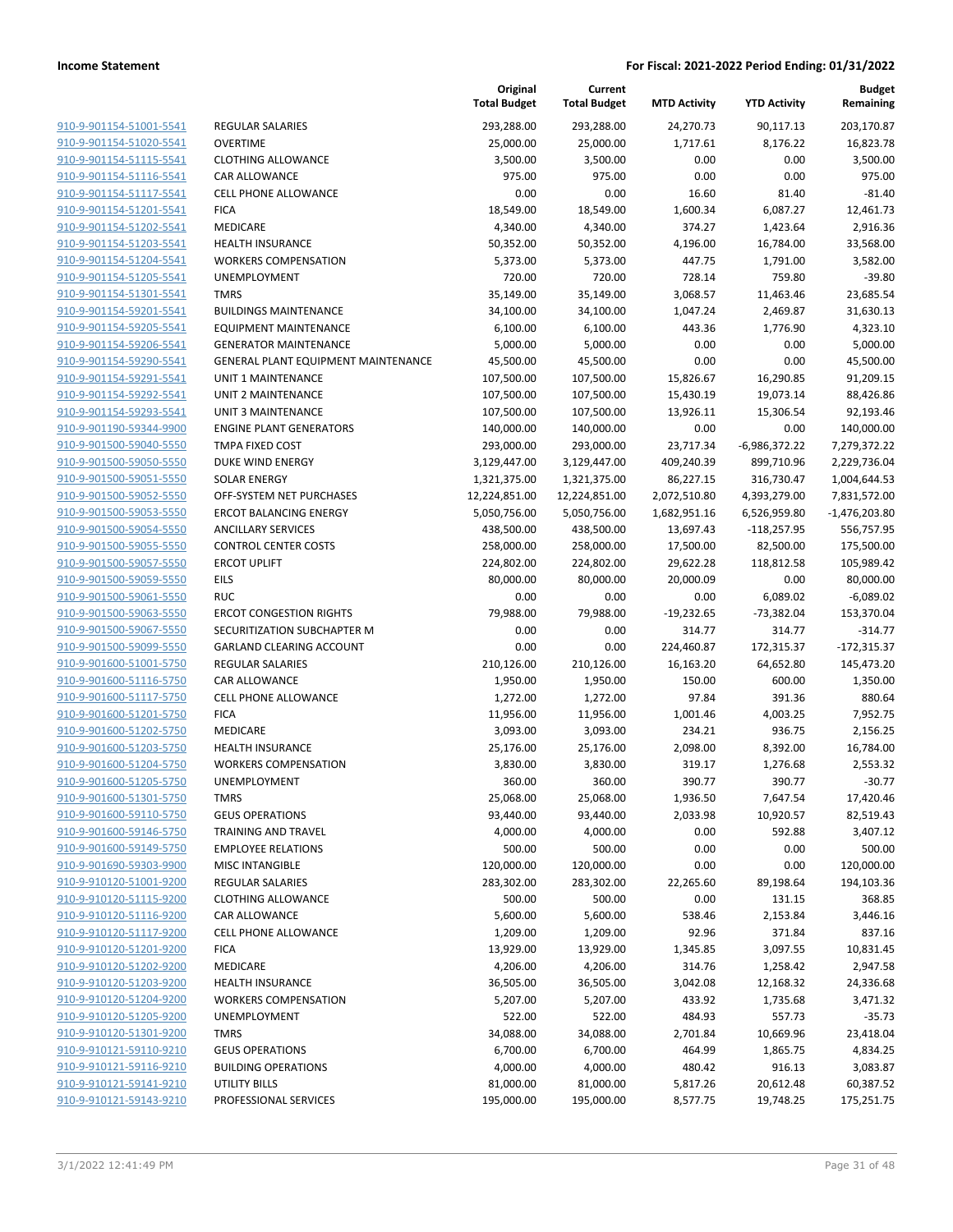**Income Statement** — For Fiscal: 2021-2022 Period Ending: 01/31/2022

| | | Original Total Budget | Current Total Budget | MTD Activity | YTD Activity | Budget Remaining |
|---|---|---|---|---|---|---|
| 910-9-901154-51001-5541 | REGULAR SALARIES | 293,288.00 | 293,288.00 | 24,270.73 | 90,117.13 | 203,170.87 |
| 910-9-901154-51020-5541 | OVERTIME | 25,000.00 | 25,000.00 | 1,717.61 | 8,176.22 | 16,823.78 |
| 910-9-901154-51115-5541 | CLOTHING ALLOWANCE | 3,500.00 | 3,500.00 | 0.00 | 0.00 | 3,500.00 |
| 910-9-901154-51116-5541 | CAR ALLOWANCE | 975.00 | 975.00 | 0.00 | 0.00 | 975.00 |
| 910-9-901154-51117-5541 | CELL PHONE ALLOWANCE | 0.00 | 0.00 | 16.60 | 81.40 | -81.40 |
| 910-9-901154-51201-5541 | FICA | 18,549.00 | 18,549.00 | 1,600.34 | 6,087.27 | 12,461.73 |
| 910-9-901154-51202-5541 | MEDICARE | 4,340.00 | 4,340.00 | 374.27 | 1,423.64 | 2,916.36 |
| 910-9-901154-51203-5541 | HEALTH INSURANCE | 50,352.00 | 50,352.00 | 4,196.00 | 16,784.00 | 33,568.00 |
| 910-9-901154-51204-5541 | WORKERS COMPENSATION | 5,373.00 | 5,373.00 | 447.75 | 1,791.00 | 3,582.00 |
| 910-9-901154-51205-5541 | UNEMPLOYMENT | 720.00 | 720.00 | 728.14 | 759.80 | -39.80 |
| 910-9-901154-51301-5541 | TMRS | 35,149.00 | 35,149.00 | 3,068.57 | 11,463.46 | 23,685.54 |
| 910-9-901154-59201-5541 | BUILDINGS MAINTENANCE | 34,100.00 | 34,100.00 | 1,047.24 | 2,469.87 | 31,630.13 |
| 910-9-901154-59205-5541 | EQUIPMENT MAINTENANCE | 6,100.00 | 6,100.00 | 443.36 | 1,776.90 | 4,323.10 |
| 910-9-901154-59206-5541 | GENERATOR MAINTENANCE | 5,000.00 | 5,000.00 | 0.00 | 0.00 | 5,000.00 |
| 910-9-901154-59290-5541 | GENERAL PLANT EQUIPMENT MAINTENANCE | 45,500.00 | 45,500.00 | 0.00 | 0.00 | 45,500.00 |
| 910-9-901154-59291-5541 | UNIT 1 MAINTENANCE | 107,500.00 | 107,500.00 | 15,826.67 | 16,290.85 | 91,209.15 |
| 910-9-901154-59292-5541 | UNIT 2 MAINTENANCE | 107,500.00 | 107,500.00 | 15,430.19 | 19,073.14 | 88,426.86 |
| 910-9-901154-59293-5541 | UNIT 3 MAINTENANCE | 107,500.00 | 107,500.00 | 13,926.11 | 15,306.54 | 92,193.46 |
| 910-9-901190-59344-9900 | ENGINE PLANT GENERATORS | 140,000.00 | 140,000.00 | 0.00 | 0.00 | 140,000.00 |
| 910-9-901500-59040-5550 | TMPA FIXED COST | 293,000.00 | 293,000.00 | 23,717.34 | -6,986,372.22 | 7,279,372.22 |
| 910-9-901500-59050-5550 | DUKE WIND ENERGY | 3,129,447.00 | 3,129,447.00 | 409,240.39 | 899,710.96 | 2,229,736.04 |
| 910-9-901500-59051-5550 | SOLAR ENERGY | 1,321,375.00 | 1,321,375.00 | 86,227.15 | 316,730.47 | 1,004,644.53 |
| 910-9-901500-59052-5550 | OFF-SYSTEM NET PURCHASES | 12,224,851.00 | 12,224,851.00 | 2,072,510.80 | 4,393,279.00 | 7,831,572.00 |
| 910-9-901500-59053-5550 | ERCOT BALANCING ENERGY | 5,050,756.00 | 5,050,756.00 | 1,682,951.16 | 6,526,959.80 | -1,476,203.80 |
| 910-9-901500-59054-5550 | ANCILLARY SERVICES | 438,500.00 | 438,500.00 | 13,697.43 | -118,257.95 | 556,757.95 |
| 910-9-901500-59055-5550 | CONTROL CENTER COSTS | 258,000.00 | 258,000.00 | 17,500.00 | 82,500.00 | 175,500.00 |
| 910-9-901500-59057-5550 | ERCOT UPLIFT | 224,802.00 | 224,802.00 | 29,622.28 | 118,812.58 | 105,989.42 |
| 910-9-901500-59059-5550 | EILS | 80,000.00 | 80,000.00 | 20,000.09 | 0.00 | 80,000.00 |
| 910-9-901500-59061-5550 | RUC | 0.00 | 0.00 | 0.00 | 6,089.02 | -6,089.02 |
| 910-9-901500-59063-5550 | ERCOT CONGESTION RIGHTS | 79,988.00 | 79,988.00 | -19,232.65 | -73,382.04 | 153,370.04 |
| 910-9-901500-59067-5550 | SECURITIZATION SUBCHAPTER M | 0.00 | 0.00 | 314.77 | 314.77 | -314.77 |
| 910-9-901500-59099-5550 | GARLAND CLEARING ACCOUNT | 0.00 | 0.00 | 224,460.87 | 172,315.37 | -172,315.37 |
| 910-9-901600-51001-5750 | REGULAR SALARIES | 210,126.00 | 210,126.00 | 16,163.20 | 64,652.80 | 145,473.20 |
| 910-9-901600-51116-5750 | CAR ALLOWANCE | 1,950.00 | 1,950.00 | 150.00 | 600.00 | 1,350.00 |
| 910-9-901600-51117-5750 | CELL PHONE ALLOWANCE | 1,272.00 | 1,272.00 | 97.84 | 391.36 | 880.64 |
| 910-9-901600-51201-5750 | FICA | 11,956.00 | 11,956.00 | 1,001.46 | 4,003.25 | 7,952.75 |
| 910-9-901600-51202-5750 | MEDICARE | 3,093.00 | 3,093.00 | 234.21 | 936.75 | 2,156.25 |
| 910-9-901600-51203-5750 | HEALTH INSURANCE | 25,176.00 | 25,176.00 | 2,098.00 | 8,392.00 | 16,784.00 |
| 910-9-901600-51204-5750 | WORKERS COMPENSATION | 3,830.00 | 3,830.00 | 319.17 | 1,276.68 | 2,553.32 |
| 910-9-901600-51205-5750 | UNEMPLOYMENT | 360.00 | 360.00 | 390.77 | 390.77 | -30.77 |
| 910-9-901600-51301-5750 | TMRS | 25,068.00 | 25,068.00 | 1,936.50 | 7,647.54 | 17,420.46 |
| 910-9-901600-59110-5750 | GEUS OPERATIONS | 93,440.00 | 93,440.00 | 2,033.98 | 10,920.57 | 82,519.43 |
| 910-9-901600-59146-5750 | TRAINING AND TRAVEL | 4,000.00 | 4,000.00 | 0.00 | 592.88 | 3,407.12 |
| 910-9-901600-59149-5750 | EMPLOYEE RELATIONS | 500.00 | 500.00 | 0.00 | 0.00 | 500.00 |
| 910-9-901690-59303-9900 | MISC INTANGIBLE | 120,000.00 | 120,000.00 | 0.00 | 0.00 | 120,000.00 |
| 910-9-910120-51001-9200 | REGULAR SALARIES | 283,302.00 | 283,302.00 | 22,265.60 | 89,198.64 | 194,103.36 |
| 910-9-910120-51115-9200 | CLOTHING ALLOWANCE | 500.00 | 500.00 | 0.00 | 131.15 | 368.85 |
| 910-9-910120-51116-9200 | CAR ALLOWANCE | 5,600.00 | 5,600.00 | 538.46 | 2,153.84 | 3,446.16 |
| 910-9-910120-51117-9200 | CELL PHONE ALLOWANCE | 1,209.00 | 1,209.00 | 92.96 | 371.84 | 837.16 |
| 910-9-910120-51201-9200 | FICA | 13,929.00 | 13,929.00 | 1,345.85 | 3,097.55 | 10,831.45 |
| 910-9-910120-51202-9200 | MEDICARE | 4,206.00 | 4,206.00 | 314.76 | 1,258.42 | 2,947.58 |
| 910-9-910120-51203-9200 | HEALTH INSURANCE | 36,505.00 | 36,505.00 | 3,042.08 | 12,168.32 | 24,336.68 |
| 910-9-910120-51204-9200 | WORKERS COMPENSATION | 5,207.00 | 5,207.00 | 433.92 | 1,735.68 | 3,471.32 |
| 910-9-910120-51205-9200 | UNEMPLOYMENT | 522.00 | 522.00 | 484.93 | 557.73 | -35.73 |
| 910-9-910120-51301-9200 | TMRS | 34,088.00 | 34,088.00 | 2,701.84 | 10,669.96 | 23,418.04 |
| 910-9-910121-59110-9210 | GEUS OPERATIONS | 6,700.00 | 6,700.00 | 464.99 | 1,865.75 | 4,834.25 |
| 910-9-910121-59116-9210 | BUILDING OPERATIONS | 4,000.00 | 4,000.00 | 480.42 | 916.13 | 3,083.87 |
| 910-9-910121-59141-9210 | UTILITY BILLS | 81,000.00 | 81,000.00 | 5,817.26 | 20,612.48 | 60,387.52 |
| 910-9-910121-59143-9210 | PROFESSIONAL SERVICES | 195,000.00 | 195,000.00 | 8,577.75 | 19,748.25 | 175,251.75 |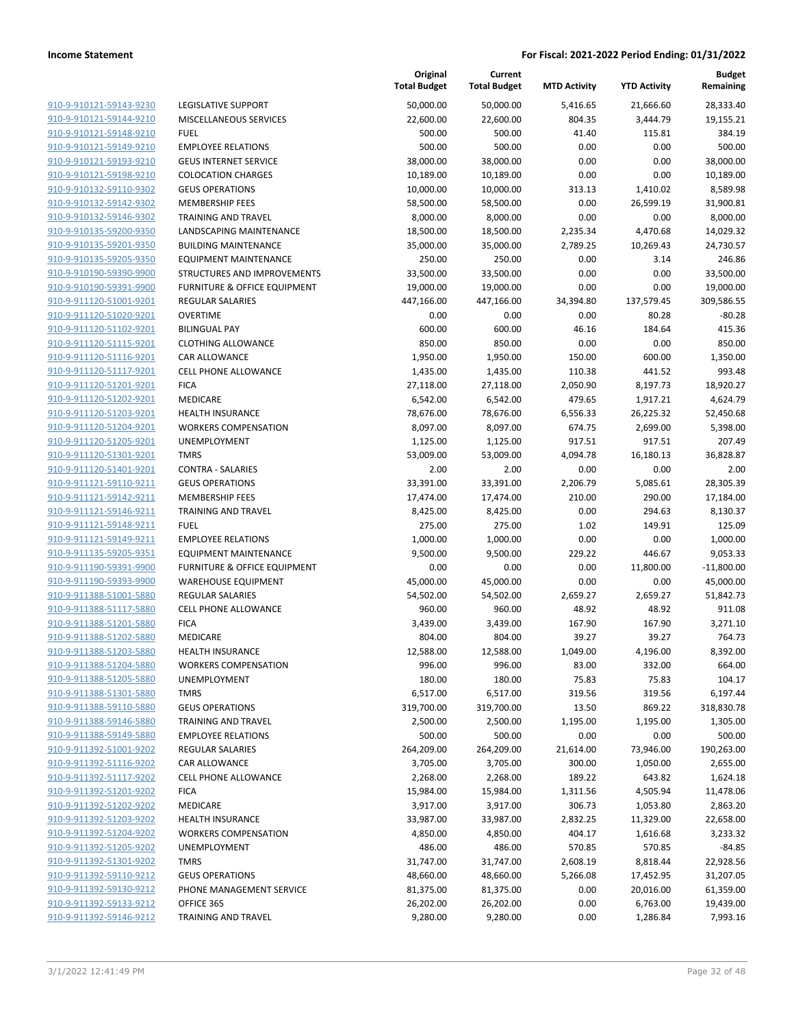**Income Statement** **For Fiscal: 2021-2022 Period Ending: 01/31/2022**

| | | Original Total Budget | Current Total Budget | MTD Activity | YTD Activity | Budget Remaining |
|---|---|---|---|---|---|---|
| 910-9-910121-59143-9230 | LEGISLATIVE SUPPORT | 50,000.00 | 50,000.00 | 5,416.65 | 21,666.60 | 28,333.40 |
| 910-9-910121-59144-9210 | MISCELLANEOUS SERVICES | 22,600.00 | 22,600.00 | 804.35 | 3,444.79 | 19,155.21 |
| 910-9-910121-59148-9210 | FUEL | 500.00 | 500.00 | 41.40 | 115.81 | 384.19 |
| 910-9-910121-59149-9210 | EMPLOYEE RELATIONS | 500.00 | 500.00 | 0.00 | 0.00 | 500.00 |
| 910-9-910121-59193-9210 | GEUS INTERNET SERVICE | 38,000.00 | 38,000.00 | 0.00 | 0.00 | 38,000.00 |
| 910-9-910121-59198-9210 | COLOCATION CHARGES | 10,189.00 | 10,189.00 | 0.00 | 0.00 | 10,189.00 |
| 910-9-910132-59110-9302 | GEUS OPERATIONS | 10,000.00 | 10,000.00 | 313.13 | 1,410.02 | 8,589.98 |
| 910-9-910132-59142-9302 | MEMBERSHIP FEES | 58,500.00 | 58,500.00 | 0.00 | 26,599.19 | 31,900.81 |
| 910-9-910132-59146-9302 | TRAINING AND TRAVEL | 8,000.00 | 8,000.00 | 0.00 | 0.00 | 8,000.00 |
| 910-9-910135-59200-9350 | LANDSCAPING MAINTENANCE | 18,500.00 | 18,500.00 | 2,235.34 | 4,470.68 | 14,029.32 |
| 910-9-910135-59201-9350 | BUILDING MAINTENANCE | 35,000.00 | 35,000.00 | 2,789.25 | 10,269.43 | 24,730.57 |
| 910-9-910135-59205-9350 | EQUIPMENT MAINTENANCE | 250.00 | 250.00 | 0.00 | 3.14 | 246.86 |
| 910-9-910190-59390-9900 | STRUCTURES AND IMPROVEMENTS | 33,500.00 | 33,500.00 | 0.00 | 0.00 | 33,500.00 |
| 910-9-910190-59391-9900 | FURNITURE & OFFICE EQUIPMENT | 19,000.00 | 19,000.00 | 0.00 | 0.00 | 19,000.00 |
| 910-9-911120-51001-9201 | REGULAR SALARIES | 447,166.00 | 447,166.00 | 34,394.80 | 137,579.45 | 309,586.55 |
| 910-9-911120-51020-9201 | OVERTIME | 0.00 | 0.00 | 0.00 | 80.28 | -80.28 |
| 910-9-911120-51102-9201 | BILINGUAL PAY | 600.00 | 600.00 | 46.16 | 184.64 | 415.36 |
| 910-9-911120-51115-9201 | CLOTHING ALLOWANCE | 850.00 | 850.00 | 0.00 | 0.00 | 850.00 |
| 910-9-911120-51116-9201 | CAR ALLOWANCE | 1,950.00 | 1,950.00 | 150.00 | 600.00 | 1,350.00 |
| 910-9-911120-51117-9201 | CELL PHONE ALLOWANCE | 1,435.00 | 1,435.00 | 110.38 | 441.52 | 993.48 |
| 910-9-911120-51201-9201 | FICA | 27,118.00 | 27,118.00 | 2,050.90 | 8,197.73 | 18,920.27 |
| 910-9-911120-51202-9201 | MEDICARE | 6,542.00 | 6,542.00 | 479.65 | 1,917.21 | 4,624.79 |
| 910-9-911120-51203-9201 | HEALTH INSURANCE | 78,676.00 | 78,676.00 | 6,556.33 | 26,225.32 | 52,450.68 |
| 910-9-911120-51204-9201 | WORKERS COMPENSATION | 8,097.00 | 8,097.00 | 674.75 | 2,699.00 | 5,398.00 |
| 910-9-911120-51205-9201 | UNEMPLOYMENT | 1,125.00 | 1,125.00 | 917.51 | 917.51 | 207.49 |
| 910-9-911120-51301-9201 | TMRS | 53,009.00 | 53,009.00 | 4,094.78 | 16,180.13 | 36,828.87 |
| 910-9-911120-51401-9201 | CONTRA - SALARIES | 2.00 | 2.00 | 0.00 | 0.00 | 2.00 |
| 910-9-911121-59110-9211 | GEUS OPERATIONS | 33,391.00 | 33,391.00 | 2,206.79 | 5,085.61 | 28,305.39 |
| 910-9-911121-59142-9211 | MEMBERSHIP FEES | 17,474.00 | 17,474.00 | 210.00 | 290.00 | 17,184.00 |
| 910-9-911121-59146-9211 | TRAINING AND TRAVEL | 8,425.00 | 8,425.00 | 0.00 | 294.63 | 8,130.37 |
| 910-9-911121-59148-9211 | FUEL | 275.00 | 275.00 | 1.02 | 149.91 | 125.09 |
| 910-9-911121-59149-9211 | EMPLOYEE RELATIONS | 1,000.00 | 1,000.00 | 0.00 | 0.00 | 1,000.00 |
| 910-9-911135-59205-9351 | EQUIPMENT MAINTENANCE | 9,500.00 | 9,500.00 | 229.22 | 446.67 | 9,053.33 |
| 910-9-911190-59391-9900 | FURNITURE & OFFICE EQUIPMENT | 0.00 | 0.00 | 0.00 | 11,800.00 | -11,800.00 |
| 910-9-911190-59393-9900 | WAREHOUSE EQUIPMENT | 45,000.00 | 45,000.00 | 0.00 | 0.00 | 45,000.00 |
| 910-9-911388-51001-5880 | REGULAR SALARIES | 54,502.00 | 54,502.00 | 2,659.27 | 2,659.27 | 51,842.73 |
| 910-9-911388-51117-5880 | CELL PHONE ALLOWANCE | 960.00 | 960.00 | 48.92 | 48.92 | 911.08 |
| 910-9-911388-51201-5880 | FICA | 3,439.00 | 3,439.00 | 167.90 | 167.90 | 3,271.10 |
| 910-9-911388-51202-5880 | MEDICARE | 804.00 | 804.00 | 39.27 | 39.27 | 764.73 |
| 910-9-911388-51203-5880 | HEALTH INSURANCE | 12,588.00 | 12,588.00 | 1,049.00 | 4,196.00 | 8,392.00 |
| 910-9-911388-51204-5880 | WORKERS COMPENSATION | 996.00 | 996.00 | 83.00 | 332.00 | 664.00 |
| 910-9-911388-51205-5880 | UNEMPLOYMENT | 180.00 | 180.00 | 75.83 | 75.83 | 104.17 |
| 910-9-911388-51301-5880 | TMRS | 6,517.00 | 6,517.00 | 319.56 | 319.56 | 6,197.44 |
| 910-9-911388-59110-5880 | GEUS OPERATIONS | 319,700.00 | 319,700.00 | 13.50 | 869.22 | 318,830.78 |
| 910-9-911388-59146-5880 | TRAINING AND TRAVEL | 2,500.00 | 2,500.00 | 1,195.00 | 1,195.00 | 1,305.00 |
| 910-9-911388-59149-5880 | EMPLOYEE RELATIONS | 500.00 | 500.00 | 0.00 | 0.00 | 500.00 |
| 910-9-911392-51001-9202 | REGULAR SALARIES | 264,209.00 | 264,209.00 | 21,614.00 | 73,946.00 | 190,263.00 |
| 910-9-911392-51116-9202 | CAR ALLOWANCE | 3,705.00 | 3,705.00 | 300.00 | 1,050.00 | 2,655.00 |
| 910-9-911392-51117-9202 | CELL PHONE ALLOWANCE | 2,268.00 | 2,268.00 | 189.22 | 643.82 | 1,624.18 |
| 910-9-911392-51201-9202 | FICA | 15,984.00 | 15,984.00 | 1,311.56 | 4,505.94 | 11,478.06 |
| 910-9-911392-51202-9202 | MEDICARE | 3,917.00 | 3,917.00 | 306.73 | 1,053.80 | 2,863.20 |
| 910-9-911392-51203-9202 | HEALTH INSURANCE | 33,987.00 | 33,987.00 | 2,832.25 | 11,329.00 | 22,658.00 |
| 910-9-911392-51204-9202 | WORKERS COMPENSATION | 4,850.00 | 4,850.00 | 404.17 | 1,616.68 | 3,233.32 |
| 910-9-911392-51205-9202 | UNEMPLOYMENT | 486.00 | 486.00 | 570.85 | 570.85 | -84.85 |
| 910-9-911392-51301-9202 | TMRS | 31,747.00 | 31,747.00 | 2,608.19 | 8,818.44 | 22,928.56 |
| 910-9-911392-59110-9212 | GEUS OPERATIONS | 48,660.00 | 48,660.00 | 5,266.08 | 17,452.95 | 31,207.05 |
| 910-9-911392-59130-9212 | PHONE MANAGEMENT SERVICE | 81,375.00 | 81,375.00 | 0.00 | 20,016.00 | 61,359.00 |
| 910-9-911392-59133-9212 | OFFICE 365 | 26,202.00 | 26,202.00 | 0.00 | 6,763.00 | 19,439.00 |
| 910-9-911392-59146-9212 | TRAINING AND TRAVEL | 9,280.00 | 9,280.00 | 0.00 | 1,286.84 | 7,993.16 |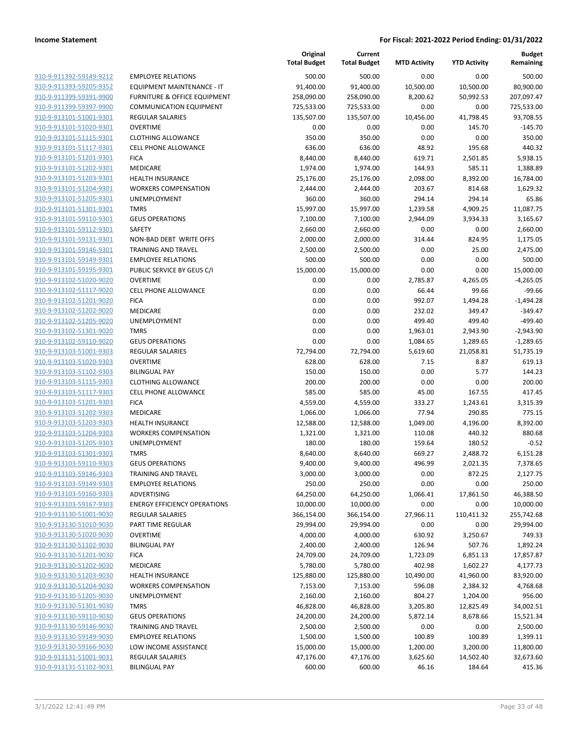| | | Original Total Budget | Current Total Budget | MTD Activity | YTD Activity | Budget Remaining |
|---|---|---|---|---|---|---|
| 910-9-911392-59149-9212 | EMPLOYEE RELATIONS | 500.00 | 500.00 | 0.00 | 0.00 | 500.00 |
| 910-9-911393-59205-9352 | EQUIPMENT MAINTENANCE - IT | 91,400.00 | 91,400.00 | 10,500.00 | 10,500.00 | 80,900.00 |
| 910-9-911399-59391-9900 | FURNITURE & OFFICE EQUIPMENT | 258,090.00 | 258,090.00 | 8,200.62 | 50,992.53 | 207,097.47 |
| 910-9-911399-59397-9900 | COMMUNICATION EQUIPMENT | 725,533.00 | 725,533.00 | 0.00 | 0.00 | 725,533.00 |
| 910-9-913101-51001-9301 | REGULAR SALARIES | 135,507.00 | 135,507.00 | 10,456.00 | 41,798.45 | 93,708.55 |
| 910-9-913101-51020-9301 | OVERTIME | 0.00 | 0.00 | 0.00 | 145.70 | -145.70 |
| 910-9-913101-51115-9301 | CLOTHING ALLOWANCE | 350.00 | 350.00 | 0.00 | 0.00 | 350.00 |
| 910-9-913101-51117-9301 | CELL PHONE ALLOWANCE | 636.00 | 636.00 | 48.92 | 195.68 | 440.32 |
| 910-9-913101-51201-9301 | FICA | 8,440.00 | 8,440.00 | 619.71 | 2,501.85 | 5,938.15 |
| 910-9-913101-51202-9301 | MEDICARE | 1,974.00 | 1,974.00 | 144.93 | 585.11 | 1,388.89 |
| 910-9-913101-51203-9301 | HEALTH INSURANCE | 25,176.00 | 25,176.00 | 2,098.00 | 8,392.00 | 16,784.00 |
| 910-9-913101-51204-9301 | WORKERS COMPENSATION | 2,444.00 | 2,444.00 | 203.67 | 814.68 | 1,629.32 |
| 910-9-913101-51205-9301 | UNEMPLOYMENT | 360.00 | 360.00 | 294.14 | 294.14 | 65.86 |
| 910-9-913101-51301-9301 | TMRS | 15,997.00 | 15,997.00 | 1,239.58 | 4,909.25 | 11,087.75 |
| 910-9-913101-59110-9301 | GEUS OPERATIONS | 7,100.00 | 7,100.00 | 2,944.09 | 3,934.33 | 3,165.67 |
| 910-9-913101-59112-9301 | SAFETY | 2,660.00 | 2,660.00 | 0.00 | 0.00 | 2,660.00 |
| 910-9-913101-59131-9301 | NON-BAD DEBT WRITE OFFS | 2,000.00 | 2,000.00 | 314.44 | 824.95 | 1,175.05 |
| 910-9-913101-59146-9301 | TRAINING AND TRAVEL | 2,500.00 | 2,500.00 | 0.00 | 25.00 | 2,475.00 |
| 910-9-913101-59149-9301 | EMPLOYEE RELATIONS | 500.00 | 500.00 | 0.00 | 0.00 | 500.00 |
| 910-9-913101-59195-9301 | PUBLIC SERVICE BY GEUS C/I | 15,000.00 | 15,000.00 | 0.00 | 0.00 | 15,000.00 |
| 910-9-913102-51020-9020 | OVERTIME | 0.00 | 0.00 | 2,785.87 | 4,265.05 | -4,265.05 |
| 910-9-913102-51117-9020 | CELL PHONE ALLOWANCE | 0.00 | 0.00 | 66.44 | 99.66 | -99.66 |
| 910-9-913102-51201-9020 | FICA | 0.00 | 0.00 | 992.07 | 1,494.28 | -1,494.28 |
| 910-9-913102-51202-9020 | MEDICARE | 0.00 | 0.00 | 232.02 | 349.47 | -349.47 |
| 910-9-913102-51205-9020 | UNEMPLOYMENT | 0.00 | 0.00 | 499.40 | 499.40 | -499.40 |
| 910-9-913102-51301-9020 | TMRS | 0.00 | 0.00 | 1,963.01 | 2,943.90 | -2,943.90 |
| 910-9-913102-59110-9020 | GEUS OPERATIONS | 0.00 | 0.00 | 1,084.65 | 1,289.65 | -1,289.65 |
| 910-9-913103-51001-9303 | REGULAR SALARIES | 72,794.00 | 72,794.00 | 5,619.60 | 21,058.81 | 51,735.19 |
| 910-9-913103-51020-9303 | OVERTIME | 628.00 | 628.00 | 7.15 | 8.87 | 619.13 |
| 910-9-913103-51102-9303 | BILINGUAL PAY | 150.00 | 150.00 | 0.00 | 5.77 | 144.23 |
| 910-9-913103-51115-9303 | CLOTHING ALLOWANCE | 200.00 | 200.00 | 0.00 | 0.00 | 200.00 |
| 910-9-913103-51117-9303 | CELL PHONE ALLOWANCE | 585.00 | 585.00 | 45.00 | 167.55 | 417.45 |
| 910-9-913103-51201-9303 | FICA | 4,559.00 | 4,559.00 | 333.27 | 1,243.61 | 3,315.39 |
| 910-9-913103-51202-9303 | MEDICARE | 1,066.00 | 1,066.00 | 77.94 | 290.85 | 775.15 |
| 910-9-913103-51203-9303 | HEALTH INSURANCE | 12,588.00 | 12,588.00 | 1,049.00 | 4,196.00 | 8,392.00 |
| 910-9-913103-51204-9303 | WORKERS COMPENSATION | 1,321.00 | 1,321.00 | 110.08 | 440.32 | 880.68 |
| 910-9-913103-51205-9303 | UNEMPLOYMENT | 180.00 | 180.00 | 159.64 | 180.52 | -0.52 |
| 910-9-913103-51301-9303 | TMRS | 8,640.00 | 8,640.00 | 669.27 | 2,488.72 | 6,151.28 |
| 910-9-913103-59110-9303 | GEUS OPERATIONS | 9,400.00 | 9,400.00 | 496.99 | 2,021.35 | 7,378.65 |
| 910-9-913103-59146-9303 | TRAINING AND TRAVEL | 3,000.00 | 3,000.00 | 0.00 | 872.25 | 2,127.75 |
| 910-9-913103-59149-9303 | EMPLOYEE RELATIONS | 250.00 | 250.00 | 0.00 | 0.00 | 250.00 |
| 910-9-913103-59160-9303 | ADVERTISING | 64,250.00 | 64,250.00 | 1,066.41 | 17,861.50 | 46,388.50 |
| 910-9-913103-59167-9303 | ENERGY EFFICIENCY OPERATIONS | 10,000.00 | 10,000.00 | 0.00 | 0.00 | 10,000.00 |
| 910-9-913130-51001-9030 | REGULAR SALARIES | 366,154.00 | 366,154.00 | 27,966.11 | 110,411.32 | 255,742.68 |
| 910-9-913130-51010-9030 | PART TIME REGULAR | 29,994.00 | 29,994.00 | 0.00 | 0.00 | 29,994.00 |
| 910-9-913130-51020-9030 | OVERTIME | 4,000.00 | 4,000.00 | 630.92 | 3,250.67 | 749.33 |
| 910-9-913130-51102-9030 | BILINGUAL PAY | 2,400.00 | 2,400.00 | 126.94 | 507.76 | 1,892.24 |
| 910-9-913130-51201-9030 | FICA | 24,709.00 | 24,709.00 | 1,723.09 | 6,851.13 | 17,857.87 |
| 910-9-913130-51202-9030 | MEDICARE | 5,780.00 | 5,780.00 | 402.98 | 1,602.27 | 4,177.73 |
| 910-9-913130-51203-9030 | HEALTH INSURANCE | 125,880.00 | 125,880.00 | 10,490.00 | 41,960.00 | 83,920.00 |
| 910-9-913130-51204-9030 | WORKERS COMPENSATION | 7,153.00 | 7,153.00 | 596.08 | 2,384.32 | 4,768.68 |
| 910-9-913130-51205-9030 | UNEMPLOYMENT | 2,160.00 | 2,160.00 | 804.27 | 1,204.00 | 956.00 |
| 910-9-913130-51301-9030 | TMRS | 46,828.00 | 46,828.00 | 3,205.80 | 12,825.49 | 34,002.51 |
| 910-9-913130-59110-9030 | GEUS OPERATIONS | 24,200.00 | 24,200.00 | 5,872.14 | 8,678.66 | 15,521.34 |
| 910-9-913130-59146-9030 | TRAINING AND TRAVEL | 2,500.00 | 2,500.00 | 0.00 | 0.00 | 2,500.00 |
| 910-9-913130-59149-9030 | EMPLOYEE RELATIONS | 1,500.00 | 1,500.00 | 100.89 | 100.89 | 1,399.11 |
| 910-9-913130-59166-9030 | LOW INCOME ASSISTANCE | 15,000.00 | 15,000.00 | 1,200.00 | 3,200.00 | 11,800.00 |
| 910-9-913131-51001-9031 | REGULAR SALARIES | 47,176.00 | 47,176.00 | 3,625.60 | 14,502.40 | 32,673.60 |
| 910-9-913131-51102-9031 | BILINGUAL PAY | 600.00 | 600.00 | 46.16 | 184.64 | 415.36 |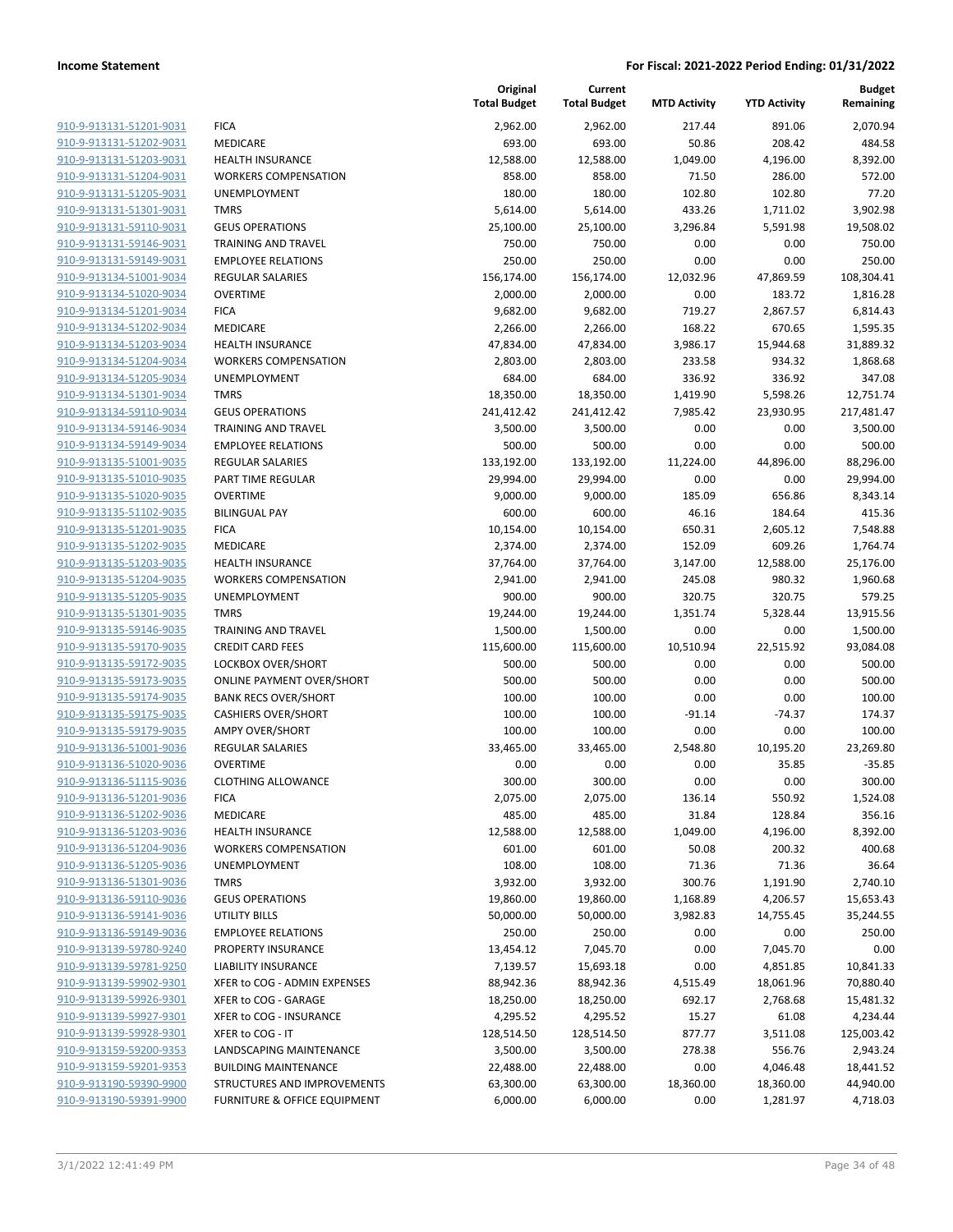| | | Original Total Budget | Current Total Budget | MTD Activity | YTD Activity | Budget Remaining |
|---|---|---|---|---|---|---|
| 910-9-913131-51201-9031 | FICA | 2,962.00 | 2,962.00 | 217.44 | 891.06 | 2,070.94 |
| 910-9-913131-51202-9031 | MEDICARE | 693.00 | 693.00 | 50.86 | 208.42 | 484.58 |
| 910-9-913131-51203-9031 | HEALTH INSURANCE | 12,588.00 | 12,588.00 | 1,049.00 | 4,196.00 | 8,392.00 |
| 910-9-913131-51204-9031 | WORKERS COMPENSATION | 858.00 | 858.00 | 71.50 | 286.00 | 572.00 |
| 910-9-913131-51205-9031 | UNEMPLOYMENT | 180.00 | 180.00 | 102.80 | 102.80 | 77.20 |
| 910-9-913131-51301-9031 | TMRS | 5,614.00 | 5,614.00 | 433.26 | 1,711.02 | 3,902.98 |
| 910-9-913131-59110-9031 | GEUS OPERATIONS | 25,100.00 | 25,100.00 | 3,296.84 | 5,591.98 | 19,508.02 |
| 910-9-913131-59146-9031 | TRAINING AND TRAVEL | 750.00 | 750.00 | 0.00 | 0.00 | 750.00 |
| 910-9-913131-59149-9031 | EMPLOYEE RELATIONS | 250.00 | 250.00 | 0.00 | 0.00 | 250.00 |
| 910-9-913134-51001-9034 | REGULAR SALARIES | 156,174.00 | 156,174.00 | 12,032.96 | 47,869.59 | 108,304.41 |
| 910-9-913134-51020-9034 | OVERTIME | 2,000.00 | 2,000.00 | 0.00 | 183.72 | 1,816.28 |
| 910-9-913134-51201-9034 | FICA | 9,682.00 | 9,682.00 | 719.27 | 2,867.57 | 6,814.43 |
| 910-9-913134-51202-9034 | MEDICARE | 2,266.00 | 2,266.00 | 168.22 | 670.65 | 1,595.35 |
| 910-9-913134-51203-9034 | HEALTH INSURANCE | 47,834.00 | 47,834.00 | 3,986.17 | 15,944.68 | 31,889.32 |
| 910-9-913134-51204-9034 | WORKERS COMPENSATION | 2,803.00 | 2,803.00 | 233.58 | 934.32 | 1,868.68 |
| 910-9-913134-51205-9034 | UNEMPLOYMENT | 684.00 | 684.00 | 336.92 | 336.92 | 347.08 |
| 910-9-913134-51301-9034 | TMRS | 18,350.00 | 18,350.00 | 1,419.90 | 5,598.26 | 12,751.74 |
| 910-9-913134-59110-9034 | GEUS OPERATIONS | 241,412.42 | 241,412.42 | 7,985.42 | 23,930.95 | 217,481.47 |
| 910-9-913134-59146-9034 | TRAINING AND TRAVEL | 3,500.00 | 3,500.00 | 0.00 | 0.00 | 3,500.00 |
| 910-9-913134-59149-9034 | EMPLOYEE RELATIONS | 500.00 | 500.00 | 0.00 | 0.00 | 500.00 |
| 910-9-913135-51001-9035 | REGULAR SALARIES | 133,192.00 | 133,192.00 | 11,224.00 | 44,896.00 | 88,296.00 |
| 910-9-913135-51010-9035 | PART TIME REGULAR | 29,994.00 | 29,994.00 | 0.00 | 0.00 | 29,994.00 |
| 910-9-913135-51020-9035 | OVERTIME | 9,000.00 | 9,000.00 | 185.09 | 656.86 | 8,343.14 |
| 910-9-913135-51102-9035 | BILINGUAL PAY | 600.00 | 600.00 | 46.16 | 184.64 | 415.36 |
| 910-9-913135-51201-9035 | FICA | 10,154.00 | 10,154.00 | 650.31 | 2,605.12 | 7,548.88 |
| 910-9-913135-51202-9035 | MEDICARE | 2,374.00 | 2,374.00 | 152.09 | 609.26 | 1,764.74 |
| 910-9-913135-51203-9035 | HEALTH INSURANCE | 37,764.00 | 37,764.00 | 3,147.00 | 12,588.00 | 25,176.00 |
| 910-9-913135-51204-9035 | WORKERS COMPENSATION | 2,941.00 | 2,941.00 | 245.08 | 980.32 | 1,960.68 |
| 910-9-913135-51205-9035 | UNEMPLOYMENT | 900.00 | 900.00 | 320.75 | 320.75 | 579.25 |
| 910-9-913135-51301-9035 | TMRS | 19,244.00 | 19,244.00 | 1,351.74 | 5,328.44 | 13,915.56 |
| 910-9-913135-59146-9035 | TRAINING AND TRAVEL | 1,500.00 | 1,500.00 | 0.00 | 0.00 | 1,500.00 |
| 910-9-913135-59170-9035 | CREDIT CARD FEES | 115,600.00 | 115,600.00 | 10,510.94 | 22,515.92 | 93,084.08 |
| 910-9-913135-59172-9035 | LOCKBOX OVER/SHORT | 500.00 | 500.00 | 0.00 | 0.00 | 500.00 |
| 910-9-913135-59173-9035 | ONLINE PAYMENT OVER/SHORT | 500.00 | 500.00 | 0.00 | 0.00 | 500.00 |
| 910-9-913135-59174-9035 | BANK RECS OVER/SHORT | 100.00 | 100.00 | 0.00 | 0.00 | 100.00 |
| 910-9-913135-59175-9035 | CASHIERS OVER/SHORT | 100.00 | 100.00 | -91.14 | -74.37 | 174.37 |
| 910-9-913135-59179-9035 | AMPY OVER/SHORT | 100.00 | 100.00 | 0.00 | 0.00 | 100.00 |
| 910-9-913136-51001-9036 | REGULAR SALARIES | 33,465.00 | 33,465.00 | 2,548.80 | 10,195.20 | 23,269.80 |
| 910-9-913136-51020-9036 | OVERTIME | 0.00 | 0.00 | 0.00 | 35.85 | -35.85 |
| 910-9-913136-51115-9036 | CLOTHING ALLOWANCE | 300.00 | 300.00 | 0.00 | 0.00 | 300.00 |
| 910-9-913136-51201-9036 | FICA | 2,075.00 | 2,075.00 | 136.14 | 550.92 | 1,524.08 |
| 910-9-913136-51202-9036 | MEDICARE | 485.00 | 485.00 | 31.84 | 128.84 | 356.16 |
| 910-9-913136-51203-9036 | HEALTH INSURANCE | 12,588.00 | 12,588.00 | 1,049.00 | 4,196.00 | 8,392.00 |
| 910-9-913136-51204-9036 | WORKERS COMPENSATION | 601.00 | 601.00 | 50.08 | 200.32 | 400.68 |
| 910-9-913136-51205-9036 | UNEMPLOYMENT | 108.00 | 108.00 | 71.36 | 71.36 | 36.64 |
| 910-9-913136-51301-9036 | TMRS | 3,932.00 | 3,932.00 | 300.76 | 1,191.90 | 2,740.10 |
| 910-9-913136-59110-9036 | GEUS OPERATIONS | 19,860.00 | 19,860.00 | 1,168.89 | 4,206.57 | 15,653.43 |
| 910-9-913136-59141-9036 | UTILITY BILLS | 50,000.00 | 50,000.00 | 3,982.83 | 14,755.45 | 35,244.55 |
| 910-9-913136-59149-9036 | EMPLOYEE RELATIONS | 250.00 | 250.00 | 0.00 | 0.00 | 250.00 |
| 910-9-913139-59780-9240 | PROPERTY INSURANCE | 13,454.12 | 7,045.70 | 0.00 | 7,045.70 | 0.00 |
| 910-9-913139-59781-9250 | LIABILITY INSURANCE | 7,139.57 | 15,693.18 | 0.00 | 4,851.85 | 10,841.33 |
| 910-9-913139-59902-9301 | XFER to COG - ADMIN EXPENSES | 88,942.36 | 88,942.36 | 4,515.49 | 18,061.96 | 70,880.40 |
| 910-9-913139-59926-9301 | XFER to COG - GARAGE | 18,250.00 | 18,250.00 | 692.17 | 2,768.68 | 15,481.32 |
| 910-9-913139-59927-9301 | XFER to COG - INSURANCE | 4,295.52 | 4,295.52 | 15.27 | 61.08 | 4,234.44 |
| 910-9-913139-59928-9301 | XFER to COG - IT | 128,514.50 | 128,514.50 | 877.77 | 3,511.08 | 125,003.42 |
| 910-9-913159-59200-9353 | LANDSCAPING MAINTENANCE | 3,500.00 | 3,500.00 | 278.38 | 556.76 | 2,943.24 |
| 910-9-913159-59201-9353 | BUILDING MAINTENANCE | 22,488.00 | 22,488.00 | 0.00 | 4,046.48 | 18,441.52 |
| 910-9-913190-59390-9900 | STRUCTURES AND IMPROVEMENTS | 63,300.00 | 63,300.00 | 18,360.00 | 18,360.00 | 44,940.00 |
| 910-9-913190-59391-9900 | FURNITURE & OFFICE EQUIPMENT | 6,000.00 | 6,000.00 | 0.00 | 1,281.97 | 4,718.03 |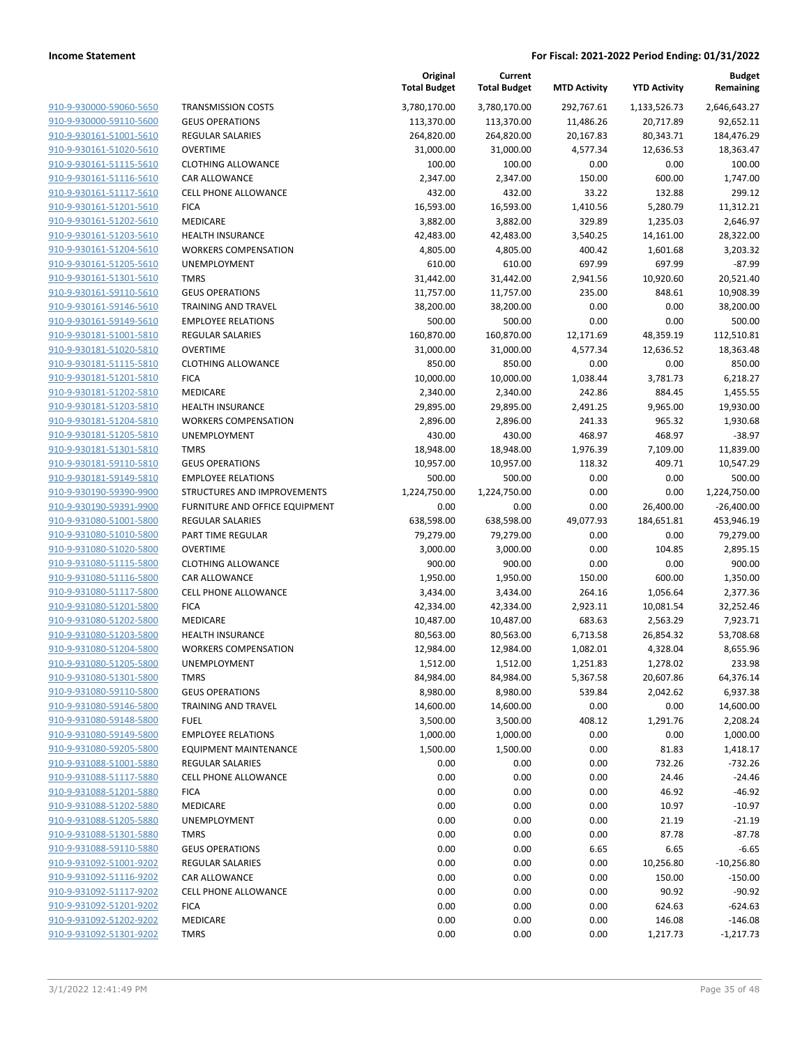**Income Statement** | **For Fiscal: 2021-2022 Period Ending: 01/31/2022**

| | | Original Total Budget | Current Total Budget | MTD Activity | YTD Activity | Budget Remaining |
|---|---|---|---|---|---|---|
| 910-9-930000-59060-5650 | TRANSMISSION COSTS | 3,780,170.00 | 3,780,170.00 | 292,767.61 | 1,133,526.73 | 2,646,643.27 |
| 910-9-930000-59110-5600 | GEUS OPERATIONS | 113,370.00 | 113,370.00 | 11,486.26 | 20,717.89 | 92,652.11 |
| 910-9-930161-51001-5610 | REGULAR SALARIES | 264,820.00 | 264,820.00 | 20,167.83 | 80,343.71 | 184,476.29 |
| 910-9-930161-51020-5610 | OVERTIME | 31,000.00 | 31,000.00 | 4,577.34 | 12,636.53 | 18,363.47 |
| 910-9-930161-51115-5610 | CLOTHING ALLOWANCE | 100.00 | 100.00 | 0.00 | 0.00 | 100.00 |
| 910-9-930161-51116-5610 | CAR ALLOWANCE | 2,347.00 | 2,347.00 | 150.00 | 600.00 | 1,747.00 |
| 910-9-930161-51117-5610 | CELL PHONE ALLOWANCE | 432.00 | 432.00 | 33.22 | 132.88 | 299.12 |
| 910-9-930161-51201-5610 | FICA | 16,593.00 | 16,593.00 | 1,410.56 | 5,280.79 | 11,312.21 |
| 910-9-930161-51202-5610 | MEDICARE | 3,882.00 | 3,882.00 | 329.89 | 1,235.03 | 2,646.97 |
| 910-9-930161-51203-5610 | HEALTH INSURANCE | 42,483.00 | 42,483.00 | 3,540.25 | 14,161.00 | 28,322.00 |
| 910-9-930161-51204-5610 | WORKERS COMPENSATION | 4,805.00 | 4,805.00 | 400.42 | 1,601.68 | 3,203.32 |
| 910-9-930161-51205-5610 | UNEMPLOYMENT | 610.00 | 610.00 | 697.99 | 697.99 | -87.99 |
| 910-9-930161-51301-5610 | TMRS | 31,442.00 | 31,442.00 | 2,941.56 | 10,920.60 | 20,521.40 |
| 910-9-930161-59110-5610 | GEUS OPERATIONS | 11,757.00 | 11,757.00 | 235.00 | 848.61 | 10,908.39 |
| 910-9-930161-59146-5610 | TRAINING AND TRAVEL | 38,200.00 | 38,200.00 | 0.00 | 0.00 | 38,200.00 |
| 910-9-930161-59149-5610 | EMPLOYEE RELATIONS | 500.00 | 500.00 | 0.00 | 0.00 | 500.00 |
| 910-9-930181-51001-5810 | REGULAR SALARIES | 160,870.00 | 160,870.00 | 12,171.69 | 48,359.19 | 112,510.81 |
| 910-9-930181-51020-5810 | OVERTIME | 31,000.00 | 31,000.00 | 4,577.34 | 12,636.52 | 18,363.48 |
| 910-9-930181-51115-5810 | CLOTHING ALLOWANCE | 850.00 | 850.00 | 0.00 | 0.00 | 850.00 |
| 910-9-930181-51201-5810 | FICA | 10,000.00 | 10,000.00 | 1,038.44 | 3,781.73 | 6,218.27 |
| 910-9-930181-51202-5810 | MEDICARE | 2,340.00 | 2,340.00 | 242.86 | 884.45 | 1,455.55 |
| 910-9-930181-51203-5810 | HEALTH INSURANCE | 29,895.00 | 29,895.00 | 2,491.25 | 9,965.00 | 19,930.00 |
| 910-9-930181-51204-5810 | WORKERS COMPENSATION | 2,896.00 | 2,896.00 | 241.33 | 965.32 | 1,930.68 |
| 910-9-930181-51205-5810 | UNEMPLOYMENT | 430.00 | 430.00 | 468.97 | 468.97 | -38.97 |
| 910-9-930181-51301-5810 | TMRS | 18,948.00 | 18,948.00 | 1,976.39 | 7,109.00 | 11,839.00 |
| 910-9-930181-59110-5810 | GEUS OPERATIONS | 10,957.00 | 10,957.00 | 118.32 | 409.71 | 10,547.29 |
| 910-9-930181-59149-5810 | EMPLOYEE RELATIONS | 500.00 | 500.00 | 0.00 | 0.00 | 500.00 |
| 910-9-930190-59390-9900 | STRUCTURES AND IMPROVEMENTS | 1,224,750.00 | 1,224,750.00 | 0.00 | 0.00 | 1,224,750.00 |
| 910-9-930190-59391-9900 | FURNITURE AND OFFICE EQUIPMENT | 0.00 | 0.00 | 0.00 | 26,400.00 | -26,400.00 |
| 910-9-931080-51001-5800 | REGULAR SALARIES | 638,598.00 | 638,598.00 | 49,077.93 | 184,651.81 | 453,946.19 |
| 910-9-931080-51010-5800 | PART TIME REGULAR | 79,279.00 | 79,279.00 | 0.00 | 0.00 | 79,279.00 |
| 910-9-931080-51020-5800 | OVERTIME | 3,000.00 | 3,000.00 | 0.00 | 104.85 | 2,895.15 |
| 910-9-931080-51115-5800 | CLOTHING ALLOWANCE | 900.00 | 900.00 | 0.00 | 0.00 | 900.00 |
| 910-9-931080-51116-5800 | CAR ALLOWANCE | 1,950.00 | 1,950.00 | 150.00 | 600.00 | 1,350.00 |
| 910-9-931080-51117-5800 | CELL PHONE ALLOWANCE | 3,434.00 | 3,434.00 | 264.16 | 1,056.64 | 2,377.36 |
| 910-9-931080-51201-5800 | FICA | 42,334.00 | 42,334.00 | 2,923.11 | 10,081.54 | 32,252.46 |
| 910-9-931080-51202-5800 | MEDICARE | 10,487.00 | 10,487.00 | 683.63 | 2,563.29 | 7,923.71 |
| 910-9-931080-51203-5800 | HEALTH INSURANCE | 80,563.00 | 80,563.00 | 6,713.58 | 26,854.32 | 53,708.68 |
| 910-9-931080-51204-5800 | WORKERS COMPENSATION | 12,984.00 | 12,984.00 | 1,082.01 | 4,328.04 | 8,655.96 |
| 910-9-931080-51205-5800 | UNEMPLOYMENT | 1,512.00 | 1,512.00 | 1,251.83 | 1,278.02 | 233.98 |
| 910-9-931080-51301-5800 | TMRS | 84,984.00 | 84,984.00 | 5,367.58 | 20,607.86 | 64,376.14 |
| 910-9-931080-59110-5800 | GEUS OPERATIONS | 8,980.00 | 8,980.00 | 539.84 | 2,042.62 | 6,937.38 |
| 910-9-931080-59146-5800 | TRAINING AND TRAVEL | 14,600.00 | 14,600.00 | 0.00 | 0.00 | 14,600.00 |
| 910-9-931080-59148-5800 | FUEL | 3,500.00 | 3,500.00 | 408.12 | 1,291.76 | 2,208.24 |
| 910-9-931080-59149-5800 | EMPLOYEE RELATIONS | 1,000.00 | 1,000.00 | 0.00 | 0.00 | 1,000.00 |
| 910-9-931080-59205-5800 | EQUIPMENT MAINTENANCE | 1,500.00 | 1,500.00 | 0.00 | 81.83 | 1,418.17 |
| 910-9-931088-51001-5880 | REGULAR SALARIES | 0.00 | 0.00 | 0.00 | 732.26 | -732.26 |
| 910-9-931088-51117-5880 | CELL PHONE ALLOWANCE | 0.00 | 0.00 | 0.00 | 24.46 | -24.46 |
| 910-9-931088-51201-5880 | FICA | 0.00 | 0.00 | 0.00 | 46.92 | -46.92 |
| 910-9-931088-51202-5880 | MEDICARE | 0.00 | 0.00 | 0.00 | 10.97 | -10.97 |
| 910-9-931088-51205-5880 | UNEMPLOYMENT | 0.00 | 0.00 | 0.00 | 21.19 | -21.19 |
| 910-9-931088-51301-5880 | TMRS | 0.00 | 0.00 | 0.00 | 87.78 | -87.78 |
| 910-9-931088-59110-5880 | GEUS OPERATIONS | 0.00 | 0.00 | 6.65 | 6.65 | -6.65 |
| 910-9-931092-51001-9202 | REGULAR SALARIES | 0.00 | 0.00 | 0.00 | 10,256.80 | -10,256.80 |
| 910-9-931092-51116-9202 | CAR ALLOWANCE | 0.00 | 0.00 | 0.00 | 150.00 | -150.00 |
| 910-9-931092-51117-9202 | CELL PHONE ALLOWANCE | 0.00 | 0.00 | 0.00 | 90.92 | -90.92 |
| 910-9-931092-51201-9202 | FICA | 0.00 | 0.00 | 0.00 | 624.63 | -624.63 |
| 910-9-931092-51202-9202 | MEDICARE | 0.00 | 0.00 | 0.00 | 146.08 | -146.08 |
| 910-9-931092-51301-9202 | TMRS | 0.00 | 0.00 | 0.00 | 1,217.73 | -1,217.73 |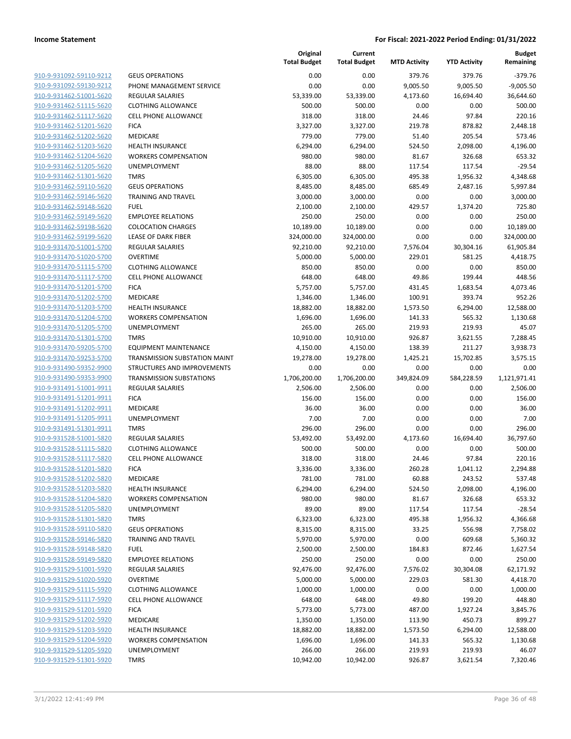| | | Original Total Budget | Current Total Budget | MTD Activity | YTD Activity | Budget Remaining |
|---|---|---|---|---|---|---|
| 910-9-931092-59110-9212 | GEUS OPERATIONS | 0.00 | 0.00 | 379.76 | 379.76 | -379.76 |
| 910-9-931092-59130-9212 | PHONE MANAGEMENT SERVICE | 0.00 | 0.00 | 9,005.50 | 9,005.50 | -9,005.50 |
| 910-9-931462-51001-5620 | REGULAR SALARIES | 53,339.00 | 53,339.00 | 4,173.60 | 16,694.40 | 36,644.60 |
| 910-9-931462-51115-5620 | CLOTHING ALLOWANCE | 500.00 | 500.00 | 0.00 | 0.00 | 500.00 |
| 910-9-931462-51117-5620 | CELL PHONE ALLOWANCE | 318.00 | 318.00 | 24.46 | 97.84 | 220.16 |
| 910-9-931462-51201-5620 | FICA | 3,327.00 | 3,327.00 | 219.78 | 878.82 | 2,448.18 |
| 910-9-931462-51202-5620 | MEDICARE | 779.00 | 779.00 | 51.40 | 205.54 | 573.46 |
| 910-9-931462-51203-5620 | HEALTH INSURANCE | 6,294.00 | 6,294.00 | 524.50 | 2,098.00 | 4,196.00 |
| 910-9-931462-51204-5620 | WORKERS COMPENSATION | 980.00 | 980.00 | 81.67 | 326.68 | 653.32 |
| 910-9-931462-51205-5620 | UNEMPLOYMENT | 88.00 | 88.00 | 117.54 | 117.54 | -29.54 |
| 910-9-931462-51301-5620 | TMRS | 6,305.00 | 6,305.00 | 495.38 | 1,956.32 | 4,348.68 |
| 910-9-931462-59110-5620 | GEUS OPERATIONS | 8,485.00 | 8,485.00 | 685.49 | 2,487.16 | 5,997.84 |
| 910-9-931462-59146-5620 | TRAINING AND TRAVEL | 3,000.00 | 3,000.00 | 0.00 | 0.00 | 3,000.00 |
| 910-9-931462-59148-5620 | FUEL | 2,100.00 | 2,100.00 | 429.57 | 1,374.20 | 725.80 |
| 910-9-931462-59149-5620 | EMPLOYEE RELATIONS | 250.00 | 250.00 | 0.00 | 0.00 | 250.00 |
| 910-9-931462-59198-5620 | COLOCATION CHARGES | 10,189.00 | 10,189.00 | 0.00 | 0.00 | 10,189.00 |
| 910-9-931462-59199-5620 | LEASE OF DARK FIBER | 324,000.00 | 324,000.00 | 0.00 | 0.00 | 324,000.00 |
| 910-9-931470-51001-5700 | REGULAR SALARIES | 92,210.00 | 92,210.00 | 7,576.04 | 30,304.16 | 61,905.84 |
| 910-9-931470-51020-5700 | OVERTIME | 5,000.00 | 5,000.00 | 229.01 | 581.25 | 4,418.75 |
| 910-9-931470-51115-5700 | CLOTHING ALLOWANCE | 850.00 | 850.00 | 0.00 | 0.00 | 850.00 |
| 910-9-931470-51117-5700 | CELL PHONE ALLOWANCE | 648.00 | 648.00 | 49.86 | 199.44 | 448.56 |
| 910-9-931470-51201-5700 | FICA | 5,757.00 | 5,757.00 | 431.45 | 1,683.54 | 4,073.46 |
| 910-9-931470-51202-5700 | MEDICARE | 1,346.00 | 1,346.00 | 100.91 | 393.74 | 952.26 |
| 910-9-931470-51203-5700 | HEALTH INSURANCE | 18,882.00 | 18,882.00 | 1,573.50 | 6,294.00 | 12,588.00 |
| 910-9-931470-51204-5700 | WORKERS COMPENSATION | 1,696.00 | 1,696.00 | 141.33 | 565.32 | 1,130.68 |
| 910-9-931470-51205-5700 | UNEMPLOYMENT | 265.00 | 265.00 | 219.93 | 219.93 | 45.07 |
| 910-9-931470-51301-5700 | TMRS | 10,910.00 | 10,910.00 | 926.87 | 3,621.55 | 7,288.45 |
| 910-9-931470-59205-5700 | EQUIPMENT MAINTENANCE | 4,150.00 | 4,150.00 | 138.39 | 211.27 | 3,938.73 |
| 910-9-931470-59253-5700 | TRANSMISSION SUBSTATION MAINT | 19,278.00 | 19,278.00 | 1,425.21 | 15,702.85 | 3,575.15 |
| 910-9-931490-59352-9900 | STRUCTURES AND IMPROVEMENTS | 0.00 | 0.00 | 0.00 | 0.00 | 0.00 |
| 910-9-931490-59353-9900 | TRANSMISSION SUBSTATIONS | 1,706,200.00 | 1,706,200.00 | 349,824.09 | 584,228.59 | 1,121,971.41 |
| 910-9-931491-51001-9911 | REGULAR SALARIES | 2,506.00 | 2,506.00 | 0.00 | 0.00 | 2,506.00 |
| 910-9-931491-51201-9911 | FICA | 156.00 | 156.00 | 0.00 | 0.00 | 156.00 |
| 910-9-931491-51202-9911 | MEDICARE | 36.00 | 36.00 | 0.00 | 0.00 | 36.00 |
| 910-9-931491-51205-9911 | UNEMPLOYMENT | 7.00 | 7.00 | 0.00 | 0.00 | 7.00 |
| 910-9-931491-51301-9911 | TMRS | 296.00 | 296.00 | 0.00 | 0.00 | 296.00 |
| 910-9-931528-51001-5820 | REGULAR SALARIES | 53,492.00 | 53,492.00 | 4,173.60 | 16,694.40 | 36,797.60 |
| 910-9-931528-51115-5820 | CLOTHING ALLOWANCE | 500.00 | 500.00 | 0.00 | 0.00 | 500.00 |
| 910-9-931528-51117-5820 | CELL PHONE ALLOWANCE | 318.00 | 318.00 | 24.46 | 97.84 | 220.16 |
| 910-9-931528-51201-5820 | FICA | 3,336.00 | 3,336.00 | 260.28 | 1,041.12 | 2,294.88 |
| 910-9-931528-51202-5820 | MEDICARE | 781.00 | 781.00 | 60.88 | 243.52 | 537.48 |
| 910-9-931528-51203-5820 | HEALTH INSURANCE | 6,294.00 | 6,294.00 | 524.50 | 2,098.00 | 4,196.00 |
| 910-9-931528-51204-5820 | WORKERS COMPENSATION | 980.00 | 980.00 | 81.67 | 326.68 | 653.32 |
| 910-9-931528-51205-5820 | UNEMPLOYMENT | 89.00 | 89.00 | 117.54 | 117.54 | -28.54 |
| 910-9-931528-51301-5820 | TMRS | 6,323.00 | 6,323.00 | 495.38 | 1,956.32 | 4,366.68 |
| 910-9-931528-59110-5820 | GEUS OPERATIONS | 8,315.00 | 8,315.00 | 33.25 | 556.98 | 7,758.02 |
| 910-9-931528-59146-5820 | TRAINING AND TRAVEL | 5,970.00 | 5,970.00 | 0.00 | 609.68 | 5,360.32 |
| 910-9-931528-59148-5820 | FUEL | 2,500.00 | 2,500.00 | 184.83 | 872.46 | 1,627.54 |
| 910-9-931528-59149-5820 | EMPLOYEE RELATIONS | 250.00 | 250.00 | 0.00 | 0.00 | 250.00 |
| 910-9-931529-51001-5920 | REGULAR SALARIES | 92,476.00 | 92,476.00 | 7,576.02 | 30,304.08 | 62,171.92 |
| 910-9-931529-51020-5920 | OVERTIME | 5,000.00 | 5,000.00 | 229.03 | 581.30 | 4,418.70 |
| 910-9-931529-51115-5920 | CLOTHING ALLOWANCE | 1,000.00 | 1,000.00 | 0.00 | 0.00 | 1,000.00 |
| 910-9-931529-51117-5920 | CELL PHONE ALLOWANCE | 648.00 | 648.00 | 49.80 | 199.20 | 448.80 |
| 910-9-931529-51201-5920 | FICA | 5,773.00 | 5,773.00 | 487.00 | 1,927.24 | 3,845.76 |
| 910-9-931529-51202-5920 | MEDICARE | 1,350.00 | 1,350.00 | 113.90 | 450.73 | 899.27 |
| 910-9-931529-51203-5920 | HEALTH INSURANCE | 18,882.00 | 18,882.00 | 1,573.50 | 6,294.00 | 12,588.00 |
| 910-9-931529-51204-5920 | WORKERS COMPENSATION | 1,696.00 | 1,696.00 | 141.33 | 565.32 | 1,130.68 |
| 910-9-931529-51205-5920 | UNEMPLOYMENT | 266.00 | 266.00 | 219.93 | 219.93 | 46.07 |
| 910-9-931529-51301-5920 | TMRS | 10,942.00 | 10,942.00 | 926.87 | 3,621.54 | 7,320.46 |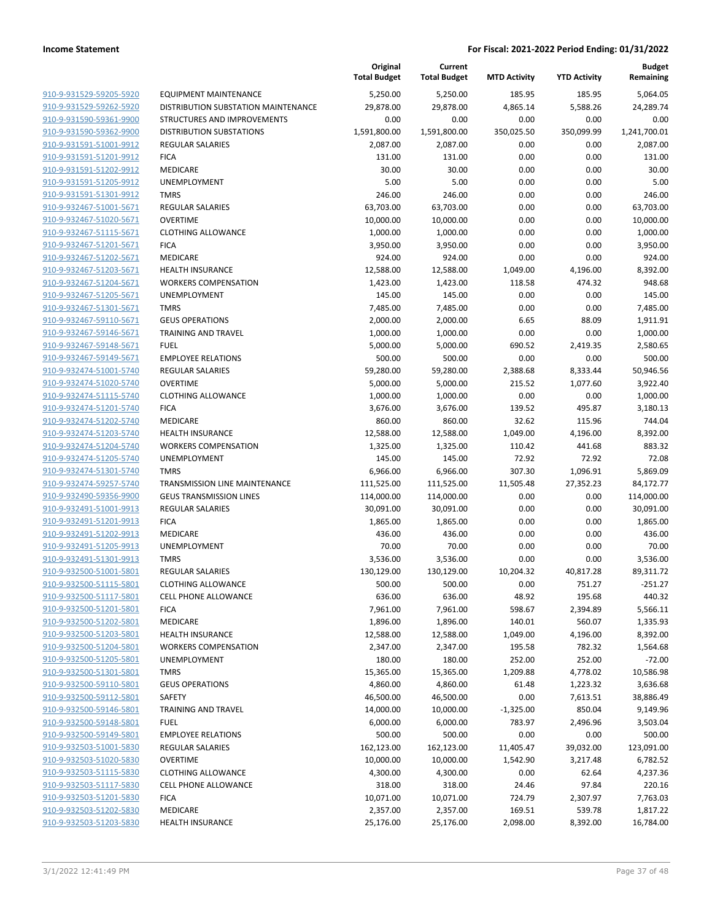**Income Statement** **For Fiscal: 2021-2022 Period Ending: 01/31/2022**

| | | Original Total Budget | Current Total Budget | MTD Activity | YTD Activity | Budget Remaining |
|---|---|---|---|---|---|---|
| 910-9-931529-59205-5920 | EQUIPMENT MAINTENANCE | 5,250.00 | 5,250.00 | 185.95 | 185.95 | 5,064.05 |
| 910-9-931529-59262-5920 | DISTRIBUTION SUBSTATION MAINTENANCE | 29,878.00 | 29,878.00 | 4,865.14 | 5,588.26 | 24,289.74 |
| 910-9-931590-59361-9900 | STRUCTURES AND IMPROVEMENTS | 0.00 | 0.00 | 0.00 | 0.00 | 0.00 |
| 910-9-931590-59362-9900 | DISTRIBUTION SUBSTATIONS | 1,591,800.00 | 1,591,800.00 | 350,025.50 | 350,099.99 | 1,241,700.01 |
| 910-9-931591-51001-9912 | REGULAR SALARIES | 2,087.00 | 2,087.00 | 0.00 | 0.00 | 2,087.00 |
| 910-9-931591-51201-9912 | FICA | 131.00 | 131.00 | 0.00 | 0.00 | 131.00 |
| 910-9-931591-51202-9912 | MEDICARE | 30.00 | 30.00 | 0.00 | 0.00 | 30.00 |
| 910-9-931591-51205-9912 | UNEMPLOYMENT | 5.00 | 5.00 | 0.00 | 0.00 | 5.00 |
| 910-9-931591-51301-9912 | TMRS | 246.00 | 246.00 | 0.00 | 0.00 | 246.00 |
| 910-9-932467-51001-5671 | REGULAR SALARIES | 63,703.00 | 63,703.00 | 0.00 | 0.00 | 63,703.00 |
| 910-9-932467-51020-5671 | OVERTIME | 10,000.00 | 10,000.00 | 0.00 | 0.00 | 10,000.00 |
| 910-9-932467-51115-5671 | CLOTHING ALLOWANCE | 1,000.00 | 1,000.00 | 0.00 | 0.00 | 1,000.00 |
| 910-9-932467-51201-5671 | FICA | 3,950.00 | 3,950.00 | 0.00 | 0.00 | 3,950.00 |
| 910-9-932467-51202-5671 | MEDICARE | 924.00 | 924.00 | 0.00 | 0.00 | 924.00 |
| 910-9-932467-51203-5671 | HEALTH INSURANCE | 12,588.00 | 12,588.00 | 1,049.00 | 4,196.00 | 8,392.00 |
| 910-9-932467-51204-5671 | WORKERS COMPENSATION | 1,423.00 | 1,423.00 | 118.58 | 474.32 | 948.68 |
| 910-9-932467-51205-5671 | UNEMPLOYMENT | 145.00 | 145.00 | 0.00 | 0.00 | 145.00 |
| 910-9-932467-51301-5671 | TMRS | 7,485.00 | 7,485.00 | 0.00 | 0.00 | 7,485.00 |
| 910-9-932467-59110-5671 | GEUS OPERATIONS | 2,000.00 | 2,000.00 | 6.65 | 88.09 | 1,911.91 |
| 910-9-932467-59146-5671 | TRAINING AND TRAVEL | 1,000.00 | 1,000.00 | 0.00 | 0.00 | 1,000.00 |
| 910-9-932467-59148-5671 | FUEL | 5,000.00 | 5,000.00 | 690.52 | 2,419.35 | 2,580.65 |
| 910-9-932467-59149-5671 | EMPLOYEE RELATIONS | 500.00 | 500.00 | 0.00 | 0.00 | 500.00 |
| 910-9-932474-51001-5740 | REGULAR SALARIES | 59,280.00 | 59,280.00 | 2,388.68 | 8,333.44 | 50,946.56 |
| 910-9-932474-51020-5740 | OVERTIME | 5,000.00 | 5,000.00 | 215.52 | 1,077.60 | 3,922.40 |
| 910-9-932474-51115-5740 | CLOTHING ALLOWANCE | 1,000.00 | 1,000.00 | 0.00 | 0.00 | 1,000.00 |
| 910-9-932474-51201-5740 | FICA | 3,676.00 | 3,676.00 | 139.52 | 495.87 | 3,180.13 |
| 910-9-932474-51202-5740 | MEDICARE | 860.00 | 860.00 | 32.62 | 115.96 | 744.04 |
| 910-9-932474-51203-5740 | HEALTH INSURANCE | 12,588.00 | 12,588.00 | 1,049.00 | 4,196.00 | 8,392.00 |
| 910-9-932474-51204-5740 | WORKERS COMPENSATION | 1,325.00 | 1,325.00 | 110.42 | 441.68 | 883.32 |
| 910-9-932474-51205-5740 | UNEMPLOYMENT | 145.00 | 145.00 | 72.92 | 72.92 | 72.08 |
| 910-9-932474-51301-5740 | TMRS | 6,966.00 | 6,966.00 | 307.30 | 1,096.91 | 5,869.09 |
| 910-9-932474-59257-5740 | TRANSMISSION LINE MAINTENANCE | 111,525.00 | 111,525.00 | 11,505.48 | 27,352.23 | 84,172.77 |
| 910-9-932490-59356-9900 | GEUS TRANSMISSION LINES | 114,000.00 | 114,000.00 | 0.00 | 0.00 | 114,000.00 |
| 910-9-932491-51001-9913 | REGULAR SALARIES | 30,091.00 | 30,091.00 | 0.00 | 0.00 | 30,091.00 |
| 910-9-932491-51201-9913 | FICA | 1,865.00 | 1,865.00 | 0.00 | 0.00 | 1,865.00 |
| 910-9-932491-51202-9913 | MEDICARE | 436.00 | 436.00 | 0.00 | 0.00 | 436.00 |
| 910-9-932491-51205-9913 | UNEMPLOYMENT | 70.00 | 70.00 | 0.00 | 0.00 | 70.00 |
| 910-9-932491-51301-9913 | TMRS | 3,536.00 | 3,536.00 | 0.00 | 0.00 | 3,536.00 |
| 910-9-932500-51001-5801 | REGULAR SALARIES | 130,129.00 | 130,129.00 | 10,204.32 | 40,817.28 | 89,311.72 |
| 910-9-932500-51115-5801 | CLOTHING ALLOWANCE | 500.00 | 500.00 | 0.00 | 751.27 | -251.27 |
| 910-9-932500-51117-5801 | CELL PHONE ALLOWANCE | 636.00 | 636.00 | 48.92 | 195.68 | 440.32 |
| 910-9-932500-51201-5801 | FICA | 7,961.00 | 7,961.00 | 598.67 | 2,394.89 | 5,566.11 |
| 910-9-932500-51202-5801 | MEDICARE | 1,896.00 | 1,896.00 | 140.01 | 560.07 | 1,335.93 |
| 910-9-932500-51203-5801 | HEALTH INSURANCE | 12,588.00 | 12,588.00 | 1,049.00 | 4,196.00 | 8,392.00 |
| 910-9-932500-51204-5801 | WORKERS COMPENSATION | 2,347.00 | 2,347.00 | 195.58 | 782.32 | 1,564.68 |
| 910-9-932500-51205-5801 | UNEMPLOYMENT | 180.00 | 180.00 | 252.00 | 252.00 | -72.00 |
| 910-9-932500-51301-5801 | TMRS | 15,365.00 | 15,365.00 | 1,209.88 | 4,778.02 | 10,586.98 |
| 910-9-932500-59110-5801 | GEUS OPERATIONS | 4,860.00 | 4,860.00 | 61.48 | 1,223.32 | 3,636.68 |
| 910-9-932500-59112-5801 | SAFETY | 46,500.00 | 46,500.00 | 0.00 | 7,613.51 | 38,886.49 |
| 910-9-932500-59146-5801 | TRAINING AND TRAVEL | 14,000.00 | 10,000.00 | -1,325.00 | 850.04 | 9,149.96 |
| 910-9-932500-59148-5801 | FUEL | 6,000.00 | 6,000.00 | 783.97 | 2,496.96 | 3,503.04 |
| 910-9-932500-59149-5801 | EMPLOYEE RELATIONS | 500.00 | 500.00 | 0.00 | 0.00 | 500.00 |
| 910-9-932503-51001-5830 | REGULAR SALARIES | 162,123.00 | 162,123.00 | 11,405.47 | 39,032.00 | 123,091.00 |
| 910-9-932503-51020-5830 | OVERTIME | 10,000.00 | 10,000.00 | 1,542.90 | 3,217.48 | 6,782.52 |
| 910-9-932503-51115-5830 | CLOTHING ALLOWANCE | 4,300.00 | 4,300.00 | 0.00 | 62.64 | 4,237.36 |
| 910-9-932503-51117-5830 | CELL PHONE ALLOWANCE | 318.00 | 318.00 | 24.46 | 97.84 | 220.16 |
| 910-9-932503-51201-5830 | FICA | 10,071.00 | 10,071.00 | 724.79 | 2,307.97 | 7,763.03 |
| 910-9-932503-51202-5830 | MEDICARE | 2,357.00 | 2,357.00 | 169.51 | 539.78 | 1,817.22 |
| 910-9-932503-51203-5830 | HEALTH INSURANCE | 25,176.00 | 25,176.00 | 2,098.00 | 8,392.00 | 16,784.00 |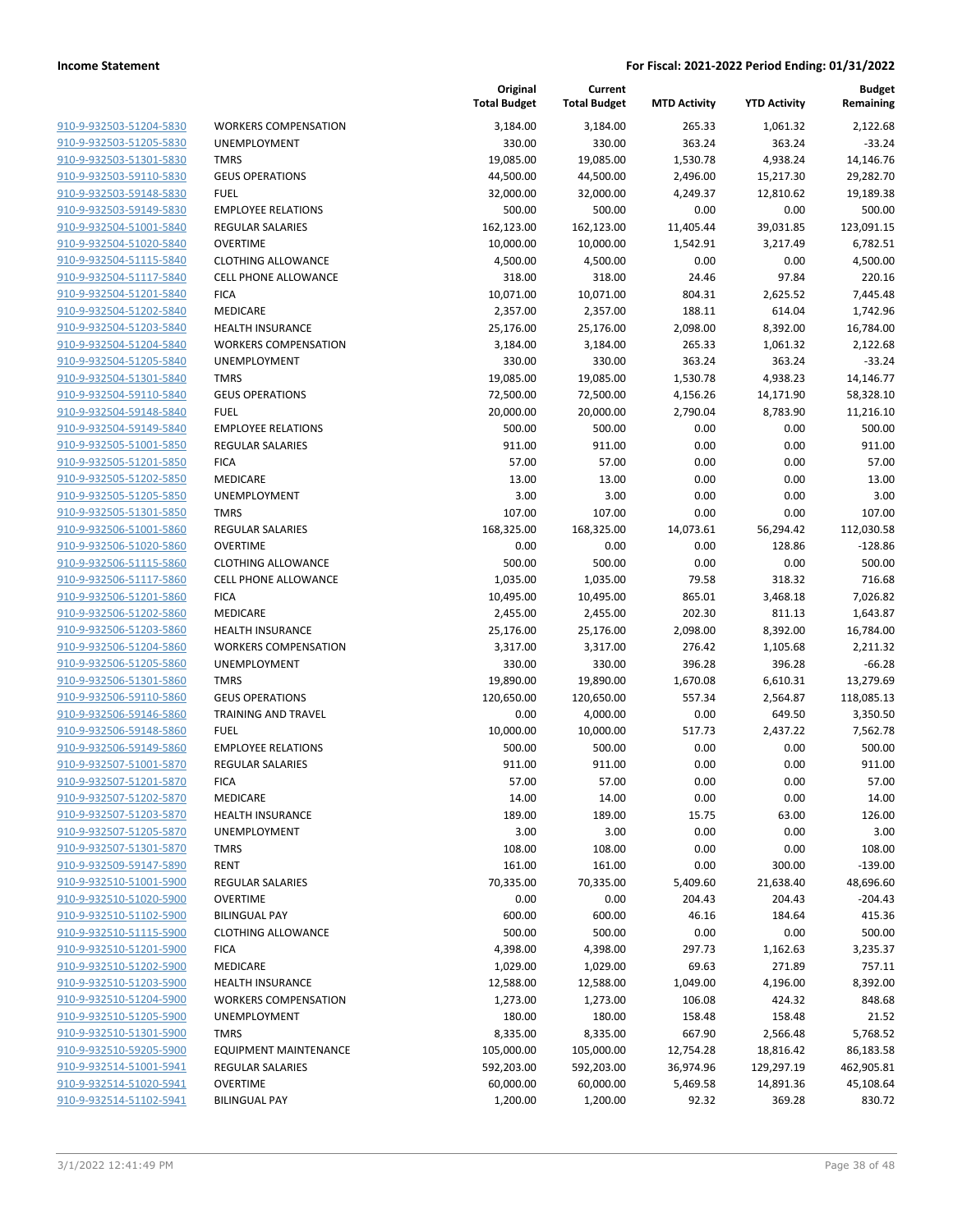**Income Statement** | **For Fiscal: 2021-2022 Period Ending: 01/31/2022**

| | | Original Total Budget | Current Total Budget | MTD Activity | YTD Activity | Budget Remaining |
|---|---|---|---|---|---|---|
| 910-9-932503-51204-5830 | WORKERS COMPENSATION | 3,184.00 | 3,184.00 | 265.33 | 1,061.32 | 2,122.68 |
| 910-9-932503-51205-5830 | UNEMPLOYMENT | 330.00 | 330.00 | 363.24 | 363.24 | -33.24 |
| 910-9-932503-51301-5830 | TMRS | 19,085.00 | 19,085.00 | 1,530.78 | 4,938.24 | 14,146.76 |
| 910-9-932503-59110-5830 | GEUS OPERATIONS | 44,500.00 | 44,500.00 | 2,496.00 | 15,217.30 | 29,282.70 |
| 910-9-932503-59148-5830 | FUEL | 32,000.00 | 32,000.00 | 4,249.37 | 12,810.62 | 19,189.38 |
| 910-9-932503-59149-5830 | EMPLOYEE RELATIONS | 500.00 | 500.00 | 0.00 | 0.00 | 500.00 |
| 910-9-932504-51001-5840 | REGULAR SALARIES | 162,123.00 | 162,123.00 | 11,405.44 | 39,031.85 | 123,091.15 |
| 910-9-932504-51020-5840 | OVERTIME | 10,000.00 | 10,000.00 | 1,542.91 | 3,217.49 | 6,782.51 |
| 910-9-932504-51115-5840 | CLOTHING ALLOWANCE | 4,500.00 | 4,500.00 | 0.00 | 0.00 | 4,500.00 |
| 910-9-932504-51117-5840 | CELL PHONE ALLOWANCE | 318.00 | 318.00 | 24.46 | 97.84 | 220.16 |
| 910-9-932504-51201-5840 | FICA | 10,071.00 | 10,071.00 | 804.31 | 2,625.52 | 7,445.48 |
| 910-9-932504-51202-5840 | MEDICARE | 2,357.00 | 2,357.00 | 188.11 | 614.04 | 1,742.96 |
| 910-9-932504-51203-5840 | HEALTH INSURANCE | 25,176.00 | 25,176.00 | 2,098.00 | 8,392.00 | 16,784.00 |
| 910-9-932504-51204-5840 | WORKERS COMPENSATION | 3,184.00 | 3,184.00 | 265.33 | 1,061.32 | 2,122.68 |
| 910-9-932504-51205-5840 | UNEMPLOYMENT | 330.00 | 330.00 | 363.24 | 363.24 | -33.24 |
| 910-9-932504-51301-5840 | TMRS | 19,085.00 | 19,085.00 | 1,530.78 | 4,938.23 | 14,146.77 |
| 910-9-932504-59110-5840 | GEUS OPERATIONS | 72,500.00 | 72,500.00 | 4,156.26 | 14,171.90 | 58,328.10 |
| 910-9-932504-59148-5840 | FUEL | 20,000.00 | 20,000.00 | 2,790.04 | 8,783.90 | 11,216.10 |
| 910-9-932504-59149-5840 | EMPLOYEE RELATIONS | 500.00 | 500.00 | 0.00 | 0.00 | 500.00 |
| 910-9-932505-51001-5850 | REGULAR SALARIES | 911.00 | 911.00 | 0.00 | 0.00 | 911.00 |
| 910-9-932505-51201-5850 | FICA | 57.00 | 57.00 | 0.00 | 0.00 | 57.00 |
| 910-9-932505-51202-5850 | MEDICARE | 13.00 | 13.00 | 0.00 | 0.00 | 13.00 |
| 910-9-932505-51205-5850 | UNEMPLOYMENT | 3.00 | 3.00 | 0.00 | 0.00 | 3.00 |
| 910-9-932505-51301-5850 | TMRS | 107.00 | 107.00 | 0.00 | 0.00 | 107.00 |
| 910-9-932506-51001-5860 | REGULAR SALARIES | 168,325.00 | 168,325.00 | 14,073.61 | 56,294.42 | 112,030.58 |
| 910-9-932506-51020-5860 | OVERTIME | 0.00 | 0.00 | 0.00 | 128.86 | -128.86 |
| 910-9-932506-51115-5860 | CLOTHING ALLOWANCE | 500.00 | 500.00 | 0.00 | 0.00 | 500.00 |
| 910-9-932506-51117-5860 | CELL PHONE ALLOWANCE | 1,035.00 | 1,035.00 | 79.58 | 318.32 | 716.68 |
| 910-9-932506-51201-5860 | FICA | 10,495.00 | 10,495.00 | 865.01 | 3,468.18 | 7,026.82 |
| 910-9-932506-51202-5860 | MEDICARE | 2,455.00 | 2,455.00 | 202.30 | 811.13 | 1,643.87 |
| 910-9-932506-51203-5860 | HEALTH INSURANCE | 25,176.00 | 25,176.00 | 2,098.00 | 8,392.00 | 16,784.00 |
| 910-9-932506-51204-5860 | WORKERS COMPENSATION | 3,317.00 | 3,317.00 | 276.42 | 1,105.68 | 2,211.32 |
| 910-9-932506-51205-5860 | UNEMPLOYMENT | 330.00 | 330.00 | 396.28 | 396.28 | -66.28 |
| 910-9-932506-51301-5860 | TMRS | 19,890.00 | 19,890.00 | 1,670.08 | 6,610.31 | 13,279.69 |
| 910-9-932506-59110-5860 | GEUS OPERATIONS | 120,650.00 | 120,650.00 | 557.34 | 2,564.87 | 118,085.13 |
| 910-9-932506-59146-5860 | TRAINING AND TRAVEL | 0.00 | 4,000.00 | 0.00 | 649.50 | 3,350.50 |
| 910-9-932506-59148-5860 | FUEL | 10,000.00 | 10,000.00 | 517.73 | 2,437.22 | 7,562.78 |
| 910-9-932506-59149-5860 | EMPLOYEE RELATIONS | 500.00 | 500.00 | 0.00 | 0.00 | 500.00 |
| 910-9-932507-51001-5870 | REGULAR SALARIES | 911.00 | 911.00 | 0.00 | 0.00 | 911.00 |
| 910-9-932507-51201-5870 | FICA | 57.00 | 57.00 | 0.00 | 0.00 | 57.00 |
| 910-9-932507-51202-5870 | MEDICARE | 14.00 | 14.00 | 0.00 | 0.00 | 14.00 |
| 910-9-932507-51203-5870 | HEALTH INSURANCE | 189.00 | 189.00 | 15.75 | 63.00 | 126.00 |
| 910-9-932507-51205-5870 | UNEMPLOYMENT | 3.00 | 3.00 | 0.00 | 0.00 | 3.00 |
| 910-9-932507-51301-5870 | TMRS | 108.00 | 108.00 | 0.00 | 0.00 | 108.00 |
| 910-9-932509-59147-5890 | RENT | 161.00 | 161.00 | 0.00 | 300.00 | -139.00 |
| 910-9-932510-51001-5900 | REGULAR SALARIES | 70,335.00 | 70,335.00 | 5,409.60 | 21,638.40 | 48,696.60 |
| 910-9-932510-51020-5900 | OVERTIME | 0.00 | 0.00 | 204.43 | 204.43 | -204.43 |
| 910-9-932510-51102-5900 | BILINGUAL PAY | 600.00 | 600.00 | 46.16 | 184.64 | 415.36 |
| 910-9-932510-51115-5900 | CLOTHING ALLOWANCE | 500.00 | 500.00 | 0.00 | 0.00 | 500.00 |
| 910-9-932510-51201-5900 | FICA | 4,398.00 | 4,398.00 | 297.73 | 1,162.63 | 3,235.37 |
| 910-9-932510-51202-5900 | MEDICARE | 1,029.00 | 1,029.00 | 69.63 | 271.89 | 757.11 |
| 910-9-932510-51203-5900 | HEALTH INSURANCE | 12,588.00 | 12,588.00 | 1,049.00 | 4,196.00 | 8,392.00 |
| 910-9-932510-51204-5900 | WORKERS COMPENSATION | 1,273.00 | 1,273.00 | 106.08 | 424.32 | 848.68 |
| 910-9-932510-51205-5900 | UNEMPLOYMENT | 180.00 | 180.00 | 158.48 | 158.48 | 21.52 |
| 910-9-932510-51301-5900 | TMRS | 8,335.00 | 8,335.00 | 667.90 | 2,566.48 | 5,768.52 |
| 910-9-932510-59205-5900 | EQUIPMENT MAINTENANCE | 105,000.00 | 105,000.00 | 12,754.28 | 18,816.42 | 86,183.58 |
| 910-9-932514-51001-5941 | REGULAR SALARIES | 592,203.00 | 592,203.00 | 36,974.96 | 129,297.19 | 462,905.81 |
| 910-9-932514-51020-5941 | OVERTIME | 60,000.00 | 60,000.00 | 5,469.58 | 14,891.36 | 45,108.64 |
| 910-9-932514-51102-5941 | BILINGUAL PAY | 1,200.00 | 1,200.00 | 92.32 | 369.28 | 830.72 |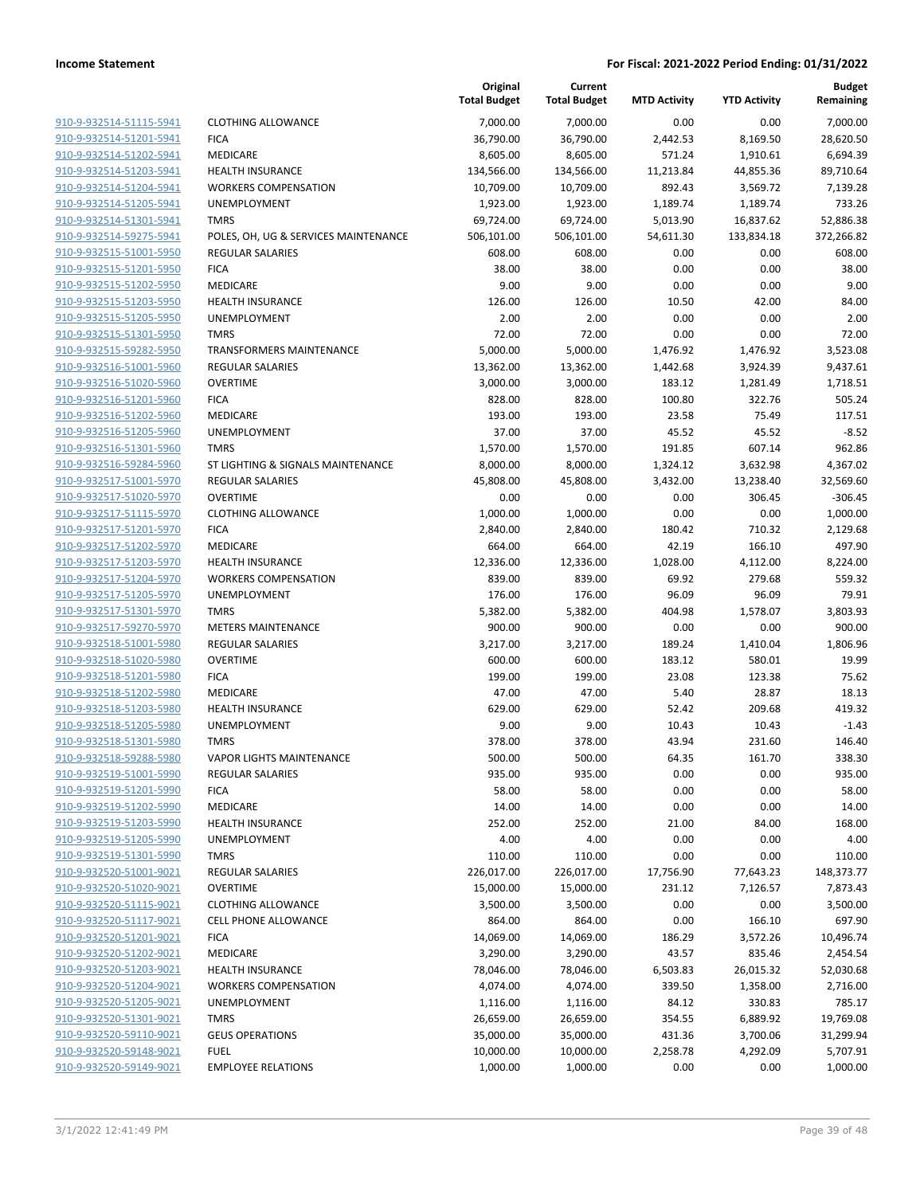| | | Original Total Budget | Current Total Budget | MTD Activity | YTD Activity | Budget Remaining |
|---|---|---|---|---|---|---|
| 910-9-932514-51115-5941 | CLOTHING ALLOWANCE | 7,000.00 | 7,000.00 | 0.00 | 0.00 | 7,000.00 |
| 910-9-932514-51201-5941 | FICA | 36,790.00 | 36,790.00 | 2,442.53 | 8,169.50 | 28,620.50 |
| 910-9-932514-51202-5941 | MEDICARE | 8,605.00 | 8,605.00 | 571.24 | 1,910.61 | 6,694.39 |
| 910-9-932514-51203-5941 | HEALTH INSURANCE | 134,566.00 | 134,566.00 | 11,213.84 | 44,855.36 | 89,710.64 |
| 910-9-932514-51204-5941 | WORKERS COMPENSATION | 10,709.00 | 10,709.00 | 892.43 | 3,569.72 | 7,139.28 |
| 910-9-932514-51205-5941 | UNEMPLOYMENT | 1,923.00 | 1,923.00 | 1,189.74 | 1,189.74 | 733.26 |
| 910-9-932514-51301-5941 | TMRS | 69,724.00 | 69,724.00 | 5,013.90 | 16,837.62 | 52,886.38 |
| 910-9-932514-59275-5941 | POLES, OH, UG & SERVICES MAINTENANCE | 506,101.00 | 506,101.00 | 54,611.30 | 133,834.18 | 372,266.82 |
| 910-9-932515-51001-5950 | REGULAR SALARIES | 608.00 | 608.00 | 0.00 | 0.00 | 608.00 |
| 910-9-932515-51201-5950 | FICA | 38.00 | 38.00 | 0.00 | 0.00 | 38.00 |
| 910-9-932515-51202-5950 | MEDICARE | 9.00 | 9.00 | 0.00 | 0.00 | 9.00 |
| 910-9-932515-51203-5950 | HEALTH INSURANCE | 126.00 | 126.00 | 10.50 | 42.00 | 84.00 |
| 910-9-932515-51205-5950 | UNEMPLOYMENT | 2.00 | 2.00 | 0.00 | 0.00 | 2.00 |
| 910-9-932515-51301-5950 | TMRS | 72.00 | 72.00 | 0.00 | 0.00 | 72.00 |
| 910-9-932515-59282-5950 | TRANSFORMERS MAINTENANCE | 5,000.00 | 5,000.00 | 1,476.92 | 1,476.92 | 3,523.08 |
| 910-9-932516-51001-5960 | REGULAR SALARIES | 13,362.00 | 13,362.00 | 1,442.68 | 3,924.39 | 9,437.61 |
| 910-9-932516-51020-5960 | OVERTIME | 3,000.00 | 3,000.00 | 183.12 | 1,281.49 | 1,718.51 |
| 910-9-932516-51201-5960 | FICA | 828.00 | 828.00 | 100.80 | 322.76 | 505.24 |
| 910-9-932516-51202-5960 | MEDICARE | 193.00 | 193.00 | 23.58 | 75.49 | 117.51 |
| 910-9-932516-51205-5960 | UNEMPLOYMENT | 37.00 | 37.00 | 45.52 | 45.52 | -8.52 |
| 910-9-932516-51301-5960 | TMRS | 1,570.00 | 1,570.00 | 191.85 | 607.14 | 962.86 |
| 910-9-932516-59284-5960 | ST LIGHTING & SIGNALS MAINTENANCE | 8,000.00 | 8,000.00 | 1,324.12 | 3,632.98 | 4,367.02 |
| 910-9-932517-51001-5970 | REGULAR SALARIES | 45,808.00 | 45,808.00 | 3,432.00 | 13,238.40 | 32,569.60 |
| 910-9-932517-51020-5970 | OVERTIME | 0.00 | 0.00 | 0.00 | 306.45 | -306.45 |
| 910-9-932517-51115-5970 | CLOTHING ALLOWANCE | 1,000.00 | 1,000.00 | 0.00 | 0.00 | 1,000.00 |
| 910-9-932517-51201-5970 | FICA | 2,840.00 | 2,840.00 | 180.42 | 710.32 | 2,129.68 |
| 910-9-932517-51202-5970 | MEDICARE | 664.00 | 664.00 | 42.19 | 166.10 | 497.90 |
| 910-9-932517-51203-5970 | HEALTH INSURANCE | 12,336.00 | 12,336.00 | 1,028.00 | 4,112.00 | 8,224.00 |
| 910-9-932517-51204-5970 | WORKERS COMPENSATION | 839.00 | 839.00 | 69.92 | 279.68 | 559.32 |
| 910-9-932517-51205-5970 | UNEMPLOYMENT | 176.00 | 176.00 | 96.09 | 96.09 | 79.91 |
| 910-9-932517-51301-5970 | TMRS | 5,382.00 | 5,382.00 | 404.98 | 1,578.07 | 3,803.93 |
| 910-9-932517-59270-5970 | METERS MAINTENANCE | 900.00 | 900.00 | 0.00 | 0.00 | 900.00 |
| 910-9-932518-51001-5980 | REGULAR SALARIES | 3,217.00 | 3,217.00 | 189.24 | 1,410.04 | 1,806.96 |
| 910-9-932518-51020-5980 | OVERTIME | 600.00 | 600.00 | 183.12 | 580.01 | 19.99 |
| 910-9-932518-51201-5980 | FICA | 199.00 | 199.00 | 23.08 | 123.38 | 75.62 |
| 910-9-932518-51202-5980 | MEDICARE | 47.00 | 47.00 | 5.40 | 28.87 | 18.13 |
| 910-9-932518-51203-5980 | HEALTH INSURANCE | 629.00 | 629.00 | 52.42 | 209.68 | 419.32 |
| 910-9-932518-51205-5980 | UNEMPLOYMENT | 9.00 | 9.00 | 10.43 | 10.43 | -1.43 |
| 910-9-932518-51301-5980 | TMRS | 378.00 | 378.00 | 43.94 | 231.60 | 146.40 |
| 910-9-932518-59288-5980 | VAPOR LIGHTS MAINTENANCE | 500.00 | 500.00 | 64.35 | 161.70 | 338.30 |
| 910-9-932519-51001-5990 | REGULAR SALARIES | 935.00 | 935.00 | 0.00 | 0.00 | 935.00 |
| 910-9-932519-51201-5990 | FICA | 58.00 | 58.00 | 0.00 | 0.00 | 58.00 |
| 910-9-932519-51202-5990 | MEDICARE | 14.00 | 14.00 | 0.00 | 0.00 | 14.00 |
| 910-9-932519-51203-5990 | HEALTH INSURANCE | 252.00 | 252.00 | 21.00 | 84.00 | 168.00 |
| 910-9-932519-51205-5990 | UNEMPLOYMENT | 4.00 | 4.00 | 0.00 | 0.00 | 4.00 |
| 910-9-932519-51301-5990 | TMRS | 110.00 | 110.00 | 0.00 | 0.00 | 110.00 |
| 910-9-932520-51001-9021 | REGULAR SALARIES | 226,017.00 | 226,017.00 | 17,756.90 | 77,643.23 | 148,373.77 |
| 910-9-932520-51020-9021 | OVERTIME | 15,000.00 | 15,000.00 | 231.12 | 7,126.57 | 7,873.43 |
| 910-9-932520-51115-9021 | CLOTHING ALLOWANCE | 3,500.00 | 3,500.00 | 0.00 | 0.00 | 3,500.00 |
| 910-9-932520-51117-9021 | CELL PHONE ALLOWANCE | 864.00 | 864.00 | 0.00 | 166.10 | 697.90 |
| 910-9-932520-51201-9021 | FICA | 14,069.00 | 14,069.00 | 186.29 | 3,572.26 | 10,496.74 |
| 910-9-932520-51202-9021 | MEDICARE | 3,290.00 | 3,290.00 | 43.57 | 835.46 | 2,454.54 |
| 910-9-932520-51203-9021 | HEALTH INSURANCE | 78,046.00 | 78,046.00 | 6,503.83 | 26,015.32 | 52,030.68 |
| 910-9-932520-51204-9021 | WORKERS COMPENSATION | 4,074.00 | 4,074.00 | 339.50 | 1,358.00 | 2,716.00 |
| 910-9-932520-51205-9021 | UNEMPLOYMENT | 1,116.00 | 1,116.00 | 84.12 | 330.83 | 785.17 |
| 910-9-932520-51301-9021 | TMRS | 26,659.00 | 26,659.00 | 354.55 | 6,889.92 | 19,769.08 |
| 910-9-932520-59110-9021 | GEUS OPERATIONS | 35,000.00 | 35,000.00 | 431.36 | 3,700.06 | 31,299.94 |
| 910-9-932520-59148-9021 | FUEL | 10,000.00 | 10,000.00 | 2,258.78 | 4,292.09 | 5,707.91 |
| 910-9-932520-59149-9021 | EMPLOYEE RELATIONS | 1,000.00 | 1,000.00 | 0.00 | 0.00 | 1,000.00 |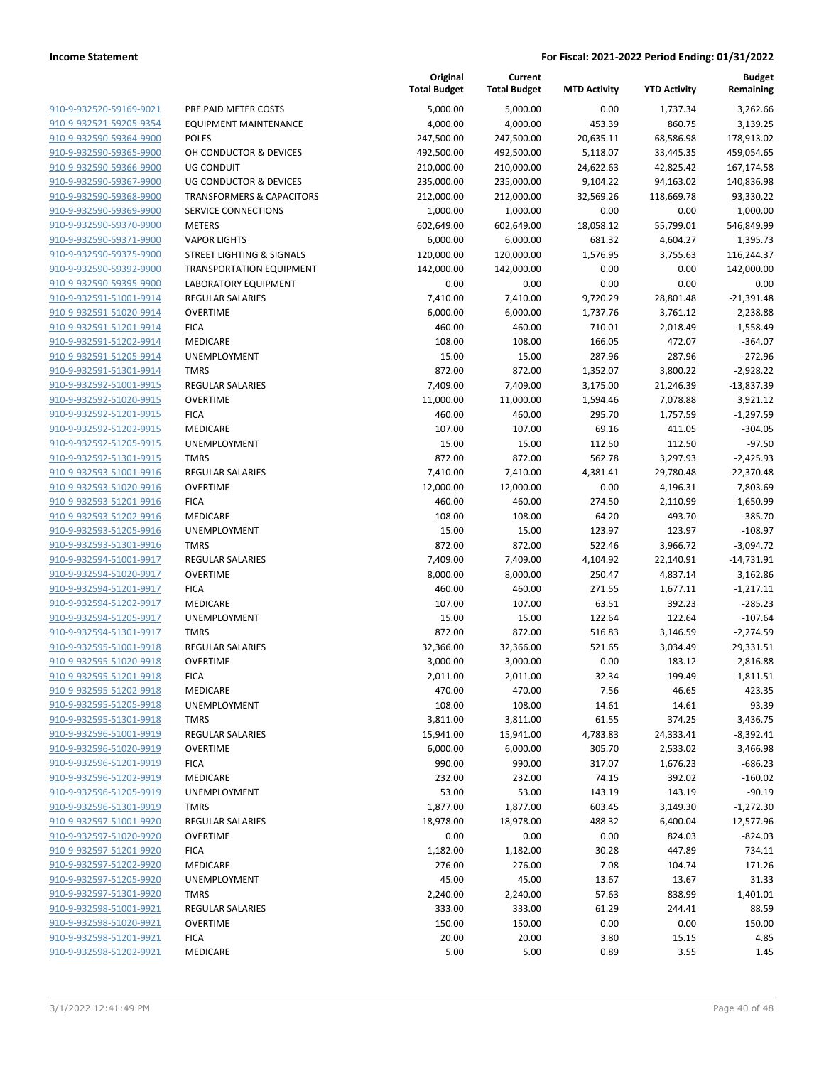**Income Statement** | **For Fiscal: 2021-2022 Period Ending: 01/31/2022**

| | | Original Total Budget | Current Total Budget | MTD Activity | YTD Activity | Budget Remaining |
|---|---|---|---|---|---|---|
| 910-9-932520-59169-9021 | PRE PAID METER COSTS | 5,000.00 | 5,000.00 | 0.00 | 1,737.34 | 3,262.66 |
| 910-9-932521-59205-9354 | EQUIPMENT MAINTENANCE | 4,000.00 | 4,000.00 | 453.39 | 860.75 | 3,139.25 |
| 910-9-932590-59364-9900 | POLES | 247,500.00 | 247,500.00 | 20,635.11 | 68,586.98 | 178,913.02 |
| 910-9-932590-59365-9900 | OH CONDUCTOR & DEVICES | 492,500.00 | 492,500.00 | 5,118.07 | 33,445.35 | 459,054.65 |
| 910-9-932590-59366-9900 | UG CONDUIT | 210,000.00 | 210,000.00 | 24,622.63 | 42,825.42 | 167,174.58 |
| 910-9-932590-59367-9900 | UG CONDUCTOR & DEVICES | 235,000.00 | 235,000.00 | 9,104.22 | 94,163.02 | 140,836.98 |
| 910-9-932590-59368-9900 | TRANSFORMERS & CAPACITORS | 212,000.00 | 212,000.00 | 32,569.26 | 118,669.78 | 93,330.22 |
| 910-9-932590-59369-9900 | SERVICE CONNECTIONS | 1,000.00 | 1,000.00 | 0.00 | 0.00 | 1,000.00 |
| 910-9-932590-59370-9900 | METERS | 602,649.00 | 602,649.00 | 18,058.12 | 55,799.01 | 546,849.99 |
| 910-9-932590-59371-9900 | VAPOR LIGHTS | 6,000.00 | 6,000.00 | 681.32 | 4,604.27 | 1,395.73 |
| 910-9-932590-59375-9900 | STREET LIGHTING & SIGNALS | 120,000.00 | 120,000.00 | 1,576.95 | 3,755.63 | 116,244.37 |
| 910-9-932590-59392-9900 | TRANSPORTATION EQUIPMENT | 142,000.00 | 142,000.00 | 0.00 | 0.00 | 142,000.00 |
| 910-9-932590-59395-9900 | LABORATORY EQUIPMENT | 0.00 | 0.00 | 0.00 | 0.00 | 0.00 |
| 910-9-932591-51001-9914 | REGULAR SALARIES | 7,410.00 | 7,410.00 | 9,720.29 | 28,801.48 | -21,391.48 |
| 910-9-932591-51020-9914 | OVERTIME | 6,000.00 | 6,000.00 | 1,737.76 | 3,761.12 | 2,238.88 |
| 910-9-932591-51201-9914 | FICA | 460.00 | 460.00 | 710.01 | 2,018.49 | -1,558.49 |
| 910-9-932591-51202-9914 | MEDICARE | 108.00 | 108.00 | 166.05 | 472.07 | -364.07 |
| 910-9-932591-51205-9914 | UNEMPLOYMENT | 15.00 | 15.00 | 287.96 | 287.96 | -272.96 |
| 910-9-932591-51301-9914 | TMRS | 872.00 | 872.00 | 1,352.07 | 3,800.22 | -2,928.22 |
| 910-9-932592-51001-9915 | REGULAR SALARIES | 7,409.00 | 7,409.00 | 3,175.00 | 21,246.39 | -13,837.39 |
| 910-9-932592-51020-9915 | OVERTIME | 11,000.00 | 11,000.00 | 1,594.46 | 7,078.88 | 3,921.12 |
| 910-9-932592-51201-9915 | FICA | 460.00 | 460.00 | 295.70 | 1,757.59 | -1,297.59 |
| 910-9-932592-51202-9915 | MEDICARE | 107.00 | 107.00 | 69.16 | 411.05 | -304.05 |
| 910-9-932592-51205-9915 | UNEMPLOYMENT | 15.00 | 15.00 | 112.50 | 112.50 | -97.50 |
| 910-9-932592-51301-9915 | TMRS | 872.00 | 872.00 | 562.78 | 3,297.93 | -2,425.93 |
| 910-9-932593-51001-9916 | REGULAR SALARIES | 7,410.00 | 7,410.00 | 4,381.41 | 29,780.48 | -22,370.48 |
| 910-9-932593-51020-9916 | OVERTIME | 12,000.00 | 12,000.00 | 0.00 | 4,196.31 | 7,803.69 |
| 910-9-932593-51201-9916 | FICA | 460.00 | 460.00 | 274.50 | 2,110.99 | -1,650.99 |
| 910-9-932593-51202-9916 | MEDICARE | 108.00 | 108.00 | 64.20 | 493.70 | -385.70 |
| 910-9-932593-51205-9916 | UNEMPLOYMENT | 15.00 | 15.00 | 123.97 | 123.97 | -108.97 |
| 910-9-932593-51301-9916 | TMRS | 872.00 | 872.00 | 522.46 | 3,966.72 | -3,094.72 |
| 910-9-932594-51001-9917 | REGULAR SALARIES | 7,409.00 | 7,409.00 | 4,104.92 | 22,140.91 | -14,731.91 |
| 910-9-932594-51020-9917 | OVERTIME | 8,000.00 | 8,000.00 | 250.47 | 4,837.14 | 3,162.86 |
| 910-9-932594-51201-9917 | FICA | 460.00 | 460.00 | 271.55 | 1,677.11 | -1,217.11 |
| 910-9-932594-51202-9917 | MEDICARE | 107.00 | 107.00 | 63.51 | 392.23 | -285.23 |
| 910-9-932594-51205-9917 | UNEMPLOYMENT | 15.00 | 15.00 | 122.64 | 122.64 | -107.64 |
| 910-9-932594-51301-9917 | TMRS | 872.00 | 872.00 | 516.83 | 3,146.59 | -2,274.59 |
| 910-9-932595-51001-9918 | REGULAR SALARIES | 32,366.00 | 32,366.00 | 521.65 | 3,034.49 | 29,331.51 |
| 910-9-932595-51020-9918 | OVERTIME | 3,000.00 | 3,000.00 | 0.00 | 183.12 | 2,816.88 |
| 910-9-932595-51201-9918 | FICA | 2,011.00 | 2,011.00 | 32.34 | 199.49 | 1,811.51 |
| 910-9-932595-51202-9918 | MEDICARE | 470.00 | 470.00 | 7.56 | 46.65 | 423.35 |
| 910-9-932595-51205-9918 | UNEMPLOYMENT | 108.00 | 108.00 | 14.61 | 14.61 | 93.39 |
| 910-9-932595-51301-9918 | TMRS | 3,811.00 | 3,811.00 | 61.55 | 374.25 | 3,436.75 |
| 910-9-932596-51001-9919 | REGULAR SALARIES | 15,941.00 | 15,941.00 | 4,783.83 | 24,333.41 | -8,392.41 |
| 910-9-932596-51020-9919 | OVERTIME | 6,000.00 | 6,000.00 | 305.70 | 2,533.02 | 3,466.98 |
| 910-9-932596-51201-9919 | FICA | 990.00 | 990.00 | 317.07 | 1,676.23 | -686.23 |
| 910-9-932596-51202-9919 | MEDICARE | 232.00 | 232.00 | 74.15 | 392.02 | -160.02 |
| 910-9-932596-51205-9919 | UNEMPLOYMENT | 53.00 | 53.00 | 143.19 | 143.19 | -90.19 |
| 910-9-932596-51301-9919 | TMRS | 1,877.00 | 1,877.00 | 603.45 | 3,149.30 | -1,272.30 |
| 910-9-932597-51001-9920 | REGULAR SALARIES | 18,978.00 | 18,978.00 | 488.32 | 6,400.04 | 12,577.96 |
| 910-9-932597-51020-9920 | OVERTIME | 0.00 | 0.00 | 0.00 | 824.03 | -824.03 |
| 910-9-932597-51201-9920 | FICA | 1,182.00 | 1,182.00 | 30.28 | 447.89 | 734.11 |
| 910-9-932597-51202-9920 | MEDICARE | 276.00 | 276.00 | 7.08 | 104.74 | 171.26 |
| 910-9-932597-51205-9920 | UNEMPLOYMENT | 45.00 | 45.00 | 13.67 | 13.67 | 31.33 |
| 910-9-932597-51301-9920 | TMRS | 2,240.00 | 2,240.00 | 57.63 | 838.99 | 1,401.01 |
| 910-9-932598-51001-9921 | REGULAR SALARIES | 333.00 | 333.00 | 61.29 | 244.41 | 88.59 |
| 910-9-932598-51020-9921 | OVERTIME | 150.00 | 150.00 | 0.00 | 0.00 | 150.00 |
| 910-9-932598-51201-9921 | FICA | 20.00 | 20.00 | 3.80 | 15.15 | 4.85 |
| 910-9-932598-51202-9921 | MEDICARE | 5.00 | 5.00 | 0.89 | 3.55 | 1.45 |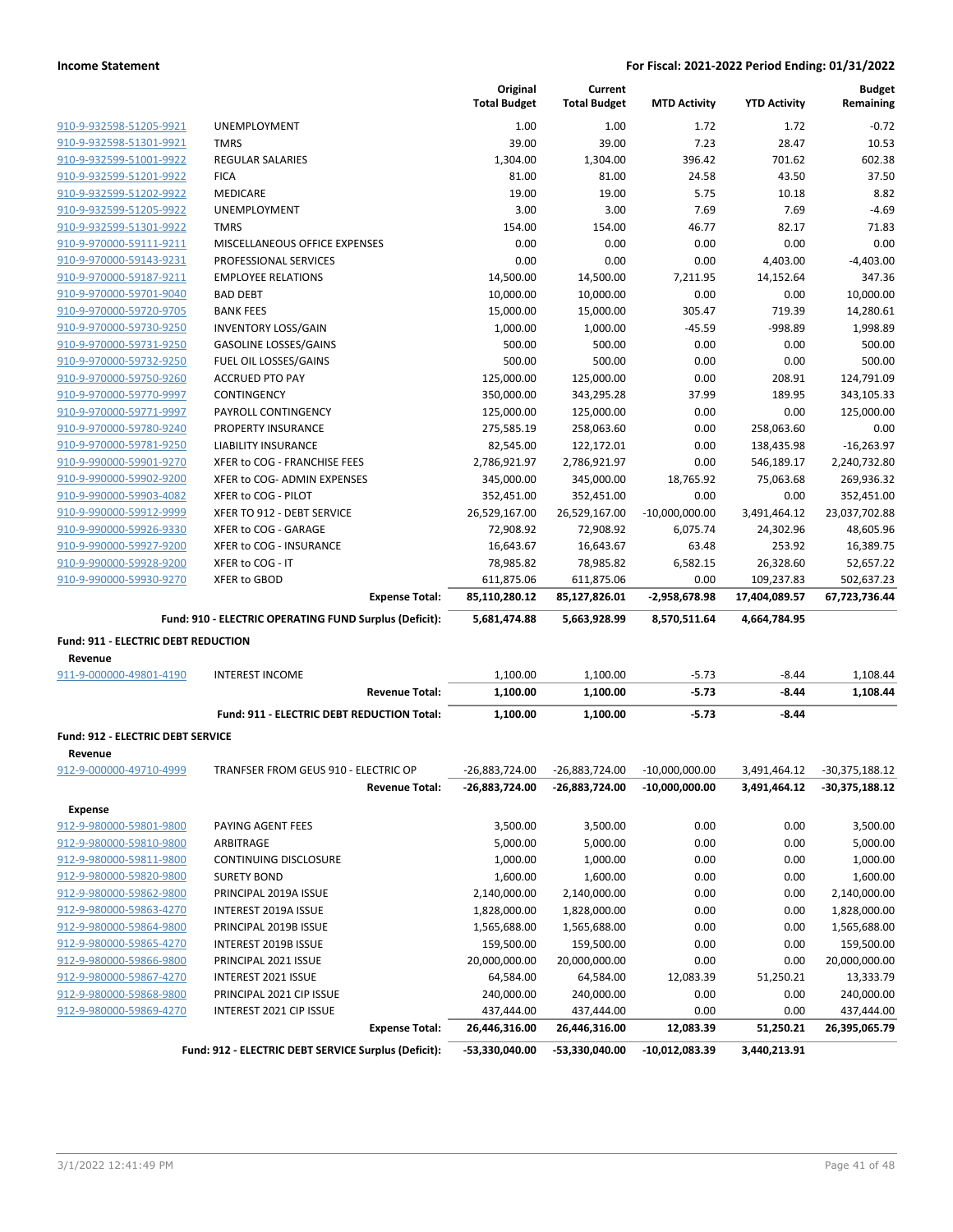| | | Original Total Budget | Current Total Budget | MTD Activity | YTD Activity | Budget Remaining |
|---|---|---|---|---|---|---|
| 910-9-932598-51205-9921 | UNEMPLOYMENT | 1.00 | 1.00 | 1.72 | 1.72 | -0.72 |
| 910-9-932598-51301-9921 | TMRS | 39.00 | 39.00 | 7.23 | 28.47 | 10.53 |
| 910-9-932599-51001-9922 | REGULAR SALARIES | 1,304.00 | 1,304.00 | 396.42 | 701.62 | 602.38 |
| 910-9-932599-51201-9922 | FICA | 81.00 | 81.00 | 24.58 | 43.50 | 37.50 |
| 910-9-932599-51202-9922 | MEDICARE | 19.00 | 19.00 | 5.75 | 10.18 | 8.82 |
| 910-9-932599-51205-9922 | UNEMPLOYMENT | 3.00 | 3.00 | 7.69 | 7.69 | -4.69 |
| 910-9-932599-51301-9922 | TMRS | 154.00 | 154.00 | 46.77 | 82.17 | 71.83 |
| 910-9-970000-59111-9211 | MISCELLANEOUS OFFICE EXPENSES | 0.00 | 0.00 | 0.00 | 0.00 | 0.00 |
| 910-9-970000-59143-9231 | PROFESSIONAL SERVICES | 0.00 | 0.00 | 0.00 | 4,403.00 | -4,403.00 |
| 910-9-970000-59187-9211 | EMPLOYEE RELATIONS | 14,500.00 | 14,500.00 | 7,211.95 | 14,152.64 | 347.36 |
| 910-9-970000-59701-9040 | BAD DEBT | 10,000.00 | 10,000.00 | 0.00 | 0.00 | 10,000.00 |
| 910-9-970000-59720-9705 | BANK FEES | 15,000.00 | 15,000.00 | 305.47 | 719.39 | 14,280.61 |
| 910-9-970000-59730-9250 | INVENTORY LOSS/GAIN | 1,000.00 | 1,000.00 | -45.59 | -998.89 | 1,998.89 |
| 910-9-970000-59731-9250 | GASOLINE LOSSES/GAINS | 500.00 | 500.00 | 0.00 | 0.00 | 500.00 |
| 910-9-970000-59732-9250 | FUEL OIL LOSSES/GAINS | 500.00 | 500.00 | 0.00 | 0.00 | 500.00 |
| 910-9-970000-59750-9260 | ACCRUED PTO PAY | 125,000.00 | 125,000.00 | 0.00 | 208.91 | 124,791.09 |
| 910-9-970000-59770-9997 | CONTINGENCY | 350,000.00 | 343,295.28 | 37.99 | 189.95 | 343,105.33 |
| 910-9-970000-59771-9997 | PAYROLL CONTINGENCY | 125,000.00 | 125,000.00 | 0.00 | 0.00 | 125,000.00 |
| 910-9-970000-59780-9240 | PROPERTY INSURANCE | 275,585.19 | 258,063.60 | 0.00 | 258,063.60 | 0.00 |
| 910-9-970000-59781-9250 | LIABILITY INSURANCE | 82,545.00 | 122,172.01 | 0.00 | 138,435.98 | -16,263.97 |
| 910-9-990000-59901-9270 | XFER to COG - FRANCHISE FEES | 2,786,921.97 | 2,786,921.97 | 0.00 | 546,189.17 | 2,240,732.80 |
| 910-9-990000-59902-9200 | XFER to COG- ADMIN EXPENSES | 345,000.00 | 345,000.00 | 18,765.92 | 75,063.68 | 269,936.32 |
| 910-9-990000-59903-4082 | XFER to COG - PILOT | 352,451.00 | 352,451.00 | 0.00 | 0.00 | 352,451.00 |
| 910-9-990000-59912-9999 | XFER TO 912 - DEBT SERVICE | 26,529,167.00 | 26,529,167.00 | -10,000,000.00 | 3,491,464.12 | 23,037,702.88 |
| 910-9-990000-59926-9330 | XFER to COG - GARAGE | 72,908.92 | 72,908.92 | 6,075.74 | 24,302.96 | 48,605.96 |
| 910-9-990000-59927-9200 | XFER to COG - INSURANCE | 16,643.67 | 16,643.67 | 63.48 | 253.92 | 16,389.75 |
| 910-9-990000-59928-9200 | XFER to COG - IT | 78,985.82 | 78,985.82 | 6,582.15 | 26,328.60 | 52,657.22 |
| 910-9-990000-59930-9270 | XFER to GBOD | 611,875.06 | 611,875.06 | 0.00 | 109,237.83 | 502,637.23 |
| | **Expense Total:** | **85,110,280.12** | **85,127,826.01** | **-2,958,678.98** | **17,404,089.57** | **67,723,736.44** |
| | **Fund: 910 - ELECTRIC OPERATING FUND Surplus (Deficit):** | **5,681,474.88** | **5,663,928.99** | **8,570,511.64** | **4,664,784.95** | |
| **Fund: 911 - ELECTRIC DEBT REDUCTION** | | | | | | |
| **Revenue** | | | | | | |
| 911-9-000000-49801-4190 | INTEREST INCOME | 1,100.00 | 1,100.00 | -5.73 | -8.44 | 1,108.44 |
| | **Revenue Total:** | **1,100.00** | **1,100.00** | **-5.73** | **-8.44** | **1,108.44** |
| | **Fund: 911 - ELECTRIC DEBT REDUCTION Total:** | **1,100.00** | **1,100.00** | **-5.73** | **-8.44** | |
| **Fund: 912 - ELECTRIC DEBT SERVICE** | | | | | | |
| **Revenue** | | | | | | |
| 912-9-000000-49710-4999 | TRANFSER FROM GEUS 910 - ELECTRIC OP | -26,883,724.00 | -26,883,724.00 | -10,000,000.00 | 3,491,464.12 | -30,375,188.12 |
| | **Revenue Total:** | **-26,883,724.00** | **-26,883,724.00** | **-10,000,000.00** | **3,491,464.12** | **-30,375,188.12** |
| **Expense** | | | | | | |
| 912-9-980000-59801-9800 | PAYING AGENT FEES | 3,500.00 | 3,500.00 | 0.00 | 0.00 | 3,500.00 |
| 912-9-980000-59810-9800 | ARBITRAGE | 5,000.00 | 5,000.00 | 0.00 | 0.00 | 5,000.00 |
| 912-9-980000-59811-9800 | CONTINUING DISCLOSURE | 1,000.00 | 1,000.00 | 0.00 | 0.00 | 1,000.00 |
| 912-9-980000-59820-9800 | SURETY BOND | 1,600.00 | 1,600.00 | 0.00 | 0.00 | 1,600.00 |
| 912-9-980000-59862-9800 | PRINCIPAL 2019A ISSUE | 2,140,000.00 | 2,140,000.00 | 0.00 | 0.00 | 2,140,000.00 |
| 912-9-980000-59863-4270 | INTEREST 2019A ISSUE | 1,828,000.00 | 1,828,000.00 | 0.00 | 0.00 | 1,828,000.00 |
| 912-9-980000-59864-9800 | PRINCIPAL 2019B ISSUE | 1,565,688.00 | 1,565,688.00 | 0.00 | 0.00 | 1,565,688.00 |
| 912-9-980000-59865-4270 | INTEREST 2019B ISSUE | 159,500.00 | 159,500.00 | 0.00 | 0.00 | 159,500.00 |
| 912-9-980000-59866-9800 | PRINCIPAL 2021 ISSUE | 20,000,000.00 | 20,000,000.00 | 0.00 | 0.00 | 20,000,000.00 |
| 912-9-980000-59867-4270 | INTEREST 2021 ISSUE | 64,584.00 | 64,584.00 | 12,083.39 | 51,250.21 | 13,333.79 |
| 912-9-980000-59868-9800 | PRINCIPAL 2021 CIP ISSUE | 240,000.00 | 240,000.00 | 0.00 | 0.00 | 240,000.00 |
| 912-9-980000-59869-4270 | INTEREST 2021 CIP ISSUE | 437,444.00 | 437,444.00 | 0.00 | 0.00 | 437,444.00 |
| | **Expense Total:** | **26,446,316.00** | **26,446,316.00** | **12,083.39** | **51,250.21** | **26,395,065.79** |
| | **Fund: 912 - ELECTRIC DEBT SERVICE Surplus (Deficit):** | **-53,330,040.00** | **-53,330,040.00** | **-10,012,083.39** | **3,440,213.91** | |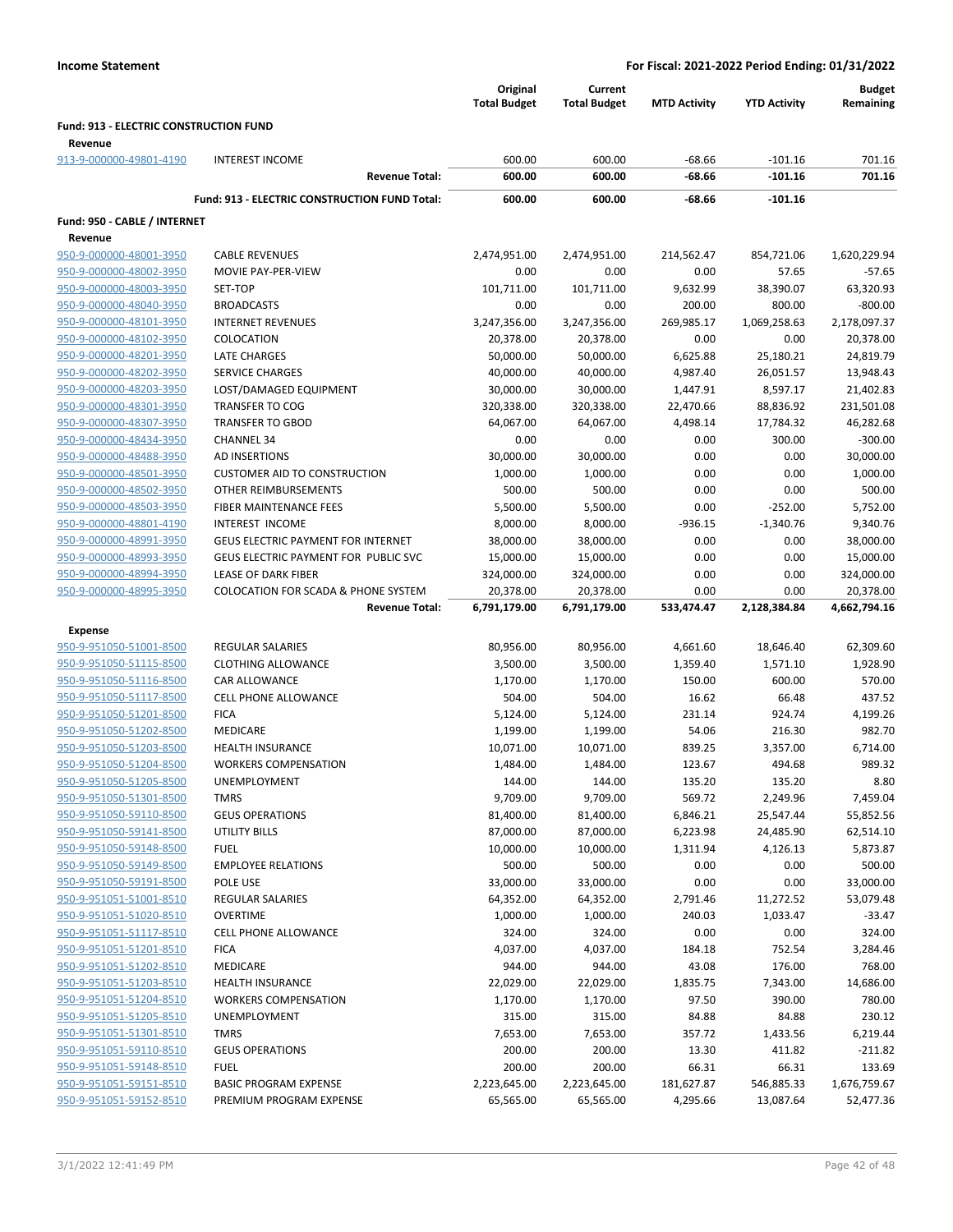**Income Statement** — For Fiscal: 2021-2022 Period Ending: 01/31/2022

| | | Original Total Budget | Current Total Budget | MTD Activity | YTD Activity | Budget Remaining |
|---|---|---|---|---|---|---|
| **Fund: 913 - ELECTRIC CONSTRUCTION FUND** | | | | | | |
| **Revenue** | | | | | | |
| 913-9-000000-49801-4190 | INTEREST INCOME | 600.00 | 600.00 | -68.66 | -101.16 | 701.16 |
| | **Revenue Total:** | **600.00** | **600.00** | **-68.66** | **-101.16** | **701.16** |
| | **Fund: 913 - ELECTRIC CONSTRUCTION FUND Total:** | **600.00** | **600.00** | **-68.66** | **-101.16** | |
| **Fund: 950 - CABLE / INTERNET** | | | | | | |
| **Revenue** | | | | | | |
| 950-9-000000-48001-3950 | CABLE REVENUES | 2,474,951.00 | 2,474,951.00 | 214,562.47 | 854,721.06 | 1,620,229.94 |
| 950-9-000000-48002-3950 | MOVIE PAY-PER-VIEW | 0.00 | 0.00 | 0.00 | 57.65 | -57.65 |
| 950-9-000000-48003-3950 | SET-TOP | 101,711.00 | 101,711.00 | 9,632.99 | 38,390.07 | 63,320.93 |
| 950-9-000000-48040-3950 | BROADCASTS | 0.00 | 0.00 | 200.00 | 800.00 | -800.00 |
| 950-9-000000-48101-3950 | INTERNET REVENUES | 3,247,356.00 | 3,247,356.00 | 269,985.17 | 1,069,258.63 | 2,178,097.37 |
| 950-9-000000-48102-3950 | COLOCATION | 20,378.00 | 20,378.00 | 0.00 | 0.00 | 20,378.00 |
| 950-9-000000-48201-3950 | LATE CHARGES | 50,000.00 | 50,000.00 | 6,625.88 | 25,180.21 | 24,819.79 |
| 950-9-000000-48202-3950 | SERVICE CHARGES | 40,000.00 | 40,000.00 | 4,987.40 | 26,051.57 | 13,948.43 |
| 950-9-000000-48203-3950 | LOST/DAMAGED EQUIPMENT | 30,000.00 | 30,000.00 | 1,447.91 | 8,597.17 | 21,402.83 |
| 950-9-000000-48301-3950 | TRANSFER TO COG | 320,338.00 | 320,338.00 | 22,470.66 | 88,836.92 | 231,501.08 |
| 950-9-000000-48307-3950 | TRANSFER TO GBOD | 64,067.00 | 64,067.00 | 4,498.14 | 17,784.32 | 46,282.68 |
| 950-9-000000-48434-3950 | CHANNEL 34 | 0.00 | 0.00 | 0.00 | 300.00 | -300.00 |
| 950-9-000000-48488-3950 | AD INSERTIONS | 30,000.00 | 30,000.00 | 0.00 | 0.00 | 30,000.00 |
| 950-9-000000-48501-3950 | CUSTOMER AID TO CONSTRUCTION | 1,000.00 | 1,000.00 | 0.00 | 0.00 | 1,000.00 |
| 950-9-000000-48502-3950 | OTHER REIMBURSEMENTS | 500.00 | 500.00 | 0.00 | 0.00 | 500.00 |
| 950-9-000000-48503-3950 | FIBER MAINTENANCE FEES | 5,500.00 | 5,500.00 | 0.00 | -252.00 | 5,752.00 |
| 950-9-000000-48801-4190 | INTEREST INCOME | 8,000.00 | 8,000.00 | -936.15 | -1,340.76 | 9,340.76 |
| 950-9-000000-48991-3950 | GEUS ELECTRIC PAYMENT FOR INTERNET | 38,000.00 | 38,000.00 | 0.00 | 0.00 | 38,000.00 |
| 950-9-000000-48993-3950 | GEUS ELECTRIC PAYMENT FOR PUBLIC SVC | 15,000.00 | 15,000.00 | 0.00 | 0.00 | 15,000.00 |
| 950-9-000000-48994-3950 | LEASE OF DARK FIBER | 324,000.00 | 324,000.00 | 0.00 | 0.00 | 324,000.00 |
| 950-9-000000-48995-3950 | COLOCATION FOR SCADA & PHONE SYSTEM | 20,378.00 | 20,378.00 | 0.00 | 0.00 | 20,378.00 |
| | **Revenue Total:** | **6,791,179.00** | **6,791,179.00** | **533,474.47** | **2,128,384.84** | **4,662,794.16** |
| **Expense** | | | | | | |
| 950-9-951050-51001-8500 | REGULAR SALARIES | 80,956.00 | 80,956.00 | 4,661.60 | 18,646.40 | 62,309.60 |
| 950-9-951050-51115-8500 | CLOTHING ALLOWANCE | 3,500.00 | 3,500.00 | 1,359.40 | 1,571.10 | 1,928.90 |
| 950-9-951050-51116-8500 | CAR ALLOWANCE | 1,170.00 | 1,170.00 | 150.00 | 600.00 | 570.00 |
| 950-9-951050-51117-8500 | CELL PHONE ALLOWANCE | 504.00 | 504.00 | 16.62 | 66.48 | 437.52 |
| 950-9-951050-51201-8500 | FICA | 5,124.00 | 5,124.00 | 231.14 | 924.74 | 4,199.26 |
| 950-9-951050-51202-8500 | MEDICARE | 1,199.00 | 1,199.00 | 54.06 | 216.30 | 982.70 |
| 950-9-951050-51203-8500 | HEALTH INSURANCE | 10,071.00 | 10,071.00 | 839.25 | 3,357.00 | 6,714.00 |
| 950-9-951050-51204-8500 | WORKERS COMPENSATION | 1,484.00 | 1,484.00 | 123.67 | 494.68 | 989.32 |
| 950-9-951050-51205-8500 | UNEMPLOYMENT | 144.00 | 144.00 | 135.20 | 135.20 | 8.80 |
| 950-9-951050-51301-8500 | TMRS | 9,709.00 | 9,709.00 | 569.72 | 2,249.96 | 7,459.04 |
| 950-9-951050-59110-8500 | GEUS OPERATIONS | 81,400.00 | 81,400.00 | 6,846.21 | 25,547.44 | 55,852.56 |
| 950-9-951050-59141-8500 | UTILITY BILLS | 87,000.00 | 87,000.00 | 6,223.98 | 24,485.90 | 62,514.10 |
| 950-9-951050-59148-8500 | FUEL | 10,000.00 | 10,000.00 | 1,311.94 | 4,126.13 | 5,873.87 |
| 950-9-951050-59149-8500 | EMPLOYEE RELATIONS | 500.00 | 500.00 | 0.00 | 0.00 | 500.00 |
| 950-9-951050-59191-8500 | POLE USE | 33,000.00 | 33,000.00 | 0.00 | 0.00 | 33,000.00 |
| 950-9-951051-51001-8510 | REGULAR SALARIES | 64,352.00 | 64,352.00 | 2,791.46 | 11,272.52 | 53,079.48 |
| 950-9-951051-51020-8510 | OVERTIME | 1,000.00 | 1,000.00 | 240.03 | 1,033.47 | -33.47 |
| 950-9-951051-51117-8510 | CELL PHONE ALLOWANCE | 324.00 | 324.00 | 0.00 | 0.00 | 324.00 |
| 950-9-951051-51201-8510 | FICA | 4,037.00 | 4,037.00 | 184.18 | 752.54 | 3,284.46 |
| 950-9-951051-51202-8510 | MEDICARE | 944.00 | 944.00 | 43.08 | 176.00 | 768.00 |
| 950-9-951051-51203-8510 | HEALTH INSURANCE | 22,029.00 | 22,029.00 | 1,835.75 | 7,343.00 | 14,686.00 |
| 950-9-951051-51204-8510 | WORKERS COMPENSATION | 1,170.00 | 1,170.00 | 97.50 | 390.00 | 780.00 |
| 950-9-951051-51205-8510 | UNEMPLOYMENT | 315.00 | 315.00 | 84.88 | 84.88 | 230.12 |
| 950-9-951051-51301-8510 | TMRS | 7,653.00 | 7,653.00 | 357.72 | 1,433.56 | 6,219.44 |
| 950-9-951051-59110-8510 | GEUS OPERATIONS | 200.00 | 200.00 | 13.30 | 411.82 | -211.82 |
| 950-9-951051-59148-8510 | FUEL | 200.00 | 200.00 | 66.31 | 66.31 | 133.69 |
| 950-9-951051-59151-8510 | BASIC PROGRAM EXPENSE | 2,223,645.00 | 2,223,645.00 | 181,627.87 | 546,885.33 | 1,676,759.67 |
| 950-9-951051-59152-8510 | PREMIUM PROGRAM EXPENSE | 65,565.00 | 65,565.00 | 4,295.66 | 13,087.64 | 52,477.36 |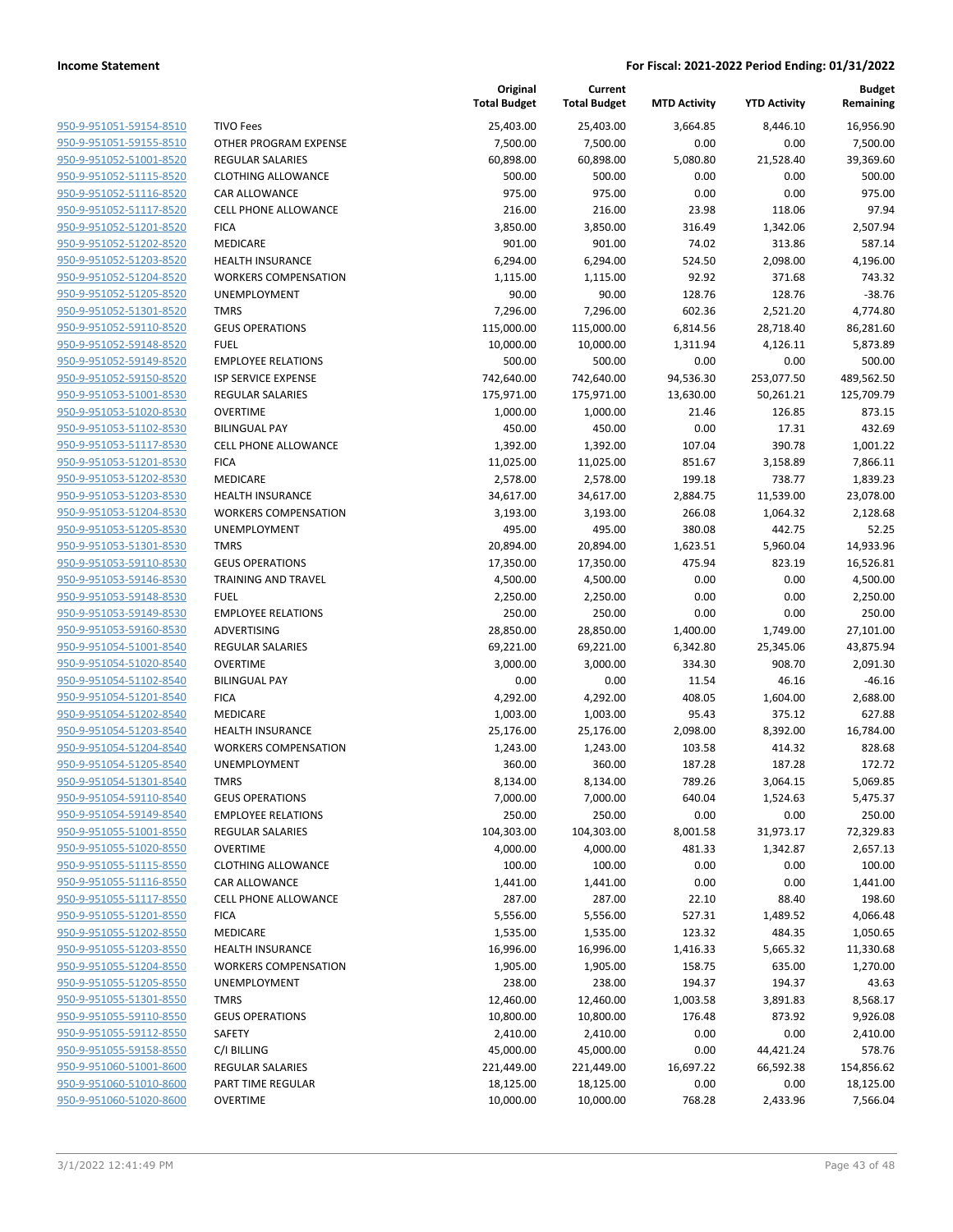**Income Statement** | **For Fiscal: 2021-2022 Period Ending: 01/31/2022**

| | | Original Total Budget | Current Total Budget | MTD Activity | YTD Activity | Budget Remaining |
|---|---|---|---|---|---|---|
| 950-9-951051-59154-8510 | TIVO Fees | 25,403.00 | 25,403.00 | 3,664.85 | 8,446.10 | 16,956.90 |
| 950-9-951051-59155-8510 | OTHER PROGRAM EXPENSE | 7,500.00 | 7,500.00 | 0.00 | 0.00 | 7,500.00 |
| 950-9-951052-51001-8520 | REGULAR SALARIES | 60,898.00 | 60,898.00 | 5,080.80 | 21,528.40 | 39,369.60 |
| 950-9-951052-51115-8520 | CLOTHING ALLOWANCE | 500.00 | 500.00 | 0.00 | 0.00 | 500.00 |
| 950-9-951052-51116-8520 | CAR ALLOWANCE | 975.00 | 975.00 | 0.00 | 0.00 | 975.00 |
| 950-9-951052-51117-8520 | CELL PHONE ALLOWANCE | 216.00 | 216.00 | 23.98 | 118.06 | 97.94 |
| 950-9-951052-51201-8520 | FICA | 3,850.00 | 3,850.00 | 316.49 | 1,342.06 | 2,507.94 |
| 950-9-951052-51202-8520 | MEDICARE | 901.00 | 901.00 | 74.02 | 313.86 | 587.14 |
| 950-9-951052-51203-8520 | HEALTH INSURANCE | 6,294.00 | 6,294.00 | 524.50 | 2,098.00 | 4,196.00 |
| 950-9-951052-51204-8520 | WORKERS COMPENSATION | 1,115.00 | 1,115.00 | 92.92 | 371.68 | 743.32 |
| 950-9-951052-51205-8520 | UNEMPLOYMENT | 90.00 | 90.00 | 128.76 | 128.76 | -38.76 |
| 950-9-951052-51301-8520 | TMRS | 7,296.00 | 7,296.00 | 602.36 | 2,521.20 | 4,774.80 |
| 950-9-951052-59110-8520 | GEUS OPERATIONS | 115,000.00 | 115,000.00 | 6,814.56 | 28,718.40 | 86,281.60 |
| 950-9-951052-59148-8520 | FUEL | 10,000.00 | 10,000.00 | 1,311.94 | 4,126.11 | 5,873.89 |
| 950-9-951052-59149-8520 | EMPLOYEE RELATIONS | 500.00 | 500.00 | 0.00 | 0.00 | 500.00 |
| 950-9-951052-59150-8520 | ISP SERVICE EXPENSE | 742,640.00 | 742,640.00 | 94,536.30 | 253,077.50 | 489,562.50 |
| 950-9-951053-51001-8530 | REGULAR SALARIES | 175,971.00 | 175,971.00 | 13,630.00 | 50,261.21 | 125,709.79 |
| 950-9-951053-51020-8530 | OVERTIME | 1,000.00 | 1,000.00 | 21.46 | 126.85 | 873.15 |
| 950-9-951053-51102-8530 | BILINGUAL PAY | 450.00 | 450.00 | 0.00 | 17.31 | 432.69 |
| 950-9-951053-51117-8530 | CELL PHONE ALLOWANCE | 1,392.00 | 1,392.00 | 107.04 | 390.78 | 1,001.22 |
| 950-9-951053-51201-8530 | FICA | 11,025.00 | 11,025.00 | 851.67 | 3,158.89 | 7,866.11 |
| 950-9-951053-51202-8530 | MEDICARE | 2,578.00 | 2,578.00 | 199.18 | 738.77 | 1,839.23 |
| 950-9-951053-51203-8530 | HEALTH INSURANCE | 34,617.00 | 34,617.00 | 2,884.75 | 11,539.00 | 23,078.00 |
| 950-9-951053-51204-8530 | WORKERS COMPENSATION | 3,193.00 | 3,193.00 | 266.08 | 1,064.32 | 2,128.68 |
| 950-9-951053-51205-8530 | UNEMPLOYMENT | 495.00 | 495.00 | 380.08 | 442.75 | 52.25 |
| 950-9-951053-51301-8530 | TMRS | 20,894.00 | 20,894.00 | 1,623.51 | 5,960.04 | 14,933.96 |
| 950-9-951053-59110-8530 | GEUS OPERATIONS | 17,350.00 | 17,350.00 | 475.94 | 823.19 | 16,526.81 |
| 950-9-951053-59146-8530 | TRAINING AND TRAVEL | 4,500.00 | 4,500.00 | 0.00 | 0.00 | 4,500.00 |
| 950-9-951053-59148-8530 | FUEL | 2,250.00 | 2,250.00 | 0.00 | 0.00 | 2,250.00 |
| 950-9-951053-59149-8530 | EMPLOYEE RELATIONS | 250.00 | 250.00 | 0.00 | 0.00 | 250.00 |
| 950-9-951053-59160-8530 | ADVERTISING | 28,850.00 | 28,850.00 | 1,400.00 | 1,749.00 | 27,101.00 |
| 950-9-951054-51001-8540 | REGULAR SALARIES | 69,221.00 | 69,221.00 | 6,342.80 | 25,345.06 | 43,875.94 |
| 950-9-951054-51020-8540 | OVERTIME | 3,000.00 | 3,000.00 | 334.30 | 908.70 | 2,091.30 |
| 950-9-951054-51102-8540 | BILINGUAL PAY | 0.00 | 0.00 | 11.54 | 46.16 | -46.16 |
| 950-9-951054-51201-8540 | FICA | 4,292.00 | 4,292.00 | 408.05 | 1,604.00 | 2,688.00 |
| 950-9-951054-51202-8540 | MEDICARE | 1,003.00 | 1,003.00 | 95.43 | 375.12 | 627.88 |
| 950-9-951054-51203-8540 | HEALTH INSURANCE | 25,176.00 | 25,176.00 | 2,098.00 | 8,392.00 | 16,784.00 |
| 950-9-951054-51204-8540 | WORKERS COMPENSATION | 1,243.00 | 1,243.00 | 103.58 | 414.32 | 828.68 |
| 950-9-951054-51205-8540 | UNEMPLOYMENT | 360.00 | 360.00 | 187.28 | 187.28 | 172.72 |
| 950-9-951054-51301-8540 | TMRS | 8,134.00 | 8,134.00 | 789.26 | 3,064.15 | 5,069.85 |
| 950-9-951054-59110-8540 | GEUS OPERATIONS | 7,000.00 | 7,000.00 | 640.04 | 1,524.63 | 5,475.37 |
| 950-9-951054-59149-8540 | EMPLOYEE RELATIONS | 250.00 | 250.00 | 0.00 | 0.00 | 250.00 |
| 950-9-951055-51001-8550 | REGULAR SALARIES | 104,303.00 | 104,303.00 | 8,001.58 | 31,973.17 | 72,329.83 |
| 950-9-951055-51020-8550 | OVERTIME | 4,000.00 | 4,000.00 | 481.33 | 1,342.87 | 2,657.13 |
| 950-9-951055-51115-8550 | CLOTHING ALLOWANCE | 100.00 | 100.00 | 0.00 | 0.00 | 100.00 |
| 950-9-951055-51116-8550 | CAR ALLOWANCE | 1,441.00 | 1,441.00 | 0.00 | 0.00 | 1,441.00 |
| 950-9-951055-51117-8550 | CELL PHONE ALLOWANCE | 287.00 | 287.00 | 22.10 | 88.40 | 198.60 |
| 950-9-951055-51201-8550 | FICA | 5,556.00 | 5,556.00 | 527.31 | 1,489.52 | 4,066.48 |
| 950-9-951055-51202-8550 | MEDICARE | 1,535.00 | 1,535.00 | 123.32 | 484.35 | 1,050.65 |
| 950-9-951055-51203-8550 | HEALTH INSURANCE | 16,996.00 | 16,996.00 | 1,416.33 | 5,665.32 | 11,330.68 |
| 950-9-951055-51204-8550 | WORKERS COMPENSATION | 1,905.00 | 1,905.00 | 158.75 | 635.00 | 1,270.00 |
| 950-9-951055-51205-8550 | UNEMPLOYMENT | 238.00 | 238.00 | 194.37 | 194.37 | 43.63 |
| 950-9-951055-51301-8550 | TMRS | 12,460.00 | 12,460.00 | 1,003.58 | 3,891.83 | 8,568.17 |
| 950-9-951055-59110-8550 | GEUS OPERATIONS | 10,800.00 | 10,800.00 | 176.48 | 873.92 | 9,926.08 |
| 950-9-951055-59112-8550 | SAFETY | 2,410.00 | 2,410.00 | 0.00 | 0.00 | 2,410.00 |
| 950-9-951055-59158-8550 | C/I BILLING | 45,000.00 | 45,000.00 | 0.00 | 44,421.24 | 578.76 |
| 950-9-951060-51001-8600 | REGULAR SALARIES | 221,449.00 | 221,449.00 | 16,697.22 | 66,592.38 | 154,856.62 |
| 950-9-951060-51010-8600 | PART TIME REGULAR | 18,125.00 | 18,125.00 | 0.00 | 0.00 | 18,125.00 |
| 950-9-951060-51020-8600 | OVERTIME | 10,000.00 | 10,000.00 | 768.28 | 2,433.96 | 7,566.04 |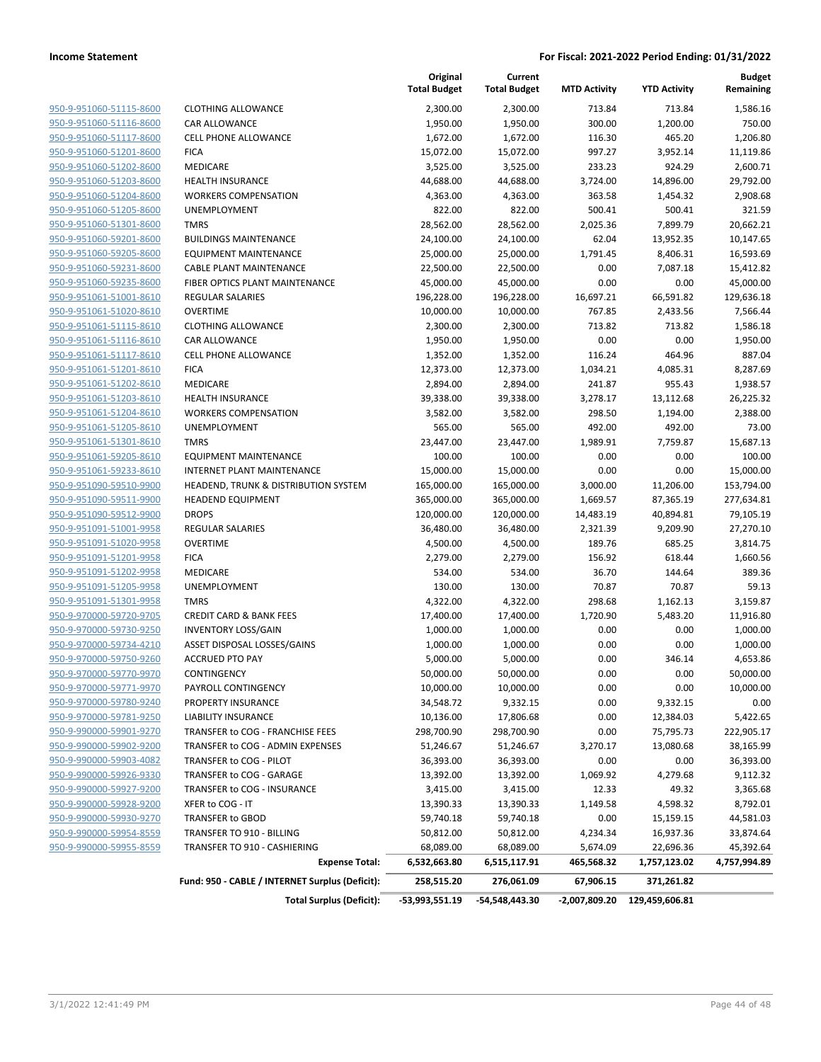| | | Original Total Budget | Current Total Budget | MTD Activity | YTD Activity | Budget Remaining |
|---|---|---|---|---|---|---|
| 950-9-951060-51115-8600 | CLOTHING ALLOWANCE | 2,300.00 | 2,300.00 | 713.84 | 713.84 | 1,586.16 |
| 950-9-951060-51116-8600 | CAR ALLOWANCE | 1,950.00 | 1,950.00 | 300.00 | 1,200.00 | 750.00 |
| 950-9-951060-51117-8600 | CELL PHONE ALLOWANCE | 1,672.00 | 1,672.00 | 116.30 | 465.20 | 1,206.80 |
| 950-9-951060-51201-8600 | FICA | 15,072.00 | 15,072.00 | 997.27 | 3,952.14 | 11,119.86 |
| 950-9-951060-51202-8600 | MEDICARE | 3,525.00 | 3,525.00 | 233.23 | 924.29 | 2,600.71 |
| 950-9-951060-51203-8600 | HEALTH INSURANCE | 44,688.00 | 44,688.00 | 3,724.00 | 14,896.00 | 29,792.00 |
| 950-9-951060-51204-8600 | WORKERS COMPENSATION | 4,363.00 | 4,363.00 | 363.58 | 1,454.32 | 2,908.68 |
| 950-9-951060-51205-8600 | UNEMPLOYMENT | 822.00 | 822.00 | 500.41 | 500.41 | 321.59 |
| 950-9-951060-51301-8600 | TMRS | 28,562.00 | 28,562.00 | 2,025.36 | 7,899.79 | 20,662.21 |
| 950-9-951060-59201-8600 | BUILDINGS MAINTENANCE | 24,100.00 | 24,100.00 | 62.04 | 13,952.35 | 10,147.65 |
| 950-9-951060-59205-8600 | EQUIPMENT MAINTENANCE | 25,000.00 | 25,000.00 | 1,791.45 | 8,406.31 | 16,593.69 |
| 950-9-951060-59231-8600 | CABLE PLANT MAINTENANCE | 22,500.00 | 22,500.00 | 0.00 | 7,087.18 | 15,412.82 |
| 950-9-951060-59235-8600 | FIBER OPTICS PLANT MAINTENANCE | 45,000.00 | 45,000.00 | 0.00 | 0.00 | 45,000.00 |
| 950-9-951061-51001-8610 | REGULAR SALARIES | 196,228.00 | 196,228.00 | 16,697.21 | 66,591.82 | 129,636.18 |
| 950-9-951061-51020-8610 | OVERTIME | 10,000.00 | 10,000.00 | 767.85 | 2,433.56 | 7,566.44 |
| 950-9-951061-51115-8610 | CLOTHING ALLOWANCE | 2,300.00 | 2,300.00 | 713.82 | 713.82 | 1,586.18 |
| 950-9-951061-51116-8610 | CAR ALLOWANCE | 1,950.00 | 1,950.00 | 0.00 | 0.00 | 1,950.00 |
| 950-9-951061-51117-8610 | CELL PHONE ALLOWANCE | 1,352.00 | 1,352.00 | 116.24 | 464.96 | 887.04 |
| 950-9-951061-51201-8610 | FICA | 12,373.00 | 12,373.00 | 1,034.21 | 4,085.31 | 8,287.69 |
| 950-9-951061-51202-8610 | MEDICARE | 2,894.00 | 2,894.00 | 241.87 | 955.43 | 1,938.57 |
| 950-9-951061-51203-8610 | HEALTH INSURANCE | 39,338.00 | 39,338.00 | 3,278.17 | 13,112.68 | 26,225.32 |
| 950-9-951061-51204-8610 | WORKERS COMPENSATION | 3,582.00 | 3,582.00 | 298.50 | 1,194.00 | 2,388.00 |
| 950-9-951061-51205-8610 | UNEMPLOYMENT | 565.00 | 565.00 | 492.00 | 492.00 | 73.00 |
| 950-9-951061-51301-8610 | TMRS | 23,447.00 | 23,447.00 | 1,989.91 | 7,759.87 | 15,687.13 |
| 950-9-951061-59205-8610 | EQUIPMENT MAINTENANCE | 100.00 | 100.00 | 0.00 | 0.00 | 100.00 |
| 950-9-951061-59233-8610 | INTERNET PLANT MAINTENANCE | 15,000.00 | 15,000.00 | 0.00 | 0.00 | 15,000.00 |
| 950-9-951090-59510-9900 | HEADEND, TRUNK & DISTRIBUTION SYSTEM | 165,000.00 | 165,000.00 | 3,000.00 | 11,206.00 | 153,794.00 |
| 950-9-951090-59511-9900 | HEADEND EQUIPMENT | 365,000.00 | 365,000.00 | 1,669.57 | 87,365.19 | 277,634.81 |
| 950-9-951090-59512-9900 | DROPS | 120,000.00 | 120,000.00 | 14,483.19 | 40,894.81 | 79,105.19 |
| 950-9-951091-51001-9958 | REGULAR SALARIES | 36,480.00 | 36,480.00 | 2,321.39 | 9,209.90 | 27,270.10 |
| 950-9-951091-51020-9958 | OVERTIME | 4,500.00 | 4,500.00 | 189.76 | 685.25 | 3,814.75 |
| 950-9-951091-51201-9958 | FICA | 2,279.00 | 2,279.00 | 156.92 | 618.44 | 1,660.56 |
| 950-9-951091-51202-9958 | MEDICARE | 534.00 | 534.00 | 36.70 | 144.64 | 389.36 |
| 950-9-951091-51205-9958 | UNEMPLOYMENT | 130.00 | 130.00 | 70.87 | 70.87 | 59.13 |
| 950-9-951091-51301-9958 | TMRS | 4,322.00 | 4,322.00 | 298.68 | 1,162.13 | 3,159.87 |
| 950-9-970000-59720-9705 | CREDIT CARD & BANK FEES | 17,400.00 | 17,400.00 | 1,720.90 | 5,483.20 | 11,916.80 |
| 950-9-970000-59730-9250 | INVENTORY LOSS/GAIN | 1,000.00 | 1,000.00 | 0.00 | 0.00 | 1,000.00 |
| 950-9-970000-59734-4210 | ASSET DISPOSAL LOSSES/GAINS | 1,000.00 | 1,000.00 | 0.00 | 0.00 | 1,000.00 |
| 950-9-970000-59750-9260 | ACCRUED PTO PAY | 5,000.00 | 5,000.00 | 0.00 | 346.14 | 4,653.86 |
| 950-9-970000-59770-9970 | CONTINGENCY | 50,000.00 | 50,000.00 | 0.00 | 0.00 | 50,000.00 |
| 950-9-970000-59771-9970 | PAYROLL CONTINGENCY | 10,000.00 | 10,000.00 | 0.00 | 0.00 | 10,000.00 |
| 950-9-970000-59780-9240 | PROPERTY INSURANCE | 34,548.72 | 9,332.15 | 0.00 | 9,332.15 | 0.00 |
| 950-9-970000-59781-9250 | LIABILITY INSURANCE | 10,136.00 | 17,806.68 | 0.00 | 12,384.03 | 5,422.65 |
| 950-9-990000-59901-9270 | TRANSFER to COG - FRANCHISE FEES | 298,700.90 | 298,700.90 | 0.00 | 75,795.73 | 222,905.17 |
| 950-9-990000-59902-9200 | TRANSFER to COG - ADMIN EXPENSES | 51,246.67 | 51,246.67 | 3,270.17 | 13,080.68 | 38,165.99 |
| 950-9-990000-59903-4082 | TRANSFER to COG - PILOT | 36,393.00 | 36,393.00 | 0.00 | 0.00 | 36,393.00 |
| 950-9-990000-59926-9330 | TRANSFER to COG - GARAGE | 13,392.00 | 13,392.00 | 1,069.92 | 4,279.68 | 9,112.32 |
| 950-9-990000-59927-9200 | TRANSFER to COG - INSURANCE | 3,415.00 | 3,415.00 | 12.33 | 49.32 | 3,365.68 |
| 950-9-990000-59928-9200 | XFER to COG - IT | 13,390.33 | 13,390.33 | 1,149.58 | 4,598.32 | 8,792.01 |
| 950-9-990000-59930-9270 | TRANSFER to GBOD | 59,740.18 | 59,740.18 | 0.00 | 15,159.15 | 44,581.03 |
| 950-9-990000-59954-8559 | TRANSFER TO 910 - BILLING | 50,812.00 | 50,812.00 | 4,234.34 | 16,937.36 | 33,874.64 |
| 950-9-990000-59955-8559 | TRANSFER TO 910 - CASHIERING | 68,089.00 | 68,089.00 | 5,674.09 | 22,696.36 | 45,392.64 |
| | **Expense Total:** | **6,532,663.80** | **6,515,117.91** | **465,568.32** | **1,757,123.02** | **4,757,994.89** |
| | **Fund: 950 - CABLE / INTERNET Surplus (Deficit):** | **258,515.20** | **276,061.09** | **67,906.15** | **371,261.82** | |
| | **Total Surplus (Deficit):** | **-53,993,551.19** | **-54,548,443.30** | **-2,007,809.20** | **129,459,606.81** | |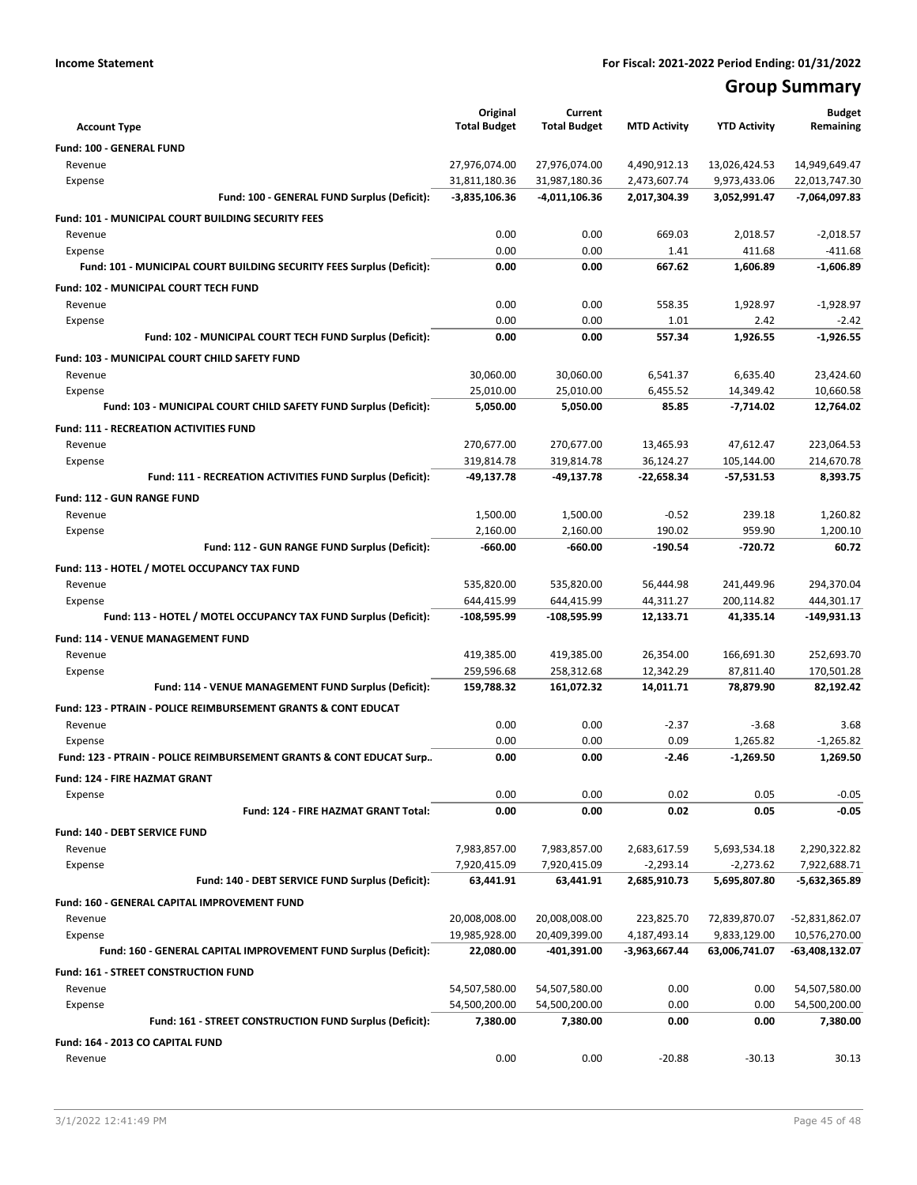**Income Statement** | **For Fiscal: 2021-2022 Period Ending: 01/31/2022**

# Group Summary

| Account Type | Original Total Budget | Current Total Budget | MTD Activity | YTD Activity | Budget Remaining |
|---|---|---|---|---|---|
| **Fund: 100 - GENERAL FUND** | | | | | |
| Revenue | 27,976,074.00 | 27,976,074.00 | 4,490,912.13 | 13,026,424.53 | 14,949,649.47 |
| Expense | 31,811,180.36 | 31,987,180.36 | 2,473,607.74 | 9,973,433.06 | 22,013,747.30 |
| **Fund: 100 - GENERAL FUND Surplus (Deficit):** | **-3,835,106.36** | **-4,011,106.36** | **2,017,304.39** | **3,052,991.47** | **-7,064,097.83** |
| **Fund: 101 - MUNICIPAL COURT BUILDING SECURITY FEES** | | | | | |
| Revenue | 0.00 | 0.00 | 669.03 | 2,018.57 | -2,018.57 |
| Expense | 0.00 | 0.00 | 1.41 | 411.68 | -411.68 |
| **Fund: 101 - MUNICIPAL COURT BUILDING SECURITY FEES Surplus (Deficit):** | **0.00** | **0.00** | **667.62** | **1,606.89** | **-1,606.89** |
| **Fund: 102 - MUNICIPAL COURT TECH FUND** | | | | | |
| Revenue | 0.00 | 0.00 | 558.35 | 1,928.97 | -1,928.97 |
| Expense | 0.00 | 0.00 | 1.01 | 2.42 | -2.42 |
| **Fund: 102 - MUNICIPAL COURT TECH FUND Surplus (Deficit):** | **0.00** | **0.00** | **557.34** | **1,926.55** | **-1,926.55** |
| **Fund: 103 - MUNICIPAL COURT CHILD SAFETY FUND** | | | | | |
| Revenue | 30,060.00 | 30,060.00 | 6,541.37 | 6,635.40 | 23,424.60 |
| Expense | 25,010.00 | 25,010.00 | 6,455.52 | 14,349.42 | 10,660.58 |
| **Fund: 103 - MUNICIPAL COURT CHILD SAFETY FUND Surplus (Deficit):** | **5,050.00** | **5,050.00** | **85.85** | **-7,714.02** | **12,764.02** |
| **Fund: 111 - RECREATION ACTIVITIES FUND** | | | | | |
| Revenue | 270,677.00 | 270,677.00 | 13,465.93 | 47,612.47 | 223,064.53 |
| Expense | 319,814.78 | 319,814.78 | 36,124.27 | 105,144.00 | 214,670.78 |
| **Fund: 111 - RECREATION ACTIVITIES FUND Surplus (Deficit):** | **-49,137.78** | **-49,137.78** | **-22,658.34** | **-57,531.53** | **8,393.75** |
| **Fund: 112 - GUN RANGE FUND** | | | | | |
| Revenue | 1,500.00 | 1,500.00 | -0.52 | 239.18 | 1,260.82 |
| Expense | 2,160.00 | 2,160.00 | 190.02 | 959.90 | 1,200.10 |
| **Fund: 112 - GUN RANGE FUND Surplus (Deficit):** | **-660.00** | **-660.00** | **-190.54** | **-720.72** | **60.72** |
| **Fund: 113 - HOTEL / MOTEL OCCUPANCY TAX FUND** | | | | | |
| Revenue | 535,820.00 | 535,820.00 | 56,444.98 | 241,449.96 | 294,370.04 |
| Expense | 644,415.99 | 644,415.99 | 44,311.27 | 200,114.82 | 444,301.17 |
| **Fund: 113 - HOTEL / MOTEL OCCUPANCY TAX FUND Surplus (Deficit):** | **-108,595.99** | **-108,595.99** | **12,133.71** | **41,335.14** | **-149,931.13** |
| **Fund: 114 - VENUE MANAGEMENT FUND** | | | | | |
| Revenue | 419,385.00 | 419,385.00 | 26,354.00 | 166,691.30 | 252,693.70 |
| Expense | 259,596.68 | 258,312.68 | 12,342.29 | 87,811.40 | 170,501.28 |
| **Fund: 114 - VENUE MANAGEMENT FUND Surplus (Deficit):** | **159,788.32** | **161,072.32** | **14,011.71** | **78,879.90** | **82,192.42** |
| **Fund: 123 - PTRAIN - POLICE REIMBURSEMENT GRANTS & CONT EDUCAT** | | | | | |
| Revenue | 0.00 | 0.00 | -2.37 | -3.68 | 3.68 |
| Expense | 0.00 | 0.00 | 0.09 | 1,265.82 | -1,265.82 |
| **Fund: 123 - PTRAIN - POLICE REIMBURSEMENT GRANTS & CONT EDUCAT Surp..** | **0.00** | **0.00** | **-2.46** | **-1,269.50** | **1,269.50** |
| **Fund: 124 - FIRE HAZMAT GRANT** | | | | | |
| Expense | 0.00 | 0.00 | 0.02 | 0.05 | -0.05 |
| **Fund: 124 - FIRE HAZMAT GRANT Total:** | **0.00** | **0.00** | **0.02** | **0.05** | **-0.05** |
| **Fund: 140 - DEBT SERVICE FUND** | | | | | |
| Revenue | 7,983,857.00 | 7,983,857.00 | 2,683,617.59 | 5,693,534.18 | 2,290,322.82 |
| Expense | 7,920,415.09 | 7,920,415.09 | -2,293.14 | -2,273.62 | 7,922,688.71 |
| **Fund: 140 - DEBT SERVICE FUND Surplus (Deficit):** | **63,441.91** | **63,441.91** | **2,685,910.73** | **5,695,807.80** | **-5,632,365.89** |
| **Fund: 160 - GENERAL CAPITAL IMPROVEMENT FUND** | | | | | |
| Revenue | 20,008,008.00 | 20,008,008.00 | 223,825.70 | 72,839,870.07 | -52,831,862.07 |
| Expense | 19,985,928.00 | 20,409,399.00 | 4,187,493.14 | 9,833,129.00 | 10,576,270.00 |
| **Fund: 160 - GENERAL CAPITAL IMPROVEMENT FUND Surplus (Deficit):** | **22,080.00** | **-401,391.00** | **-3,963,667.44** | **63,006,741.07** | **-63,408,132.07** |
| **Fund: 161 - STREET CONSTRUCTION FUND** | | | | | |
| Revenue | 54,507,580.00 | 54,507,580.00 | 0.00 | 0.00 | 54,507,580.00 |
| Expense | 54,500,200.00 | 54,500,200.00 | 0.00 | 0.00 | 54,500,200.00 |
| **Fund: 161 - STREET CONSTRUCTION FUND Surplus (Deficit):** | **7,380.00** | **7,380.00** | **0.00** | **0.00** | **7,380.00** |
| **Fund: 164 - 2013 CO CAPITAL FUND** | | | | | |
| Revenue | 0.00 | 0.00 | -20.88 | -30.13 | 30.13 |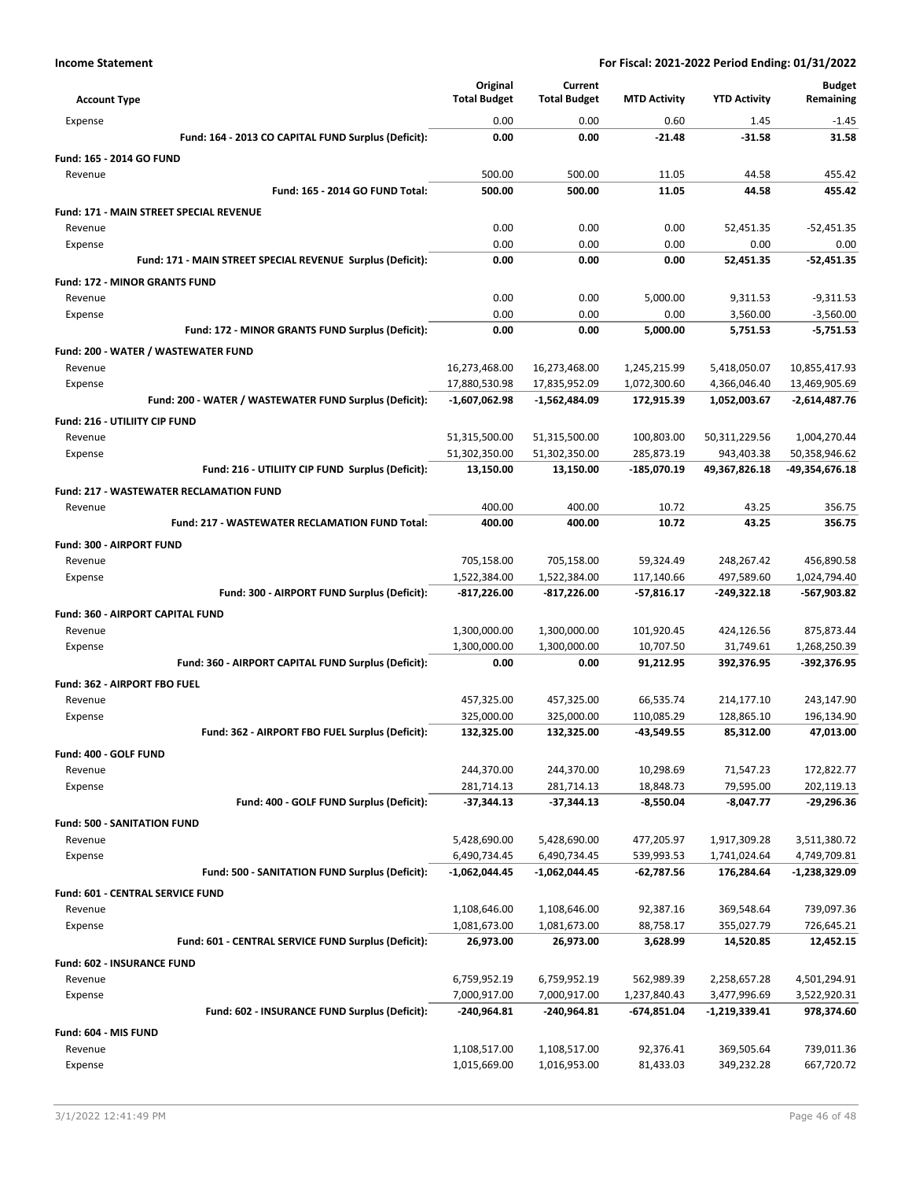**Income Statement** **For Fiscal: 2021-2022 Period Ending: 01/31/2022**

| Account Type | Original Total Budget | Current Total Budget | MTD Activity | YTD Activity | Budget Remaining |
|---|---|---|---|---|---|
| Expense | 0.00 | 0.00 | 0.60 | 1.45 | -1.45 |
| **Fund: 164 - 2013 CO CAPITAL FUND Surplus (Deficit):** | **0.00** | **0.00** | **-21.48** | **-31.58** | **31.58** |
| **Fund: 165 - 2014 GO FUND** | | | | | |
| Revenue | 500.00 | 500.00 | 11.05 | 44.58 | 455.42 |
| **Fund: 165 - 2014 GO FUND Total:** | **500.00** | **500.00** | **11.05** | **44.58** | **455.42** |
| **Fund: 171 - MAIN STREET SPECIAL REVENUE** | | | | | |
| Revenue | 0.00 | 0.00 | 0.00 | 52,451.35 | -52,451.35 |
| Expense | 0.00 | 0.00 | 0.00 | 0.00 | 0.00 |
| **Fund: 171 - MAIN STREET SPECIAL REVENUE Surplus (Deficit):** | **0.00** | **0.00** | **0.00** | **52,451.35** | **-52,451.35** |
| **Fund: 172 - MINOR GRANTS FUND** | | | | | |
| Revenue | 0.00 | 0.00 | 5,000.00 | 9,311.53 | -9,311.53 |
| Expense | 0.00 | 0.00 | 0.00 | 3,560.00 | -3,560.00 |
| **Fund: 172 - MINOR GRANTS FUND Surplus (Deficit):** | **0.00** | **0.00** | **5,000.00** | **5,751.53** | **-5,751.53** |
| **Fund: 200 - WATER / WASTEWATER FUND** | | | | | |
| Revenue | 16,273,468.00 | 16,273,468.00 | 1,245,215.99 | 5,418,050.07 | 10,855,417.93 |
| Expense | 17,880,530.98 | 17,835,952.09 | 1,072,300.60 | 4,366,046.40 | 13,469,905.69 |
| **Fund: 200 - WATER / WASTEWATER FUND Surplus (Deficit):** | **-1,607,062.98** | **-1,562,484.09** | **172,915.39** | **1,052,003.67** | **-2,614,487.76** |
| **Fund: 216 - UTILIITY CIP FUND** | | | | | |
| Revenue | 51,315,500.00 | 51,315,500.00 | 100,803.00 | 50,311,229.56 | 1,004,270.44 |
| Expense | 51,302,350.00 | 51,302,350.00 | 285,873.19 | 943,403.38 | 50,358,946.62 |
| **Fund: 216 - UTILIITY CIP FUND Surplus (Deficit):** | **13,150.00** | **13,150.00** | **-185,070.19** | **49,367,826.18** | **-49,354,676.18** |
| **Fund: 217 - WASTEWATER RECLAMATION FUND** | | | | | |
| Revenue | 400.00 | 400.00 | 10.72 | 43.25 | 356.75 |
| **Fund: 217 - WASTEWATER RECLAMATION FUND Total:** | **400.00** | **400.00** | **10.72** | **43.25** | **356.75** |
| **Fund: 300 - AIRPORT FUND** | | | | | |
| Revenue | 705,158.00 | 705,158.00 | 59,324.49 | 248,267.42 | 456,890.58 |
| Expense | 1,522,384.00 | 1,522,384.00 | 117,140.66 | 497,589.60 | 1,024,794.40 |
| **Fund: 300 - AIRPORT FUND Surplus (Deficit):** | **-817,226.00** | **-817,226.00** | **-57,816.17** | **-249,322.18** | **-567,903.82** |
| **Fund: 360 - AIRPORT CAPITAL FUND** | | | | | |
| Revenue | 1,300,000.00 | 1,300,000.00 | 101,920.45 | 424,126.56 | 875,873.44 |
| Expense | 1,300,000.00 | 1,300,000.00 | 10,707.50 | 31,749.61 | 1,268,250.39 |
| **Fund: 360 - AIRPORT CAPITAL FUND Surplus (Deficit):** | **0.00** | **0.00** | **91,212.95** | **392,376.95** | **-392,376.95** |
| **Fund: 362 - AIRPORT FBO FUEL** | | | | | |
| Revenue | 457,325.00 | 457,325.00 | 66,535.74 | 214,177.10 | 243,147.90 |
| Expense | 325,000.00 | 325,000.00 | 110,085.29 | 128,865.10 | 196,134.90 |
| **Fund: 362 - AIRPORT FBO FUEL Surplus (Deficit):** | **132,325.00** | **132,325.00** | **-43,549.55** | **85,312.00** | **47,013.00** |
| **Fund: 400 - GOLF FUND** | | | | | |
| Revenue | 244,370.00 | 244,370.00 | 10,298.69 | 71,547.23 | 172,822.77 |
| Expense | 281,714.13 | 281,714.13 | 18,848.73 | 79,595.00 | 202,119.13 |
| **Fund: 400 - GOLF FUND Surplus (Deficit):** | **-37,344.13** | **-37,344.13** | **-8,550.04** | **-8,047.77** | **-29,296.36** |
| **Fund: 500 - SANITATION FUND** | | | | | |
| Revenue | 5,428,690.00 | 5,428,690.00 | 477,205.97 | 1,917,309.28 | 3,511,380.72 |
| Expense | 6,490,734.45 | 6,490,734.45 | 539,993.53 | 1,741,024.64 | 4,749,709.81 |
| **Fund: 500 - SANITATION FUND Surplus (Deficit):** | **-1,062,044.45** | **-1,062,044.45** | **-62,787.56** | **176,284.64** | **-1,238,329.09** |
| **Fund: 601 - CENTRAL SERVICE FUND** | | | | | |
| Revenue | 1,108,646.00 | 1,108,646.00 | 92,387.16 | 369,548.64 | 739,097.36 |
| Expense | 1,081,673.00 | 1,081,673.00 | 88,758.17 | 355,027.79 | 726,645.21 |
| **Fund: 601 - CENTRAL SERVICE FUND Surplus (Deficit):** | **26,973.00** | **26,973.00** | **3,628.99** | **14,520.85** | **12,452.15** |
| **Fund: 602 - INSURANCE FUND** | | | | | |
| Revenue | 6,759,952.19 | 6,759,952.19 | 562,989.39 | 2,258,657.28 | 4,501,294.91 |
| Expense | 7,000,917.00 | 7,000,917.00 | 1,237,840.43 | 3,477,996.69 | 3,522,920.31 |
| **Fund: 602 - INSURANCE FUND Surplus (Deficit):** | **-240,964.81** | **-240,964.81** | **-674,851.04** | **-1,219,339.41** | **978,374.60** |
| **Fund: 604 - MIS FUND** | | | | | |
| Revenue | 1,108,517.00 | 1,108,517.00 | 92,376.41 | 369,505.64 | 739,011.36 |
| Expense | 1,015,669.00 | 1,016,953.00 | 81,433.03 | 349,232.28 | 667,720.72 |

3/1/2022 12:41:49 PM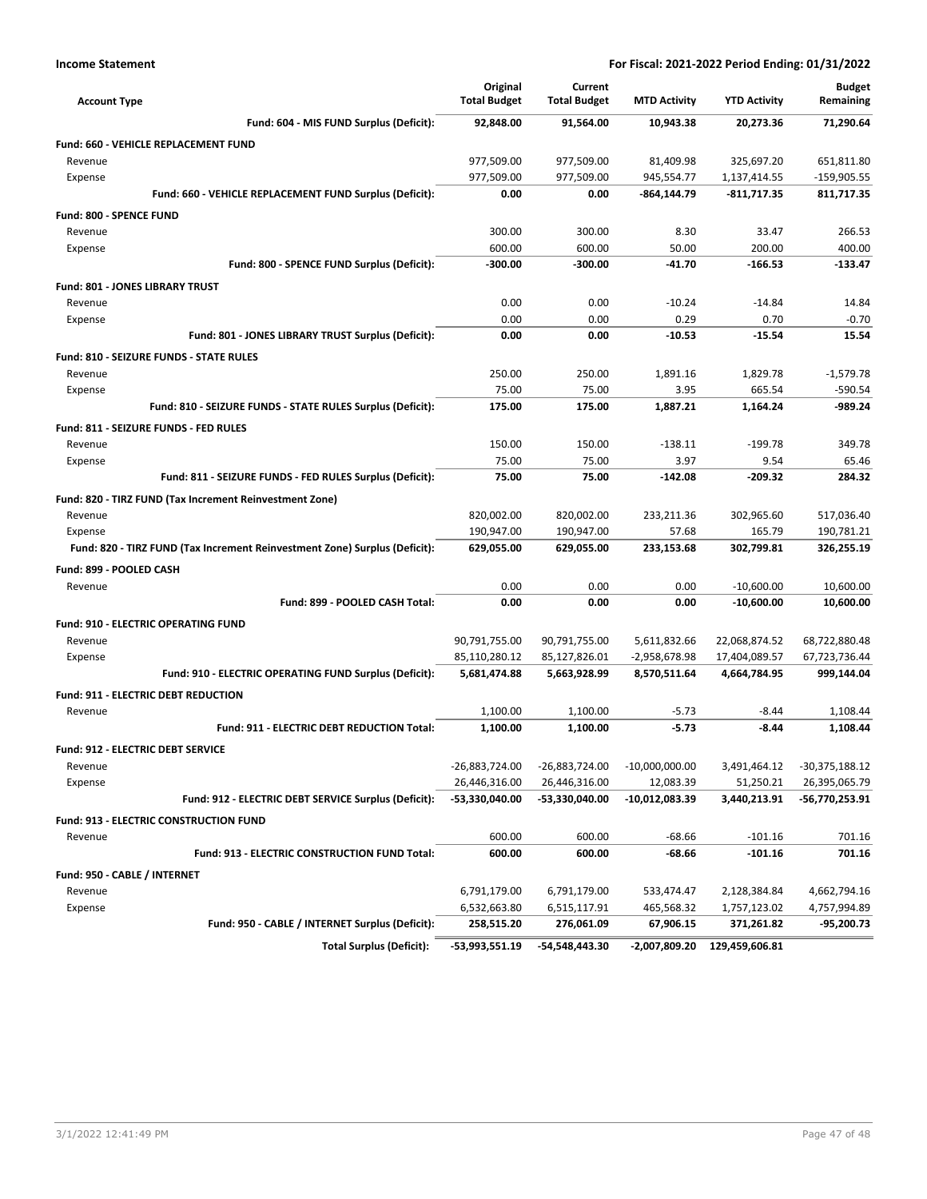**Income Statement** — For Fiscal: 2021-2022 Period Ending: 01/31/2022

| Account Type | Original Total Budget | Current Total Budget | MTD Activity | YTD Activity | Budget Remaining |
|---|---|---|---|---|---|
| **Fund: 604 - MIS FUND Surplus (Deficit):** | **92,848.00** | **91,564.00** | **10,943.38** | **20,273.36** | **71,290.64** |
| **Fund: 660 - VEHICLE REPLACEMENT FUND** | | | | | |
| Revenue | 977,509.00 | 977,509.00 | 81,409.98 | 325,697.20 | 651,811.80 |
| Expense | 977,509.00 | 977,509.00 | 945,554.77 | 1,137,414.55 | -159,905.55 |
| **Fund: 660 - VEHICLE REPLACEMENT FUND Surplus (Deficit):** | **0.00** | **0.00** | **-864,144.79** | **-811,717.35** | **811,717.35** |
| **Fund: 800 - SPENCE FUND** | | | | | |
| Revenue | 300.00 | 300.00 | 8.30 | 33.47 | 266.53 |
| Expense | 600.00 | 600.00 | 50.00 | 200.00 | 400.00 |
| **Fund: 800 - SPENCE FUND Surplus (Deficit):** | **-300.00** | **-300.00** | **-41.70** | **-166.53** | **-133.47** |
| **Fund: 801 - JONES LIBRARY TRUST** | | | | | |
| Revenue | 0.00 | 0.00 | -10.24 | -14.84 | 14.84 |
| Expense | 0.00 | 0.00 | 0.29 | 0.70 | -0.70 |
| **Fund: 801 - JONES LIBRARY TRUST Surplus (Deficit):** | **0.00** | **0.00** | **-10.53** | **-15.54** | **15.54** |
| **Fund: 810 - SEIZURE FUNDS - STATE RULES** | | | | | |
| Revenue | 250.00 | 250.00 | 1,891.16 | 1,829.78 | -1,579.78 |
| Expense | 75.00 | 75.00 | 3.95 | 665.54 | -590.54 |
| **Fund: 810 - SEIZURE FUNDS - STATE RULES Surplus (Deficit):** | **175.00** | **175.00** | **1,887.21** | **1,164.24** | **-989.24** |
| **Fund: 811 - SEIZURE FUNDS - FED RULES** | | | | | |
| Revenue | 150.00 | 150.00 | -138.11 | -199.78 | 349.78 |
| Expense | 75.00 | 75.00 | 3.97 | 9.54 | 65.46 |
| **Fund: 811 - SEIZURE FUNDS - FED RULES Surplus (Deficit):** | **75.00** | **75.00** | **-142.08** | **-209.32** | **284.32** |
| **Fund: 820 - TIRZ FUND (Tax Increment Reinvestment Zone)** | | | | | |
| Revenue | 820,002.00 | 820,002.00 | 233,211.36 | 302,965.60 | 517,036.40 |
| Expense | 190,947.00 | 190,947.00 | 57.68 | 165.79 | 190,781.21 |
| **Fund: 820 - TIRZ FUND (Tax Increment Reinvestment Zone) Surplus (Deficit):** | **629,055.00** | **629,055.00** | **233,153.68** | **302,799.81** | **326,255.19** |
| **Fund: 899 - POOLED CASH** | | | | | |
| Revenue | 0.00 | 0.00 | 0.00 | -10,600.00 | 10,600.00 |
| **Fund: 899 - POOLED CASH Total:** | **0.00** | **0.00** | **0.00** | **-10,600.00** | **10,600.00** |
| **Fund: 910 - ELECTRIC OPERATING FUND** | | | | | |
| Revenue | 90,791,755.00 | 90,791,755.00 | 5,611,832.66 | 22,068,874.52 | 68,722,880.48 |
| Expense | 85,110,280.12 | 85,127,826.01 | -2,958,678.98 | 17,404,089.57 | 67,723,736.44 |
| **Fund: 910 - ELECTRIC OPERATING FUND Surplus (Deficit):** | **5,681,474.88** | **5,663,928.99** | **8,570,511.64** | **4,664,784.95** | **999,144.04** |
| **Fund: 911 - ELECTRIC DEBT REDUCTION** | | | | | |
| Revenue | 1,100.00 | 1,100.00 | -5.73 | -8.44 | 1,108.44 |
| **Fund: 911 - ELECTRIC DEBT REDUCTION Total:** | **1,100.00** | **1,100.00** | **-5.73** | **-8.44** | **1,108.44** |
| **Fund: 912 - ELECTRIC DEBT SERVICE** | | | | | |
| Revenue | -26,883,724.00 | -26,883,724.00 | -10,000,000.00 | 3,491,464.12 | -30,375,188.12 |
| Expense | 26,446,316.00 | 26,446,316.00 | 12,083.39 | 51,250.21 | 26,395,065.79 |
| **Fund: 912 - ELECTRIC DEBT SERVICE Surplus (Deficit):** | **-53,330,040.00** | **-53,330,040.00** | **-10,012,083.39** | **3,440,213.91** | **-56,770,253.91** |
| **Fund: 913 - ELECTRIC CONSTRUCTION FUND** | | | | | |
| Revenue | 600.00 | 600.00 | -68.66 | -101.16 | 701.16 |
| **Fund: 913 - ELECTRIC CONSTRUCTION FUND Total:** | **600.00** | **600.00** | **-68.66** | **-101.16** | **701.16** |
| **Fund: 950 - CABLE / INTERNET** | | | | | |
| Revenue | 6,791,179.00 | 6,791,179.00 | 533,474.47 | 2,128,384.84 | 4,662,794.16 |
| Expense | 6,532,663.80 | 6,515,117.91 | 465,568.32 | 1,757,123.02 | 4,757,994.89 |
| **Fund: 950 - CABLE / INTERNET Surplus (Deficit):** | **258,515.20** | **276,061.09** | **67,906.15** | **371,261.82** | **-95,200.73** |
| **Total Surplus (Deficit):** | **-53,993,551.19** | **-54,548,443.30** | **-2,007,809.20** | **129,459,606.81** | |

3/1/2022 12:41:49 PM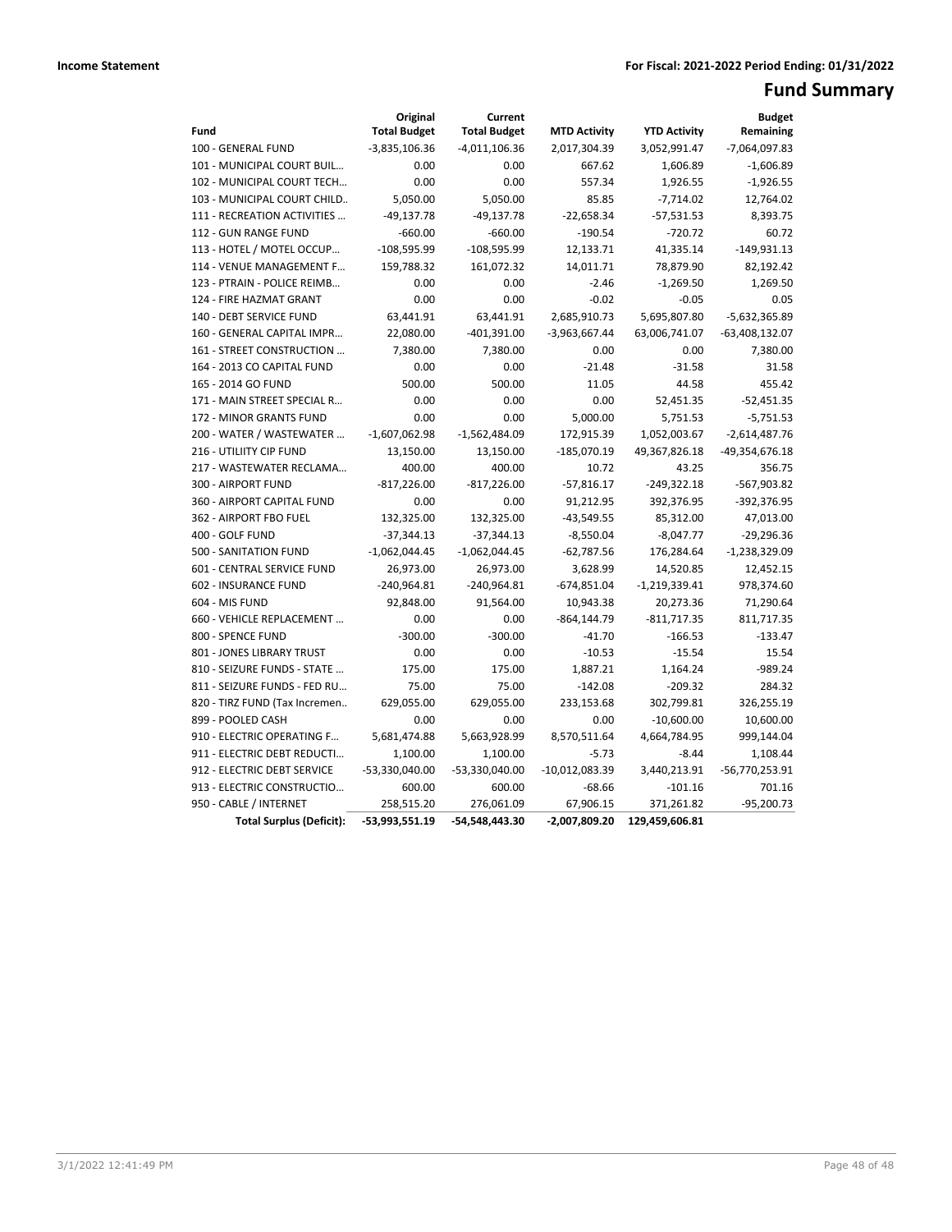**Income Statement** **For Fiscal: 2021-2022 Period Ending: 01/31/2022**

# Fund Summary

| Fund | Original Total Budget | Current Total Budget | MTD Activity | YTD Activity | Budget Remaining |
|---|---|---|---|---|---|
| 100 - GENERAL FUND | -3,835,106.36 | -4,011,106.36 | 2,017,304.39 | 3,052,991.47 | -7,064,097.83 |
| 101 - MUNICIPAL COURT BUIL… | 0.00 | 0.00 | 667.62 | 1,606.89 | -1,606.89 |
| 102 - MUNICIPAL COURT TECH… | 0.00 | 0.00 | 557.34 | 1,926.55 | -1,926.55 |
| 103 - MUNICIPAL COURT CHILD.. | 5,050.00 | 5,050.00 | 85.85 | -7,714.02 | 12,764.02 |
| 111 - RECREATION ACTIVITIES … | -49,137.78 | -49,137.78 | -22,658.34 | -57,531.53 | 8,393.75 |
| 112 - GUN RANGE FUND | -660.00 | -660.00 | -190.54 | -720.72 | 60.72 |
| 113 - HOTEL / MOTEL OCCUP… | -108,595.99 | -108,595.99 | 12,133.71 | 41,335.14 | -149,931.13 |
| 114 - VENUE MANAGEMENT F… | 159,788.32 | 161,072.32 | 14,011.71 | 78,879.90 | 82,192.42 |
| 123 - PTRAIN - POLICE REIMB… | 0.00 | 0.00 | -2.46 | -1,269.50 | 1,269.50 |
| 124 - FIRE HAZMAT GRANT | 0.00 | 0.00 | -0.02 | -0.05 | 0.05 |
| 140 - DEBT SERVICE FUND | 63,441.91 | 63,441.91 | 2,685,910.73 | 5,695,807.80 | -5,632,365.89 |
| 160 - GENERAL CAPITAL IMPR… | 22,080.00 | -401,391.00 | -3,963,667.44 | 63,006,741.07 | -63,408,132.07 |
| 161 - STREET CONSTRUCTION … | 7,380.00 | 7,380.00 | 0.00 | 0.00 | 7,380.00 |
| 164 - 2013 CO CAPITAL FUND | 0.00 | 0.00 | -21.48 | -31.58 | 31.58 |
| 165 - 2014 GO FUND | 500.00 | 500.00 | 11.05 | 44.58 | 455.42 |
| 171 - MAIN STREET SPECIAL R… | 0.00 | 0.00 | 0.00 | 52,451.35 | -52,451.35 |
| 172 - MINOR GRANTS FUND | 0.00 | 0.00 | 5,000.00 | 5,751.53 | -5,751.53 |
| 200 - WATER / WASTEWATER … | -1,607,062.98 | -1,562,484.09 | 172,915.39 | 1,052,003.67 | -2,614,487.76 |
| 216 - UTILIITY CIP FUND | 13,150.00 | 13,150.00 | -185,070.19 | 49,367,826.18 | -49,354,676.18 |
| 217 - WASTEWATER RECLAMA… | 400.00 | 400.00 | 10.72 | 43.25 | 356.75 |
| 300 - AIRPORT FUND | -817,226.00 | -817,226.00 | -57,816.17 | -249,322.18 | -567,903.82 |
| 360 - AIRPORT CAPITAL FUND | 0.00 | 0.00 | 91,212.95 | 392,376.95 | -392,376.95 |
| 362 - AIRPORT FBO FUEL | 132,325.00 | 132,325.00 | -43,549.55 | 85,312.00 | 47,013.00 |
| 400 - GOLF FUND | -37,344.13 | -37,344.13 | -8,550.04 | -8,047.77 | -29,296.36 |
| 500 - SANITATION FUND | -1,062,044.45 | -1,062,044.45 | -62,787.56 | 176,284.64 | -1,238,329.09 |
| 601 - CENTRAL SERVICE FUND | 26,973.00 | 26,973.00 | 3,628.99 | 14,520.85 | 12,452.15 |
| 602 - INSURANCE FUND | -240,964.81 | -240,964.81 | -674,851.04 | -1,219,339.41 | 978,374.60 |
| 604 - MIS FUND | 92,848.00 | 91,564.00 | 10,943.38 | 20,273.36 | 71,290.64 |
| 660 - VEHICLE REPLACEMENT … | 0.00 | 0.00 | -864,144.79 | -811,717.35 | 811,717.35 |
| 800 - SPENCE FUND | -300.00 | -300.00 | -41.70 | -166.53 | -133.47 |
| 801 - JONES LIBRARY TRUST | 0.00 | 0.00 | -10.53 | -15.54 | 15.54 |
| 810 - SEIZURE FUNDS - STATE … | 175.00 | 175.00 | 1,887.21 | 1,164.24 | -989.24 |
| 811 - SEIZURE FUNDS - FED RU… | 75.00 | 75.00 | -142.08 | -209.32 | 284.32 |
| 820 - TIRZ FUND (Tax Incremen.. | 629,055.00 | 629,055.00 | 233,153.68 | 302,799.81 | 326,255.19 |
| 899 - POOLED CASH | 0.00 | 0.00 | 0.00 | -10,600.00 | 10,600.00 |
| 910 - ELECTRIC OPERATING F… | 5,681,474.88 | 5,663,928.99 | 8,570,511.64 | 4,664,784.95 | 999,144.04 |
| 911 - ELECTRIC DEBT REDUCTI… | 1,100.00 | 1,100.00 | -5.73 | -8.44 | 1,108.44 |
| 912 - ELECTRIC DEBT SERVICE | -53,330,040.00 | -53,330,040.00 | -10,012,083.39 | 3,440,213.91 | -56,770,253.91 |
| 913 - ELECTRIC CONSTRUCTIO… | 600.00 | 600.00 | -68.66 | -101.16 | 701.16 |
| 950 - CABLE / INTERNET | 258,515.20 | 276,061.09 | 67,906.15 | 371,261.82 | -95,200.73 |
| **Total Surplus (Deficit):** | **-53,993,551.19** | **-54,548,443.30** | **-2,007,809.20** | **129,459,606.81** | |